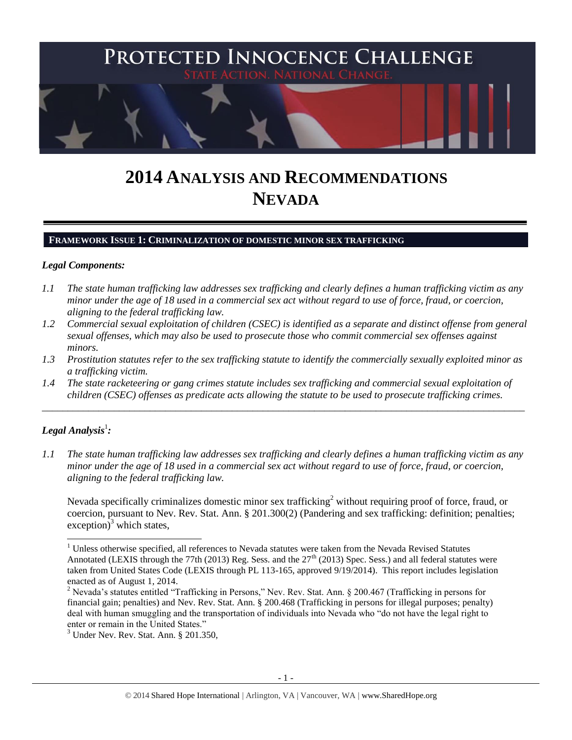# PROTECTED INNOCENCE CHALLENGE

STATE ACTION. NATIONAL CHANGE.

# 2014 ANALYSIS AND RECOMMENDATIONS NEVADA

## FRAMEWORK ISSUE 1: CRIMINALIZATION OF DOMESTIC MINOR SEX TRAFFICKING

### *Legal Components:*

*1.1 The state human trafficking law addresses sex trafficking and clearly defines a human trafficking victim as any minor under the age of 18 used in a commercial sex act without regard to use of force, fraud, or coercion, aligning to the federal trafficking law.*

*1.2 Commercial sexual exploitation of children (CSEC) is identified as a separate and distinct offense from general sexual offenses, which may also be used to prosecute those who commit commercial sex offenses against minors.*

*1.3 Prostitution statutes refer to the sex trafficking statute to identify the commercially sexually exploited minor as a trafficking victim.*

*1.4 The state racketeering or gang crimes statute includes sex trafficking and commercial sexual exploitation of children (CSEC) offenses as predicate acts allowing the statute to be used to prosecute trafficking crimes.*

---

### *Legal Analysis*[1]*:*

*1.1 The state human trafficking law addresses sex trafficking and clearly defines a human trafficking victim as any minor under the age of 18 used in a commercial sex act without regard to use of force, fraud, or coercion, aligning to the federal trafficking law.*

Nevada specifically criminalizes domestic minor sex trafficking[2] without requiring proof of force, fraud, or coercion, pursuant to Nev. Rev. Stat. Ann. § 201.300(2) (Pandering and sex trafficking: definition; penalties; exception)[3] which states,

---

[1] Unless otherwise specified, all references to Nevada statutes were taken from the Nevada Revised Statutes Annotated (LEXIS through the 77th (2013) Reg. Sess. and the 27th (2013) Spec. Sess.) and all federal statutes were taken from United States Code (LEXIS through PL 113-165, approved 9/19/2014). This report includes legislation enacted as of August 1, 2014.

[2] Nevada's statutes entitled "Trafficking in Persons," Nev. Rev. Stat. Ann. § 200.467 (Trafficking in persons for financial gain; penalties) and Nev. Rev. Stat. Ann. § 200.468 (Trafficking in persons for illegal purposes; penalty) deal with human smuggling and the transportation of individuals into Nevada who "do not have the legal right to enter or remain in the United States."

[3] Under Nev. Rev. Stat. Ann. § 201.350,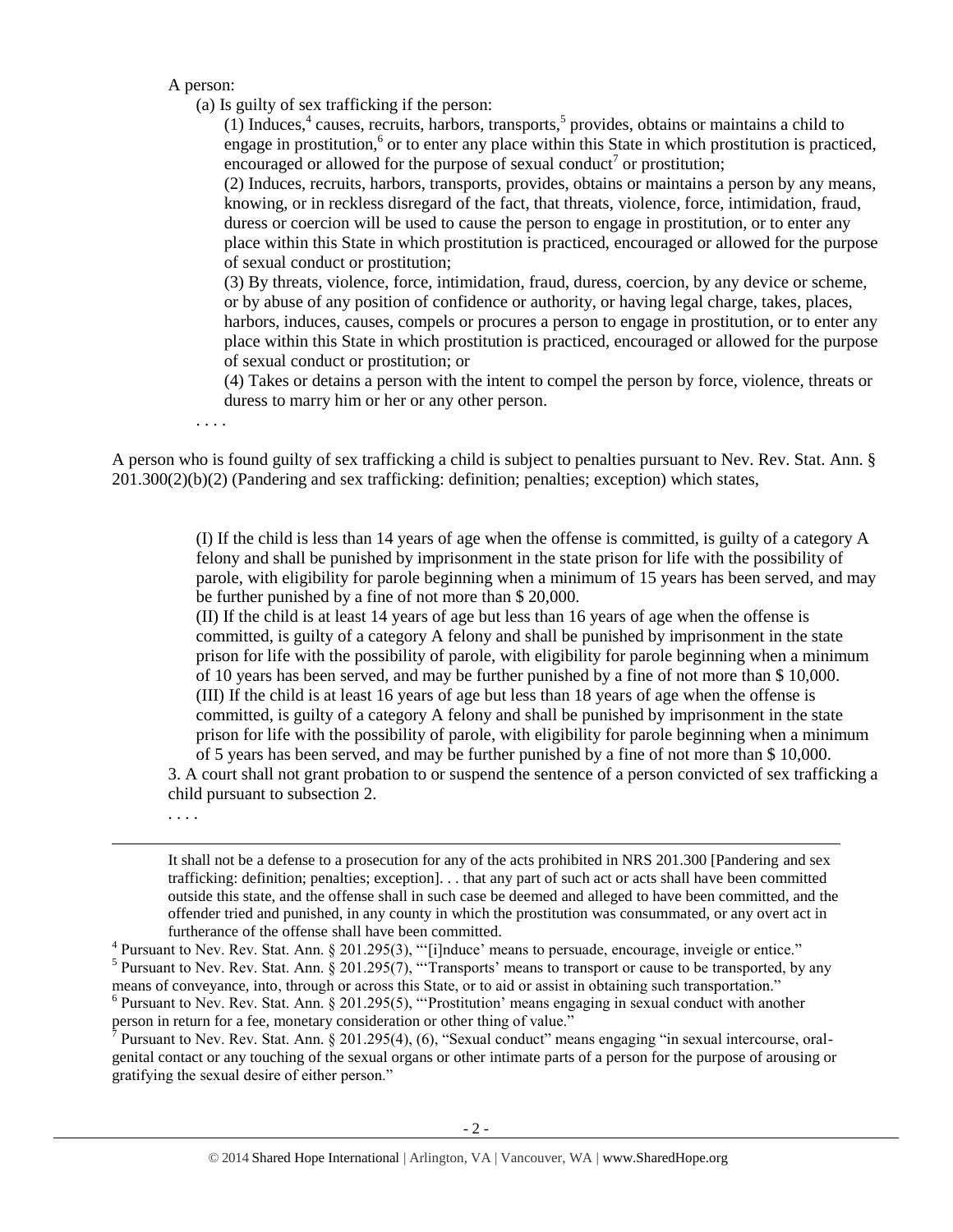A person:

(a) Is guilty of sex trafficking if the person:

(1) Induces,[4] causes, recruits, harbors, transports,[5] provides, obtains or maintains a child to engage in prostitution,[6] or to enter any place within this State in which prostitution is practiced, encouraged or allowed for the purpose of sexual conduct[7] or prostitution;

(2) Induces, recruits, harbors, transports, provides, obtains or maintains a person by any means, knowing, or in reckless disregard of the fact, that threats, violence, force, intimidation, fraud, duress or coercion will be used to cause the person to engage in prostitution, or to enter any place within this State in which prostitution is practiced, encouraged or allowed for the purpose of sexual conduct or prostitution;

(3) By threats, violence, force, intimidation, fraud, duress, coercion, by any device or scheme, or by abuse of any position of confidence or authority, or having legal charge, takes, places, harbors, induces, causes, compels or procures a person to engage in prostitution, or to enter any place within this State in which prostitution is practiced, encouraged or allowed for the purpose of sexual conduct or prostitution; or

(4) Takes or detains a person with the intent to compel the person by force, violence, threats or duress to marry him or her or any other person.

. . . .

A person who is found guilty of sex trafficking a child is subject to penalties pursuant to Nev. Rev. Stat. Ann. § 201.300(2)(b)(2) (Pandering and sex trafficking: definition; penalties; exception) which states,

(I) If the child is less than 14 years of age when the offense is committed, is guilty of a category A felony and shall be punished by imprisonment in the state prison for life with the possibility of parole, with eligibility for parole beginning when a minimum of 15 years has been served, and may be further punished by a fine of not more than $ 20,000.

(II) If the child is at least 14 years of age but less than 16 years of age when the offense is committed, is guilty of a category A felony and shall be punished by imprisonment in the state prison for life with the possibility of parole, with eligibility for parole beginning when a minimum of 10 years has been served, and may be further punished by a fine of not more than $ 10,000.

(III) If the child is at least 16 years of age but less than 18 years of age when the offense is committed, is guilty of a category A felony and shall be punished by imprisonment in the state prison for life with the possibility of parole, with eligibility for parole beginning when a minimum of 5 years has been served, and may be further punished by a fine of not more than $ 10,000.

3. A court shall not grant probation to or suspend the sentence of a person convicted of sex trafficking a child pursuant to subsection 2.

. . . .

---

It shall not be a defense to a prosecution for any of the acts prohibited in NRS 201.300 [Pandering and sex trafficking: definition; penalties; exception]. . . that any part of such act or acts shall have been committed outside this state, and the offense shall in such case be deemed and alleged to have been committed, and the offender tried and punished, in any county in which the prostitution was consummated, or any overt act in furtherance of the offense shall have been committed.

[4] Pursuant to Nev. Rev. Stat. Ann. § 201.295(3), "'[i]nduce' means to persuade, encourage, inveigle or entice."

[5] Pursuant to Nev. Rev. Stat. Ann. § 201.295(7), "'Transports' means to transport or cause to be transported, by any means of conveyance, into, through or across this State, or to aid or assist in obtaining such transportation."

[6] Pursuant to Nev. Rev. Stat. Ann. § 201.295(5), "'Prostitution' means engaging in sexual conduct with another person in return for a fee, monetary consideration or other thing of value."

[7] Pursuant to Nev. Rev. Stat. Ann. § 201.295(4), (6), "Sexual conduct" means engaging "in sexual intercourse, oral-genital contact or any touching of the sexual organs or other intimate parts of a person for the purpose of arousing or gratifying the sexual desire of either person."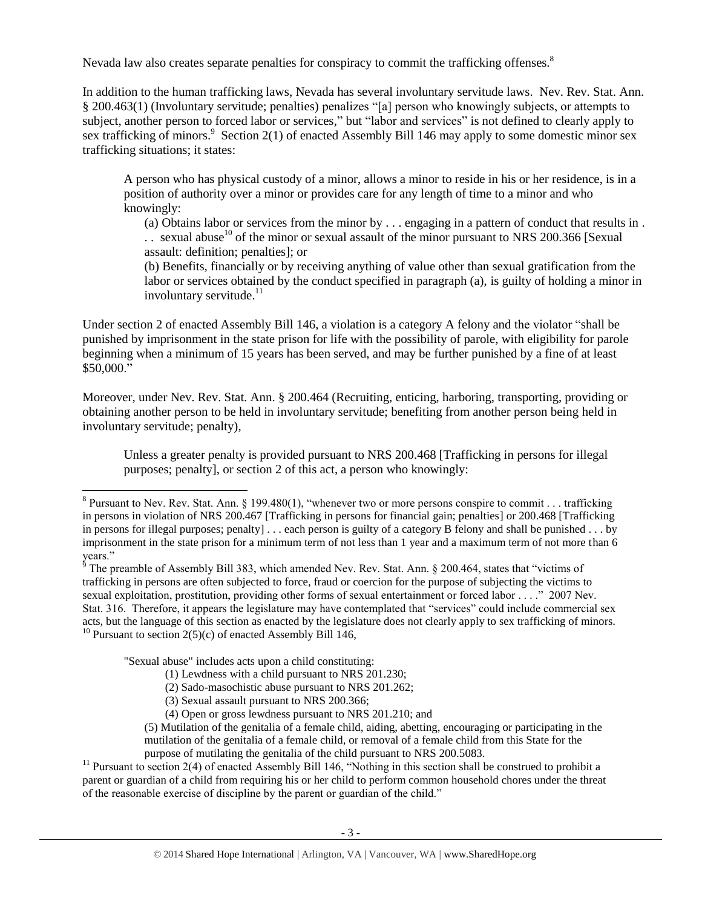Nevada law also creates separate penalties for conspiracy to commit the trafficking offenses.[8]

In addition to the human trafficking laws, Nevada has several involuntary servitude laws. Nev. Rev. Stat. Ann. § 200.463(1) (Involuntary servitude; penalties) penalizes "[a] person who knowingly subjects, or attempts to subject, another person to forced labor or services," but "labor and services" is not defined to clearly apply to sex trafficking of minors.[9] Section 2(1) of enacted Assembly Bill 146 may apply to some domestic minor sex trafficking situations; it states:

> A person who has physical custody of a minor, allows a minor to reside in his or her residence, is in a position of authority over a minor or provides care for any length of time to a minor and who knowingly:
>
> (a) Obtains labor or services from the minor by . . . engaging in a pattern of conduct that results in . . . sexual abuse[10] of the minor or sexual assault of the minor pursuant to NRS 200.366 [Sexual assault: definition; penalties]; or
>
> (b) Benefits, financially or by receiving anything of value other than sexual gratification from the labor or services obtained by the conduct specified in paragraph (a), is guilty of holding a minor in involuntary servitude.[11]

Under section 2 of enacted Assembly Bill 146, a violation is a category A felony and the violator "shall be punished by imprisonment in the state prison for life with the possibility of parole, with eligibility for parole beginning when a minimum of 15 years has been served, and may be further punished by a fine of at least $50,000."

Moreover, under Nev. Rev. Stat. Ann. § 200.464 (Recruiting, enticing, harboring, transporting, providing or obtaining another person to be held in involuntary servitude; benefiting from another person being held in involuntary servitude; penalty),

> Unless a greater penalty is provided pursuant to NRS 200.468 [Trafficking in persons for illegal purposes; penalty], or section 2 of this act, a person who knowingly:

---

[8] Pursuant to Nev. Rev. Stat. Ann. § 199.480(1), "whenever two or more persons conspire to commit . . . trafficking in persons in violation of NRS 200.467 [Trafficking in persons for financial gain; penalties] or 200.468 [Trafficking in persons for illegal purposes; penalty] . . . each person is guilty of a category B felony and shall be punished . . . by imprisonment in the state prison for a minimum term of not less than 1 year and a maximum term of not more than 6 years."

[9] The preamble of Assembly Bill 383, which amended Nev. Rev. Stat. Ann. § 200.464, states that "victims of trafficking in persons are often subjected to force, fraud or coercion for the purpose of subjecting the victims to sexual exploitation, prostitution, providing other forms of sexual entertainment or forced labor . . . ." 2007 Nev. Stat. 316. Therefore, it appears the legislature may have contemplated that "services" could include commercial sex acts, but the language of this section as enacted by the legislature does not clearly apply to sex trafficking of minors.

[10] Pursuant to section 2(5)(c) of enacted Assembly Bill 146,

> "Sexual abuse" includes acts upon a child constituting:
>
> (1) Lewdness with a child pursuant to NRS 201.230;
> (2) Sado-masochistic abuse pursuant to NRS 201.262;
> (3) Sexual assault pursuant to NRS 200.366;
> (4) Open or gross lewdness pursuant to NRS 201.210; and
> (5) Mutilation of the genitalia of a female child, aiding, abetting, encouraging or participating in the mutilation of the genitalia of a female child, or removal of a female child from this State for the purpose of mutilating the genitalia of the child pursuant to NRS 200.5083.

[11] Pursuant to section 2(4) of enacted Assembly Bill 146, "Nothing in this section shall be construed to prohibit a parent or guardian of a child from requiring his or her child to perform common household chores under the threat of the reasonable exercise of discipline by the parent or guardian of the child."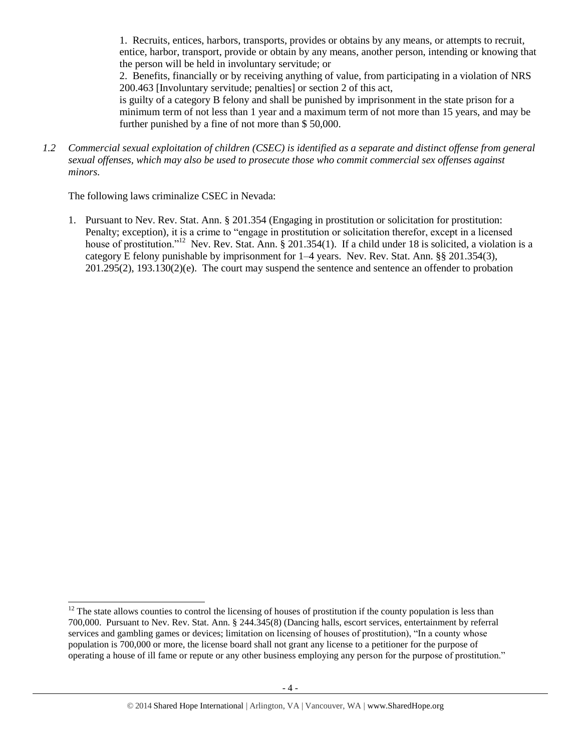1. Recruits, entices, harbors, transports, provides or obtains by any means, or attempts to recruit, entice, harbor, transport, provide or obtain by any means, another person, intending or knowing that the person will be held in involuntary servitude; or

2. Benefits, financially or by receiving anything of value, from participating in a violation of NRS 200.463 [Involuntary servitude; penalties] or section 2 of this act,

is guilty of a category B felony and shall be punished by imprisonment in the state prison for a minimum term of not less than 1 year and a maximum term of not more than 15 years, and may be further punished by a fine of not more than $ 50,000.

*1.2 Commercial sexual exploitation of children (CSEC) is identified as a separate and distinct offense from general sexual offenses, which may also be used to prosecute those who commit commercial sex offenses against minors.*

The following laws criminalize CSEC in Nevada:

1. Pursuant to Nev. Rev. Stat. Ann. § 201.354 (Engaging in prostitution or solicitation for prostitution: Penalty; exception), it is a crime to "engage in prostitution or solicitation therefor, except in a licensed house of prostitution."[12] Nev. Rev. Stat. Ann. § 201.354(1). If a child under 18 is solicited, a violation is a category E felony punishable by imprisonment for 1–4 years. Nev. Rev. Stat. Ann. §§ 201.354(3), 201.295(2), 193.130(2)(e). The court may suspend the sentence and sentence an offender to probation

[12] The state allows counties to control the licensing of houses of prostitution if the county population is less than 700,000. Pursuant to Nev. Rev. Stat. Ann. § 244.345(8) (Dancing halls, escort services, entertainment by referral services and gambling games or devices; limitation on licensing of houses of prostitution), "In a county whose population is 700,000 or more, the license board shall not grant any license to a petitioner for the purpose of operating a house of ill fame or repute or any other business employing any person for the purpose of prostitution."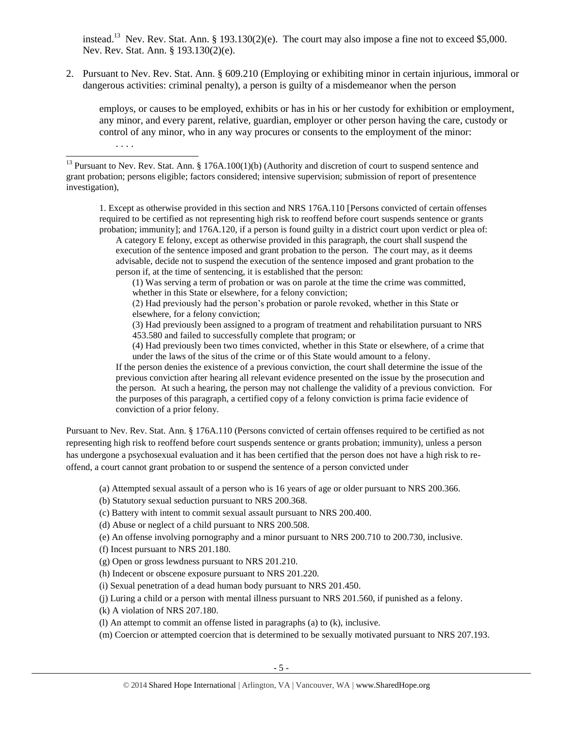instead.[13] Nev. Rev. Stat. Ann. § 193.130(2)(e). The court may also impose a fine not to exceed $5,000. Nev. Rev. Stat. Ann. § 193.130(2)(e).

2. Pursuant to Nev. Rev. Stat. Ann. § 609.210 (Employing or exhibiting minor in certain injurious, immoral or dangerous activities: criminal penalty), a person is guilty of a misdemeanor when the person

> employs, or causes to be employed, exhibits or has in his or her custody for exhibition or employment, any minor, and every parent, relative, guardian, employer or other person having the care, custody or control of any minor, who in any way procures or consents to the employment of the minor:
>
> . . . .

---

[13] Pursuant to Nev. Rev. Stat. Ann. § 176A.100(1)(b) (Authority and discretion of court to suspend sentence and grant probation; persons eligible; factors considered; intensive supervision; submission of report of presentence investigation),

> 1. Except as otherwise provided in this section and NRS 176A.110 [Persons convicted of certain offenses required to be certified as not representing high risk to reoffend before court suspends sentence or grants probation; immunity]; and 176A.120, if a person is found guilty in a district court upon verdict or plea of:
>
> A category E felony, except as otherwise provided in this paragraph, the court shall suspend the execution of the sentence imposed and grant probation to the person. The court may, as it deems advisable, decide not to suspend the execution of the sentence imposed and grant probation to the person if, at the time of sentencing, it is established that the person:
>
> (1) Was serving a term of probation or was on parole at the time the crime was committed, whether in this State or elsewhere, for a felony conviction;
>
> (2) Had previously had the person's probation or parole revoked, whether in this State or elsewhere, for a felony conviction;
>
> (3) Had previously been assigned to a program of treatment and rehabilitation pursuant to NRS 453.580 and failed to successfully complete that program; or
>
> (4) Had previously been two times convicted, whether in this State or elsewhere, of a crime that under the laws of the situs of the crime or of this State would amount to a felony.
>
> If the person denies the existence of a previous conviction, the court shall determine the issue of the previous conviction after hearing all relevant evidence presented on the issue by the prosecution and the person. At such a hearing, the person may not challenge the validity of a previous conviction. For the purposes of this paragraph, a certified copy of a felony conviction is prima facie evidence of conviction of a prior felony.

Pursuant to Nev. Rev. Stat. Ann. § 176A.110 (Persons convicted of certain offenses required to be certified as not representing high risk to reoffend before court suspends sentence or grants probation; immunity), unless a person has undergone a psychosexual evaluation and it has been certified that the person does not have a high risk to re-offend, a court cannot grant probation to or suspend the sentence of a person convicted under

> (a) Attempted sexual assault of a person who is 16 years of age or older pursuant to NRS 200.366.
>
> (b) Statutory sexual seduction pursuant to NRS 200.368.
>
> (c) Battery with intent to commit sexual assault pursuant to NRS 200.400.
>
> (d) Abuse or neglect of a child pursuant to NRS 200.508.
>
> (e) An offense involving pornography and a minor pursuant to NRS 200.710 to 200.730, inclusive.
>
> (f) Incest pursuant to NRS 201.180.
>
> (g) Open or gross lewdness pursuant to NRS 201.210.
>
> (h) Indecent or obscene exposure pursuant to NRS 201.220.
>
> (i) Sexual penetration of a dead human body pursuant to NRS 201.450.
>
> (j) Luring a child or a person with mental illness pursuant to NRS 201.560, if punished as a felony.
>
> (k) A violation of NRS 207.180.
>
> (l) An attempt to commit an offense listed in paragraphs (a) to (k), inclusive.
>
> (m) Coercion or attempted coercion that is determined to be sexually motivated pursuant to NRS 207.193.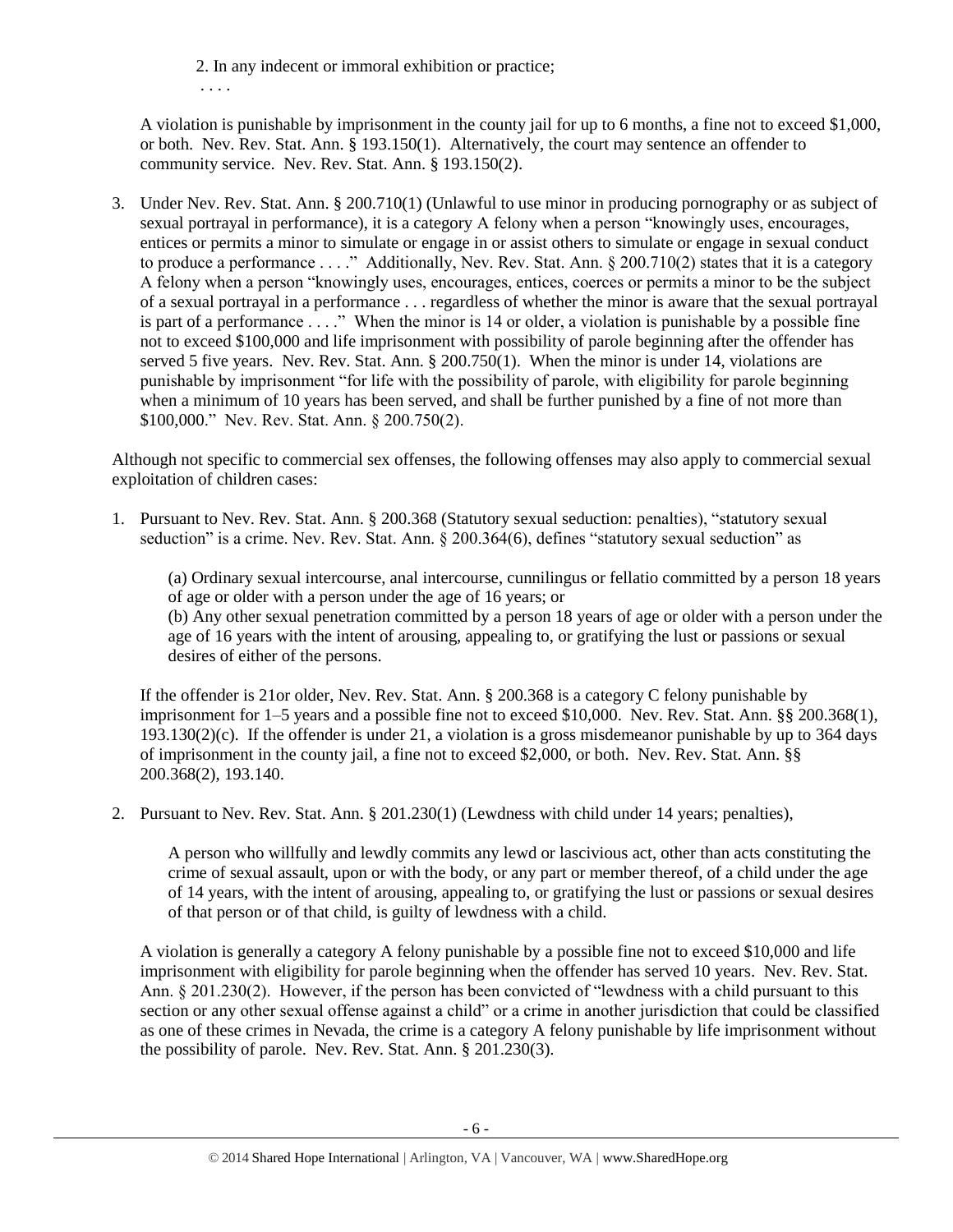> 2. In any indecent or immoral exhibition or practice;
>
> . . . .

A violation is punishable by imprisonment in the county jail for up to 6 months, a fine not to exceed $1,000, or both. Nev. Rev. Stat. Ann. § 193.150(1). Alternatively, the court may sentence an offender to community service. Nev. Rev. Stat. Ann. § 193.150(2).

3. Under Nev. Rev. Stat. Ann. § 200.710(1) (Unlawful to use minor in producing pornography or as subject of sexual portrayal in performance), it is a category A felony when a person "knowingly uses, encourages, entices or permits a minor to simulate or engage in or assist others to simulate or engage in sexual conduct to produce a performance . . . ." Additionally, Nev. Rev. Stat. Ann. § 200.710(2) states that it is a category A felony when a person "knowingly uses, encourages, entices, coerces or permits a minor to be the subject of a sexual portrayal in a performance . . . regardless of whether the minor is aware that the sexual portrayal is part of a performance . . . ." When the minor is 14 or older, a violation is punishable by a possible fine not to exceed $100,000 and life imprisonment with possibility of parole beginning after the offender has served 5 five years. Nev. Rev. Stat. Ann. § 200.750(1). When the minor is under 14, violations are punishable by imprisonment "for life with the possibility of parole, with eligibility for parole beginning when a minimum of 10 years has been served, and shall be further punished by a fine of not more than $100,000." Nev. Rev. Stat. Ann. § 200.750(2).

Although not specific to commercial sex offenses, the following offenses may also apply to commercial sexual exploitation of children cases:

1. Pursuant to Nev. Rev. Stat. Ann. § 200.368 (Statutory sexual seduction: penalties), "statutory sexual seduction" is a crime. Nev. Rev. Stat. Ann. § 200.364(6), defines "statutory sexual seduction" as

   > (a) Ordinary sexual intercourse, anal intercourse, cunnilingus or fellatio committed by a person 18 years of age or older with a person under the age of 16 years; or
   >
   > (b) Any other sexual penetration committed by a person 18 years of age or older with a person under the age of 16 years with the intent of arousing, appealing to, or gratifying the lust or passions or sexual desires of either of the persons.

   If the offender is 21or older, Nev. Rev. Stat. Ann. § 200.368 is a category C felony punishable by imprisonment for 1–5 years and a possible fine not to exceed $10,000. Nev. Rev. Stat. Ann. §§ 200.368(1), 193.130(2)(c). If the offender is under 21, a violation is a gross misdemeanor punishable by up to 364 days of imprisonment in the county jail, a fine not to exceed $2,000, or both. Nev. Rev. Stat. Ann. §§ 200.368(2), 193.140.

2. Pursuant to Nev. Rev. Stat. Ann. § 201.230(1) (Lewdness with child under 14 years; penalties),

   > A person who willfully and lewdly commits any lewd or lascivious act, other than acts constituting the crime of sexual assault, upon or with the body, or any part or member thereof, of a child under the age of 14 years, with the intent of arousing, appealing to, or gratifying the lust or passions or sexual desires of that person or of that child, is guilty of lewdness with a child.

   A violation is generally a category A felony punishable by a possible fine not to exceed $10,000 and life imprisonment with eligibility for parole beginning when the offender has served 10 years. Nev. Rev. Stat. Ann. § 201.230(2). However, if the person has been convicted of "lewdness with a child pursuant to this section or any other sexual offense against a child" or a crime in another jurisdiction that could be classified as one of these crimes in Nevada, the crime is a category A felony punishable by life imprisonment without the possibility of parole. Nev. Rev. Stat. Ann. § 201.230(3).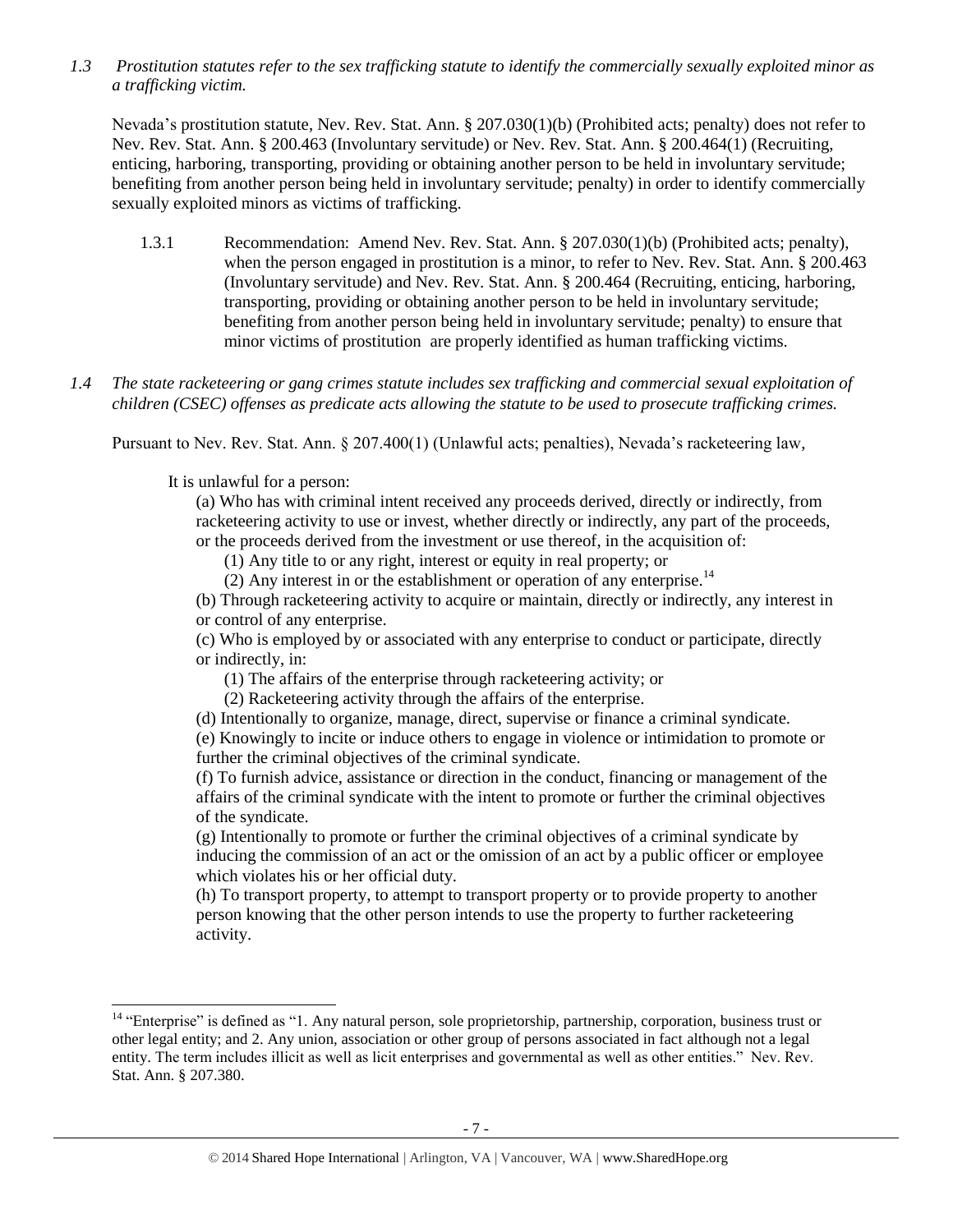*1.3 Prostitution statutes refer to the sex trafficking statute to identify the commercially sexually exploited minor as a trafficking victim.*

Nevada's prostitution statute, Nev. Rev. Stat. Ann. § 207.030(1)(b) (Prohibited acts; penalty) does not refer to Nev. Rev. Stat. Ann. § 200.463 (Involuntary servitude) or Nev. Rev. Stat. Ann. § 200.464(1) (Recruiting, enticing, harboring, transporting, providing or obtaining another person to be held in involuntary servitude; benefiting from another person being held in involuntary servitude; penalty) in order to identify commercially sexually exploited minors as victims of trafficking.

1.3.1 Recommendation: Amend Nev. Rev. Stat. Ann. § 207.030(1)(b) (Prohibited acts; penalty), when the person engaged in prostitution is a minor, to refer to Nev. Rev. Stat. Ann. § 200.463 (Involuntary servitude) and Nev. Rev. Stat. Ann. § 200.464 (Recruiting, enticing, harboring, transporting, providing or obtaining another person to be held in involuntary servitude; benefiting from another person being held in involuntary servitude; penalty) to ensure that minor victims of prostitution are properly identified as human trafficking victims.

*1.4 The state racketeering or gang crimes statute includes sex trafficking and commercial sexual exploitation of children (CSEC) offenses as predicate acts allowing the statute to be used to prosecute trafficking crimes.*

Pursuant to Nev. Rev. Stat. Ann. § 207.400(1) (Unlawful acts; penalties), Nevada's racketeering law,

> It is unlawful for a person:
>
> (a) Who has with criminal intent received any proceeds derived, directly or indirectly, from racketeering activity to use or invest, whether directly or indirectly, any part of the proceeds, or the proceeds derived from the investment or use thereof, in the acquisition of:
>
> (1) Any title to or any right, interest or equity in real property; or
>
> (2) Any interest in or the establishment or operation of any enterprise.[14]
>
> (b) Through racketeering activity to acquire or maintain, directly or indirectly, any interest in or control of any enterprise.
>
> (c) Who is employed by or associated with any enterprise to conduct or participate, directly or indirectly, in:
>
> (1) The affairs of the enterprise through racketeering activity; or
>
> (2) Racketeering activity through the affairs of the enterprise.
>
> (d) Intentionally to organize, manage, direct, supervise or finance a criminal syndicate.
>
> (e) Knowingly to incite or induce others to engage in violence or intimidation to promote or further the criminal objectives of the criminal syndicate.
>
> (f) To furnish advice, assistance or direction in the conduct, financing or management of the affairs of the criminal syndicate with the intent to promote or further the criminal objectives of the syndicate.
>
> (g) Intentionally to promote or further the criminal objectives of a criminal syndicate by inducing the commission of an act or the omission of an act by a public officer or employee which violates his or her official duty.
>
> (h) To transport property, to attempt to transport property or to provide property to another person knowing that the other person intends to use the property to further racketeering activity.

---

[14] "Enterprise" is defined as "1. Any natural person, sole proprietorship, partnership, corporation, business trust or other legal entity; and 2. Any union, association or other group of persons associated in fact although not a legal entity. The term includes illicit as well as licit enterprises and governmental as well as other entities." Nev. Rev. Stat. Ann. § 207.380.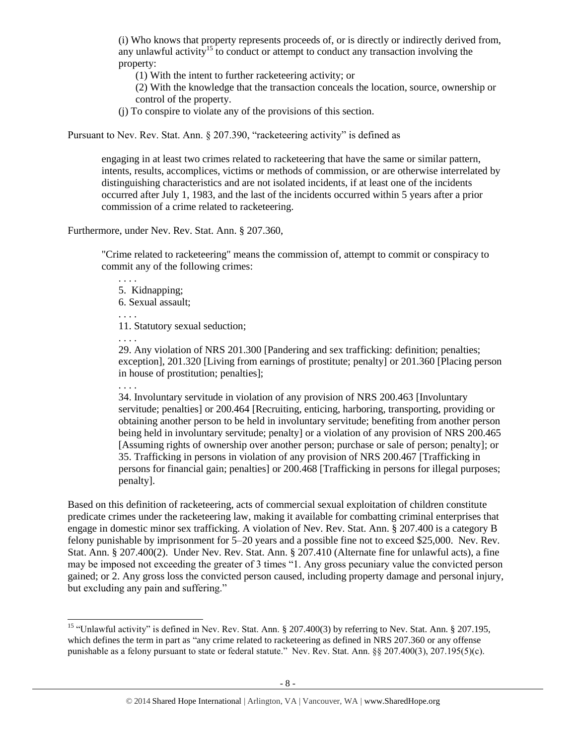(i) Who knows that property represents proceeds of, or is directly or indirectly derived from, any unlawful activity[15] to conduct or attempt to conduct any transaction involving the property:

(1) With the intent to further racketeering activity; or

(2) With the knowledge that the transaction conceals the location, source, ownership or control of the property.

(j) To conspire to violate any of the provisions of this section.

Pursuant to Nev. Rev. Stat. Ann. § 207.390, "racketeering activity" is defined as

> engaging in at least two crimes related to racketeering that have the same or similar pattern, intents, results, accomplices, victims or methods of commission, or are otherwise interrelated by distinguishing characteristics and are not isolated incidents, if at least one of the incidents occurred after July 1, 1983, and the last of the incidents occurred within 5 years after a prior commission of a crime related to racketeering.

Furthermore, under Nev. Rev. Stat. Ann. § 207.360,

> "Crime related to racketeering" means the commission of, attempt to commit or conspiracy to commit any of the following crimes:
>
> . . . .
>
> 5. Kidnapping;
>
> 6. Sexual assault;
>
> . . . .
>
> 11. Statutory sexual seduction;
>
> . . . .
>
> 29. Any violation of NRS 201.300 [Pandering and sex trafficking: definition; penalties; exception], 201.320 [Living from earnings of prostitute; penalty] or 201.360 [Placing person in house of prostitution; penalties];
>
> . . . .
>
> 34. Involuntary servitude in violation of any provision of NRS 200.463 [Involuntary servitude; penalties] or 200.464 [Recruiting, enticing, harboring, transporting, providing or obtaining another person to be held in involuntary servitude; benefiting from another person being held in involuntary servitude; penalty] or a violation of any provision of NRS 200.465 [Assuming rights of ownership over another person; purchase or sale of person; penalty]; or
>
> 35. Trafficking in persons in violation of any provision of NRS 200.467 [Trafficking in persons for financial gain; penalties] or 200.468 [Trafficking in persons for illegal purposes; penalty].

Based on this definition of racketeering, acts of commercial sexual exploitation of children constitute predicate crimes under the racketeering law, making it available for combatting criminal enterprises that engage in domestic minor sex trafficking. A violation of Nev. Rev. Stat. Ann. § 207.400 is a category B felony punishable by imprisonment for 5–20 years and a possible fine not to exceed $25,000. Nev. Rev. Stat. Ann. § 207.400(2). Under Nev. Rev. Stat. Ann. § 207.410 (Alternate fine for unlawful acts), a fine may be imposed not exceeding the greater of 3 times "1. Any gross pecuniary value the convicted person gained; or 2. Any gross loss the convicted person caused, including property damage and personal injury, but excluding any pain and suffering."

---

[15] "Unlawful activity" is defined in Nev. Rev. Stat. Ann. § 207.400(3) by referring to Nev. Stat. Ann. § 207.195, which defines the term in part as "any crime related to racketeering as defined in NRS 207.360 or any offense punishable as a felony pursuant to state or federal statute." Nev. Rev. Stat. Ann. §§ 207.400(3), 207.195(5)(c).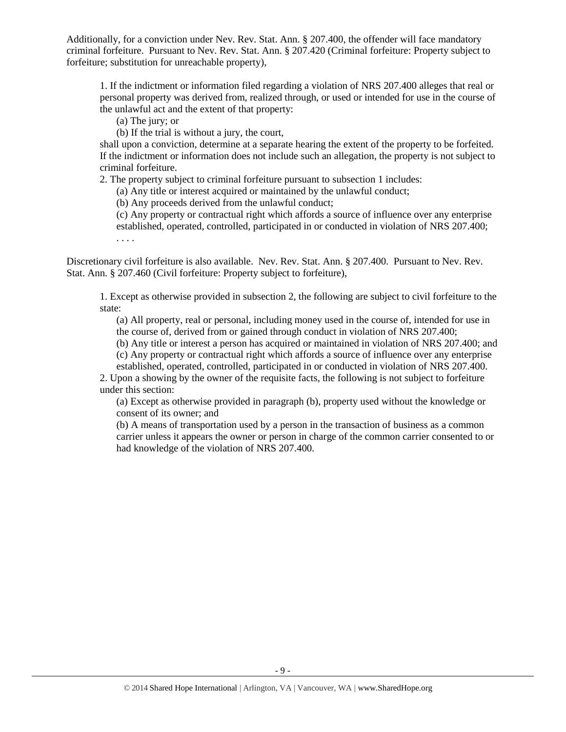Additionally, for a conviction under Nev. Rev. Stat. Ann. § 207.400, the offender will face mandatory criminal forfeiture. Pursuant to Nev. Rev. Stat. Ann. § 207.420 (Criminal forfeiture: Property subject to forfeiture; substitution for unreachable property),

> 1. If the indictment or information filed regarding a violation of NRS 207.400 alleges that real or personal property was derived from, realized through, or used or intended for use in the course of the unlawful act and the extent of that property:
>
> (a) The jury; or
>
> (b) If the trial is without a jury, the court,
>
> shall upon a conviction, determine at a separate hearing the extent of the property to be forfeited. If the indictment or information does not include such an allegation, the property is not subject to criminal forfeiture.
>
> 2. The property subject to criminal forfeiture pursuant to subsection 1 includes:
>
> (a) Any title or interest acquired or maintained by the unlawful conduct;
>
> (b) Any proceeds derived from the unlawful conduct;
>
> (c) Any property or contractual right which affords a source of influence over any enterprise established, operated, controlled, participated in or conducted in violation of NRS 207.400;
>
> . . . .

Discretionary civil forfeiture is also available. Nev. Rev. Stat. Ann. § 207.400. Pursuant to Nev. Rev. Stat. Ann. § 207.460 (Civil forfeiture: Property subject to forfeiture),

> 1. Except as otherwise provided in subsection 2, the following are subject to civil forfeiture to the state:
>
> (a) All property, real or personal, including money used in the course of, intended for use in the course of, derived from or gained through conduct in violation of NRS 207.400;
>
> (b) Any title or interest a person has acquired or maintained in violation of NRS 207.400; and
>
> (c) Any property or contractual right which affords a source of influence over any enterprise established, operated, controlled, participated in or conducted in violation of NRS 207.400.
>
> 2. Upon a showing by the owner of the requisite facts, the following is not subject to forfeiture under this section:
>
> (a) Except as otherwise provided in paragraph (b), property used without the knowledge or consent of its owner; and
>
> (b) A means of transportation used by a person in the transaction of business as a common carrier unless it appears the owner or person in charge of the common carrier consented to or had knowledge of the violation of NRS 207.400.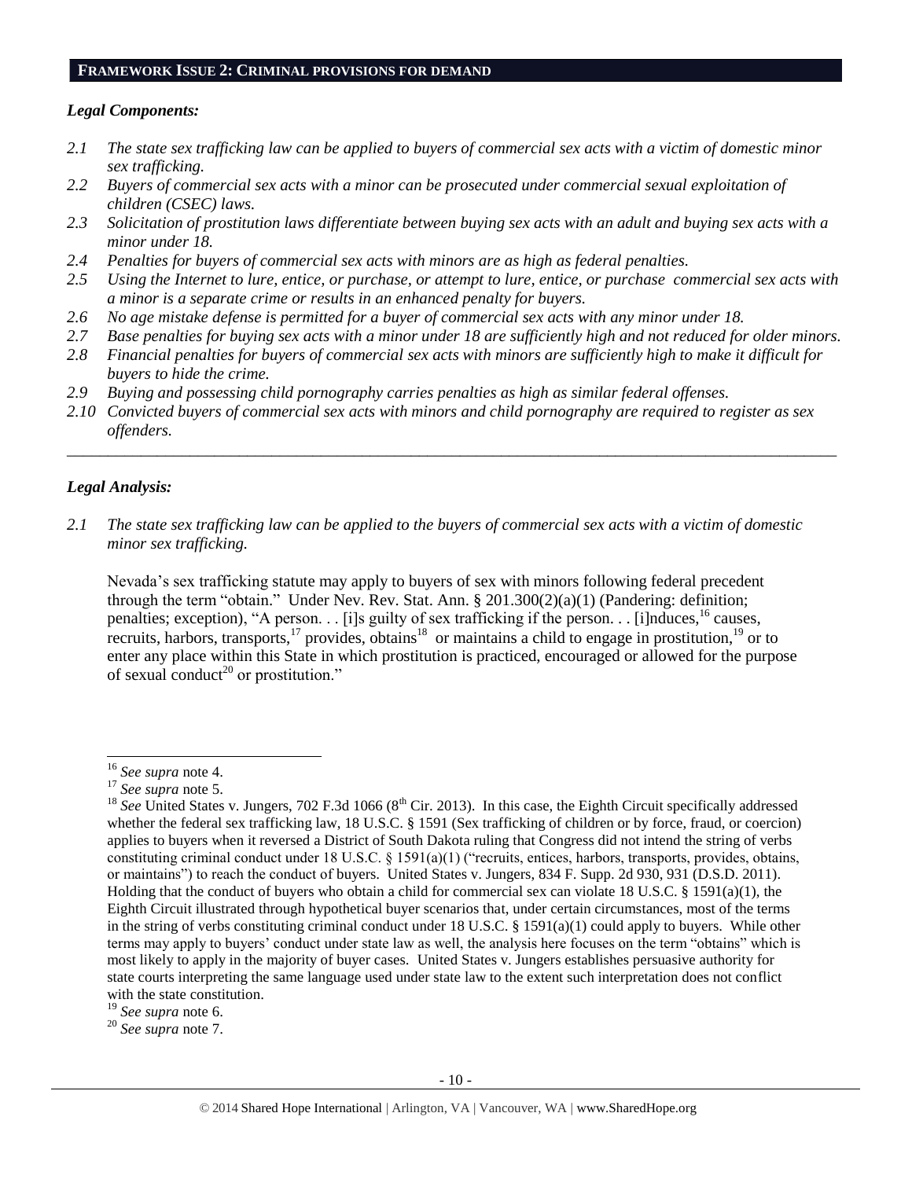## FRAMEWORK ISSUE 2: CRIMINAL PROVISIONS FOR DEMAND

### *Legal Components:*

*2.1 The state sex trafficking law can be applied to buyers of commercial sex acts with a victim of domestic minor sex trafficking.*

*2.2 Buyers of commercial sex acts with a minor can be prosecuted under commercial sexual exploitation of children (CSEC) laws.*

*2.3 Solicitation of prostitution laws differentiate between buying sex acts with an adult and buying sex acts with a minor under 18.*

*2.4 Penalties for buyers of commercial sex acts with minors are as high as federal penalties.*

*2.5 Using the Internet to lure, entice, or purchase, or attempt to lure, entice, or purchase commercial sex acts with a minor is a separate crime or results in an enhanced penalty for buyers.*

*2.6 No age mistake defense is permitted for a buyer of commercial sex acts with any minor under 18.*

*2.7 Base penalties for buying sex acts with a minor under 18 are sufficiently high and not reduced for older minors.*

*2.8 Financial penalties for buyers of commercial sex acts with minors are sufficiently high to make it difficult for buyers to hide the crime.*

*2.9 Buying and possessing child pornography carries penalties as high as similar federal offenses.*

*2.10 Convicted buyers of commercial sex acts with minors and child pornography are required to register as sex offenders.*

---

### *Legal Analysis:*

*2.1 The state sex trafficking law can be applied to the buyers of commercial sex acts with a victim of domestic minor sex trafficking.*

Nevada's sex trafficking statute may apply to buyers of sex with minors following federal precedent through the term "obtain." Under Nev. Rev. Stat. Ann. § 201.300(2)(a)(1) (Pandering: definition; penalties; exception), "A person. . . [i]s guilty of sex trafficking if the person. . . [i]nduces,[16] causes, recruits, harbors, transports,[17] provides, obtains[18] or maintains a child to engage in prostitution,[19] or to enter any place within this State in which prostitution is practiced, encouraged or allowed for the purpose of sexual conduct[20] or prostitution."

---

[16] *See supra* note 4.

[17] *See supra* note 5.

[18] *See* United States v. Jungers, 702 F.3d 1066 (8th Cir. 2013). In this case, the Eighth Circuit specifically addressed whether the federal sex trafficking law, 18 U.S.C. § 1591 (Sex trafficking of children or by force, fraud, or coercion) applies to buyers when it reversed a District of South Dakota ruling that Congress did not intend the string of verbs constituting criminal conduct under 18 U.S.C. § 1591(a)(1) ("recruits, entices, harbors, transports, provides, obtains, or maintains") to reach the conduct of buyers. United States v. Jungers, 834 F. Supp. 2d 930, 931 (D.S.D. 2011). Holding that the conduct of buyers who obtain a child for commercial sex can violate 18 U.S.C. § 1591(a)(1), the Eighth Circuit illustrated through hypothetical buyer scenarios that, under certain circumstances, most of the terms in the string of verbs constituting criminal conduct under 18 U.S.C. § 1591(a)(1) could apply to buyers. While other terms may apply to buyers' conduct under state law as well, the analysis here focuses on the term "obtains" which is most likely to apply in the majority of buyer cases. United States v. Jungers establishes persuasive authority for state courts interpreting the same language used under state law to the extent such interpretation does not conflict with the state constitution.

[19] *See supra* note 6.

[20] *See supra* note 7.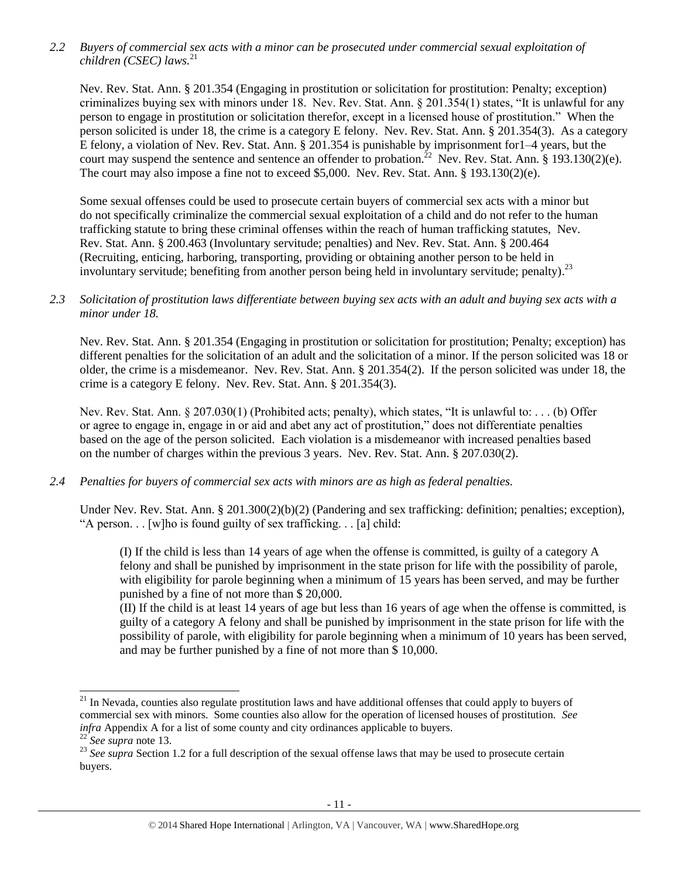*2.2 Buyers of commercial sex acts with a minor can be prosecuted under commercial sexual exploitation of children (CSEC) laws.*[21]

Nev. Rev. Stat. Ann. § 201.354 (Engaging in prostitution or solicitation for prostitution: Penalty; exception) criminalizes buying sex with minors under 18. Nev. Rev. Stat. Ann. § 201.354(1) states, "It is unlawful for any person to engage in prostitution or solicitation therefor, except in a licensed house of prostitution." When the person solicited is under 18, the crime is a category E felony. Nev. Rev. Stat. Ann. § 201.354(3). As a category E felony, a violation of Nev. Rev. Stat. Ann. § 201.354 is punishable by imprisonment for1–4 years, but the court may suspend the sentence and sentence an offender to probation.[22] Nev. Rev. Stat. Ann. § 193.130(2)(e). The court may also impose a fine not to exceed $5,000. Nev. Rev. Stat. Ann. § 193.130(2)(e).

Some sexual offenses could be used to prosecute certain buyers of commercial sex acts with a minor but do not specifically criminalize the commercial sexual exploitation of a child and do not refer to the human trafficking statute to bring these criminal offenses within the reach of human trafficking statutes, Nev. Rev. Stat. Ann. § 200.463 (Involuntary servitude; penalties) and Nev. Rev. Stat. Ann. § 200.464 (Recruiting, enticing, harboring, transporting, providing or obtaining another person to be held in involuntary servitude; benefiting from another person being held in involuntary servitude; penalty).[23]

*2.3 Solicitation of prostitution laws differentiate between buying sex acts with an adult and buying sex acts with a minor under 18.*

Nev. Rev. Stat. Ann. § 201.354 (Engaging in prostitution or solicitation for prostitution; Penalty; exception) has different penalties for the solicitation of an adult and the solicitation of a minor. If the person solicited was 18 or older, the crime is a misdemeanor. Nev. Rev. Stat. Ann. § 201.354(2). If the person solicited was under 18, the crime is a category E felony. Nev. Rev. Stat. Ann. § 201.354(3).

Nev. Rev. Stat. Ann. § 207.030(1) (Prohibited acts; penalty), which states, "It is unlawful to: . . . (b) Offer or agree to engage in, engage in or aid and abet any act of prostitution," does not differentiate penalties based on the age of the person solicited. Each violation is a misdemeanor with increased penalties based on the number of charges within the previous 3 years. Nev. Rev. Stat. Ann. § 207.030(2).

*2.4 Penalties for buyers of commercial sex acts with minors are as high as federal penalties.*

Under Nev. Rev. Stat. Ann. § 201.300(2)(b)(2) (Pandering and sex trafficking: definition; penalties; exception), "A person. . . [w]ho is found guilty of sex trafficking. . . [a] child:

> (I) If the child is less than 14 years of age when the offense is committed, is guilty of a category A felony and shall be punished by imprisonment in the state prison for life with the possibility of parole, with eligibility for parole beginning when a minimum of 15 years has been served, and may be further punished by a fine of not more than $ 20,000.
>
> (II) If the child is at least 14 years of age but less than 16 years of age when the offense is committed, is guilty of a category A felony and shall be punished by imprisonment in the state prison for life with the possibility of parole, with eligibility for parole beginning when a minimum of 10 years has been served, and may be further punished by a fine of not more than $ 10,000.

---

[21] In Nevada, counties also regulate prostitution laws and have additional offenses that could apply to buyers of commercial sex with minors. Some counties also allow for the operation of licensed houses of prostitution. *See infra* Appendix A for a list of some county and city ordinances applicable to buyers.

[22] *See supra* note 13.

[23] *See supra* Section 1.2 for a full description of the sexual offense laws that may be used to prosecute certain buyers.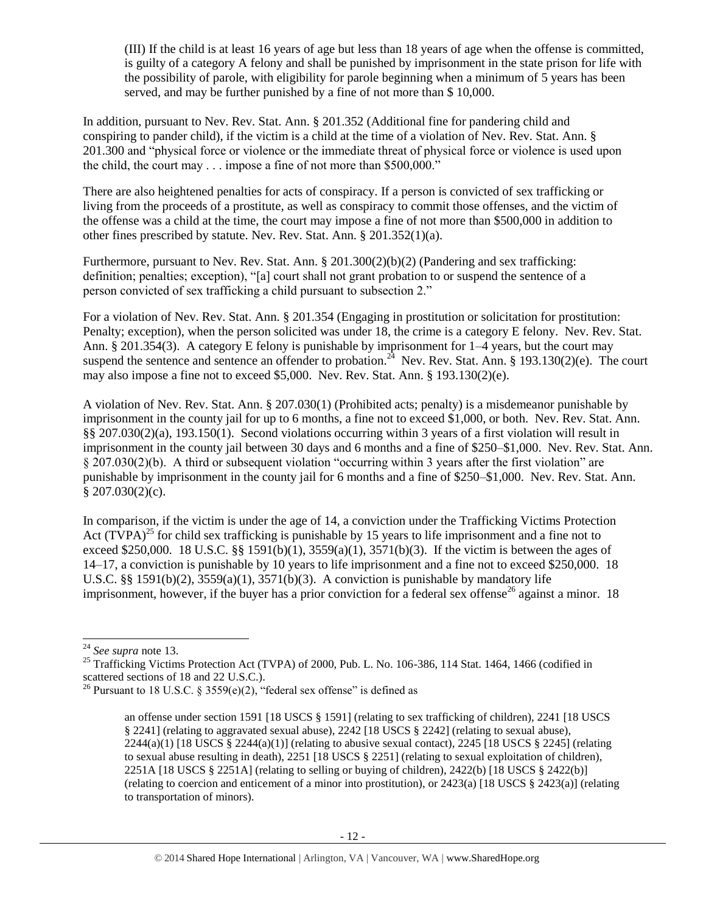(III) If the child is at least 16 years of age but less than 18 years of age when the offense is committed, is guilty of a category A felony and shall be punished by imprisonment in the state prison for life with the possibility of parole, with eligibility for parole beginning when a minimum of 5 years has been served, and may be further punished by a fine of not more than $ 10,000.

In addition, pursuant to Nev. Rev. Stat. Ann. § 201.352 (Additional fine for pandering child and conspiring to pander child), if the victim is a child at the time of a violation of Nev. Rev. Stat. Ann. § 201.300 and "physical force or violence or the immediate threat of physical force or violence is used upon the child, the court may . . . impose a fine of not more than $500,000."

There are also heightened penalties for acts of conspiracy. If a person is convicted of sex trafficking or living from the proceeds of a prostitute, as well as conspiracy to commit those offenses, and the victim of the offense was a child at the time, the court may impose a fine of not more than $500,000 in addition to other fines prescribed by statute. Nev. Rev. Stat. Ann. § 201.352(1)(a).

Furthermore, pursuant to Nev. Rev. Stat. Ann. § 201.300(2)(b)(2) (Pandering and sex trafficking: definition; penalties; exception), "[a] court shall not grant probation to or suspend the sentence of a person convicted of sex trafficking a child pursuant to subsection 2."

For a violation of Nev. Rev. Stat. Ann. § 201.354 (Engaging in prostitution or solicitation for prostitution: Penalty; exception), when the person solicited was under 18, the crime is a category E felony. Nev. Rev. Stat. Ann. § 201.354(3). A category E felony is punishable by imprisonment for 1–4 years, but the court may suspend the sentence and sentence an offender to probation.[24] Nev. Rev. Stat. Ann. § 193.130(2)(e). The court may also impose a fine not to exceed $5,000. Nev. Rev. Stat. Ann. § 193.130(2)(e).

A violation of Nev. Rev. Stat. Ann. § 207.030(1) (Prohibited acts; penalty) is a misdemeanor punishable by imprisonment in the county jail for up to 6 months, a fine not to exceed $1,000, or both. Nev. Rev. Stat. Ann. §§ 207.030(2)(a), 193.150(1). Second violations occurring within 3 years of a first violation will result in imprisonment in the county jail between 30 days and 6 months and a fine of $250–$1,000. Nev. Rev. Stat. Ann. § 207.030(2)(b). A third or subsequent violation "occurring within 3 years after the first violation" are punishable by imprisonment in the county jail for 6 months and a fine of $250–$1,000. Nev. Rev. Stat. Ann. § 207.030(2)(c).

In comparison, if the victim is under the age of 14, a conviction under the Trafficking Victims Protection Act (TVPA)[25] for child sex trafficking is punishable by 15 years to life imprisonment and a fine not to exceed $250,000. 18 U.S.C. §§ 1591(b)(1), 3559(a)(1), 3571(b)(3). If the victim is between the ages of 14–17, a conviction is punishable by 10 years to life imprisonment and a fine not to exceed $250,000. 18 U.S.C. §§ 1591(b)(2), 3559(a)(1), 3571(b)(3). A conviction is punishable by mandatory life imprisonment, however, if the buyer has a prior conviction for a federal sex offense[26] against a minor. 18

---

[24] *See supra* note 13.

[25] Trafficking Victims Protection Act (TVPA) of 2000, Pub. L. No. 106-386, 114 Stat. 1464, 1466 (codified in scattered sections of 18 and 22 U.S.C.).

[26] Pursuant to 18 U.S.C. § 3559(e)(2), "federal sex offense" is defined as

> an offense under section 1591 [18 USCS § 1591] (relating to sex trafficking of children), 2241 [18 USCS § 2241] (relating to aggravated sexual abuse), 2242 [18 USCS § 2242] (relating to sexual abuse), 2244(a)(1) [18 USCS § 2244(a)(1)] (relating to abusive sexual contact), 2245 [18 USCS § 2245] (relating to sexual abuse resulting in death), 2251 [18 USCS § 2251] (relating to sexual exploitation of children), 2251A [18 USCS § 2251A] (relating to selling or buying of children), 2422(b) [18 USCS § 2422(b)] (relating to coercion and enticement of a minor into prostitution), or 2423(a) [18 USCS § 2423(a)] (relating to transportation of minors).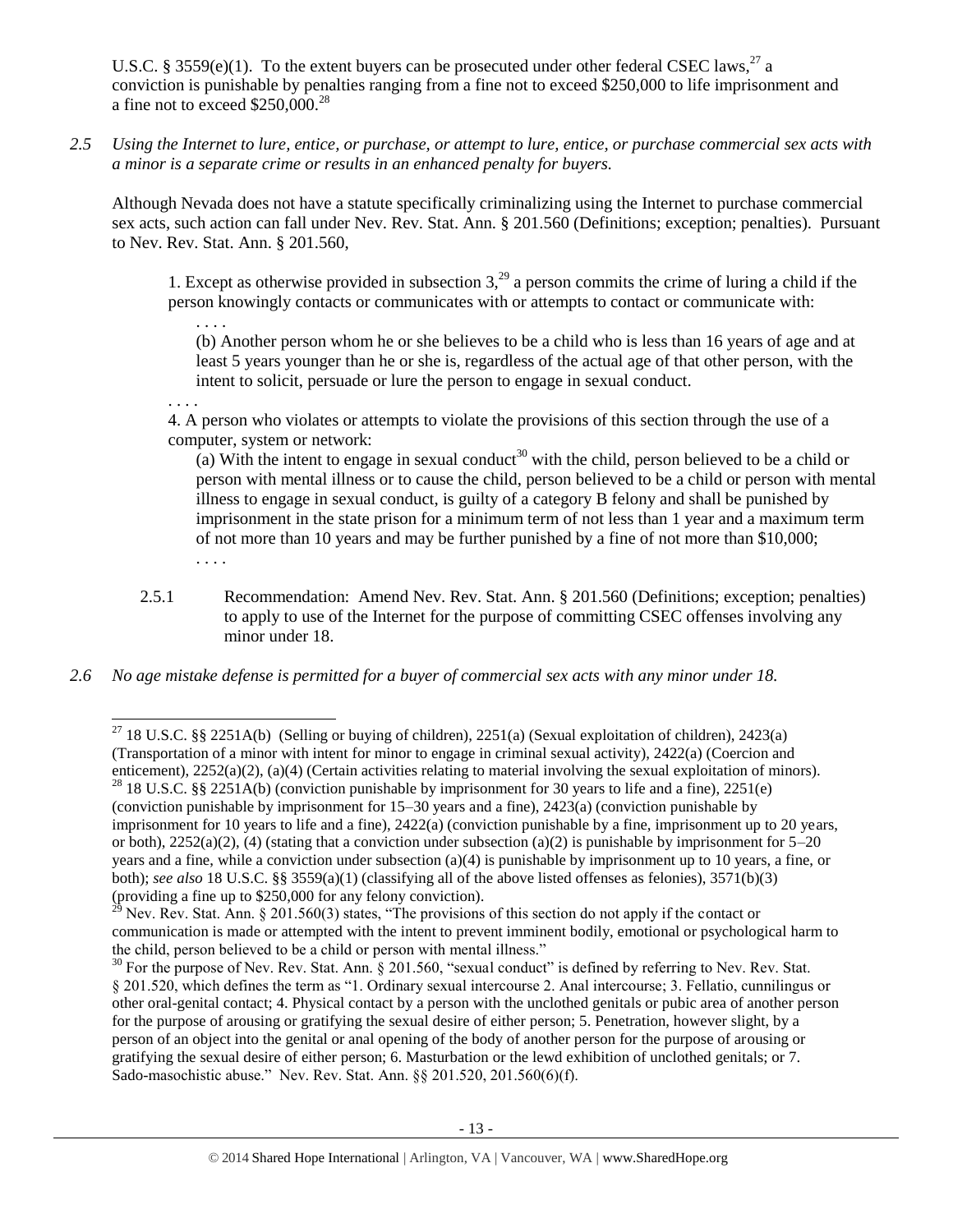U.S.C. § 3559(e)(1). To the extent buyers can be prosecuted under other federal CSEC laws,[27] a conviction is punishable by penalties ranging from a fine not to exceed $250,000 to life imprisonment and a fine not to exceed $250,000.[28]

*2.5 Using the Internet to lure, entice, or purchase, or attempt to lure, entice, or purchase commercial sex acts with a minor is a separate crime or results in an enhanced penalty for buyers.*

Although Nevada does not have a statute specifically criminalizing using the Internet to purchase commercial sex acts, such action can fall under Nev. Rev. Stat. Ann. § 201.560 (Definitions; exception; penalties). Pursuant to Nev. Rev. Stat. Ann. § 201.560,

> 1. Except as otherwise provided in subsection 3,[29] a person commits the crime of luring a child if the person knowingly contacts or communicates with or attempts to contact or communicate with:
>
> . . . .
>
> (b) Another person whom he or she believes to be a child who is less than 16 years of age and at least 5 years younger than he or she is, regardless of the actual age of that other person, with the intent to solicit, persuade or lure the person to engage in sexual conduct.
>
> . . . .
>
> 4. A person who violates or attempts to violate the provisions of this section through the use of a computer, system or network:
>
> (a) With the intent to engage in sexual conduct[30] with the child, person believed to be a child or person with mental illness or to cause the child, person believed to be a child or person with mental illness to engage in sexual conduct, is guilty of a category B felony and shall be punished by imprisonment in the state prison for a minimum term of not less than 1 year and a maximum term of not more than 10 years and may be further punished by a fine of not more than $10,000;
>
> . . . .

2.5.1 Recommendation: Amend Nev. Rev. Stat. Ann. § 201.560 (Definitions; exception; penalties) to apply to use of the Internet for the purpose of committing CSEC offenses involving any minor under 18.

*2.6 No age mistake defense is permitted for a buyer of commercial sex acts with any minor under 18.*

---

[27] 18 U.S.C. §§ 2251A(b) (Selling or buying of children), 2251(a) (Sexual exploitation of children), 2423(a) (Transportation of a minor with intent for minor to engage in criminal sexual activity), 2422(a) (Coercion and enticement), 2252(a)(2), (a)(4) (Certain activities relating to material involving the sexual exploitation of minors).

[28] 18 U.S.C. §§ 2251A(b) (conviction punishable by imprisonment for 30 years to life and a fine), 2251(e) (conviction punishable by imprisonment for 15–30 years and a fine), 2423(a) (conviction punishable by imprisonment for 10 years to life and a fine), 2422(a) (conviction punishable by a fine, imprisonment up to 20 years, or both), 2252(a)(2), (4) (stating that a conviction under subsection (a)(2) is punishable by imprisonment for 5–20 years and a fine, while a conviction under subsection (a)(4) is punishable by imprisonment up to 10 years, a fine, or both); *see also* 18 U.S.C. §§ 3559(a)(1) (classifying all of the above listed offenses as felonies), 3571(b)(3) (providing a fine up to $250,000 for any felony conviction).

[29] Nev. Rev. Stat. Ann. § 201.560(3) states, "The provisions of this section do not apply if the contact or communication is made or attempted with the intent to prevent imminent bodily, emotional or psychological harm to the child, person believed to be a child or person with mental illness."

[30] For the purpose of Nev. Rev. Stat. Ann. § 201.560, "sexual conduct" is defined by referring to Nev. Rev. Stat. § 201.520, which defines the term as "1. Ordinary sexual intercourse 2. Anal intercourse; 3. Fellatio, cunnilingus or other oral-genital contact; 4. Physical contact by a person with the unclothed genitals or pubic area of another person for the purpose of arousing or gratifying the sexual desire of either person; 5. Penetration, however slight, by a person of an object into the genital or anal opening of the body of another person for the purpose of arousing or gratifying the sexual desire of either person; 6. Masturbation or the lewd exhibition of unclothed genitals; or 7. Sado-masochistic abuse." Nev. Rev. Stat. Ann. §§ 201.520, 201.560(6)(f).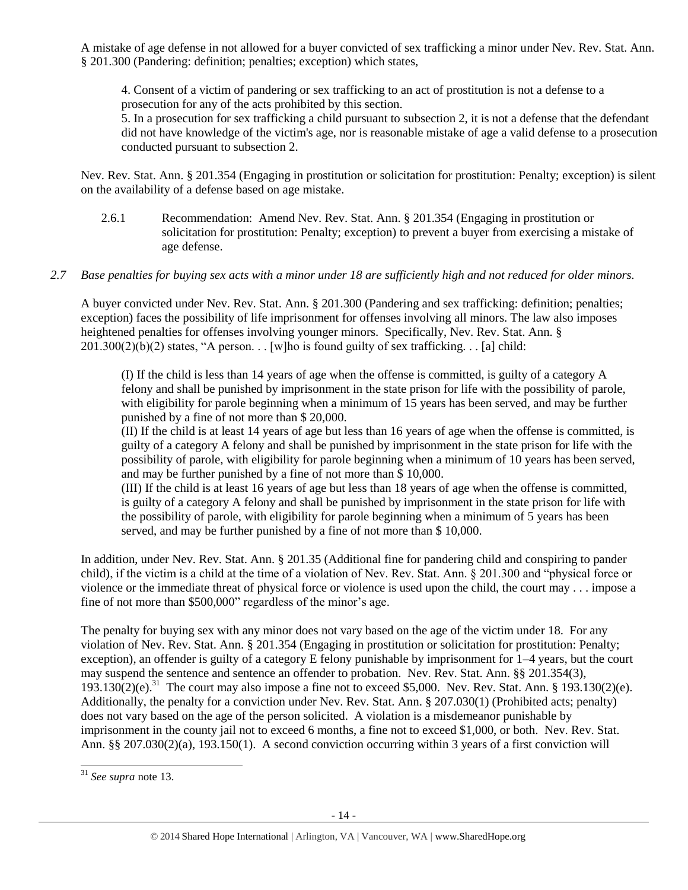A mistake of age defense in not allowed for a buyer convicted of sex trafficking a minor under Nev. Rev. Stat. Ann. § 201.300 (Pandering: definition; penalties; exception) which states,

> 4. Consent of a victim of pandering or sex trafficking to an act of prostitution is not a defense to a prosecution for any of the acts prohibited by this section.
>
> 5. In a prosecution for sex trafficking a child pursuant to subsection 2, it is not a defense that the defendant did not have knowledge of the victim's age, nor is reasonable mistake of age a valid defense to a prosecution conducted pursuant to subsection 2.

Nev. Rev. Stat. Ann. § 201.354 (Engaging in prostitution or solicitation for prostitution: Penalty; exception) is silent on the availability of a defense based on age mistake.

2.6.1 Recommendation: Amend Nev. Rev. Stat. Ann. § 201.354 (Engaging in prostitution or solicitation for prostitution: Penalty; exception) to prevent a buyer from exercising a mistake of age defense.

*2.7 Base penalties for buying sex acts with a minor under 18 are sufficiently high and not reduced for older minors.*

A buyer convicted under Nev. Rev. Stat. Ann. § 201.300 (Pandering and sex trafficking: definition; penalties; exception) faces the possibility of life imprisonment for offenses involving all minors. The law also imposes heightened penalties for offenses involving younger minors. Specifically, Nev. Rev. Stat. Ann. § 201.300(2)(b)(2) states, "A person. . . [w]ho is found guilty of sex trafficking. . . [a] child:

> (I) If the child is less than 14 years of age when the offense is committed, is guilty of a category A felony and shall be punished by imprisonment in the state prison for life with the possibility of parole, with eligibility for parole beginning when a minimum of 15 years has been served, and may be further punished by a fine of not more than $ 20,000.
>
> (II) If the child is at least 14 years of age but less than 16 years of age when the offense is committed, is guilty of a category A felony and shall be punished by imprisonment in the state prison for life with the possibility of parole, with eligibility for parole beginning when a minimum of 10 years has been served, and may be further punished by a fine of not more than $ 10,000.
>
> (III) If the child is at least 16 years of age but less than 18 years of age when the offense is committed, is guilty of a category A felony and shall be punished by imprisonment in the state prison for life with the possibility of parole, with eligibility for parole beginning when a minimum of 5 years has been served, and may be further punished by a fine of not more than $ 10,000.

In addition, under Nev. Rev. Stat. Ann. § 201.35 (Additional fine for pandering child and conspiring to pander child), if the victim is a child at the time of a violation of Nev. Rev. Stat. Ann. § 201.300 and "physical force or violence or the immediate threat of physical force or violence is used upon the child, the court may . . . impose a fine of not more than $500,000" regardless of the minor's age.

The penalty for buying sex with any minor does not vary based on the age of the victim under 18. For any violation of Nev. Rev. Stat. Ann. § 201.354 (Engaging in prostitution or solicitation for prostitution: Penalty; exception), an offender is guilty of a category E felony punishable by imprisonment for 1–4 years, but the court may suspend the sentence and sentence an offender to probation. Nev. Rev. Stat. Ann. §§ 201.354(3), 193.130(2)(e).[31] The court may also impose a fine not to exceed $5,000. Nev. Rev. Stat. Ann. § 193.130(2)(e). Additionally, the penalty for a conviction under Nev. Rev. Stat. Ann. § 207.030(1) (Prohibited acts; penalty) does not vary based on the age of the person solicited. A violation is a misdemeanor punishable by imprisonment in the county jail not to exceed 6 months, a fine not to exceed $1,000, or both. Nev. Rev. Stat. Ann. §§ 207.030(2)(a), 193.150(1). A second conviction occurring within 3 years of a first conviction will

[31] *See supra* note 13.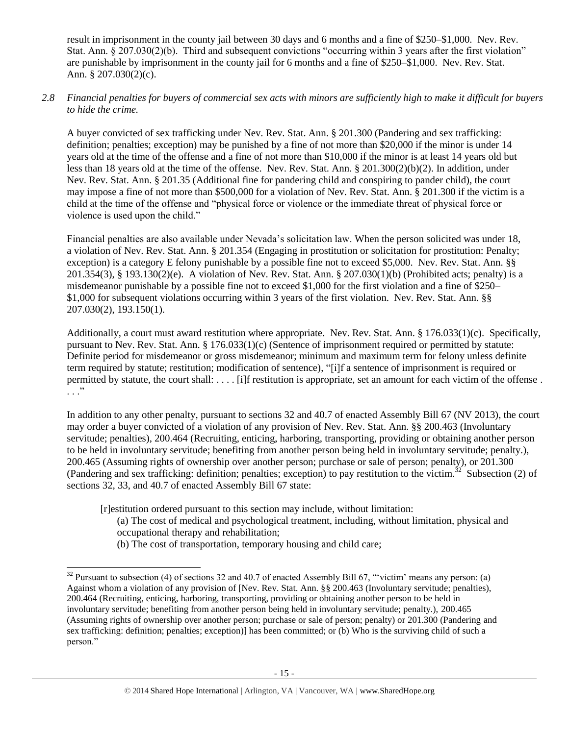result in imprisonment in the county jail between 30 days and 6 months and a fine of $250–$1,000. Nev. Rev. Stat. Ann. § 207.030(2)(b). Third and subsequent convictions "occurring within 3 years after the first violation" are punishable by imprisonment in the county jail for 6 months and a fine of $250–$1,000. Nev. Rev. Stat. Ann. § 207.030(2)(c).

*2.8 Financial penalties for buyers of commercial sex acts with minors are sufficiently high to make it difficult for buyers to hide the crime.*

A buyer convicted of sex trafficking under Nev. Rev. Stat. Ann. § 201.300 (Pandering and sex trafficking: definition; penalties; exception) may be punished by a fine of not more than $20,000 if the minor is under 14 years old at the time of the offense and a fine of not more than $10,000 if the minor is at least 14 years old but less than 18 years old at the time of the offense. Nev. Rev. Stat. Ann. § 201.300(2)(b)(2). In addition, under Nev. Rev. Stat. Ann. § 201.35 (Additional fine for pandering child and conspiring to pander child), the court may impose a fine of not more than $500,000 for a violation of Nev. Rev. Stat. Ann. § 201.300 if the victim is a child at the time of the offense and "physical force or violence or the immediate threat of physical force or violence is used upon the child."

Financial penalties are also available under Nevada's solicitation law. When the person solicited was under 18, a violation of Nev. Rev. Stat. Ann. § 201.354 (Engaging in prostitution or solicitation for prostitution: Penalty; exception) is a category E felony punishable by a possible fine not to exceed $5,000. Nev. Rev. Stat. Ann. §§ 201.354(3), § 193.130(2)(e). A violation of Nev. Rev. Stat. Ann. § 207.030(1)(b) (Prohibited acts; penalty) is a misdemeanor punishable by a possible fine not to exceed $1,000 for the first violation and a fine of $250–$1,000 for subsequent violations occurring within 3 years of the first violation. Nev. Rev. Stat. Ann. §§ 207.030(2), 193.150(1).

Additionally, a court must award restitution where appropriate. Nev. Rev. Stat. Ann. § 176.033(1)(c). Specifically, pursuant to Nev. Rev. Stat. Ann. § 176.033(1)(c) (Sentence of imprisonment required or permitted by statute: Definite period for misdemeanor or gross misdemeanor; minimum and maximum term for felony unless definite term required by statute; restitution; modification of sentence), "[i]f a sentence of imprisonment is required or permitted by statute, the court shall: . . . . [i]f restitution is appropriate, set an amount for each victim of the offense . . . ."

In addition to any other penalty, pursuant to sections 32 and 40.7 of enacted Assembly Bill 67 (NV 2013), the court may order a buyer convicted of a violation of any provision of Nev. Rev. Stat. Ann. §§ 200.463 (Involuntary servitude; penalties), 200.464 (Recruiting, enticing, harboring, transporting, providing or obtaining another person to be held in involuntary servitude; benefiting from another person being held in involuntary servitude; penalty.), 200.465 (Assuming rights of ownership over another person; purchase or sale of person; penalty), or 201.300 (Pandering and sex trafficking: definition; penalties; exception) to pay restitution to the victim.[32] Subsection (2) of sections 32, 33, and 40.7 of enacted Assembly Bill 67 state:

> [r]estitution ordered pursuant to this section may include, without limitation:
>
> (a) The cost of medical and psychological treatment, including, without limitation, physical and occupational therapy and rehabilitation;
>
> (b) The cost of transportation, temporary housing and child care;

---

[32] Pursuant to subsection (4) of sections 32 and 40.7 of enacted Assembly Bill 67, "'victim' means any person: (a) Against whom a violation of any provision of [Nev. Rev. Stat. Ann. §§ 200.463 (Involuntary servitude; penalties), 200.464 (Recruiting, enticing, harboring, transporting, providing or obtaining another person to be held in involuntary servitude; benefiting from another person being held in involuntary servitude; penalty.), 200.465 (Assuming rights of ownership over another person; purchase or sale of person; penalty) or 201.300 (Pandering and sex trafficking: definition; penalties; exception)] has been committed; or (b) Who is the surviving child of such a person."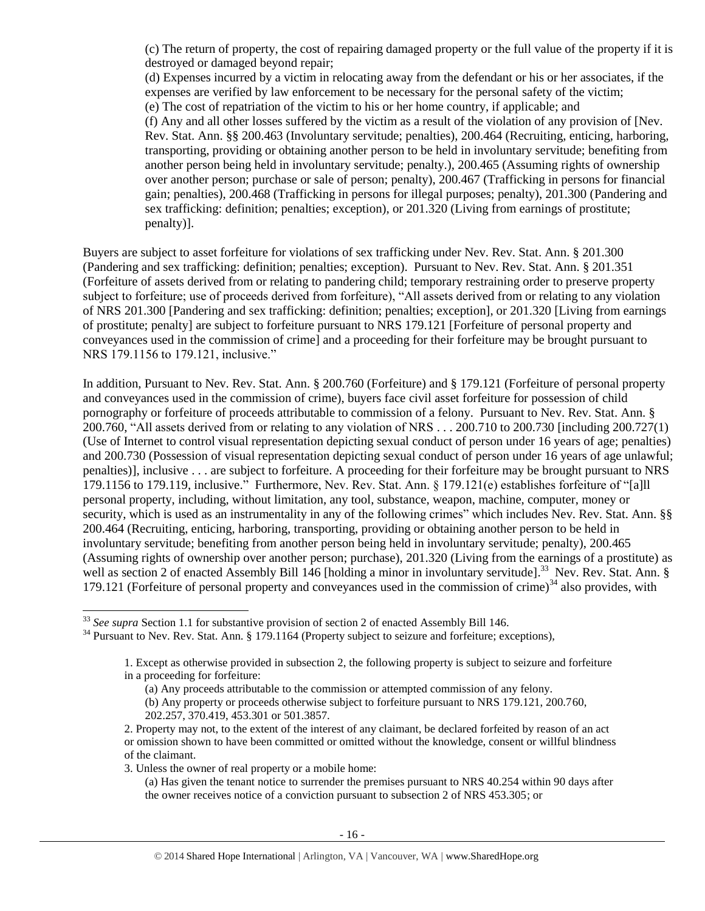> (c) The return of property, the cost of repairing damaged property or the full value of the property if it is destroyed or damaged beyond repair;
> (d) Expenses incurred by a victim in relocating away from the defendant or his or her associates, if the expenses are verified by law enforcement to be necessary for the personal safety of the victim;
> (e) The cost of repatriation of the victim to his or her home country, if applicable; and
> (f) Any and all other losses suffered by the victim as a result of the violation of any provision of [Nev. Rev. Stat. Ann. §§ 200.463 (Involuntary servitude; penalties), 200.464 (Recruiting, enticing, harboring, transporting, providing or obtaining another person to be held in involuntary servitude; benefiting from another person being held in involuntary servitude; penalty.), 200.465 (Assuming rights of ownership over another person; purchase or sale of person; penalty), 200.467 (Trafficking in persons for financial gain; penalties), 200.468 (Trafficking in persons for illegal purposes; penalty), 201.300 (Pandering and sex trafficking: definition; penalties; exception), or 201.320 (Living from earnings of prostitute; penalty)].

Buyers are subject to asset forfeiture for violations of sex trafficking under Nev. Rev. Stat. Ann. § 201.300 (Pandering and sex trafficking: definition; penalties; exception). Pursuant to Nev. Rev. Stat. Ann. § 201.351 (Forfeiture of assets derived from or relating to pandering child; temporary restraining order to preserve property subject to forfeiture; use of proceeds derived from forfeiture), "All assets derived from or relating to any violation of NRS 201.300 [Pandering and sex trafficking: definition; penalties; exception], or 201.320 [Living from earnings of prostitute; penalty] are subject to forfeiture pursuant to NRS 179.121 [Forfeiture of personal property and conveyances used in the commission of crime] and a proceeding for their forfeiture may be brought pursuant to NRS 179.1156 to 179.121, inclusive."

In addition, Pursuant to Nev. Rev. Stat. Ann. § 200.760 (Forfeiture) and § 179.121 (Forfeiture of personal property and conveyances used in the commission of crime), buyers face civil asset forfeiture for possession of child pornography or forfeiture of proceeds attributable to commission of a felony. Pursuant to Nev. Rev. Stat. Ann. § 200.760, "All assets derived from or relating to any violation of NRS . . . 200.710 to 200.730 [including 200.727(1) (Use of Internet to control visual representation depicting sexual conduct of person under 16 years of age; penalties) and 200.730 (Possession of visual representation depicting sexual conduct of person under 16 years of age unlawful; penalties)], inclusive . . . are subject to forfeiture. A proceeding for their forfeiture may be brought pursuant to NRS 179.1156 to 179.119, inclusive." Furthermore, Nev. Rev. Stat. Ann. § 179.121(e) establishes forfeiture of "[a]ll personal property, including, without limitation, any tool, substance, weapon, machine, computer, money or security, which is used as an instrumentality in any of the following crimes" which includes Nev. Rev. Stat. Ann. §§ 200.464 (Recruiting, enticing, harboring, transporting, providing or obtaining another person to be held in involuntary servitude; benefiting from another person being held in involuntary servitude; penalty), 200.465 (Assuming rights of ownership over another person; purchase), 201.320 (Living from the earnings of a prostitute) as well as section 2 of enacted Assembly Bill 146 [holding a minor in involuntary servitude].[33] Nev. Rev. Stat. Ann. § 179.121 (Forfeiture of personal property and conveyances used in the commission of crime)[34] also provides, with

---

[33] *See supra* Section 1.1 for substantive provision of section 2 of enacted Assembly Bill 146.

[34] Pursuant to Nev. Rev. Stat. Ann. § 179.1164 (Property subject to seizure and forfeiture; exceptions),

> 1. Except as otherwise provided in subsection 2, the following property is subject to seizure and forfeiture in a proceeding for forfeiture:
> (a) Any proceeds attributable to the commission or attempted commission of any felony.
> (b) Any property or proceeds otherwise subject to forfeiture pursuant to NRS 179.121, 200.760, 202.257, 370.419, 453.301 or 501.3857.
> 2. Property may not, to the extent of the interest of any claimant, be declared forfeited by reason of an act or omission shown to have been committed or omitted without the knowledge, consent or willful blindness of the claimant.
> 3. Unless the owner of real property or a mobile home:
> (a) Has given the tenant notice to surrender the premises pursuant to NRS 40.254 within 90 days after the owner receives notice of a conviction pursuant to subsection 2 of NRS 453.305; or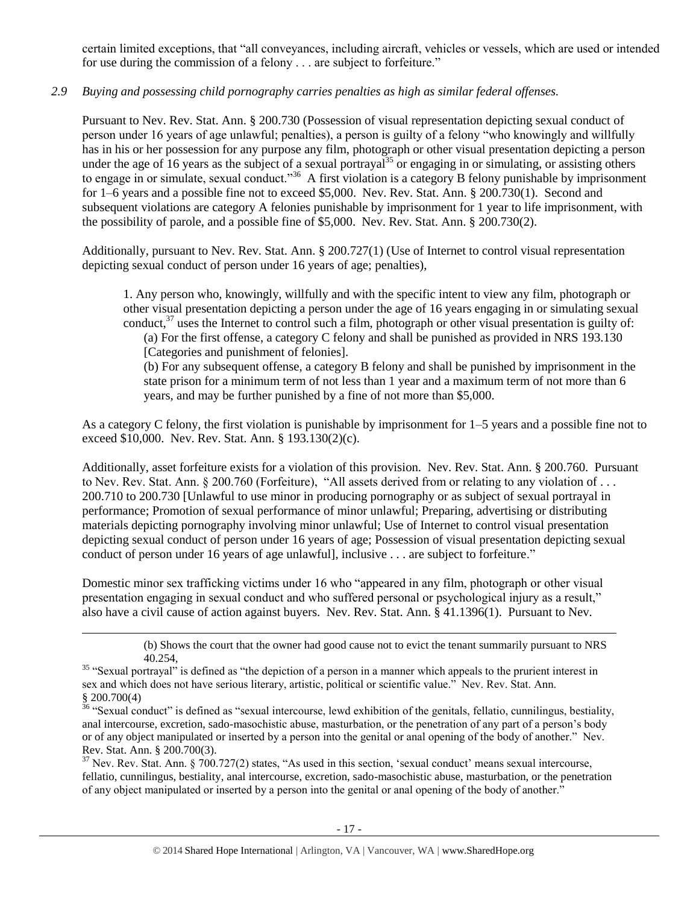certain limited exceptions, that "all conveyances, including aircraft, vehicles or vessels, which are used or intended for use during the commission of a felony . . . are subject to forfeiture."

*2.9 Buying and possessing child pornography carries penalties as high as similar federal offenses.*

Pursuant to Nev. Rev. Stat. Ann. § 200.730 (Possession of visual representation depicting sexual conduct of person under 16 years of age unlawful; penalties), a person is guilty of a felony "who knowingly and willfully has in his or her possession for any purpose any film, photograph or other visual presentation depicting a person under the age of 16 years as the subject of a sexual portrayal[35] or engaging in or simulating, or assisting others to engage in or simulate, sexual conduct."[36] A first violation is a category B felony punishable by imprisonment for 1–6 years and a possible fine not to exceed $5,000. Nev. Rev. Stat. Ann. § 200.730(1). Second and subsequent violations are category A felonies punishable by imprisonment for 1 year to life imprisonment, with the possibility of parole, and a possible fine of $5,000. Nev. Rev. Stat. Ann. § 200.730(2).

Additionally, pursuant to Nev. Rev. Stat. Ann. § 200.727(1) (Use of Internet to control visual representation depicting sexual conduct of person under 16 years of age; penalties),

> 1. Any person who, knowingly, willfully and with the specific intent to view any film, photograph or other visual presentation depicting a person under the age of 16 years engaging in or simulating sexual conduct,[37] uses the Internet to control such a film, photograph or other visual presentation is guilty of:
>
> (a) For the first offense, a category C felony and shall be punished as provided in NRS 193.130 [Categories and punishment of felonies].
>
> (b) For any subsequent offense, a category B felony and shall be punished by imprisonment in the state prison for a minimum term of not less than 1 year and a maximum term of not more than 6 years, and may be further punished by a fine of not more than $5,000.

As a category C felony, the first violation is punishable by imprisonment for 1–5 years and a possible fine not to exceed $10,000. Nev. Rev. Stat. Ann. § 193.130(2)(c).

Additionally, asset forfeiture exists for a violation of this provision. Nev. Rev. Stat. Ann. § 200.760. Pursuant to Nev. Rev. Stat. Ann. § 200.760 (Forfeiture), "All assets derived from or relating to any violation of . . . 200.710 to 200.730 [Unlawful to use minor in producing pornography or as subject of sexual portrayal in performance; Promotion of sexual performance of minor unlawful; Preparing, advertising or distributing materials depicting pornography involving minor unlawful; Use of Internet to control visual presentation depicting sexual conduct of person under 16 years of age; Possession of visual presentation depicting sexual conduct of person under 16 years of age unlawful], inclusive . . . are subject to forfeiture."

Domestic minor sex trafficking victims under 16 who "appeared in any film, photograph or other visual presentation engaging in sexual conduct and who suffered personal or psychological injury as a result," also have a civil cause of action against buyers. Nev. Rev. Stat. Ann. § 41.1396(1). Pursuant to Nev.

---

> (b) Shows the court that the owner had good cause not to evict the tenant summarily pursuant to NRS 40.254,

[35] "Sexual portrayal" is defined as "the depiction of a person in a manner which appeals to the prurient interest in sex and which does not have serious literary, artistic, political or scientific value." Nev. Rev. Stat. Ann. § 200.700(4)

[36] "Sexual conduct" is defined as "sexual intercourse, lewd exhibition of the genitals, fellatio, cunnilingus, bestiality, anal intercourse, excretion, sado-masochistic abuse, masturbation, or the penetration of any part of a person's body or of any object manipulated or inserted by a person into the genital or anal opening of the body of another." Nev. Rev. Stat. Ann. § 200.700(3).

[37] Nev. Rev. Stat. Ann. § 700.727(2) states, "As used in this section, 'sexual conduct' means sexual intercourse, fellatio, cunnilingus, bestiality, anal intercourse, excretion, sado-masochistic abuse, masturbation, or the penetration of any object manipulated or inserted by a person into the genital or anal opening of the body of another."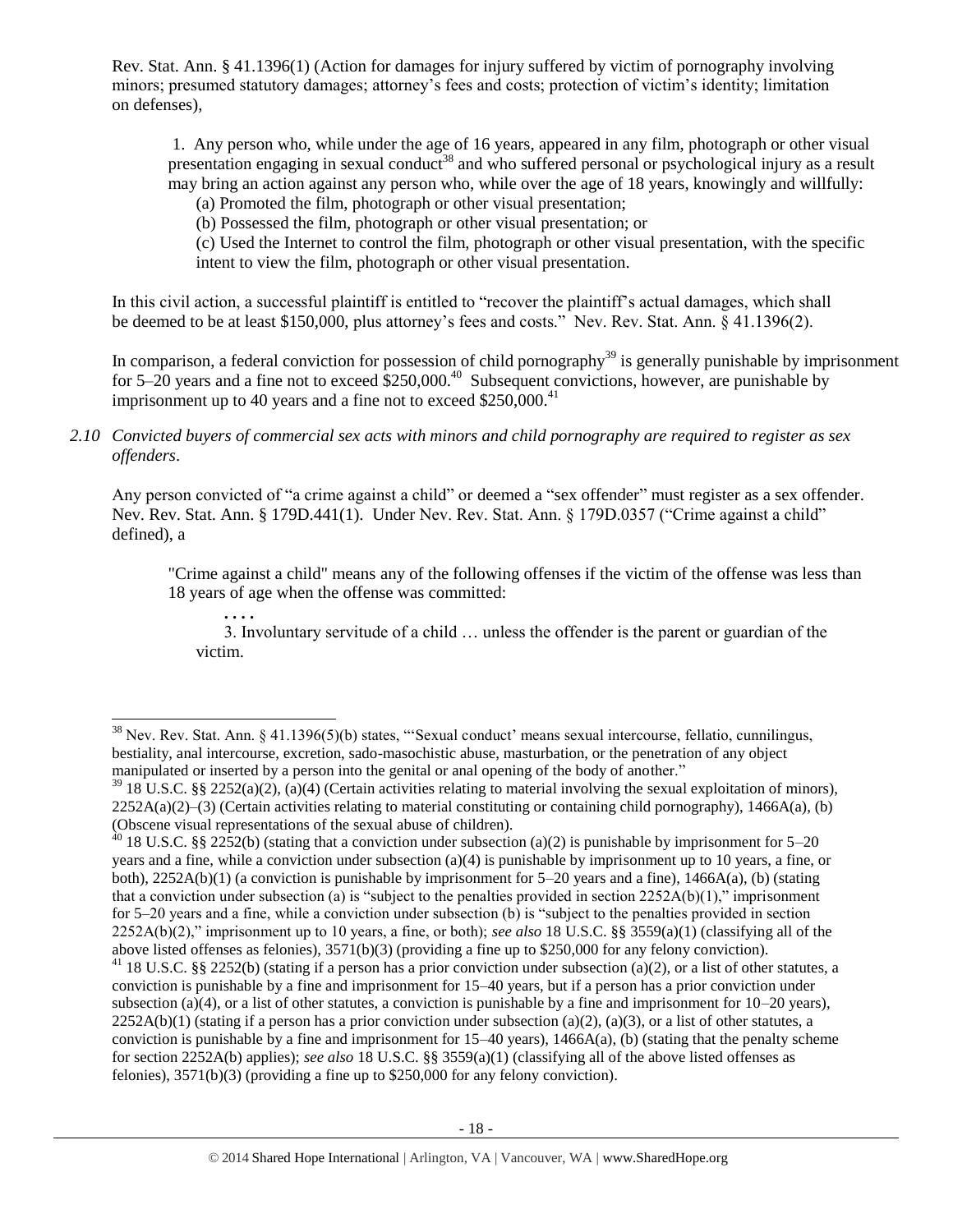Rev. Stat. Ann. § 41.1396(1) (Action for damages for injury suffered by victim of pornography involving minors; presumed statutory damages; attorney's fees and costs; protection of victim's identity; limitation on defenses),

> 1. Any person who, while under the age of 16 years, appeared in any film, photograph or other visual presentation engaging in sexual conduct[38] and who suffered personal or psychological injury as a result may bring an action against any person who, while over the age of 18 years, knowingly and willfully:
>
> (a) Promoted the film, photograph or other visual presentation;
>
> (b) Possessed the film, photograph or other visual presentation; or
>
> (c) Used the Internet to control the film, photograph or other visual presentation, with the specific intent to view the film, photograph or other visual presentation.

In this civil action, a successful plaintiff is entitled to "recover the plaintiff's actual damages, which shall be deemed to be at least $150,000, plus attorney's fees and costs." Nev. Rev. Stat. Ann. § 41.1396(2).

In comparison, a federal conviction for possession of child pornography[39] is generally punishable by imprisonment for 5–20 years and a fine not to exceed $250,000.[40] Subsequent convictions, however, are punishable by imprisonment up to 40 years and a fine not to exceed $250,000.[41]

*2.10 Convicted buyers of commercial sex acts with minors and child pornography are required to register as sex offenders.*

Any person convicted of "a crime against a child" or deemed a "sex offender" must register as a sex offender. Nev. Rev. Stat. Ann. § 179D.441(1). Under Nev. Rev. Stat. Ann. § 179D.0357 ("Crime against a child" defined), a

> "Crime against a child" means any of the following offenses if the victim of the offense was less than 18 years of age when the offense was committed:
>
> . . . .
>
> 3. Involuntary servitude of a child … unless the offender is the parent or guardian of the victim.

---

[38] Nev. Rev. Stat. Ann. § 41.1396(5)(b) states, "'Sexual conduct' means sexual intercourse, fellatio, cunnilingus, bestiality, anal intercourse, excretion, sado-masochistic abuse, masturbation, or the penetration of any object manipulated or inserted by a person into the genital or anal opening of the body of another."

[39] 18 U.S.C. §§ 2252(a)(2), (a)(4) (Certain activities relating to material involving the sexual exploitation of minors), 2252A(a)(2)–(3) (Certain activities relating to material constituting or containing child pornography), 1466A(a), (b) (Obscene visual representations of the sexual abuse of children).

[40] 18 U.S.C. §§ 2252(b) (stating that a conviction under subsection (a)(2) is punishable by imprisonment for 5–20 years and a fine, while a conviction under subsection (a)(4) is punishable by imprisonment up to 10 years, a fine, or both), 2252A(b)(1) (a conviction is punishable by imprisonment for 5–20 years and a fine), 1466A(a), (b) (stating that a conviction under subsection (a) is "subject to the penalties provided in section 2252A(b)(1)," imprisonment for 5–20 years and a fine, while a conviction under subsection (b) is "subject to the penalties provided in section 2252A(b)(2)," imprisonment up to 10 years, a fine, or both); *see also* 18 U.S.C. §§ 3559(a)(1) (classifying all of the above listed offenses as felonies), 3571(b)(3) (providing a fine up to $250,000 for any felony conviction).

[41] 18 U.S.C. §§ 2252(b) (stating if a person has a prior conviction under subsection (a)(2), or a list of other statutes, a conviction is punishable by a fine and imprisonment for 15–40 years, but if a person has a prior conviction under subsection (a)(4), or a list of other statutes, a conviction is punishable by a fine and imprisonment for 10–20 years), 2252A(b)(1) (stating if a person has a prior conviction under subsection (a)(2), (a)(3), or a list of other statutes, a conviction is punishable by a fine and imprisonment for 15–40 years), 1466A(a), (b) (stating that the penalty scheme for section 2252A(b) applies); *see also* 18 U.S.C. §§ 3559(a)(1) (classifying all of the above listed offenses as felonies), 3571(b)(3) (providing a fine up to $250,000 for any felony conviction).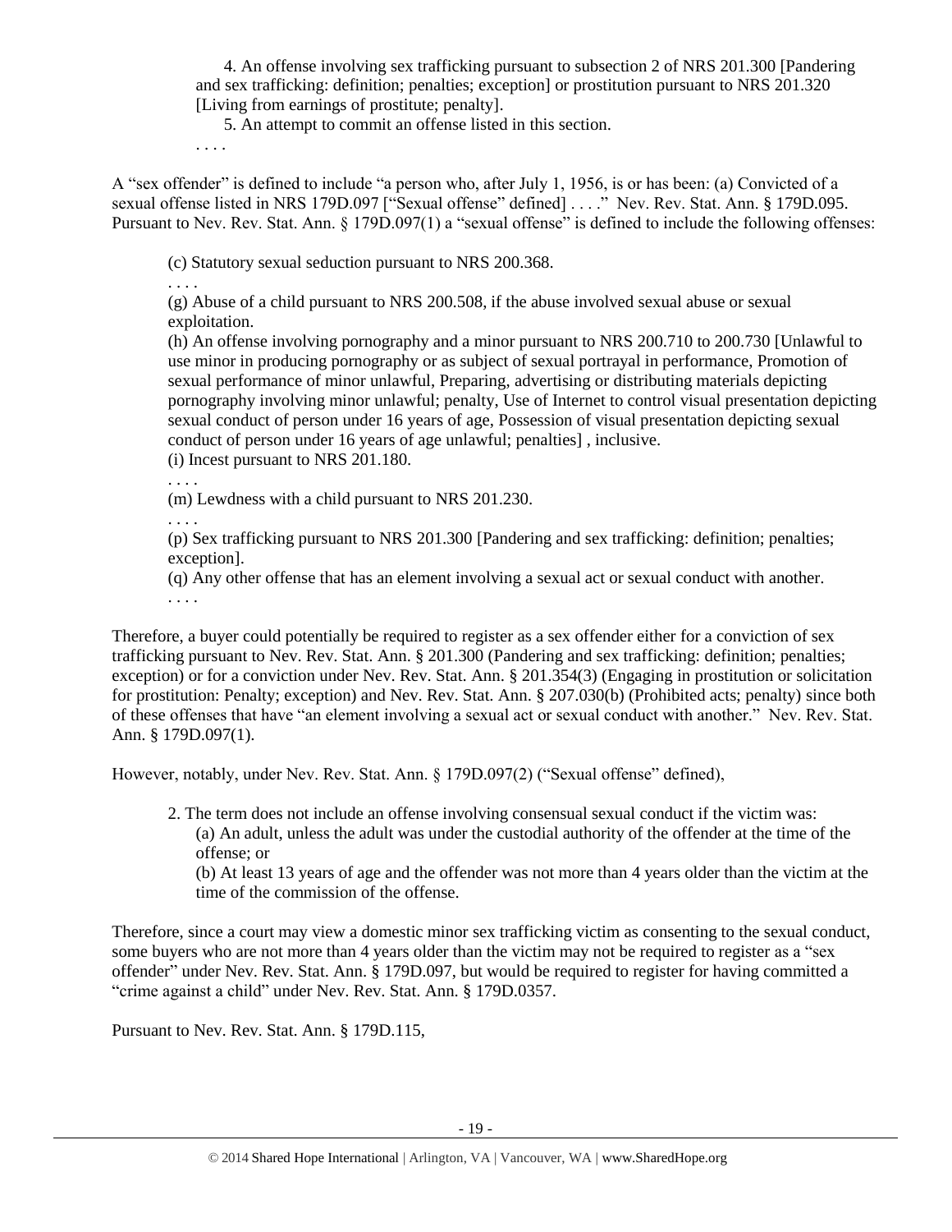> 4. An offense involving sex trafficking pursuant to subsection 2 of NRS 201.300 [Pandering and sex trafficking: definition; penalties; exception] or prostitution pursuant to NRS 201.320 [Living from earnings of prostitute; penalty].
>
> 5. An attempt to commit an offense listed in this section.
>
> . . . .

A "sex offender" is defined to include "a person who, after July 1, 1956, is or has been: (a) Convicted of a sexual offense listed in NRS 179D.097 ["Sexual offense" defined] . . . ." Nev. Rev. Stat. Ann. § 179D.095. Pursuant to Nev. Rev. Stat. Ann. § 179D.097(1) a "sexual offense" is defined to include the following offenses:

> (c) Statutory sexual seduction pursuant to NRS 200.368.
>
> . . . .
>
> (g) Abuse of a child pursuant to NRS 200.508, if the abuse involved sexual abuse or sexual exploitation.
>
> (h) An offense involving pornography and a minor pursuant to NRS 200.710 to 200.730 [Unlawful to use minor in producing pornography or as subject of sexual portrayal in performance, Promotion of sexual performance of minor unlawful, Preparing, advertising or distributing materials depicting pornography involving minor unlawful; penalty, Use of Internet to control visual presentation depicting sexual conduct of person under 16 years of age, Possession of visual presentation depicting sexual conduct of person under 16 years of age unlawful; penalties] , inclusive.
>
> (i) Incest pursuant to NRS 201.180.
>
> . . . .
>
> (m) Lewdness with a child pursuant to NRS 201.230.
>
> . . . .
>
> (p) Sex trafficking pursuant to NRS 201.300 [Pandering and sex trafficking: definition; penalties; exception].
>
> (q) Any other offense that has an element involving a sexual act or sexual conduct with another.
>
> . . . .

Therefore, a buyer could potentially be required to register as a sex offender either for a conviction of sex trafficking pursuant to Nev. Rev. Stat. Ann. § 201.300 (Pandering and sex trafficking: definition; penalties; exception) or for a conviction under Nev. Rev. Stat. Ann. § 201.354(3) (Engaging in prostitution or solicitation for prostitution: Penalty; exception) and Nev. Rev. Stat. Ann. § 207.030(b) (Prohibited acts; penalty) since both of these offenses that have "an element involving a sexual act or sexual conduct with another." Nev. Rev. Stat. Ann. § 179D.097(1).

However, notably, under Nev. Rev. Stat. Ann. § 179D.097(2) ("Sexual offense" defined),

> 2. The term does not include an offense involving consensual sexual conduct if the victim was:
>
> (a) An adult, unless the adult was under the custodial authority of the offender at the time of the offense; or
>
> (b) At least 13 years of age and the offender was not more than 4 years older than the victim at the time of the commission of the offense.

Therefore, since a court may view a domestic minor sex trafficking victim as consenting to the sexual conduct, some buyers who are not more than 4 years older than the victim may not be required to register as a "sex offender" under Nev. Rev. Stat. Ann. § 179D.097, but would be required to register for having committed a "crime against a child" under Nev. Rev. Stat. Ann. § 179D.0357.

Pursuant to Nev. Rev. Stat. Ann. § 179D.115,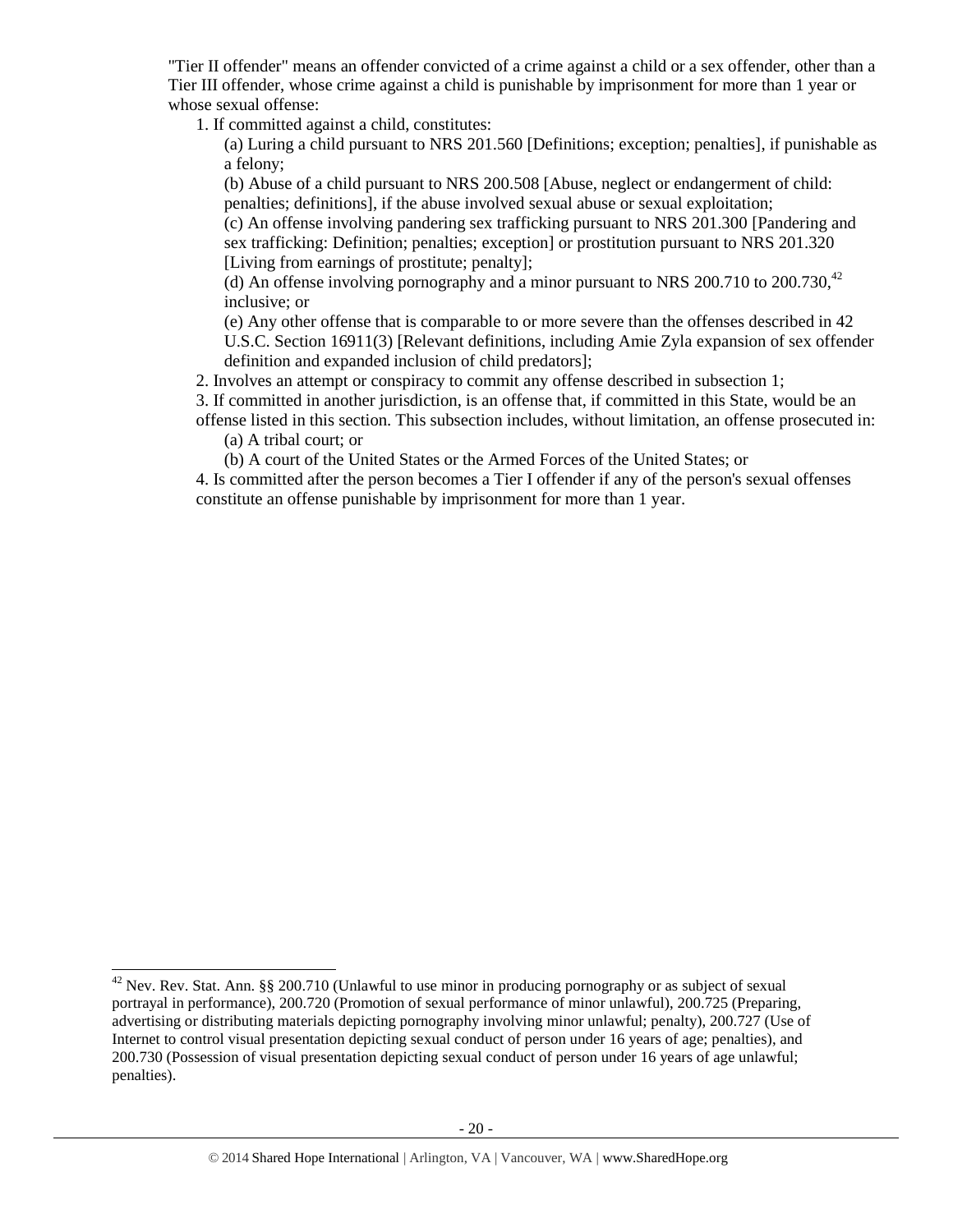"Tier II offender" means an offender convicted of a crime against a child or a sex offender, other than a Tier III offender, whose crime against a child is punishable by imprisonment for more than 1 year or whose sexual offense:

1. If committed against a child, constitutes:

   (a) Luring a child pursuant to NRS 201.560 [Definitions; exception; penalties], if punishable as a felony;

   (b) Abuse of a child pursuant to NRS 200.508 [Abuse, neglect or endangerment of child: penalties; definitions], if the abuse involved sexual abuse or sexual exploitation;

   (c) An offense involving pandering sex trafficking pursuant to NRS 201.300 [Pandering and sex trafficking: Definition; penalties; exception] or prostitution pursuant to NRS 201.320 [Living from earnings of prostitute; penalty];

   (d) An offense involving pornography and a minor pursuant to NRS 200.710 to 200.730,[42] inclusive; or

   (e) Any other offense that is comparable to or more severe than the offenses described in 42 U.S.C. Section 16911(3) [Relevant definitions, including Amie Zyla expansion of sex offender definition and expanded inclusion of child predators];

2. Involves an attempt or conspiracy to commit any offense described in subsection 1;

3. If committed in another jurisdiction, is an offense that, if committed in this State, would be an offense listed in this section. This subsection includes, without limitation, an offense prosecuted in:

   (a) A tribal court; or

   (b) A court of the United States or the Armed Forces of the United States; or

4. Is committed after the person becomes a Tier I offender if any of the person's sexual offenses constitute an offense punishable by imprisonment for more than 1 year.

---

[42] Nev. Rev. Stat. Ann. §§ 200.710 (Unlawful to use minor in producing pornography or as subject of sexual portrayal in performance), 200.720 (Promotion of sexual performance of minor unlawful), 200.725 (Preparing, advertising or distributing materials depicting pornography involving minor unlawful; penalty), 200.727 (Use of Internet to control visual presentation depicting sexual conduct of person under 16 years of age; penalties), and 200.730 (Possession of visual presentation depicting sexual conduct of person under 16 years of age unlawful; penalties).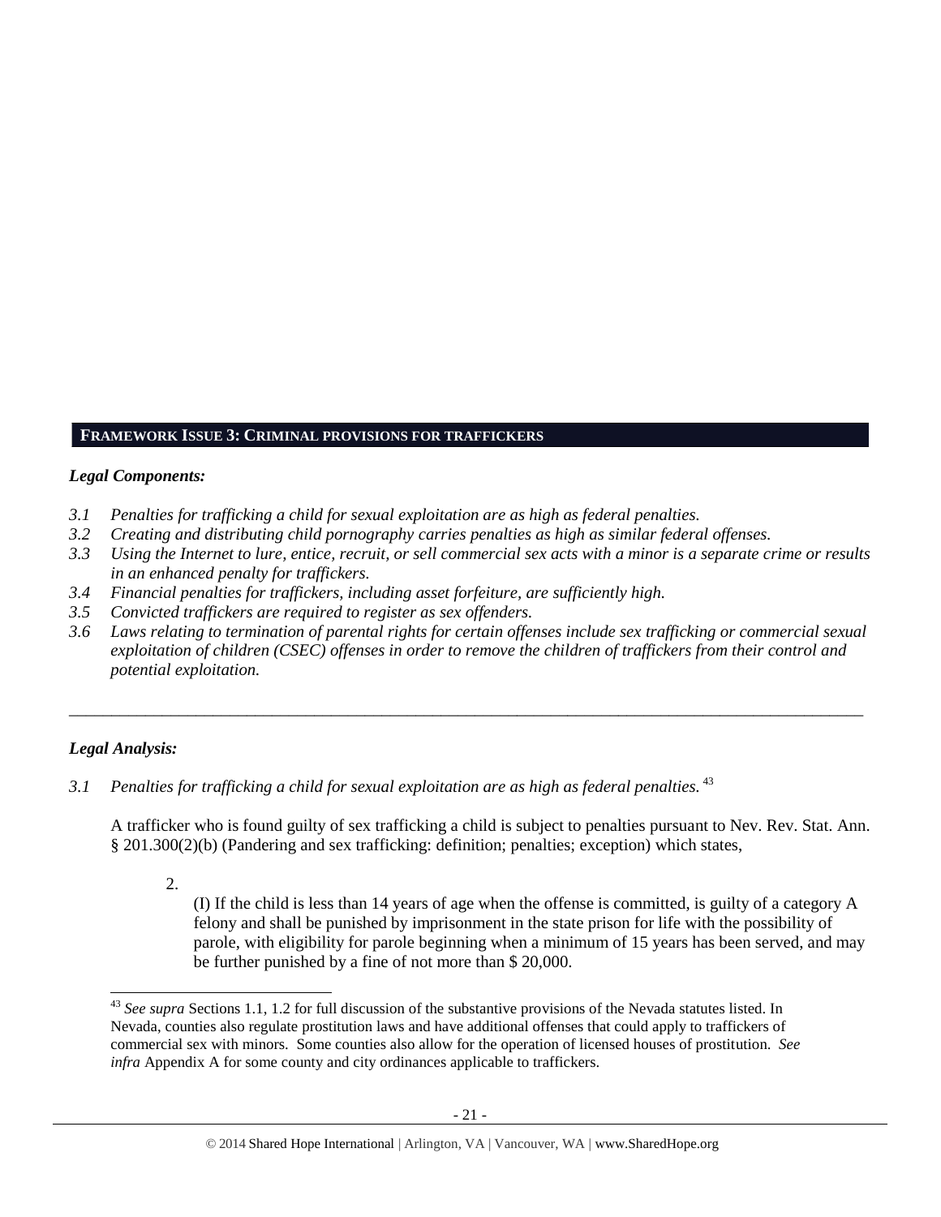## FRAMEWORK ISSUE 3: CRIMINAL PROVISIONS FOR TRAFFICKERS

***Legal Components:***

*3.1 Penalties for trafficking a child for sexual exploitation are as high as federal penalties.*
*3.2 Creating and distributing child pornography carries penalties as high as similar federal offenses.*
*3.3 Using the Internet to lure, entice, recruit, or sell commercial sex acts with a minor is a separate crime or results in an enhanced penalty for traffickers.*
*3.4 Financial penalties for traffickers, including asset forfeiture, are sufficiently high.*
*3.5 Convicted traffickers are required to register as sex offenders.*
*3.6 Laws relating to termination of parental rights for certain offenses include sex trafficking or commercial sexual exploitation of children (CSEC) offenses in order to remove the children of traffickers from their control and potential exploitation.*

---

***Legal Analysis:***

*3.1 Penalties for trafficking a child for sexual exploitation are as high as federal penalties.* [43]

A trafficker who is found guilty of sex trafficking a child is subject to penalties pursuant to Nev. Rev. Stat. Ann. § 201.300(2)(b) (Pandering and sex trafficking: definition; penalties; exception) which states,

> 2.
>
> (I) If the child is less than 14 years of age when the offense is committed, is guilty of a category A felony and shall be punished by imprisonment in the state prison for life with the possibility of parole, with eligibility for parole beginning when a minimum of 15 years has been served, and may be further punished by a fine of not more than $ 20,000.

---

[43] *See supra* Sections 1.1, 1.2 for full discussion of the substantive provisions of the Nevada statutes listed. In Nevada, counties also regulate prostitution laws and have additional offenses that could apply to traffickers of commercial sex with minors. Some counties also allow for the operation of licensed houses of prostitution. *See infra* Appendix A for some county and city ordinances applicable to traffickers.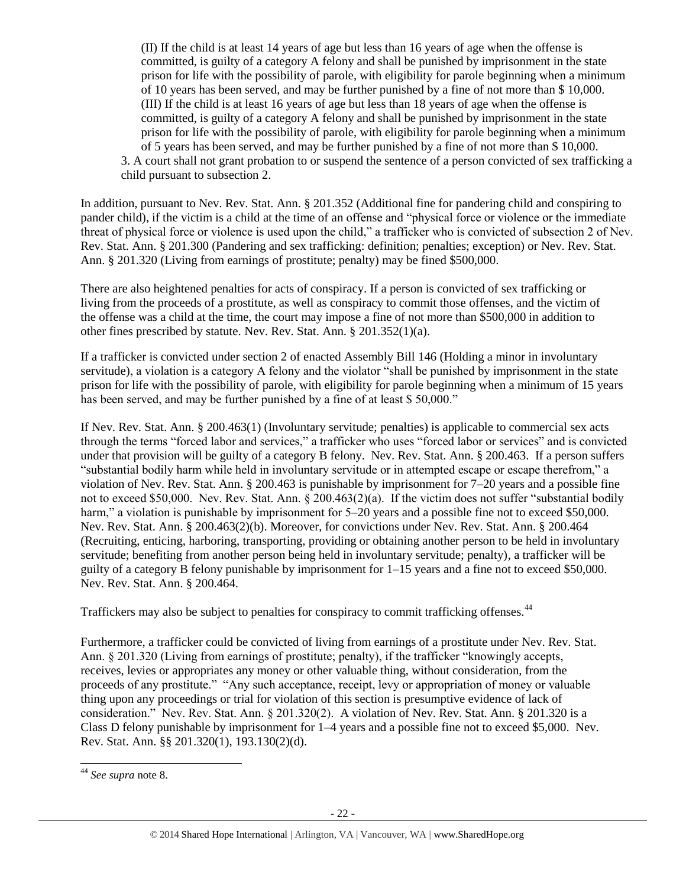(II) If the child is at least 14 years of age but less than 16 years of age when the offense is committed, is guilty of a category A felony and shall be punished by imprisonment in the state prison for life with the possibility of parole, with eligibility for parole beginning when a minimum of 10 years has been served, and may be further punished by a fine of not more than $ 10,000.

(III) If the child is at least 16 years of age but less than 18 years of age when the offense is committed, is guilty of a category A felony and shall be punished by imprisonment in the state prison for life with the possibility of parole, with eligibility for parole beginning when a minimum of 5 years has been served, and may be further punished by a fine of not more than $ 10,000.

3. A court shall not grant probation to or suspend the sentence of a person convicted of sex trafficking a child pursuant to subsection 2.

In addition, pursuant to Nev. Rev. Stat. Ann. § 201.352 (Additional fine for pandering child and conspiring to pander child), if the victim is a child at the time of an offense and "physical force or violence or the immediate threat of physical force or violence is used upon the child," a trafficker who is convicted of subsection 2 of Nev. Rev. Stat. Ann. § 201.300 (Pandering and sex trafficking: definition; penalties; exception) or Nev. Rev. Stat. Ann. § 201.320 (Living from earnings of prostitute; penalty) may be fined $500,000.

There are also heightened penalties for acts of conspiracy. If a person is convicted of sex trafficking or living from the proceeds of a prostitute, as well as conspiracy to commit those offenses, and the victim of the offense was a child at the time, the court may impose a fine of not more than $500,000 in addition to other fines prescribed by statute. Nev. Rev. Stat. Ann. § 201.352(1)(a).

If a trafficker is convicted under section 2 of enacted Assembly Bill 146 (Holding a minor in involuntary servitude), a violation is a category A felony and the violator "shall be punished by imprisonment in the state prison for life with the possibility of parole, with eligibility for parole beginning when a minimum of 15 years has been served, and may be further punished by a fine of at least $ 50,000."

If Nev. Rev. Stat. Ann. § 200.463(1) (Involuntary servitude; penalties) is applicable to commercial sex acts through the terms "forced labor and services," a trafficker who uses "forced labor or services" and is convicted under that provision will be guilty of a category B felony. Nev. Rev. Stat. Ann. § 200.463. If a person suffers "substantial bodily harm while held in involuntary servitude or in attempted escape or escape therefrom," a violation of Nev. Rev. Stat. Ann. § 200.463 is punishable by imprisonment for 7–20 years and a possible fine not to exceed $50,000. Nev. Rev. Stat. Ann. § 200.463(2)(a). If the victim does not suffer "substantial bodily harm," a violation is punishable by imprisonment for 5–20 years and a possible fine not to exceed $50,000. Nev. Rev. Stat. Ann. § 200.463(2)(b). Moreover, for convictions under Nev. Rev. Stat. Ann. § 200.464 (Recruiting, enticing, harboring, transporting, providing or obtaining another person to be held in involuntary servitude; benefiting from another person being held in involuntary servitude; penalty), a trafficker will be guilty of a category B felony punishable by imprisonment for 1–15 years and a fine not to exceed $50,000. Nev. Rev. Stat. Ann. § 200.464.

Traffickers may also be subject to penalties for conspiracy to commit trafficking offenses.[44]

Furthermore, a trafficker could be convicted of living from earnings of a prostitute under Nev. Rev. Stat. Ann. § 201.320 (Living from earnings of prostitute; penalty), if the trafficker "knowingly accepts, receives, levies or appropriates any money or other valuable thing, without consideration, from the proceeds of any prostitute." "Any such acceptance, receipt, levy or appropriation of money or valuable thing upon any proceedings or trial for violation of this section is presumptive evidence of lack of consideration." Nev. Rev. Stat. Ann. § 201.320(2). A violation of Nev. Rev. Stat. Ann. § 201.320 is a Class D felony punishable by imprisonment for 1–4 years and a possible fine not to exceed $5,000. Nev. Rev. Stat. Ann. §§ 201.320(1), 193.130(2)(d).

---

[44] *See supra* note 8.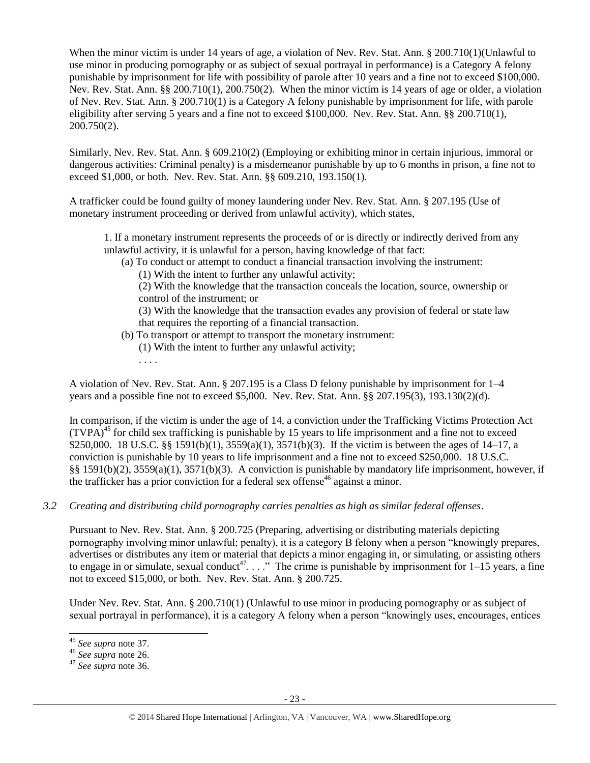When the minor victim is under 14 years of age, a violation of Nev. Rev. Stat. Ann. § 200.710(1)(Unlawful to use minor in producing pornography or as subject of sexual portrayal in performance) is a Category A felony punishable by imprisonment for life with possibility of parole after 10 years and a fine not to exceed $100,000. Nev. Rev. Stat. Ann. §§ 200.710(1), 200.750(2). When the minor victim is 14 years of age or older, a violation of Nev. Rev. Stat. Ann. § 200.710(1) is a Category A felony punishable by imprisonment for life, with parole eligibility after serving 5 years and a fine not to exceed $100,000. Nev. Rev. Stat. Ann. §§ 200.710(1), 200.750(2).

Similarly, Nev. Rev. Stat. Ann. § 609.210(2) (Employing or exhibiting minor in certain injurious, immoral or dangerous activities: Criminal penalty) is a misdemeanor punishable by up to 6 months in prison, a fine not to exceed $1,000, or both. Nev. Rev. Stat. Ann. §§ 609.210, 193.150(1).

A trafficker could be found guilty of money laundering under Nev. Rev. Stat. Ann. § 207.195 (Use of monetary instrument proceeding or derived from unlawful activity), which states,

> 1. If a monetary instrument represents the proceeds of or is directly or indirectly derived from any unlawful activity, it is unlawful for a person, having knowledge of that fact:
>
> (a) To conduct or attempt to conduct a financial transaction involving the instrument:
>
> (1) With the intent to further any unlawful activity;
>
> (2) With the knowledge that the transaction conceals the location, source, ownership or control of the instrument; or
>
> (3) With the knowledge that the transaction evades any provision of federal or state law that requires the reporting of a financial transaction.
>
> (b) To transport or attempt to transport the monetary instrument:
>
> (1) With the intent to further any unlawful activity;
>
> . . . .

A violation of Nev. Rev. Stat. Ann. § 207.195 is a Class D felony punishable by imprisonment for 1–4 years and a possible fine not to exceed $5,000. Nev. Rev. Stat. Ann. §§ 207.195(3), 193.130(2)(d).

In comparison, if the victim is under the age of 14, a conviction under the Trafficking Victims Protection Act (TVPA)[45] for child sex trafficking is punishable by 15 years to life imprisonment and a fine not to exceed $250,000. 18 U.S.C. §§ 1591(b)(1), 3559(a)(1), 3571(b)(3). If the victim is between the ages of 14–17, a conviction is punishable by 10 years to life imprisonment and a fine not to exceed $250,000. 18 U.S.C. §§ 1591(b)(2), 3559(a)(1), 3571(b)(3). A conviction is punishable by mandatory life imprisonment, however, if the trafficker has a prior conviction for a federal sex offense[46] against a minor.

*3.2 Creating and distributing child pornography carries penalties as high as similar federal offenses.*

Pursuant to Nev. Rev. Stat. Ann. § 200.725 (Preparing, advertising or distributing materials depicting pornography involving minor unlawful; penalty), it is a category B felony when a person "knowingly prepares, advertises or distributes any item or material that depicts a minor engaging in, or simulating, or assisting others to engage in or simulate, sexual conduct[47]. . . ." The crime is punishable by imprisonment for 1–15 years, a fine not to exceed $15,000, or both. Nev. Rev. Stat. Ann. § 200.725.

Under Nev. Rev. Stat. Ann. § 200.710(1) (Unlawful to use minor in producing pornography or as subject of sexual portrayal in performance), it is a category A felony when a person "knowingly uses, encourages, entices

---

[45] *See supra* note 37.

[46] *See supra* note 26.

[47] *See supra* note 36.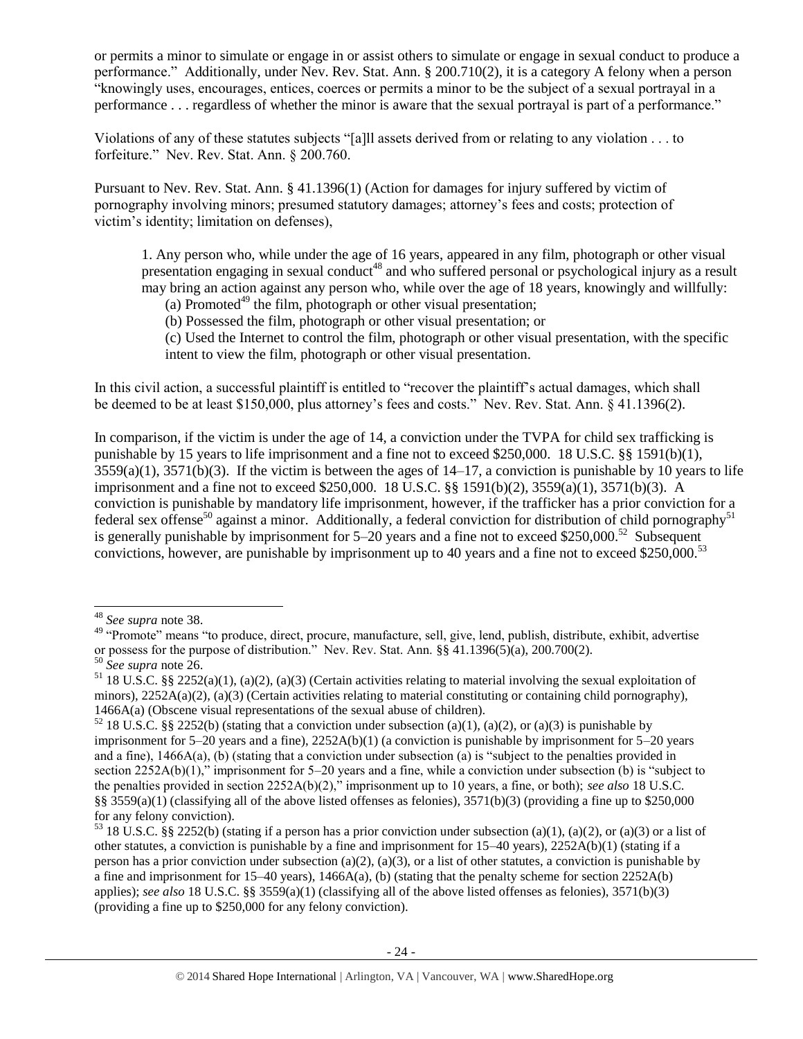or permits a minor to simulate or engage in or assist others to simulate or engage in sexual conduct to produce a performance." Additionally, under Nev. Rev. Stat. Ann. § 200.710(2), it is a category A felony when a person "knowingly uses, encourages, entices, coerces or permits a minor to be the subject of a sexual portrayal in a performance . . . regardless of whether the minor is aware that the sexual portrayal is part of a performance."

Violations of any of these statutes subjects "[a]ll assets derived from or relating to any violation . . . to forfeiture." Nev. Rev. Stat. Ann. § 200.760.

Pursuant to Nev. Rev. Stat. Ann. § 41.1396(1) (Action for damages for injury suffered by victim of pornography involving minors; presumed statutory damages; attorney's fees and costs; protection of victim's identity; limitation on defenses),

> 1. Any person who, while under the age of 16 years, appeared in any film, photograph or other visual presentation engaging in sexual conduct[48] and who suffered personal or psychological injury as a result may bring an action against any person who, while over the age of 18 years, knowingly and willfully:
> (a) Promoted[49] the film, photograph or other visual presentation;
> (b) Possessed the film, photograph or other visual presentation; or
> (c) Used the Internet to control the film, photograph or other visual presentation, with the specific intent to view the film, photograph or other visual presentation.

In this civil action, a successful plaintiff is entitled to "recover the plaintiff's actual damages, which shall be deemed to be at least $150,000, plus attorney's fees and costs." Nev. Rev. Stat. Ann. § 41.1396(2).

In comparison, if the victim is under the age of 14, a conviction under the TVPA for child sex trafficking is punishable by 15 years to life imprisonment and a fine not to exceed $250,000. 18 U.S.C. §§ 1591(b)(1), 3559(a)(1), 3571(b)(3). If the victim is between the ages of 14–17, a conviction is punishable by 10 years to life imprisonment and a fine not to exceed $250,000. 18 U.S.C. §§ 1591(b)(2), 3559(a)(1), 3571(b)(3). A conviction is punishable by mandatory life imprisonment, however, if the trafficker has a prior conviction for a federal sex offense[50] against a minor. Additionally, a federal conviction for distribution of child pornography[51] is generally punishable by imprisonment for 5–20 years and a fine not to exceed $250,000.[52] Subsequent convictions, however, are punishable by imprisonment up to 40 years and a fine not to exceed $250,000.[53]

---

[48] *See supra* note 38.

[49] "Promote" means "to produce, direct, procure, manufacture, sell, give, lend, publish, distribute, exhibit, advertise or possess for the purpose of distribution." Nev. Rev. Stat. Ann. §§ 41.1396(5)(a), 200.700(2).

[50] *See supra* note 26.

[51] 18 U.S.C. §§ 2252(a)(1), (a)(2), (a)(3) (Certain activities relating to material involving the sexual exploitation of minors), 2252A(a)(2), (a)(3) (Certain activities relating to material constituting or containing child pornography), 1466A(a) (Obscene visual representations of the sexual abuse of children).

[52] 18 U.S.C. §§ 2252(b) (stating that a conviction under subsection (a)(1), (a)(2), or (a)(3) is punishable by imprisonment for 5–20 years and a fine), 2252A(b)(1) (a conviction is punishable by imprisonment for 5–20 years and a fine), 1466A(a), (b) (stating that a conviction under subsection (a) is "subject to the penalties provided in section 2252A(b)(1)," imprisonment for 5–20 years and a fine, while a conviction under subsection (b) is "subject to the penalties provided in section 2252A(b)(2)," imprisonment up to 10 years, a fine, or both); *see also* 18 U.S.C. §§ 3559(a)(1) (classifying all of the above listed offenses as felonies), 3571(b)(3) (providing a fine up to $250,000 for any felony conviction).

[53] 18 U.S.C. §§ 2252(b) (stating if a person has a prior conviction under subsection (a)(1), (a)(2), or (a)(3) or a list of other statutes, a conviction is punishable by a fine and imprisonment for 15–40 years), 2252A(b)(1) (stating if a person has a prior conviction under subsection (a)(2), (a)(3), or a list of other statutes, a conviction is punishable by a fine and imprisonment for 15–40 years), 1466A(a), (b) (stating that the penalty scheme for section 2252A(b) applies); *see also* 18 U.S.C. §§ 3559(a)(1) (classifying all of the above listed offenses as felonies), 3571(b)(3) (providing a fine up to $250,000 for any felony conviction).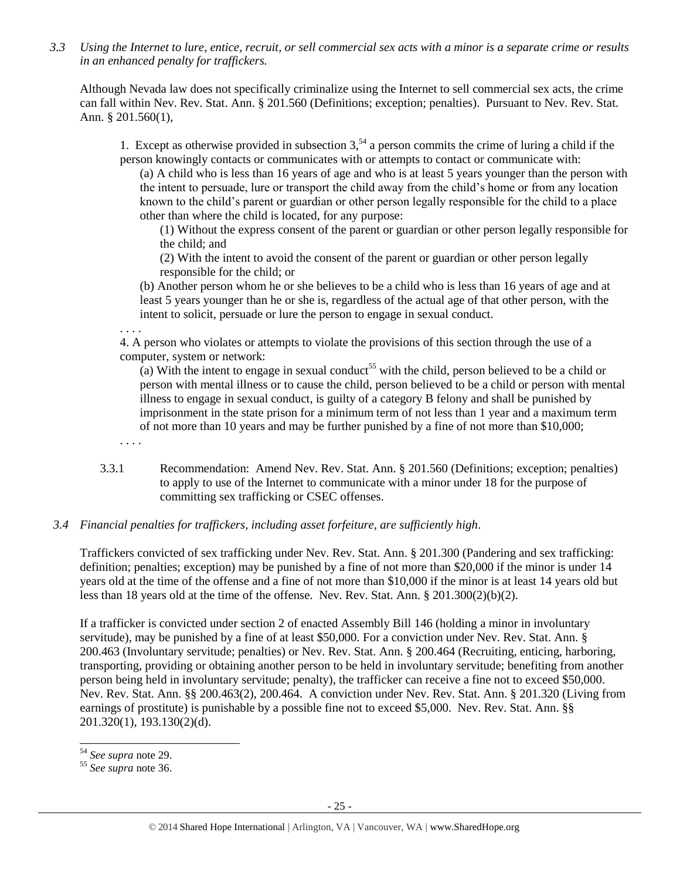*3.3 Using the Internet to lure, entice, recruit, or sell commercial sex acts with a minor is a separate crime or results in an enhanced penalty for traffickers.*

Although Nevada law does not specifically criminalize using the Internet to sell commercial sex acts, the crime can fall within Nev. Rev. Stat. Ann. § 201.560 (Definitions; exception; penalties). Pursuant to Nev. Rev. Stat. Ann. § 201.560(1),

> 1. Except as otherwise provided in subsection 3,[54] a person commits the crime of luring a child if the person knowingly contacts or communicates with or attempts to contact or communicate with:
>
> (a) A child who is less than 16 years of age and who is at least 5 years younger than the person with the intent to persuade, lure or transport the child away from the child's home or from any location known to the child's parent or guardian or other person legally responsible for the child to a place other than where the child is located, for any purpose:
>
> (1) Without the express consent of the parent or guardian or other person legally responsible for the child; and
>
> (2) With the intent to avoid the consent of the parent or guardian or other person legally responsible for the child; or
>
> (b) Another person whom he or she believes to be a child who is less than 16 years of age and at least 5 years younger than he or she is, regardless of the actual age of that other person, with the intent to solicit, persuade or lure the person to engage in sexual conduct.
>
> . . . .
>
> 4. A person who violates or attempts to violate the provisions of this section through the use of a computer, system or network:
>
> (a) With the intent to engage in sexual conduct[55] with the child, person believed to be a child or person with mental illness or to cause the child, person believed to be a child or person with mental illness to engage in sexual conduct, is guilty of a category B felony and shall be punished by imprisonment in the state prison for a minimum term of not less than 1 year and a maximum term of not more than 10 years and may be further punished by a fine of not more than $10,000;
>
> . . . .

3.3.1 Recommendation: Amend Nev. Rev. Stat. Ann. § 201.560 (Definitions; exception; penalties) to apply to use of the Internet to communicate with a minor under 18 for the purpose of committing sex trafficking or CSEC offenses.

*3.4 Financial penalties for traffickers, including asset forfeiture, are sufficiently high.*

Traffickers convicted of sex trafficking under Nev. Rev. Stat. Ann. § 201.300 (Pandering and sex trafficking: definition; penalties; exception) may be punished by a fine of not more than $20,000 if the minor is under 14 years old at the time of the offense and a fine of not more than $10,000 if the minor is at least 14 years old but less than 18 years old at the time of the offense. Nev. Rev. Stat. Ann. § 201.300(2)(b)(2).

If a trafficker is convicted under section 2 of enacted Assembly Bill 146 (holding a minor in involuntary servitude), may be punished by a fine of at least $50,000. For a conviction under Nev. Rev. Stat. Ann. § 200.463 (Involuntary servitude; penalties) or Nev. Rev. Stat. Ann. § 200.464 (Recruiting, enticing, harboring, transporting, providing or obtaining another person to be held in involuntary servitude; benefiting from another person being held in involuntary servitude; penalty), the trafficker can receive a fine not to exceed $50,000. Nev. Rev. Stat. Ann. §§ 200.463(2), 200.464. A conviction under Nev. Rev. Stat. Ann. § 201.320 (Living from earnings of prostitute) is punishable by a possible fine not to exceed $5,000. Nev. Rev. Stat. Ann. §§ 201.320(1), 193.130(2)(d).

---

[54] *See supra* note 29.

[55] *See supra* note 36.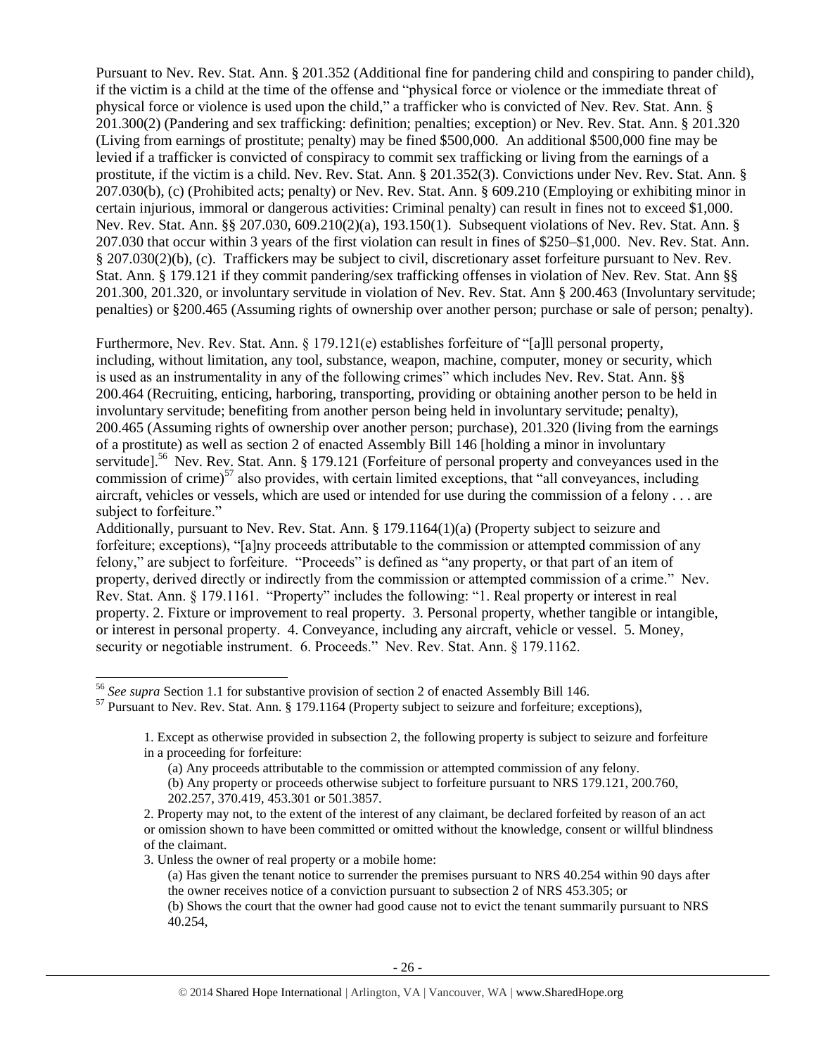Pursuant to Nev. Rev. Stat. Ann. § 201.352 (Additional fine for pandering child and conspiring to pander child), if the victim is a child at the time of the offense and "physical force or violence or the immediate threat of physical force or violence is used upon the child," a trafficker who is convicted of Nev. Rev. Stat. Ann. § 201.300(2) (Pandering and sex trafficking: definition; penalties; exception) or Nev. Rev. Stat. Ann. § 201.320 (Living from earnings of prostitute; penalty) may be fined $500,000. An additional $500,000 fine may be levied if a trafficker is convicted of conspiracy to commit sex trafficking or living from the earnings of a prostitute, if the victim is a child. Nev. Rev. Stat. Ann. § 201.352(3). Convictions under Nev. Rev. Stat. Ann. § 207.030(b), (c) (Prohibited acts; penalty) or Nev. Rev. Stat. Ann. § 609.210 (Employing or exhibiting minor in certain injurious, immoral or dangerous activities: Criminal penalty) can result in fines not to exceed $1,000. Nev. Rev. Stat. Ann. §§ 207.030, 609.210(2)(a), 193.150(1). Subsequent violations of Nev. Rev. Stat. Ann. § 207.030 that occur within 3 years of the first violation can result in fines of $250–$1,000. Nev. Rev. Stat. Ann. § 207.030(2)(b), (c). Traffickers may be subject to civil, discretionary asset forfeiture pursuant to Nev. Rev. Stat. Ann. § 179.121 if they commit pandering/sex trafficking offenses in violation of Nev. Rev. Stat. Ann §§ 201.300, 201.320, or involuntary servitude in violation of Nev. Rev. Stat. Ann § 200.463 (Involuntary servitude; penalties) or §200.465 (Assuming rights of ownership over another person; purchase or sale of person; penalty).

Furthermore, Nev. Rev. Stat. Ann. § 179.121(e) establishes forfeiture of "[a]ll personal property, including, without limitation, any tool, substance, weapon, machine, computer, money or security, which is used as an instrumentality in any of the following crimes" which includes Nev. Rev. Stat. Ann. §§ 200.464 (Recruiting, enticing, harboring, transporting, providing or obtaining another person to be held in involuntary servitude; benefiting from another person being held in involuntary servitude; penalty), 200.465 (Assuming rights of ownership over another person; purchase), 201.320 (living from the earnings of a prostitute) as well as section 2 of enacted Assembly Bill 146 [holding a minor in involuntary servitude].[56] Nev. Rev. Stat. Ann. § 179.121 (Forfeiture of personal property and conveyances used in the commission of crime)[57] also provides, with certain limited exceptions, that "all conveyances, including aircraft, vehicles or vessels, which are used or intended for use during the commission of a felony . . . are subject to forfeiture."

Additionally, pursuant to Nev. Rev. Stat. Ann. § 179.1164(1)(a) (Property subject to seizure and forfeiture; exceptions), "[a]ny proceeds attributable to the commission or attempted commission of any felony," are subject to forfeiture. "Proceeds" is defined as "any property, or that part of an item of property, derived directly or indirectly from the commission or attempted commission of a crime." Nev. Rev. Stat. Ann. § 179.1161. "Property" includes the following: "1. Real property or interest in real property. 2. Fixture or improvement to real property. 3. Personal property, whether tangible or intangible, or interest in personal property. 4. Conveyance, including any aircraft, vehicle or vessel. 5. Money, security or negotiable instrument. 6. Proceeds." Nev. Rev. Stat. Ann. § 179.1162.

---

[56] *See supra* Section 1.1 for substantive provision of section 2 of enacted Assembly Bill 146.

[57] Pursuant to Nev. Rev. Stat. Ann. § 179.1164 (Property subject to seizure and forfeiture; exceptions),

> 1. Except as otherwise provided in subsection 2, the following property is subject to seizure and forfeiture in a proceeding for forfeiture:
>
> > (a) Any proceeds attributable to the commission or attempted commission of any felony.
> >
> > (b) Any property or proceeds otherwise subject to forfeiture pursuant to NRS 179.121, 200.760, 202.257, 370.419, 453.301 or 501.3857.
>
> 2. Property may not, to the extent of the interest of any claimant, be declared forfeited by reason of an act or omission shown to have been committed or omitted without the knowledge, consent or willful blindness of the claimant.
>
> 3. Unless the owner of real property or a mobile home:
>
> > (a) Has given the tenant notice to surrender the premises pursuant to NRS 40.254 within 90 days after the owner receives notice of a conviction pursuant to subsection 2 of NRS 453.305; or
> >
> > (b) Shows the court that the owner had good cause not to evict the tenant summarily pursuant to NRS 40.254,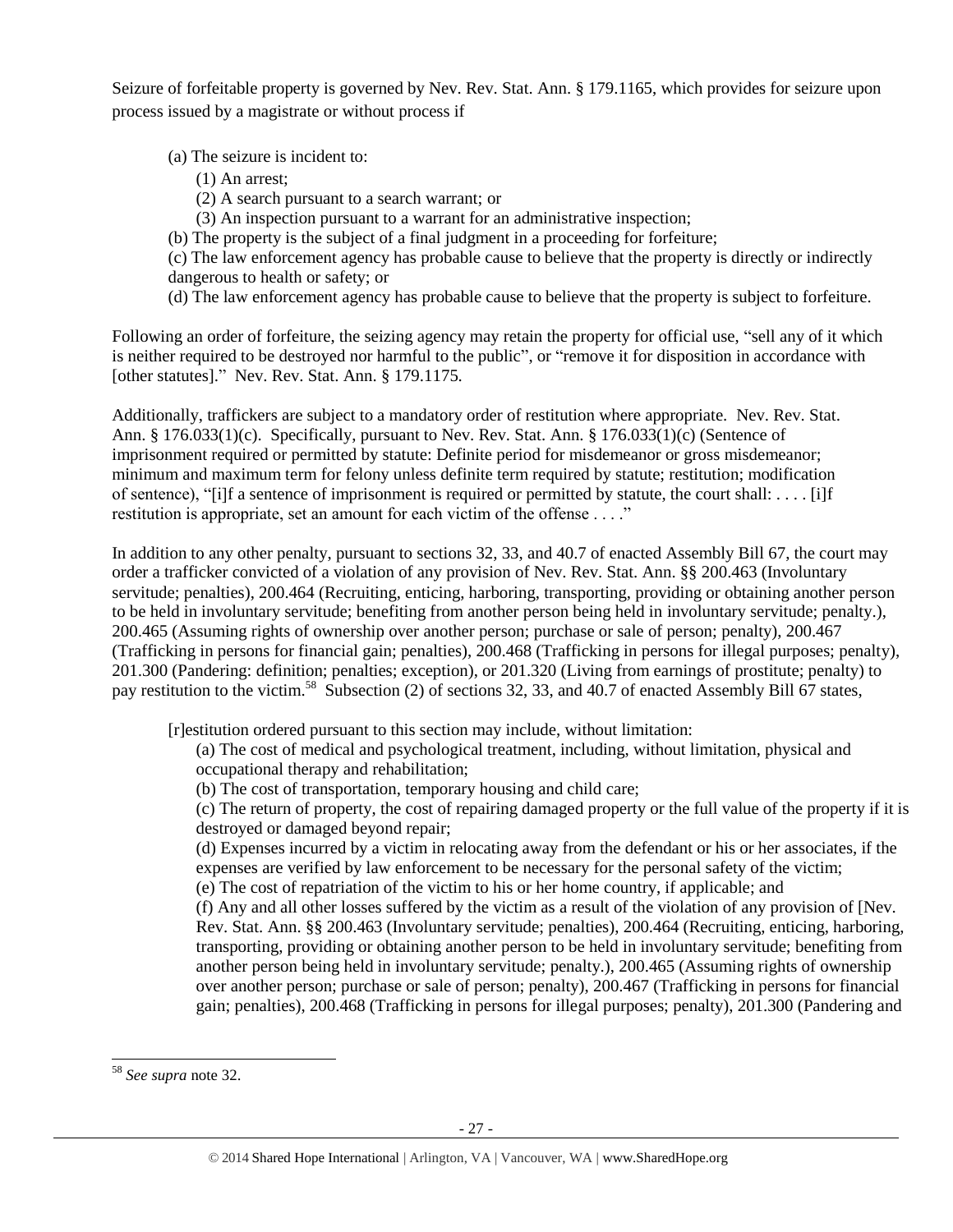Seizure of forfeitable property is governed by Nev. Rev. Stat. Ann. § 179.1165, which provides for seizure upon process issued by a magistrate or without process if

> (a) The seizure is incident to:
> > (1) An arrest;
> > (2) A search pursuant to a search warrant; or
> > (3) An inspection pursuant to a warrant for an administrative inspection;
>
> (b) The property is the subject of a final judgment in a proceeding for forfeiture;
> (c) The law enforcement agency has probable cause to believe that the property is directly or indirectly dangerous to health or safety; or
> (d) The law enforcement agency has probable cause to believe that the property is subject to forfeiture.

Following an order of forfeiture, the seizing agency may retain the property for official use, "sell any of it which is neither required to be destroyed nor harmful to the public", or "remove it for disposition in accordance with [other statutes]." Nev. Rev. Stat. Ann. § 179.1175.

Additionally, traffickers are subject to a mandatory order of restitution where appropriate. Nev. Rev. Stat. Ann. § 176.033(1)(c). Specifically, pursuant to Nev. Rev. Stat. Ann. § 176.033(1)(c) (Sentence of imprisonment required or permitted by statute: Definite period for misdemeanor or gross misdemeanor; minimum and maximum term for felony unless definite term required by statute; restitution; modification of sentence), "[i]f a sentence of imprisonment is required or permitted by statute, the court shall: . . . . [i]f restitution is appropriate, set an amount for each victim of the offense . . . ."

In addition to any other penalty, pursuant to sections 32, 33, and 40.7 of enacted Assembly Bill 67, the court may order a trafficker convicted of a violation of any provision of Nev. Rev. Stat. Ann. §§ 200.463 (Involuntary servitude; penalties), 200.464 (Recruiting, enticing, harboring, transporting, providing or obtaining another person to be held in involuntary servitude; benefiting from another person being held in involuntary servitude; penalty.), 200.465 (Assuming rights of ownership over another person; purchase or sale of person; penalty), 200.467 (Trafficking in persons for financial gain; penalties), 200.468 (Trafficking in persons for illegal purposes; penalty), 201.300 (Pandering: definition; penalties; exception), or 201.320 (Living from earnings of prostitute; penalty) to pay restitution to the victim.[58] Subsection (2) of sections 32, 33, and 40.7 of enacted Assembly Bill 67 states,

> [r]estitution ordered pursuant to this section may include, without limitation:
> > (a) The cost of medical and psychological treatment, including, without limitation, physical and occupational therapy and rehabilitation;
> > (b) The cost of transportation, temporary housing and child care;
> > (c) The return of property, the cost of repairing damaged property or the full value of the property if it is destroyed or damaged beyond repair;
> > (d) Expenses incurred by a victim in relocating away from the defendant or his or her associates, if the expenses are verified by law enforcement to be necessary for the personal safety of the victim;
> > (e) The cost of repatriation of the victim to his or her home country, if applicable; and
> > (f) Any and all other losses suffered by the victim as a result of the violation of any provision of [Nev. Rev. Stat. Ann. §§ 200.463 (Involuntary servitude; penalties), 200.464 (Recruiting, enticing, harboring, transporting, providing or obtaining another person to be held in involuntary servitude; benefiting from another person being held in involuntary servitude; penalty.), 200.465 (Assuming rights of ownership over another person; purchase or sale of person; penalty), 200.467 (Trafficking in persons for financial gain; penalties), 200.468 (Trafficking in persons for illegal purposes; penalty), 201.300 (Pandering and

[58] *See supra* note 32.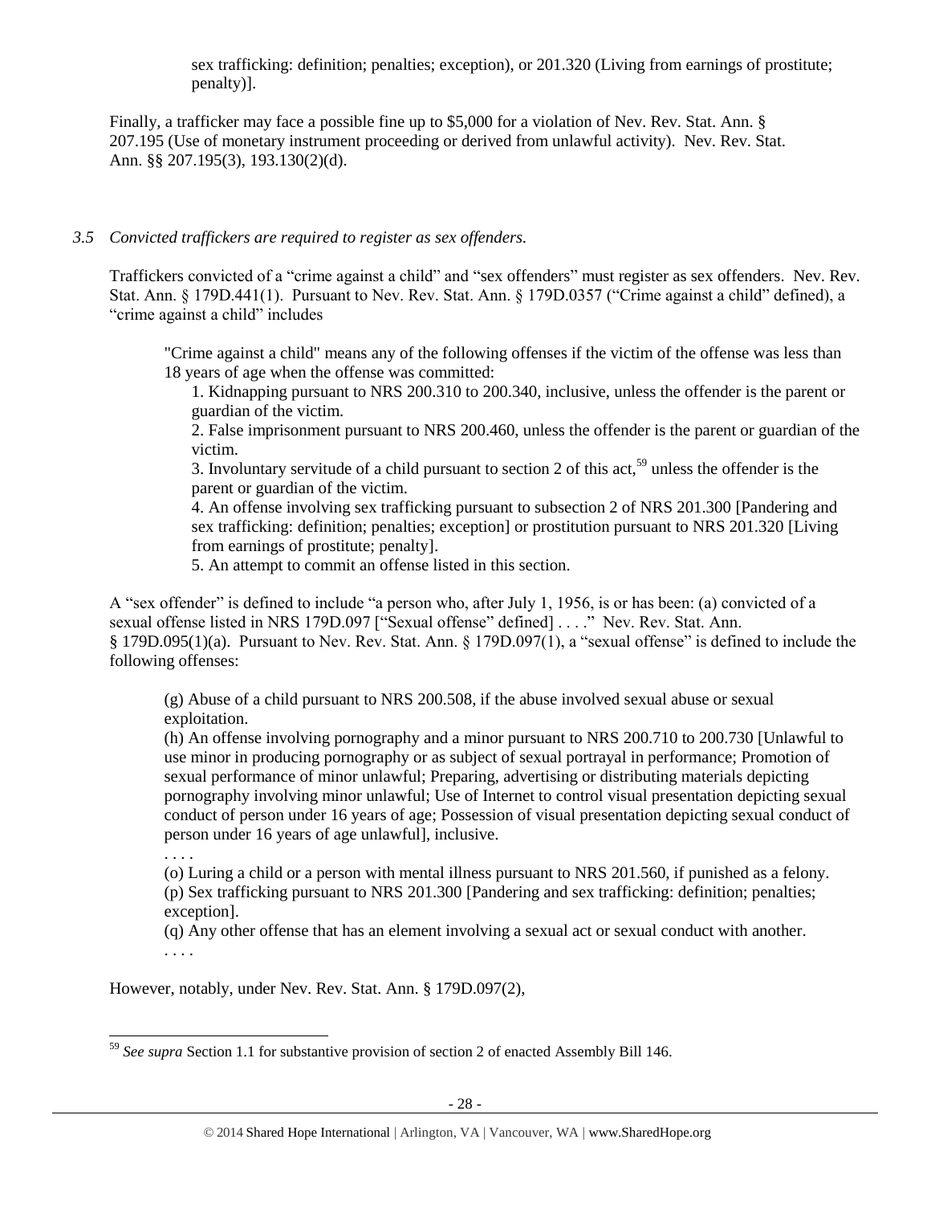sex trafficking: definition; penalties; exception), or 201.320 (Living from earnings of prostitute; penalty)].

Finally, a trafficker may face a possible fine up to $5,000 for a violation of Nev. Rev. Stat. Ann. § 207.195 (Use of monetary instrument proceeding or derived from unlawful activity). Nev. Rev. Stat. Ann. §§ 207.195(3), 193.130(2)(d).

*3.5 Convicted traffickers are required to register as sex offenders.*

Traffickers convicted of a "crime against a child" and "sex offenders" must register as sex offenders. Nev. Rev. Stat. Ann. § 179D.441(1). Pursuant to Nev. Rev. Stat. Ann. § 179D.0357 ("Crime against a child" defined), a "crime against a child" includes

> "Crime against a child" means any of the following offenses if the victim of the offense was less than 18 years of age when the offense was committed:
>
> 1. Kidnapping pursuant to NRS 200.310 to 200.340, inclusive, unless the offender is the parent or guardian of the victim.
> 2. False imprisonment pursuant to NRS 200.460, unless the offender is the parent or guardian of the victim.
> 3. Involuntary servitude of a child pursuant to section 2 of this act,[59] unless the offender is the parent or guardian of the victim.
> 4. An offense involving sex trafficking pursuant to subsection 2 of NRS 201.300 [Pandering and sex trafficking: definition; penalties; exception] or prostitution pursuant to NRS 201.320 [Living from earnings of prostitute; penalty].
> 5. An attempt to commit an offense listed in this section.

A "sex offender" is defined to include "a person who, after July 1, 1956, is or has been: (a) convicted of a sexual offense listed in NRS 179D.097 ["Sexual offense" defined] . . . ." Nev. Rev. Stat. Ann. § 179D.095(1)(a). Pursuant to Nev. Rev. Stat. Ann. § 179D.097(1), a "sexual offense" is defined to include the following offenses:

> (g) Abuse of a child pursuant to NRS 200.508, if the abuse involved sexual abuse or sexual exploitation.
>
> (h) An offense involving pornography and a minor pursuant to NRS 200.710 to 200.730 [Unlawful to use minor in producing pornography or as subject of sexual portrayal in performance; Promotion of sexual performance of minor unlawful; Preparing, advertising or distributing materials depicting pornography involving minor unlawful; Use of Internet to control visual presentation depicting sexual conduct of person under 16 years of age; Possession of visual presentation depicting sexual conduct of person under 16 years of age unlawful], inclusive.
>
> . . . .
>
> (o) Luring a child or a person with mental illness pursuant to NRS 201.560, if punished as a felony.
>
> (p) Sex trafficking pursuant to NRS 201.300 [Pandering and sex trafficking: definition; penalties; exception].
>
> (q) Any other offense that has an element involving a sexual act or sexual conduct with another.
>
> . . . .

However, notably, under Nev. Rev. Stat. Ann. § 179D.097(2),

---

[59] *See supra* Section 1.1 for substantive provision of section 2 of enacted Assembly Bill 146.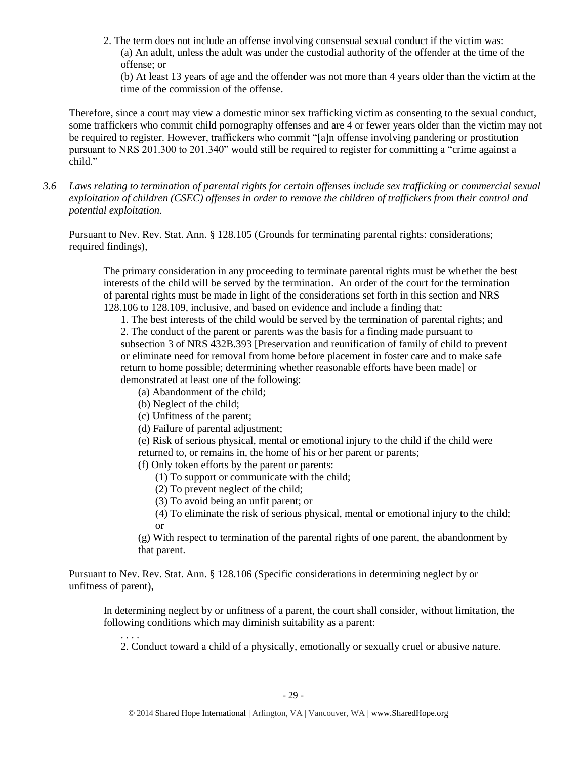> 2. The term does not include an offense involving consensual sexual conduct if the victim was:
> > (a) An adult, unless the adult was under the custodial authority of the offender at the time of the offense; or
> >
> > (b) At least 13 years of age and the offender was not more than 4 years older than the victim at the time of the commission of the offense.

Therefore, since a court may view a domestic minor sex trafficking victim as consenting to the sexual conduct, some traffickers who commit child pornography offenses and are 4 or fewer years older than the victim may not be required to register. However, traffickers who commit "[a]n offense involving pandering or prostitution pursuant to NRS 201.300 to 201.340" would still be required to register for committing a "crime against a child."

*3.6 Laws relating to termination of parental rights for certain offenses include sex trafficking or commercial sexual exploitation of children (CSEC) offenses in order to remove the children of traffickers from their control and potential exploitation.*

Pursuant to Nev. Rev. Stat. Ann. § 128.105 (Grounds for terminating parental rights: considerations; required findings),

> The primary consideration in any proceeding to terminate parental rights must be whether the best interests of the child will be served by the termination. An order of the court for the termination of parental rights must be made in light of the considerations set forth in this section and NRS 128.106 to 128.109, inclusive, and based on evidence and include a finding that:
>
> 1. The best interests of the child would be served by the termination of parental rights; and
> 2. The conduct of the parent or parents was the basis for a finding made pursuant to subsection 3 of NRS 432B.393 [Preservation and reunification of family of child to prevent or eliminate need for removal from home before placement in foster care and to make safe return to home possible; determining whether reasonable efforts have been made] or demonstrated at least one of the following:
>     (a) Abandonment of the child;
>     (b) Neglect of the child;
>     (c) Unfitness of the parent;
>     (d) Failure of parental adjustment;
>     (e) Risk of serious physical, mental or emotional injury to the child if the child were returned to, or remains in, the home of his or her parent or parents;
>     (f) Only token efforts by the parent or parents:
>         (1) To support or communicate with the child;
>         (2) To prevent neglect of the child;
>         (3) To avoid being an unfit parent; or
>         (4) To eliminate the risk of serious physical, mental or emotional injury to the child; or
>     (g) With respect to termination of the parental rights of one parent, the abandonment by that parent.

Pursuant to Nev. Rev. Stat. Ann. § 128.106 (Specific considerations in determining neglect by or unfitness of parent),

> In determining neglect by or unfitness of a parent, the court shall consider, without limitation, the following conditions which may diminish suitability as a parent:
>
> . . . .
>
> 2. Conduct toward a child of a physically, emotionally or sexually cruel or abusive nature.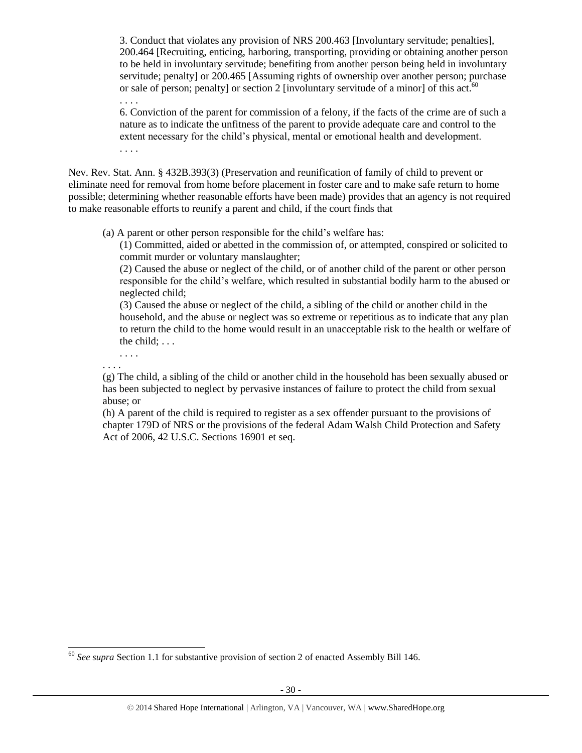> 3. Conduct that violates any provision of NRS 200.463 [Involuntary servitude; penalties], 200.464 [Recruiting, enticing, harboring, transporting, providing or obtaining another person to be held in involuntary servitude; benefiting from another person being held in involuntary servitude; penalty] or 200.465 [Assuming rights of ownership over another person; purchase or sale of person; penalty] or section 2 [involuntary servitude of a minor] of this act.[60]
> . . . .
> 6. Conviction of the parent for commission of a felony, if the facts of the crime are of such a nature as to indicate the unfitness of the parent to provide adequate care and control to the extent necessary for the child's physical, mental or emotional health and development.
> . . . .

Nev. Rev. Stat. Ann. § 432B.393(3) (Preservation and reunification of family of child to prevent or eliminate need for removal from home before placement in foster care and to make safe return to home possible; determining whether reasonable efforts have been made) provides that an agency is not required to make reasonable efforts to reunify a parent and child, if the court finds that

> (a) A parent or other person responsible for the child's welfare has:
>
> (1) Committed, aided or abetted in the commission of, or attempted, conspired or solicited to commit murder or voluntary manslaughter;
>
> (2) Caused the abuse or neglect of the child, or of another child of the parent or other person responsible for the child's welfare, which resulted in substantial bodily harm to the abused or neglected child;
>
> (3) Caused the abuse or neglect of the child, a sibling of the child or another child in the household, and the abuse or neglect was so extreme or repetitious as to indicate that any plan to return the child to the home would result in an unacceptable risk to the health or welfare of the child; . . .
>
> . . . .
>
> . . . .
>
> (g) The child, a sibling of the child or another child in the household has been sexually abused or has been subjected to neglect by pervasive instances of failure to protect the child from sexual abuse; or
>
> (h) A parent of the child is required to register as a sex offender pursuant to the provisions of chapter 179D of NRS or the provisions of the federal Adam Walsh Child Protection and Safety Act of 2006, 42 U.S.C. Sections 16901 et seq.

---

[60] *See supra* Section 1.1 for substantive provision of section 2 of enacted Assembly Bill 146.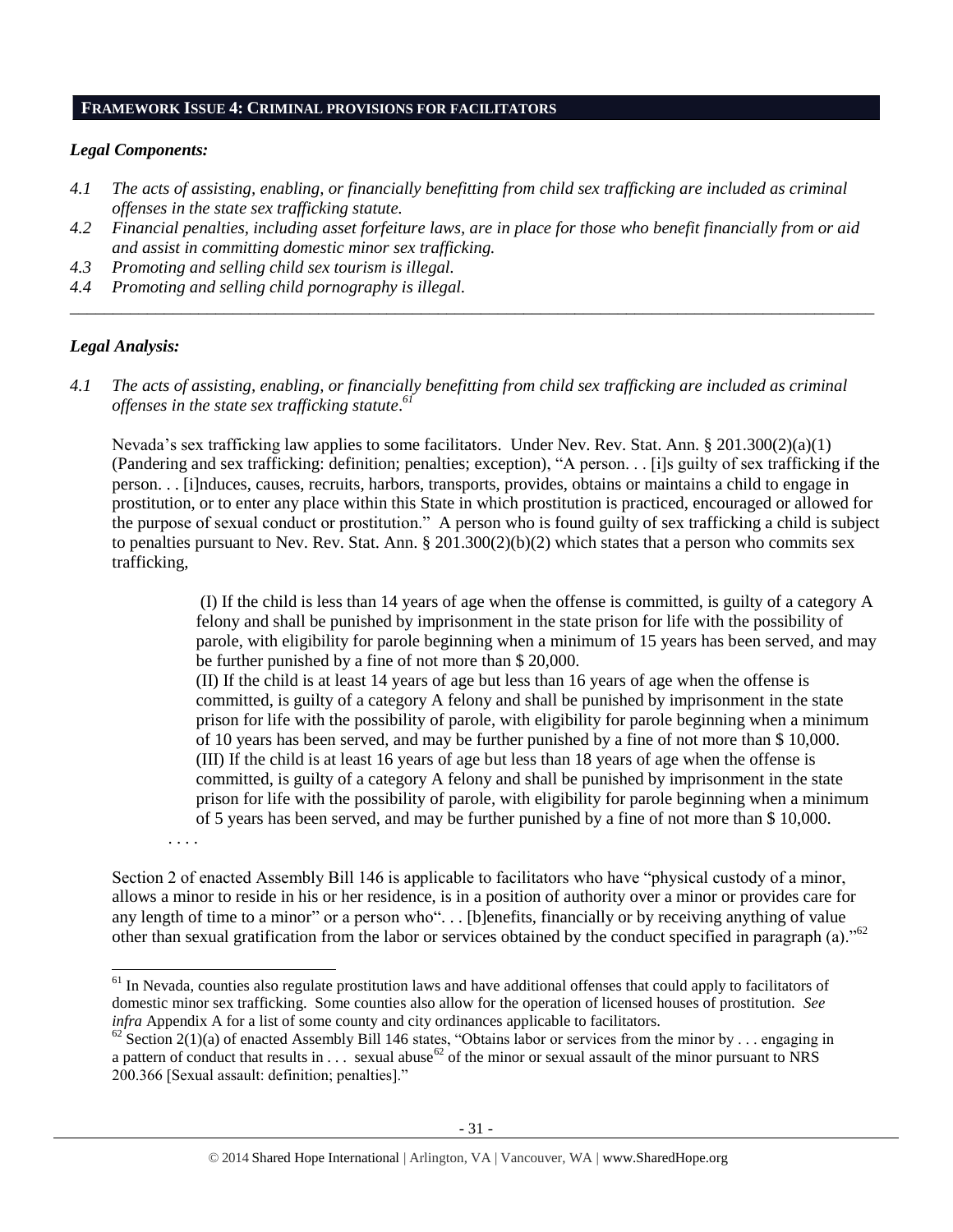## FRAMEWORK ISSUE 4: CRIMINAL PROVISIONS FOR FACILITATORS

### *Legal Components:*

- *4.1 The acts of assisting, enabling, or financially benefitting from child sex trafficking are included as criminal offenses in the state sex trafficking statute.*
- *4.2 Financial penalties, including asset forfeiture laws, are in place for those who benefit financially from or aid and assist in committing domestic minor sex trafficking.*
- *4.3 Promoting and selling child sex tourism is illegal.*
- *4.4 Promoting and selling child pornography is illegal.*

---

### *Legal Analysis:*

*4.1 The acts of assisting, enabling, or financially benefitting from child sex trafficking are included as criminal offenses in the state sex trafficking statute.*[61]

Nevada's sex trafficking law applies to some facilitators. Under Nev. Rev. Stat. Ann. § 201.300(2)(a)(1) (Pandering and sex trafficking: definition; penalties; exception), "A person. . . [i]s guilty of sex trafficking if the person. . . [i]nduces, causes, recruits, harbors, transports, provides, obtains or maintains a child to engage in prostitution, or to enter any place within this State in which prostitution is practiced, encouraged or allowed for the purpose of sexual conduct or prostitution." A person who is found guilty of sex trafficking a child is subject to penalties pursuant to Nev. Rev. Stat. Ann. § 201.300(2)(b)(2) which states that a person who commits sex trafficking,

> (I) If the child is less than 14 years of age when the offense is committed, is guilty of a category A felony and shall be punished by imprisonment in the state prison for life with the possibility of parole, with eligibility for parole beginning when a minimum of 15 years has been served, and may be further punished by a fine of not more than $ 20,000.
> (II) If the child is at least 14 years of age but less than 16 years of age when the offense is committed, is guilty of a category A felony and shall be punished by imprisonment in the state prison for life with the possibility of parole, with eligibility for parole beginning when a minimum of 10 years has been served, and may be further punished by a fine of not more than $ 10,000.
> (III) If the child is at least 16 years of age but less than 18 years of age when the offense is committed, is guilty of a category A felony and shall be punished by imprisonment in the state prison for life with the possibility of parole, with eligibility for parole beginning when a minimum of 5 years has been served, and may be further punished by a fine of not more than $ 10,000.
> . . . .

Section 2 of enacted Assembly Bill 146 is applicable to facilitators who have "physical custody of a minor, allows a minor to reside in his or her residence, is in a position of authority over a minor or provides care for any length of time to a minor" or a person who". . . [b]enefits, financially or by receiving anything of value other than sexual gratification from the labor or services obtained by the conduct specified in paragraph (a)."[62]

---

[61] In Nevada, counties also regulate prostitution laws and have additional offenses that could apply to facilitators of domestic minor sex trafficking. Some counties also allow for the operation of licensed houses of prostitution. *See infra* Appendix A for a list of some county and city ordinances applicable to facilitators.

[62] Section 2(1)(a) of enacted Assembly Bill 146 states, "Obtains labor or services from the minor by . . . engaging in a pattern of conduct that results in . . . sexual abuse[62] of the minor or sexual assault of the minor pursuant to NRS 200.366 [Sexual assault: definition; penalties]."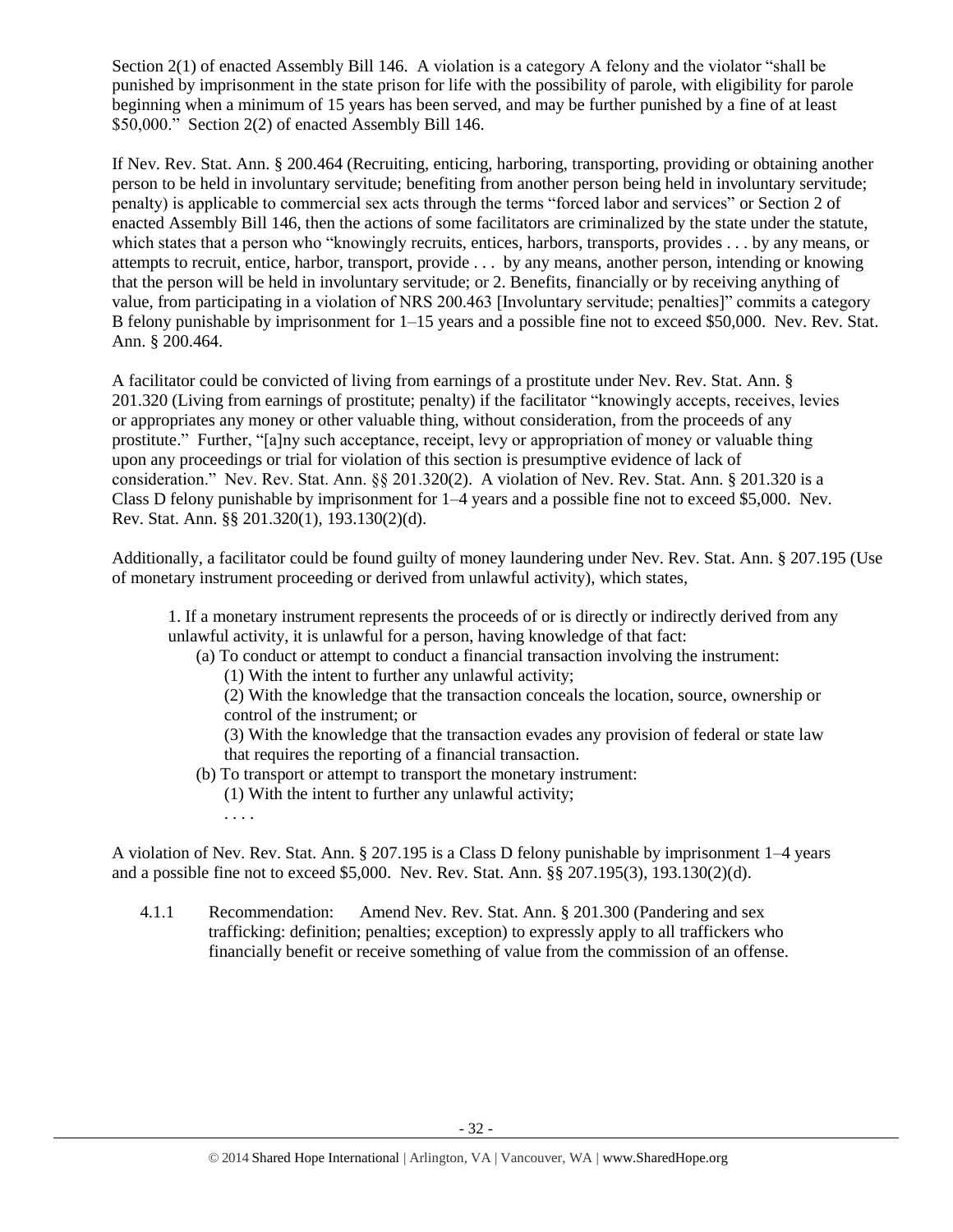Section 2(1) of enacted Assembly Bill 146. A violation is a category A felony and the violator "shall be punished by imprisonment in the state prison for life with the possibility of parole, with eligibility for parole beginning when a minimum of 15 years has been served, and may be further punished by a fine of at least $50,000." Section 2(2) of enacted Assembly Bill 146.

If Nev. Rev. Stat. Ann. § 200.464 (Recruiting, enticing, harboring, transporting, providing or obtaining another person to be held in involuntary servitude; benefiting from another person being held in involuntary servitude; penalty) is applicable to commercial sex acts through the terms "forced labor and services" or Section 2 of enacted Assembly Bill 146, then the actions of some facilitators are criminalized by the state under the statute, which states that a person who "knowingly recruits, entices, harbors, transports, provides . . . by any means, or attempts to recruit, entice, harbor, transport, provide . . . by any means, another person, intending or knowing that the person will be held in involuntary servitude; or 2. Benefits, financially or by receiving anything of value, from participating in a violation of NRS 200.463 [Involuntary servitude; penalties]" commits a category B felony punishable by imprisonment for 1–15 years and a possible fine not to exceed $50,000. Nev. Rev. Stat. Ann. § 200.464.

A facilitator could be convicted of living from earnings of a prostitute under Nev. Rev. Stat. Ann. § 201.320 (Living from earnings of prostitute; penalty) if the facilitator "knowingly accepts, receives, levies or appropriates any money or other valuable thing, without consideration, from the proceeds of any prostitute." Further, "[a]ny such acceptance, receipt, levy or appropriation of money or valuable thing upon any proceedings or trial for violation of this section is presumptive evidence of lack of consideration." Nev. Rev. Stat. Ann. §§ 201.320(2). A violation of Nev. Rev. Stat. Ann. § 201.320 is a Class D felony punishable by imprisonment for 1–4 years and a possible fine not to exceed $5,000. Nev. Rev. Stat. Ann. §§ 201.320(1), 193.130(2)(d).

Additionally, a facilitator could be found guilty of money laundering under Nev. Rev. Stat. Ann. § 207.195 (Use of monetary instrument proceeding or derived from unlawful activity), which states,

> 1. If a monetary instrument represents the proceeds of or is directly or indirectly derived from any unlawful activity, it is unlawful for a person, having knowledge of that fact:
>
> (a) To conduct or attempt to conduct a financial transaction involving the instrument:
>
> (1) With the intent to further any unlawful activity;
>
> (2) With the knowledge that the transaction conceals the location, source, ownership or control of the instrument; or
>
> (3) With the knowledge that the transaction evades any provision of federal or state law that requires the reporting of a financial transaction.
>
> (b) To transport or attempt to transport the monetary instrument:
>
> (1) With the intent to further any unlawful activity;
>
> . . . .

A violation of Nev. Rev. Stat. Ann. § 207.195 is a Class D felony punishable by imprisonment 1–4 years and a possible fine not to exceed $5,000. Nev. Rev. Stat. Ann. §§ 207.195(3), 193.130(2)(d).

4.1.1 Recommendation: Amend Nev. Rev. Stat. Ann. § 201.300 (Pandering and sex trafficking: definition; penalties; exception) to expressly apply to all traffickers who financially benefit or receive something of value from the commission of an offense.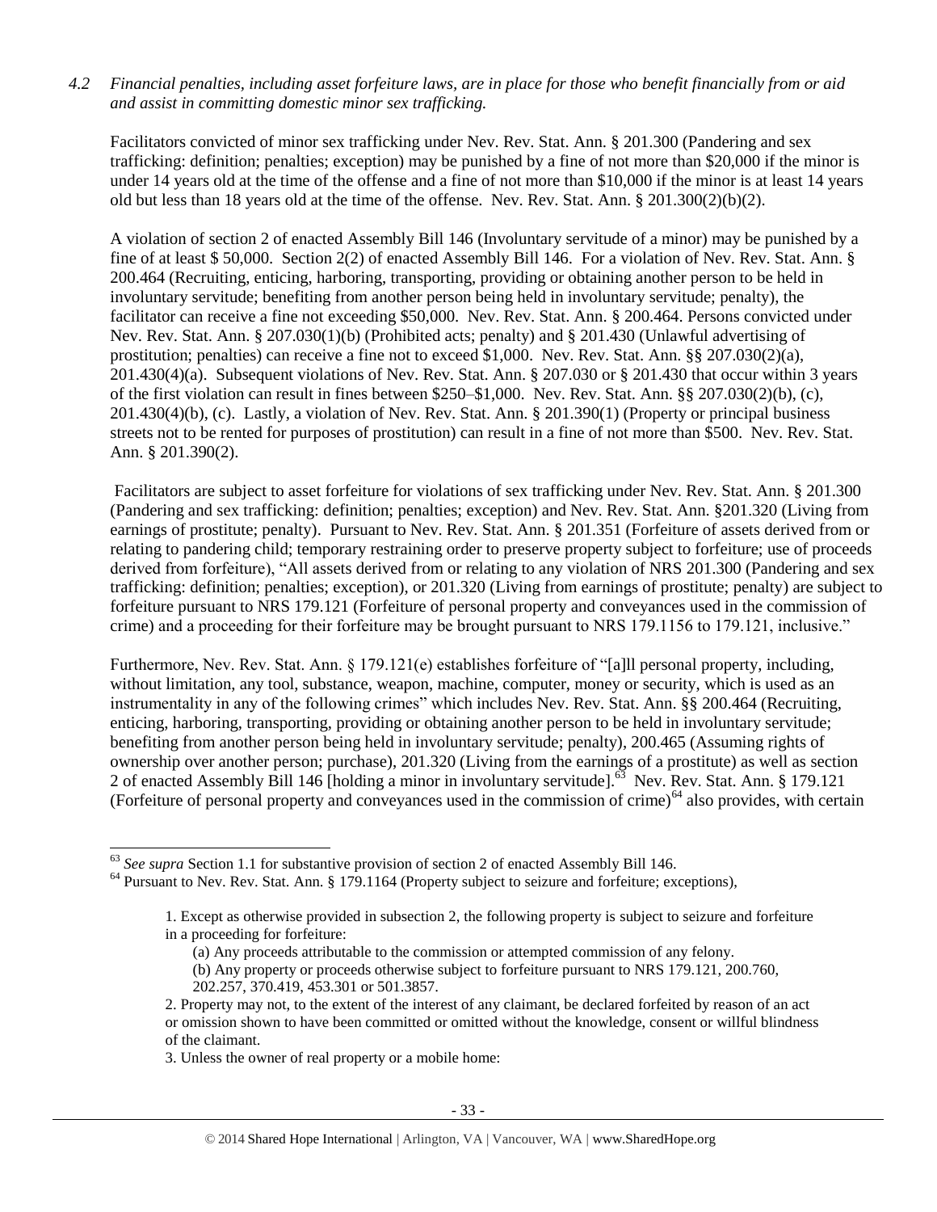*4.2 Financial penalties, including asset forfeiture laws, are in place for those who benefit financially from or aid and assist in committing domestic minor sex trafficking.*

Facilitators convicted of minor sex trafficking under Nev. Rev. Stat. Ann. § 201.300 (Pandering and sex trafficking: definition; penalties; exception) may be punished by a fine of not more than $20,000 if the minor is under 14 years old at the time of the offense and a fine of not more than $10,000 if the minor is at least 14 years old but less than 18 years old at the time of the offense. Nev. Rev. Stat. Ann. § 201.300(2)(b)(2).

A violation of section 2 of enacted Assembly Bill 146 (Involuntary servitude of a minor) may be punished by a fine of at least $ 50,000. Section 2(2) of enacted Assembly Bill 146. For a violation of Nev. Rev. Stat. Ann. § 200.464 (Recruiting, enticing, harboring, transporting, providing or obtaining another person to be held in involuntary servitude; benefiting from another person being held in involuntary servitude; penalty), the facilitator can receive a fine not exceeding $50,000. Nev. Rev. Stat. Ann. § 200.464. Persons convicted under Nev. Rev. Stat. Ann. § 207.030(1)(b) (Prohibited acts; penalty) and § 201.430 (Unlawful advertising of prostitution; penalties) can receive a fine not to exceed $1,000. Nev. Rev. Stat. Ann. §§ 207.030(2)(a), 201.430(4)(a). Subsequent violations of Nev. Rev. Stat. Ann. § 207.030 or § 201.430 that occur within 3 years of the first violation can result in fines between $250–$1,000. Nev. Rev. Stat. Ann. §§ 207.030(2)(b), (c), 201.430(4)(b), (c). Lastly, a violation of Nev. Rev. Stat. Ann. § 201.390(1) (Property or principal business streets not to be rented for purposes of prostitution) can result in a fine of not more than $500. Nev. Rev. Stat. Ann. § 201.390(2).

Facilitators are subject to asset forfeiture for violations of sex trafficking under Nev. Rev. Stat. Ann. § 201.300 (Pandering and sex trafficking: definition; penalties; exception) and Nev. Rev. Stat. Ann. §201.320 (Living from earnings of prostitute; penalty). Pursuant to Nev. Rev. Stat. Ann. § 201.351 (Forfeiture of assets derived from or relating to pandering child; temporary restraining order to preserve property subject to forfeiture; use of proceeds derived from forfeiture), "All assets derived from or relating to any violation of NRS 201.300 (Pandering and sex trafficking: definition; penalties; exception), or 201.320 (Living from earnings of prostitute; penalty) are subject to forfeiture pursuant to NRS 179.121 (Forfeiture of personal property and conveyances used in the commission of crime) and a proceeding for their forfeiture may be brought pursuant to NRS 179.1156 to 179.121, inclusive."

Furthermore, Nev. Rev. Stat. Ann. § 179.121(e) establishes forfeiture of "[a]ll personal property, including, without limitation, any tool, substance, weapon, machine, computer, money or security, which is used as an instrumentality in any of the following crimes" which includes Nev. Rev. Stat. Ann. §§ 200.464 (Recruiting, enticing, harboring, transporting, providing or obtaining another person to be held in involuntary servitude; benefiting from another person being held in involuntary servitude; penalty), 200.465 (Assuming rights of ownership over another person; purchase), 201.320 (Living from the earnings of a prostitute) as well as section 2 of enacted Assembly Bill 146 [holding a minor in involuntary servitude].[63] Nev. Rev. Stat. Ann. § 179.121 (Forfeiture of personal property and conveyances used in the commission of crime)[64] also provides, with certain

---

[63] *See supra* Section 1.1 for substantive provision of section 2 of enacted Assembly Bill 146.

[64] Pursuant to Nev. Rev. Stat. Ann. § 179.1164 (Property subject to seizure and forfeiture; exceptions),

> 1. Except as otherwise provided in subsection 2, the following property is subject to seizure and forfeiture in a proceeding for forfeiture:
>
> (a) Any proceeds attributable to the commission or attempted commission of any felony.
>
> (b) Any property or proceeds otherwise subject to forfeiture pursuant to NRS 179.121, 200.760, 202.257, 370.419, 453.301 or 501.3857.
>
> 2. Property may not, to the extent of the interest of any claimant, be declared forfeited by reason of an act or omission shown to have been committed or omitted without the knowledge, consent or willful blindness of the claimant.
>
> 3. Unless the owner of real property or a mobile home: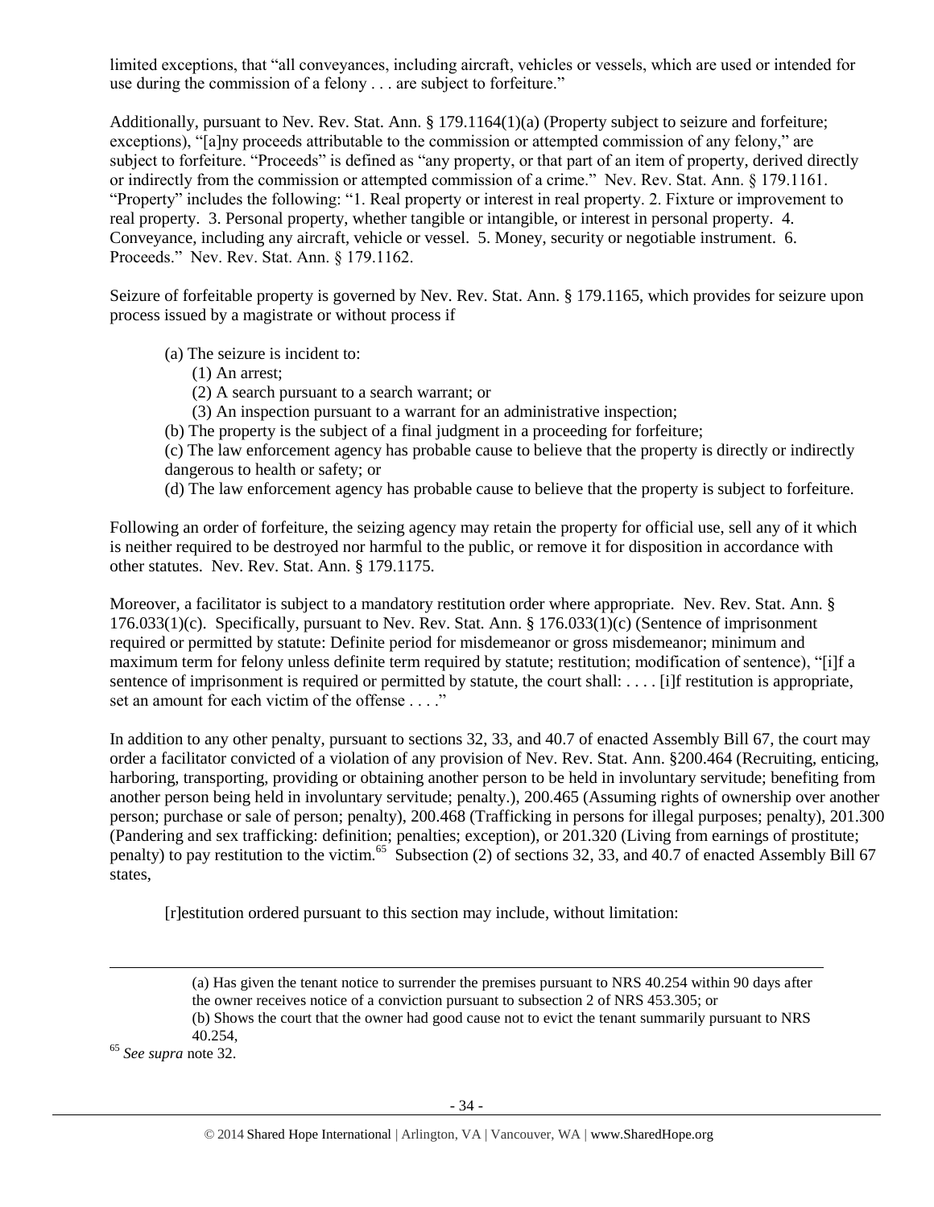limited exceptions, that "all conveyances, including aircraft, vehicles or vessels, which are used or intended for use during the commission of a felony . . . are subject to forfeiture."

Additionally, pursuant to Nev. Rev. Stat. Ann. § 179.1164(1)(a) (Property subject to seizure and forfeiture; exceptions), "[a]ny proceeds attributable to the commission or attempted commission of any felony," are subject to forfeiture. "Proceeds" is defined as "any property, or that part of an item of property, derived directly or indirectly from the commission or attempted commission of a crime." Nev. Rev. Stat. Ann. § 179.1161. "Property" includes the following: "1. Real property or interest in real property. 2. Fixture or improvement to real property. 3. Personal property, whether tangible or intangible, or interest in personal property. 4. Conveyance, including any aircraft, vehicle or vessel. 5. Money, security or negotiable instrument. 6. Proceeds." Nev. Rev. Stat. Ann. § 179.1162.

Seizure of forfeitable property is governed by Nev. Rev. Stat. Ann. § 179.1165, which provides for seizure upon process issued by a magistrate or without process if

> (a) The seizure is incident to:
> 
> (1) An arrest;
> 
> (2) A search pursuant to a search warrant; or
> 
> (3) An inspection pursuant to a warrant for an administrative inspection;
> 
> (b) The property is the subject of a final judgment in a proceeding for forfeiture;
> 
> (c) The law enforcement agency has probable cause to believe that the property is directly or indirectly dangerous to health or safety; or
> 
> (d) The law enforcement agency has probable cause to believe that the property is subject to forfeiture.

Following an order of forfeiture, the seizing agency may retain the property for official use, sell any of it which is neither required to be destroyed nor harmful to the public, or remove it for disposition in accordance with other statutes. Nev. Rev. Stat. Ann. § 179.1175.

Moreover, a facilitator is subject to a mandatory restitution order where appropriate. Nev. Rev. Stat. Ann. § 176.033(1)(c). Specifically, pursuant to Nev. Rev. Stat. Ann. § 176.033(1)(c) (Sentence of imprisonment required or permitted by statute: Definite period for misdemeanor or gross misdemeanor; minimum and maximum term for felony unless definite term required by statute; restitution; modification of sentence), "[i]f a sentence of imprisonment is required or permitted by statute, the court shall: . . . . [i]f restitution is appropriate, set an amount for each victim of the offense . . . ."

In addition to any other penalty, pursuant to sections 32, 33, and 40.7 of enacted Assembly Bill 67, the court may order a facilitator convicted of a violation of any provision of Nev. Rev. Stat. Ann. §200.464 (Recruiting, enticing, harboring, transporting, providing or obtaining another person to be held in involuntary servitude; benefiting from another person being held in involuntary servitude; penalty.), 200.465 (Assuming rights of ownership over another person; purchase or sale of person; penalty), 200.468 (Trafficking in persons for illegal purposes; penalty), 201.300 (Pandering and sex trafficking: definition; penalties; exception), or 201.320 (Living from earnings of prostitute; penalty) to pay restitution to the victim.[65] Subsection (2) of sections 32, 33, and 40.7 of enacted Assembly Bill 67 states,

> [r]estitution ordered pursuant to this section may include, without limitation:

---

> (a) Has given the tenant notice to surrender the premises pursuant to NRS 40.254 within 90 days after the owner receives notice of a conviction pursuant to subsection 2 of NRS 453.305; or
> 
> (b) Shows the court that the owner had good cause not to evict the tenant summarily pursuant to NRS 40.254,

[65] *See supra* note 32.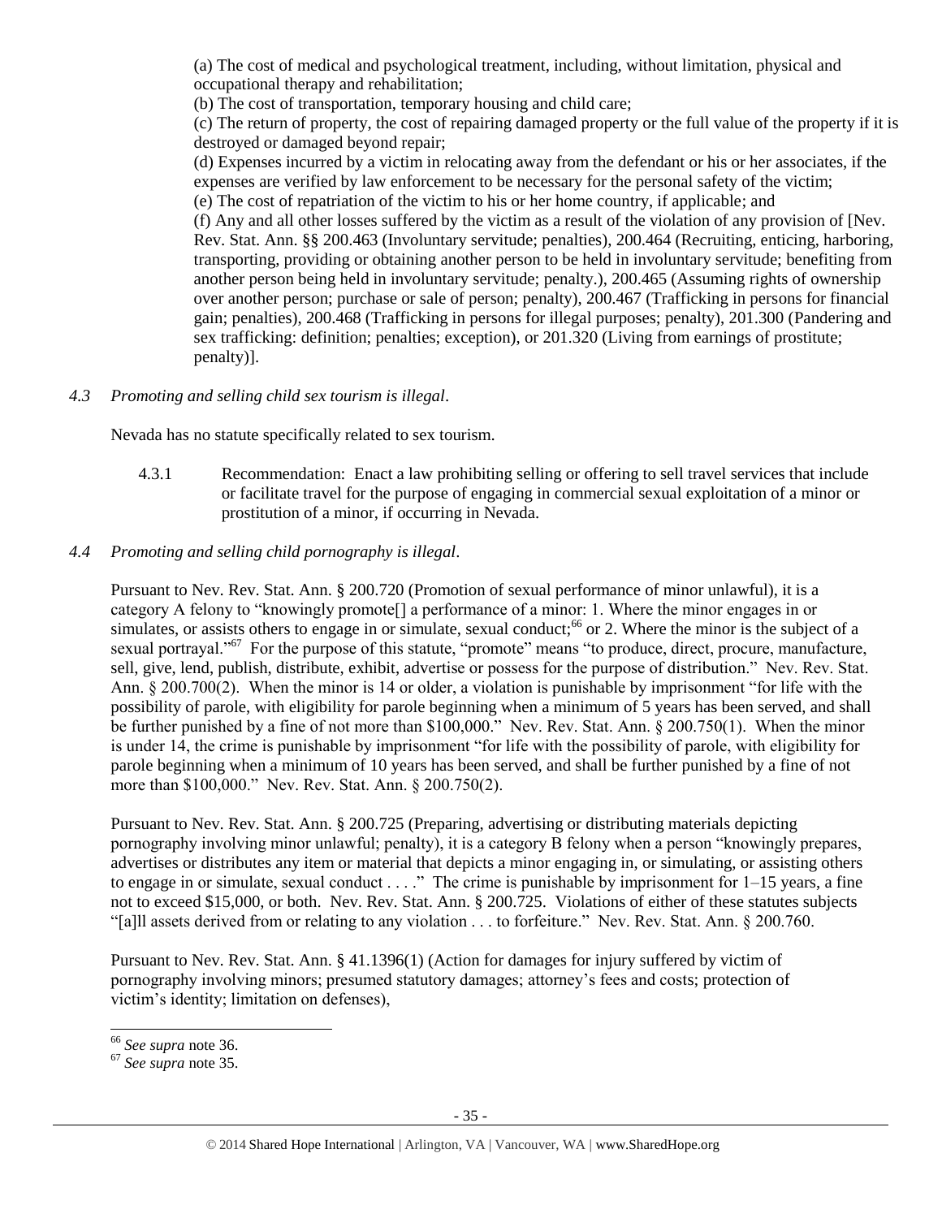(a) The cost of medical and psychological treatment, including, without limitation, physical and occupational therapy and rehabilitation;

(b) The cost of transportation, temporary housing and child care;

(c) The return of property, the cost of repairing damaged property or the full value of the property if it is destroyed or damaged beyond repair;

(d) Expenses incurred by a victim in relocating away from the defendant or his or her associates, if the expenses are verified by law enforcement to be necessary for the personal safety of the victim;

(e) The cost of repatriation of the victim to his or her home country, if applicable; and

(f) Any and all other losses suffered by the victim as a result of the violation of any provision of [Nev. Rev. Stat. Ann. §§ 200.463 (Involuntary servitude; penalties), 200.464 (Recruiting, enticing, harboring, transporting, providing or obtaining another person to be held in involuntary servitude; benefiting from another person being held in involuntary servitude; penalty.), 200.465 (Assuming rights of ownership over another person; purchase or sale of person; penalty), 200.467 (Trafficking in persons for financial gain; penalties), 200.468 (Trafficking in persons for illegal purposes; penalty), 201.300 (Pandering and sex trafficking: definition; penalties; exception), or 201.320 (Living from earnings of prostitute; penalty)].

*4.3 Promoting and selling child sex tourism is illegal*.

Nevada has no statute specifically related to sex tourism.

4.3.1 Recommendation: Enact a law prohibiting selling or offering to sell travel services that include or facilitate travel for the purpose of engaging in commercial sexual exploitation of a minor or prostitution of a minor, if occurring in Nevada.

*4.4 Promoting and selling child pornography is illegal*.

Pursuant to Nev. Rev. Stat. Ann. § 200.720 (Promotion of sexual performance of minor unlawful), it is a category A felony to "knowingly promote[] a performance of a minor: 1. Where the minor engages in or simulates, or assists others to engage in or simulate, sexual conduct;[66] or 2. Where the minor is the subject of a sexual portrayal."[67] For the purpose of this statute, "promote" means "to produce, direct, procure, manufacture, sell, give, lend, publish, distribute, exhibit, advertise or possess for the purpose of distribution." Nev. Rev. Stat. Ann. § 200.700(2). When the minor is 14 or older, a violation is punishable by imprisonment "for life with the possibility of parole, with eligibility for parole beginning when a minimum of 5 years has been served, and shall be further punished by a fine of not more than $100,000." Nev. Rev. Stat. Ann. § 200.750(1). When the minor is under 14, the crime is punishable by imprisonment "for life with the possibility of parole, with eligibility for parole beginning when a minimum of 10 years has been served, and shall be further punished by a fine of not more than $100,000." Nev. Rev. Stat. Ann. § 200.750(2).

Pursuant to Nev. Rev. Stat. Ann. § 200.725 (Preparing, advertising or distributing materials depicting pornography involving minor unlawful; penalty), it is a category B felony when a person "knowingly prepares, advertises or distributes any item or material that depicts a minor engaging in, or simulating, or assisting others to engage in or simulate, sexual conduct . . . ." The crime is punishable by imprisonment for 1–15 years, a fine not to exceed $15,000, or both. Nev. Rev. Stat. Ann. § 200.725. Violations of either of these statutes subjects "[a]ll assets derived from or relating to any violation . . . to forfeiture." Nev. Rev. Stat. Ann. § 200.760.

Pursuant to Nev. Rev. Stat. Ann. § 41.1396(1) (Action for damages for injury suffered by victim of pornography involving minors; presumed statutory damages; attorney's fees and costs; protection of victim's identity; limitation on defenses),

---

[66] *See supra* note 36.

[67] *See supra* note 35.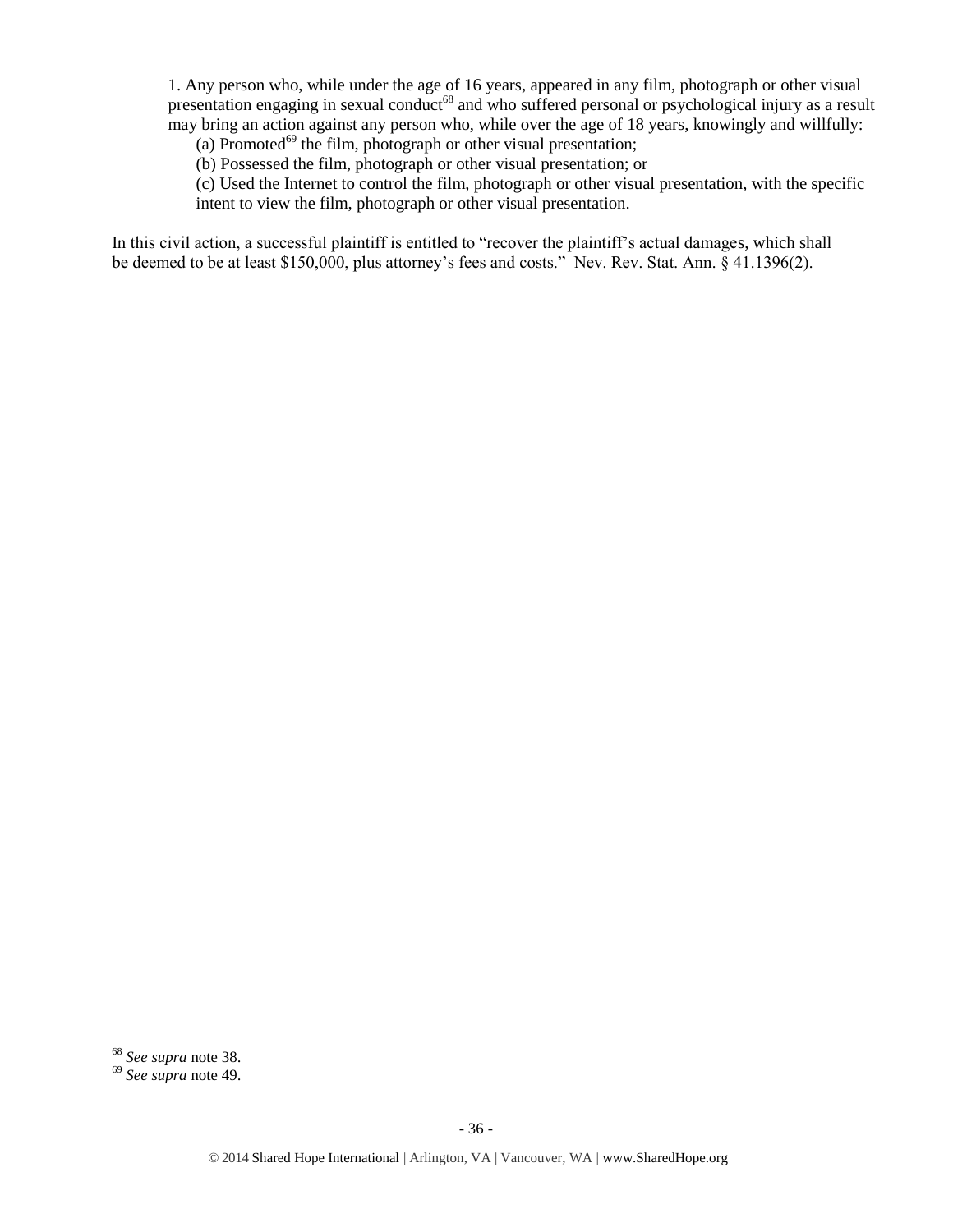1. Any person who, while under the age of 16 years, appeared in any film, photograph or other visual presentation engaging in sexual conduct[68] and who suffered personal or psychological injury as a result may bring an action against any person who, while over the age of 18 years, knowingly and willfully:

(a) Promoted[69] the film, photograph or other visual presentation;

(b) Possessed the film, photograph or other visual presentation; or

(c) Used the Internet to control the film, photograph or other visual presentation, with the specific intent to view the film, photograph or other visual presentation.

In this civil action, a successful plaintiff is entitled to "recover the plaintiff's actual damages, which shall be deemed to be at least $150,000, plus attorney's fees and costs." Nev. Rev. Stat. Ann. § 41.1396(2).

---

[68] *See supra* note 38.

[69] *See supra* note 49.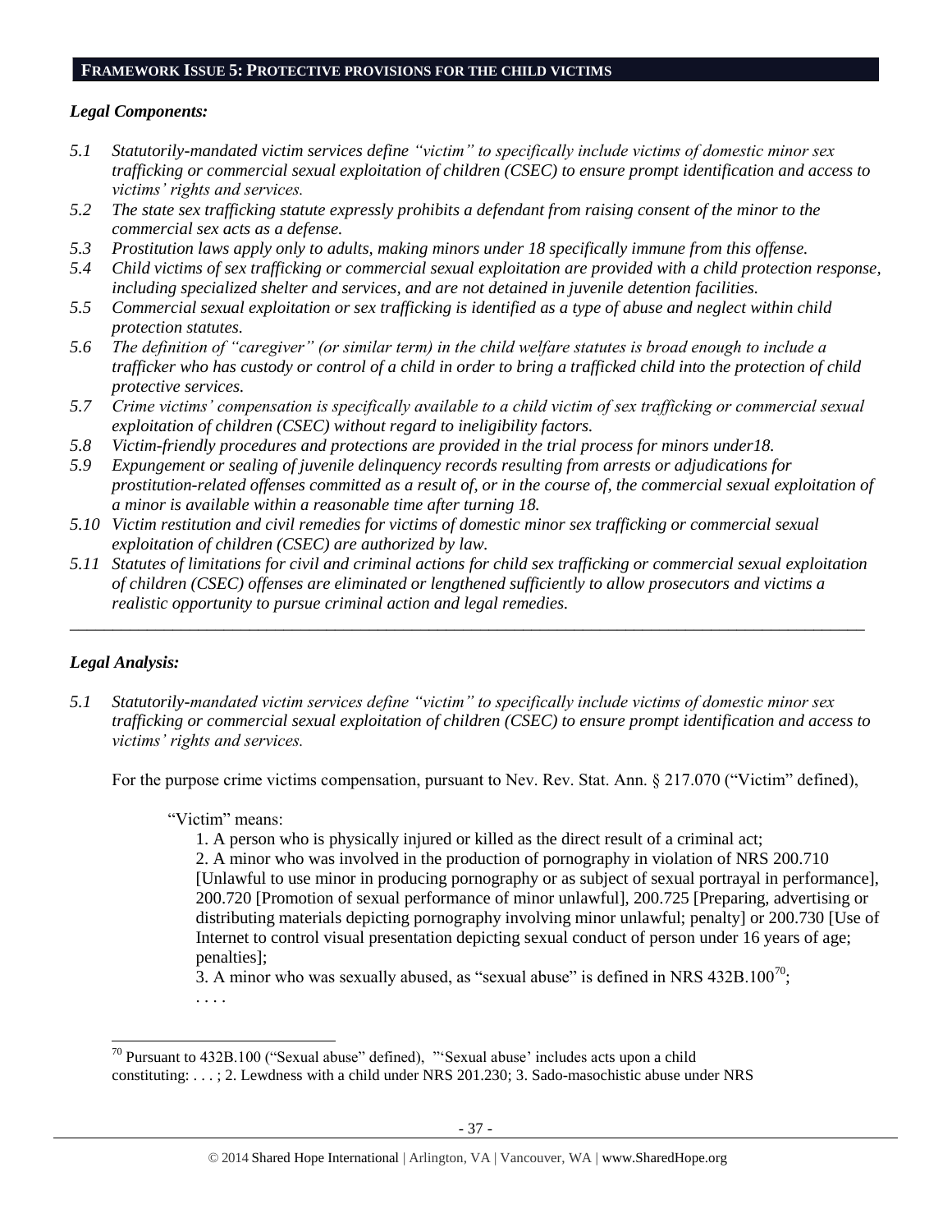## FRAMEWORK ISSUE 5: PROTECTIVE PROVISIONS FOR THE CHILD VICTIMS

### *Legal Components:*

*5.1 Statutorily-mandated victim services define "victim" to specifically include victims of domestic minor sex trafficking or commercial sexual exploitation of children (CSEC) to ensure prompt identification and access to victims' rights and services.*

*5.2 The state sex trafficking statute expressly prohibits a defendant from raising consent of the minor to the commercial sex acts as a defense.*

*5.3 Prostitution laws apply only to adults, making minors under 18 specifically immune from this offense.*

*5.4 Child victims of sex trafficking or commercial sexual exploitation are provided with a child protection response, including specialized shelter and services, and are not detained in juvenile detention facilities.*

*5.5 Commercial sexual exploitation or sex trafficking is identified as a type of abuse and neglect within child protection statutes.*

*5.6 The definition of "caregiver" (or similar term) in the child welfare statutes is broad enough to include a trafficker who has custody or control of a child in order to bring a trafficked child into the protection of child protective services.*

*5.7 Crime victims' compensation is specifically available to a child victim of sex trafficking or commercial sexual exploitation of children (CSEC) without regard to ineligibility factors.*

*5.8 Victim-friendly procedures and protections are provided in the trial process for minors under18.*

*5.9 Expungement or sealing of juvenile delinquency records resulting from arrests or adjudications for prostitution-related offenses committed as a result of, or in the course of, the commercial sexual exploitation of a minor is available within a reasonable time after turning 18.*

*5.10 Victim restitution and civil remedies for victims of domestic minor sex trafficking or commercial sexual exploitation of children (CSEC) are authorized by law.*

*5.11 Statutes of limitations for civil and criminal actions for child sex trafficking or commercial sexual exploitation of children (CSEC) offenses are eliminated or lengthened sufficiently to allow prosecutors and victims a realistic opportunity to pursue criminal action and legal remedies.*

---

### *Legal Analysis:*

*5.1 Statutorily-mandated victim services define "victim" to specifically include victims of domestic minor sex trafficking or commercial sexual exploitation of children (CSEC) to ensure prompt identification and access to victims' rights and services.*

For the purpose crime victims compensation, pursuant to Nev. Rev. Stat. Ann. § 217.070 ("Victim" defined),

> "Victim" means:
>
> 1. A person who is physically injured or killed as the direct result of a criminal act;
> 2. A minor who was involved in the production of pornography in violation of NRS 200.710 [Unlawful to use minor in producing pornography or as subject of sexual portrayal in performance], 200.720 [Promotion of sexual performance of minor unlawful], 200.725 [Preparing, advertising or distributing materials depicting pornography involving minor unlawful; penalty] or 200.730 [Use of Internet to control visual presentation depicting sexual conduct of person under 16 years of age; penalties];
> 3. A minor who was sexually abused, as "sexual abuse" is defined in NRS 432B.100[70];
>
> . . . .

---

[70] Pursuant to 432B.100 ("Sexual abuse" defined), "'Sexual abuse' includes acts upon a child constituting: . . . ; 2. Lewdness with a child under NRS 201.230; 3. Sado-masochistic abuse under NRS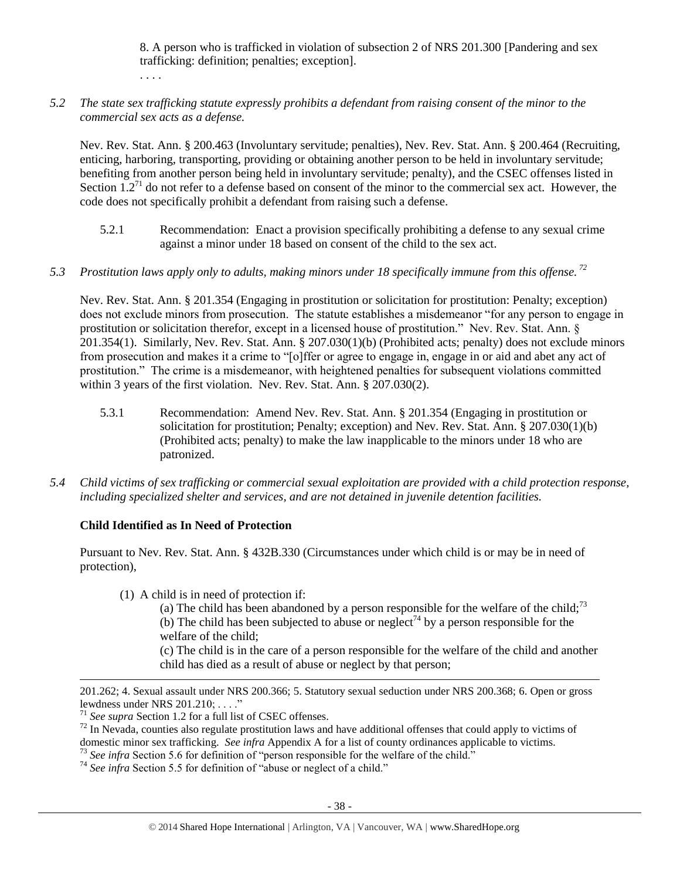8. A person who is trafficked in violation of subsection 2 of NRS 201.300 [Pandering and sex trafficking: definition; penalties; exception].

. . . .

*5.2 The state sex trafficking statute expressly prohibits a defendant from raising consent of the minor to the commercial sex acts as a defense.*

Nev. Rev. Stat. Ann. § 200.463 (Involuntary servitude; penalties), Nev. Rev. Stat. Ann. § 200.464 (Recruiting, enticing, harboring, transporting, providing or obtaining another person to be held in involuntary servitude; benefiting from another person being held in involuntary servitude; penalty), and the CSEC offenses listed in Section 1.2[71] do not refer to a defense based on consent of the minor to the commercial sex act. However, the code does not specifically prohibit a defendant from raising such a defense.

5.2.1 Recommendation: Enact a provision specifically prohibiting a defense to any sexual crime against a minor under 18 based on consent of the child to the sex act.

*5.3 Prostitution laws apply only to adults, making minors under 18 specifically immune from this offense.*[72]

Nev. Rev. Stat. Ann. § 201.354 (Engaging in prostitution or solicitation for prostitution: Penalty; exception) does not exclude minors from prosecution. The statute establishes a misdemeanor "for any person to engage in prostitution or solicitation therefor, except in a licensed house of prostitution." Nev. Rev. Stat. Ann. § 201.354(1). Similarly, Nev. Rev. Stat. Ann. § 207.030(1)(b) (Prohibited acts; penalty) does not exclude minors from prosecution and makes it a crime to "[o]ffer or agree to engage in, engage in or aid and abet any act of prostitution." The crime is a misdemeanor, with heightened penalties for subsequent violations committed within 3 years of the first violation. Nev. Rev. Stat. Ann. § 207.030(2).

5.3.1 Recommendation: Amend Nev. Rev. Stat. Ann. § 201.354 (Engaging in prostitution or solicitation for prostitution; Penalty; exception) and Nev. Rev. Stat. Ann. § 207.030(1)(b) (Prohibited acts; penalty) to make the law inapplicable to the minors under 18 who are patronized.

*5.4 Child victims of sex trafficking or commercial sexual exploitation are provided with a child protection response, including specialized shelter and services, and are not detained in juvenile detention facilities.*

**Child Identified as In Need of Protection**

Pursuant to Nev. Rev. Stat. Ann. § 432B.330 (Circumstances under which child is or may be in need of protection),

(1) A child is in need of protection if:

(a) The child has been abandoned by a person responsible for the welfare of the child;[73]

(b) The child has been subjected to abuse or neglect[74] by a person responsible for the welfare of the child;

(c) The child is in the care of a person responsible for the welfare of the child and another child has died as a result of abuse or neglect by that person;

---

201.262; 4. Sexual assault under NRS 200.366; 5. Statutory sexual seduction under NRS 200.368; 6. Open or gross lewdness under NRS 201.210; . . . ."

[71] *See supra* Section 1.2 for a full list of CSEC offenses.

[72] In Nevada, counties also regulate prostitution laws and have additional offenses that could apply to victims of domestic minor sex trafficking. *See infra* Appendix A for a list of county ordinances applicable to victims.

[73] *See infra* Section 5.6 for definition of "person responsible for the welfare of the child."

[74] *See infra* Section 5.5 for definition of "abuse or neglect of a child."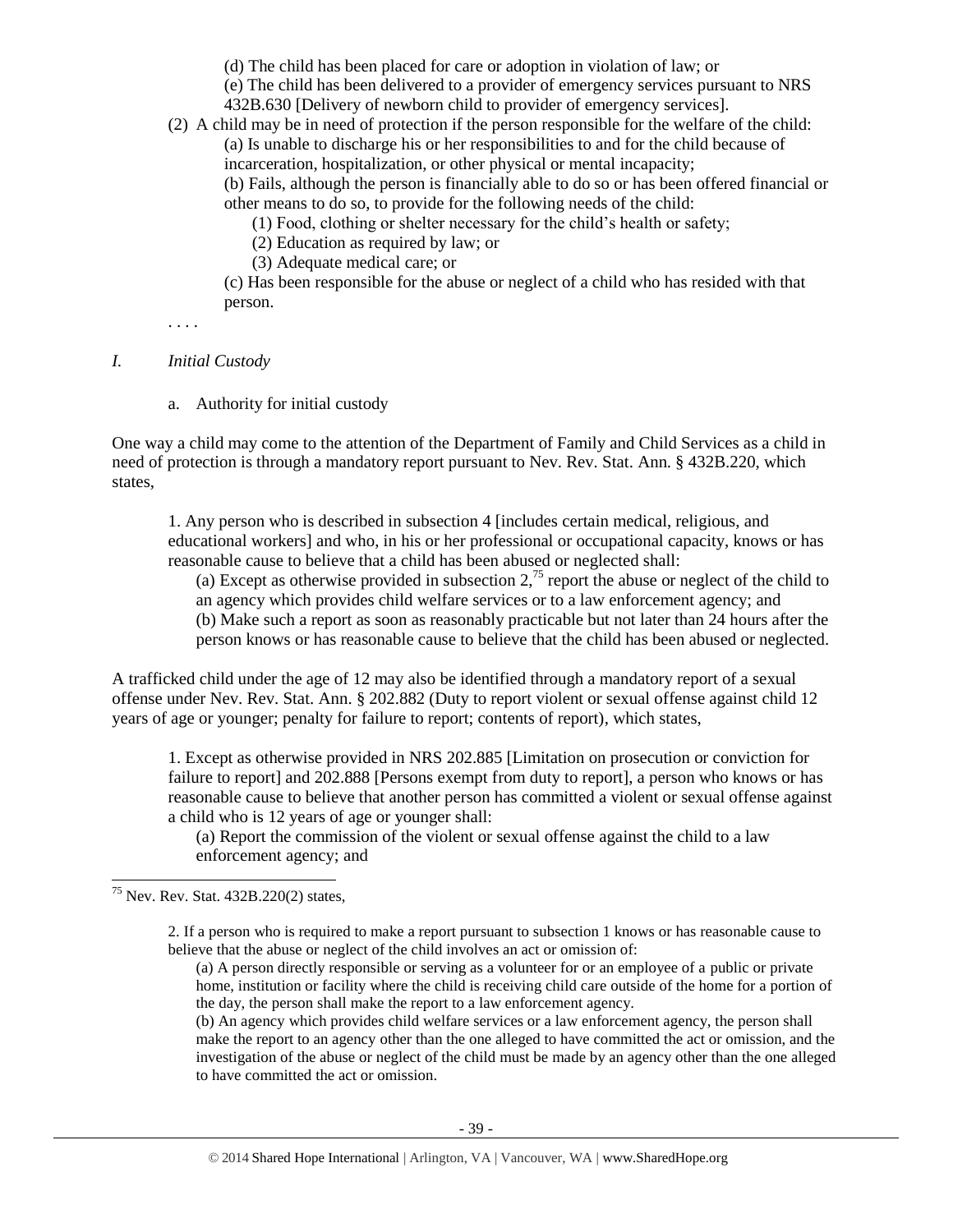(d) The child has been placed for care or adoption in violation of law; or

(e) The child has been delivered to a provider of emergency services pursuant to NRS 432B.630 [Delivery of newborn child to provider of emergency services].

(2) A child may be in need of protection if the person responsible for the welfare of the child:

(a) Is unable to discharge his or her responsibilities to and for the child because of incarceration, hospitalization, or other physical or mental incapacity;

(b) Fails, although the person is financially able to do so or has been offered financial or other means to do so, to provide for the following needs of the child:

(1) Food, clothing or shelter necessary for the child's health or safety;

(2) Education as required by law; or

(3) Adequate medical care; or

(c) Has been responsible for the abuse or neglect of a child who has resided with that person.

. . . .

## *I. Initial Custody*

a. Authority for initial custody

One way a child may come to the attention of the Department of Family and Child Services as a child in need of protection is through a mandatory report pursuant to Nev. Rev. Stat. Ann. § 432B.220, which states,

> 1. Any person who is described in subsection 4 [includes certain medical, religious, and educational workers] and who, in his or her professional or occupational capacity, knows or has reasonable cause to believe that a child has been abused or neglected shall:
>
> (a) Except as otherwise provided in subsection 2,[75] report the abuse or neglect of the child to an agency which provides child welfare services or to a law enforcement agency; and
>
> (b) Make such a report as soon as reasonably practicable but not later than 24 hours after the person knows or has reasonable cause to believe that the child has been abused or neglected.

A trafficked child under the age of 12 may also be identified through a mandatory report of a sexual offense under Nev. Rev. Stat. Ann. § 202.882 (Duty to report violent or sexual offense against child 12 years of age or younger; penalty for failure to report; contents of report), which states,

> 1. Except as otherwise provided in NRS 202.885 [Limitation on prosecution or conviction for failure to report] and 202.888 [Persons exempt from duty to report], a person who knows or has reasonable cause to believe that another person has committed a violent or sexual offense against a child who is 12 years of age or younger shall:
>
> (a) Report the commission of the violent or sexual offense against the child to a law enforcement agency; and

---

[75] Nev. Rev. Stat. 432B.220(2) states,

> 2. If a person who is required to make a report pursuant to subsection 1 knows or has reasonable cause to believe that the abuse or neglect of the child involves an act or omission of:
>
> (a) A person directly responsible or serving as a volunteer for or an employee of a public or private home, institution or facility where the child is receiving child care outside of the home for a portion of the day, the person shall make the report to a law enforcement agency.
>
> (b) An agency which provides child welfare services or a law enforcement agency, the person shall make the report to an agency other than the one alleged to have committed the act or omission, and the investigation of the abuse or neglect of the child must be made by an agency other than the one alleged to have committed the act or omission.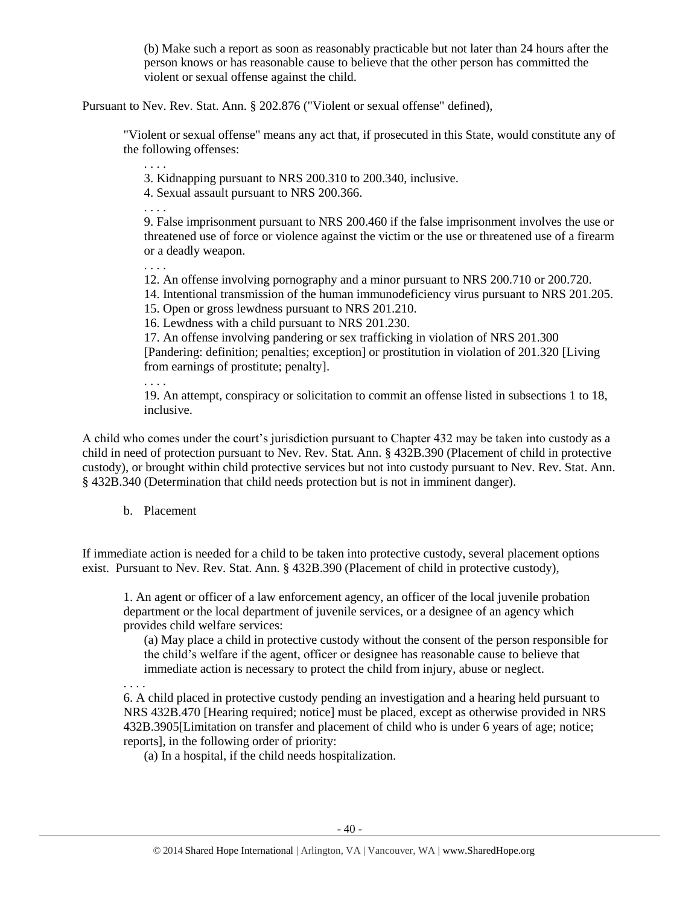(b) Make such a report as soon as reasonably practicable but not later than 24 hours after the person knows or has reasonable cause to believe that the other person has committed the violent or sexual offense against the child.

Pursuant to Nev. Rev. Stat. Ann. § 202.876 ("Violent or sexual offense" defined),

> "Violent or sexual offense" means any act that, if prosecuted in this State, would constitute any of the following offenses:
>
> . . . .
>
> 3. Kidnapping pursuant to NRS 200.310 to 200.340, inclusive.
> 4. Sexual assault pursuant to NRS 200.366.
>
> . . . .
>
> 9. False imprisonment pursuant to NRS 200.460 if the false imprisonment involves the use or threatened use of force or violence against the victim or the use or threatened use of a firearm or a deadly weapon.
>
> . . . .
>
> 12. An offense involving pornography and a minor pursuant to NRS 200.710 or 200.720.
> 14. Intentional transmission of the human immunodeficiency virus pursuant to NRS 201.205.
> 15. Open or gross lewdness pursuant to NRS 201.210.
> 16. Lewdness with a child pursuant to NRS 201.230.
> 17. An offense involving pandering or sex trafficking in violation of NRS 201.300 [Pandering: definition; penalties; exception] or prostitution in violation of 201.320 [Living from earnings of prostitute; penalty].
>
> . . . .
>
> 19. An attempt, conspiracy or solicitation to commit an offense listed in subsections 1 to 18, inclusive.

A child who comes under the court's jurisdiction pursuant to Chapter 432 may be taken into custody as a child in need of protection pursuant to Nev. Rev. Stat. Ann. § 432B.390 (Placement of child in protective custody), or brought within child protective services but not into custody pursuant to Nev. Rev. Stat. Ann. § 432B.340 (Determination that child needs protection but is not in imminent danger).

b. Placement

If immediate action is needed for a child to be taken into protective custody, several placement options exist. Pursuant to Nev. Rev. Stat. Ann. § 432B.390 (Placement of child in protective custody),

> 1. An agent or officer of a law enforcement agency, an officer of the local juvenile probation department or the local department of juvenile services, or a designee of an agency which provides child welfare services:
>
> (a) May place a child in protective custody without the consent of the person responsible for the child's welfare if the agent, officer or designee has reasonable cause to believe that immediate action is necessary to protect the child from injury, abuse or neglect.
>
> . . . .
>
> 6. A child placed in protective custody pending an investigation and a hearing held pursuant to NRS 432B.470 [Hearing required; notice] must be placed, except as otherwise provided in NRS 432B.3905[Limitation on transfer and placement of child who is under 6 years of age; notice; reports], in the following order of priority:
>
> (a) In a hospital, if the child needs hospitalization.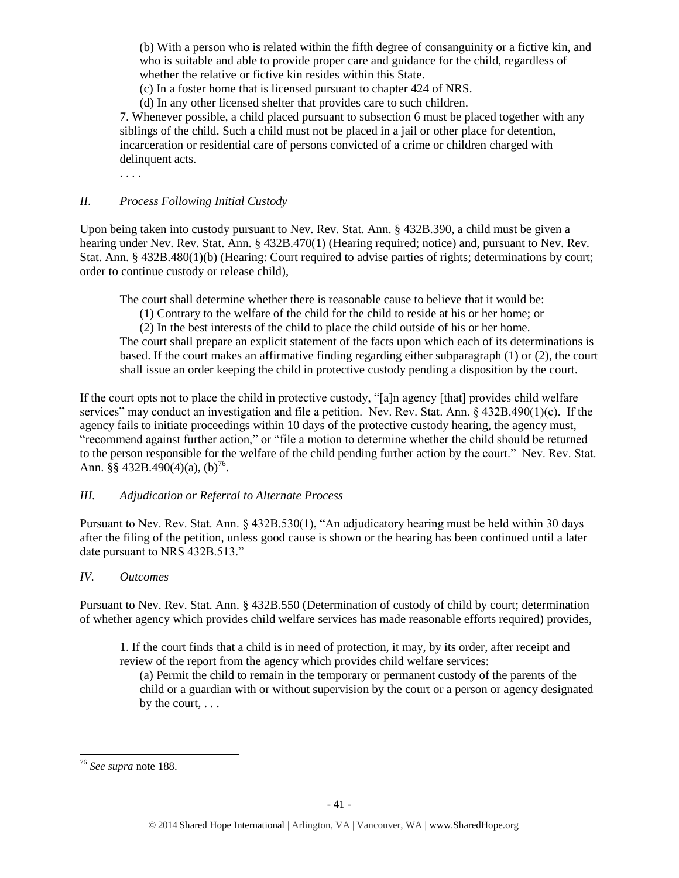(b) With a person who is related within the fifth degree of consanguinity or a fictive kin, and who is suitable and able to provide proper care and guidance for the child, regardless of whether the relative or fictive kin resides within this State.

(c) In a foster home that is licensed pursuant to chapter 424 of NRS.

(d) In any other licensed shelter that provides care to such children.

7. Whenever possible, a child placed pursuant to subsection 6 must be placed together with any siblings of the child. Such a child must not be placed in a jail or other place for detention, incarceration or residential care of persons convicted of a crime or children charged with delinquent acts.

. . . .

## *II. Process Following Initial Custody*

Upon being taken into custody pursuant to Nev. Rev. Stat. Ann. § 432B.390, a child must be given a hearing under Nev. Rev. Stat. Ann. § 432B.470(1) (Hearing required; notice) and, pursuant to Nev. Rev. Stat. Ann. § 432B.480(1)(b) (Hearing: Court required to advise parties of rights; determinations by court; order to continue custody or release child),

> The court shall determine whether there is reasonable cause to believe that it would be:
>
> (1) Contrary to the welfare of the child for the child to reside at his or her home; or
>
> (2) In the best interests of the child to place the child outside of his or her home.
>
> The court shall prepare an explicit statement of the facts upon which each of its determinations is based. If the court makes an affirmative finding regarding either subparagraph (1) or (2), the court shall issue an order keeping the child in protective custody pending a disposition by the court.

If the court opts not to place the child in protective custody, "[a]n agency [that] provides child welfare services" may conduct an investigation and file a petition. Nev. Rev. Stat. Ann. § 432B.490(1)(c). If the agency fails to initiate proceedings within 10 days of the protective custody hearing, the agency must, "recommend against further action," or "file a motion to determine whether the child should be returned to the person responsible for the welfare of the child pending further action by the court." Nev. Rev. Stat. Ann. §§ 432B.490(4)(a), (b)[76].

## *III. Adjudication or Referral to Alternate Process*

Pursuant to Nev. Rev. Stat. Ann. § 432B.530(1), "An adjudicatory hearing must be held within 30 days after the filing of the petition, unless good cause is shown or the hearing has been continued until a later date pursuant to NRS 432B.513."

## *IV. Outcomes*

Pursuant to Nev. Rev. Stat. Ann. § 432B.550 (Determination of custody of child by court; determination of whether agency which provides child welfare services has made reasonable efforts required) provides,

> 1. If the court finds that a child is in need of protection, it may, by its order, after receipt and review of the report from the agency which provides child welfare services:
>
> (a) Permit the child to remain in the temporary or permanent custody of the parents of the child or a guardian with or without supervision by the court or a person or agency designated by the court, . . .

---

[76] *See supra* note 188.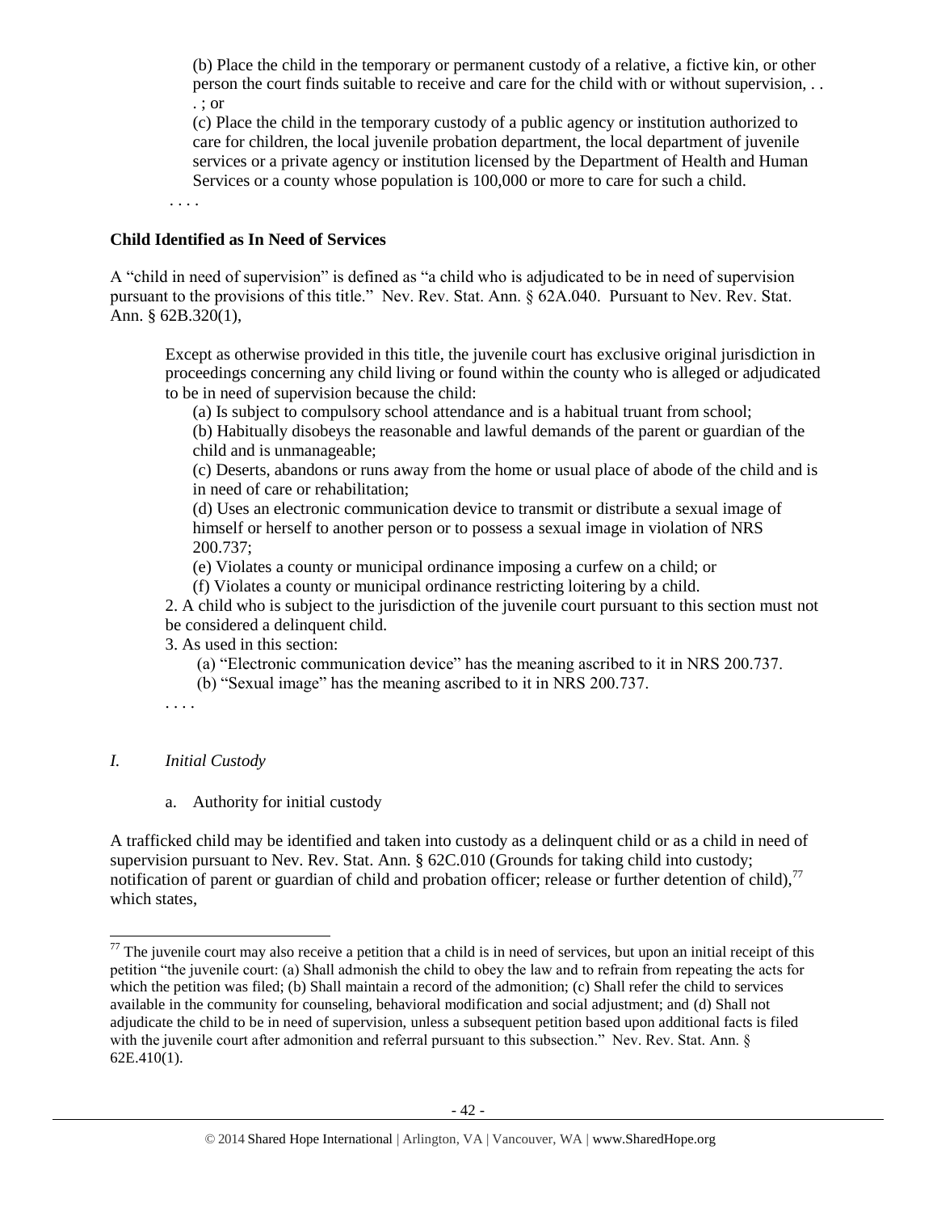> (b) Place the child in the temporary or permanent custody of a relative, a fictive kin, or other person the court finds suitable to receive and care for the child with or without supervision, . . . ; or
>
> (c) Place the child in the temporary custody of a public agency or institution authorized to care for children, the local juvenile probation department, the local department of juvenile services or a private agency or institution licensed by the Department of Health and Human Services or a county whose population is 100,000 or more to care for such a child.
>
> . . . .

**Child Identified as In Need of Services**

A "child in need of supervision" is defined as "a child who is adjudicated to be in need of supervision pursuant to the provisions of this title." Nev. Rev. Stat. Ann. § 62A.040. Pursuant to Nev. Rev. Stat. Ann. § 62B.320(1),

> Except as otherwise provided in this title, the juvenile court has exclusive original jurisdiction in proceedings concerning any child living or found within the county who is alleged or adjudicated to be in need of supervision because the child:
>
> (a) Is subject to compulsory school attendance and is a habitual truant from school;
>
> (b) Habitually disobeys the reasonable and lawful demands of the parent or guardian of the child and is unmanageable;
>
> (c) Deserts, abandons or runs away from the home or usual place of abode of the child and is in need of care or rehabilitation;
>
> (d) Uses an electronic communication device to transmit or distribute a sexual image of himself or herself to another person or to possess a sexual image in violation of NRS 200.737;
>
> (e) Violates a county or municipal ordinance imposing a curfew on a child; or
>
> (f) Violates a county or municipal ordinance restricting loitering by a child.
>
> 2. A child who is subject to the jurisdiction of the juvenile court pursuant to this section must not be considered a delinquent child.
>
> 3. As used in this section:
>
> (a) "Electronic communication device" has the meaning ascribed to it in NRS 200.737.
>
> (b) "Sexual image" has the meaning ascribed to it in NRS 200.737.
>
> . . . .

*I. Initial Custody*

a. Authority for initial custody

A trafficked child may be identified and taken into custody as a delinquent child or as a child in need of supervision pursuant to Nev. Rev. Stat. Ann. § 62C.010 (Grounds for taking child into custody; notification of parent or guardian of child and probation officer; release or further detention of child),[77] which states,

[77] The juvenile court may also receive a petition that a child is in need of services, but upon an initial receipt of this petition "the juvenile court: (a) Shall admonish the child to obey the law and to refrain from repeating the acts for which the petition was filed; (b) Shall maintain a record of the admonition; (c) Shall refer the child to services available in the community for counseling, behavioral modification and social adjustment; and (d) Shall not adjudicate the child to be in need of supervision, unless a subsequent petition based upon additional facts is filed with the juvenile court after admonition and referral pursuant to this subsection." Nev. Rev. Stat. Ann. § 62E.410(1).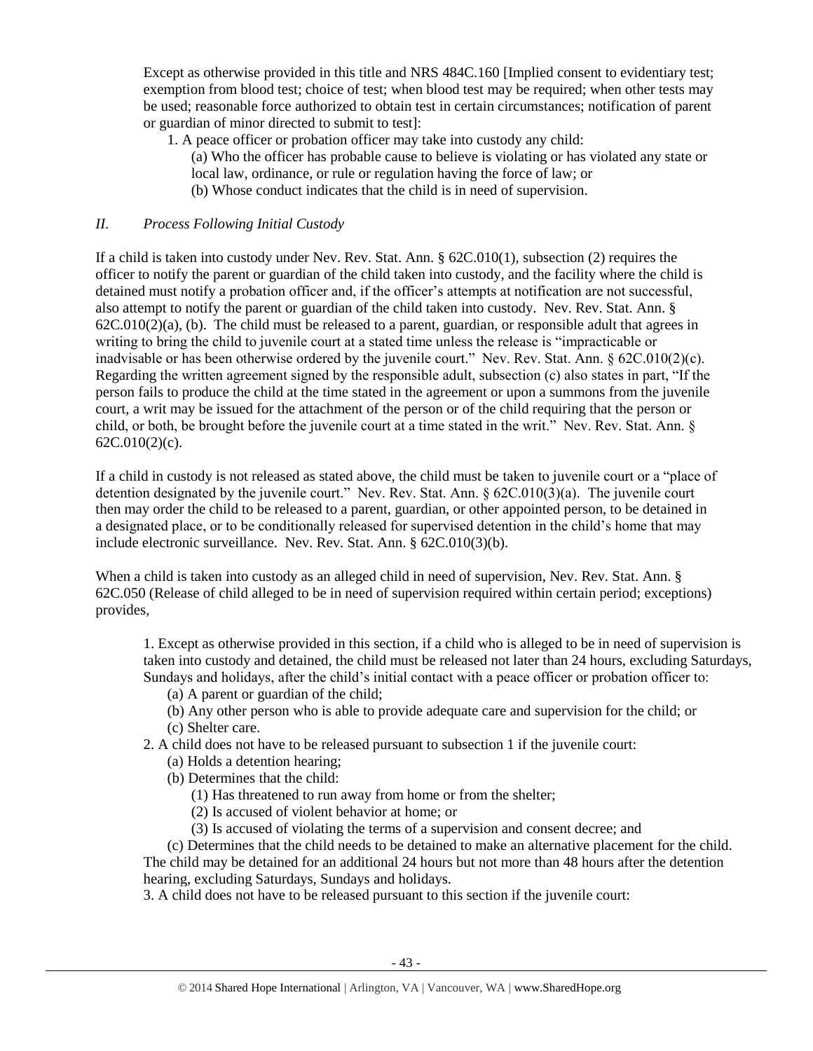Except as otherwise provided in this title and NRS 484C.160 [Implied consent to evidentiary test; exemption from blood test; choice of test; when blood test may be required; when other tests may be used; reasonable force authorized to obtain test in certain circumstances; notification of parent or guardian of minor directed to submit to test]:

> 1. A peace officer or probation officer may take into custody any child:
>
> > (a) Who the officer has probable cause to believe is violating or has violated any state or local law, ordinance, or rule or regulation having the force of law; or
> >
> > (b) Whose conduct indicates that the child is in need of supervision.

## *II. Process Following Initial Custody*

If a child is taken into custody under Nev. Rev. Stat. Ann. § 62C.010(1), subsection (2) requires the officer to notify the parent or guardian of the child taken into custody, and the facility where the child is detained must notify a probation officer and, if the officer's attempts at notification are not successful, also attempt to notify the parent or guardian of the child taken into custody. Nev. Rev. Stat. Ann. § 62C.010(2)(a), (b). The child must be released to a parent, guardian, or responsible adult that agrees in writing to bring the child to juvenile court at a stated time unless the release is "impracticable or inadvisable or has been otherwise ordered by the juvenile court." Nev. Rev. Stat. Ann. § 62C.010(2)(c). Regarding the written agreement signed by the responsible adult, subsection (c) also states in part, "If the person fails to produce the child at the time stated in the agreement or upon a summons from the juvenile court, a writ may be issued for the attachment of the person or of the child requiring that the person or child, or both, be brought before the juvenile court at a time stated in the writ." Nev. Rev. Stat. Ann. § 62C.010(2)(c).

If a child in custody is not released as stated above, the child must be taken to juvenile court or a "place of detention designated by the juvenile court." Nev. Rev. Stat. Ann. § 62C.010(3)(a). The juvenile court then may order the child to be released to a parent, guardian, or other appointed person, to be detained in a designated place, or to be conditionally released for supervised detention in the child's home that may include electronic surveillance. Nev. Rev. Stat. Ann. § 62C.010(3)(b).

When a child is taken into custody as an alleged child in need of supervision, Nev. Rev. Stat. Ann. § 62C.050 (Release of child alleged to be in need of supervision required within certain period; exceptions) provides,

> 1. Except as otherwise provided in this section, if a child who is alleged to be in need of supervision is taken into custody and detained, the child must be released not later than 24 hours, excluding Saturdays, Sundays and holidays, after the child's initial contact with a peace officer or probation officer to:
>
> > (a) A parent or guardian of the child;
> >
> > (b) Any other person who is able to provide adequate care and supervision for the child; or
> >
> > (c) Shelter care.
>
> 2. A child does not have to be released pursuant to subsection 1 if the juvenile court:
>
> > (a) Holds a detention hearing;
> >
> > (b) Determines that the child:
> >
> > > (1) Has threatened to run away from home or from the shelter;
> > >
> > > (2) Is accused of violent behavior at home; or
> > >
> > > (3) Is accused of violating the terms of a supervision and consent decree; and
> >
> > (c) Determines that the child needs to be detained to make an alternative placement for the child.
>
> The child may be detained for an additional 24 hours but not more than 48 hours after the detention hearing, excluding Saturdays, Sundays and holidays.
>
> 3. A child does not have to be released pursuant to this section if the juvenile court: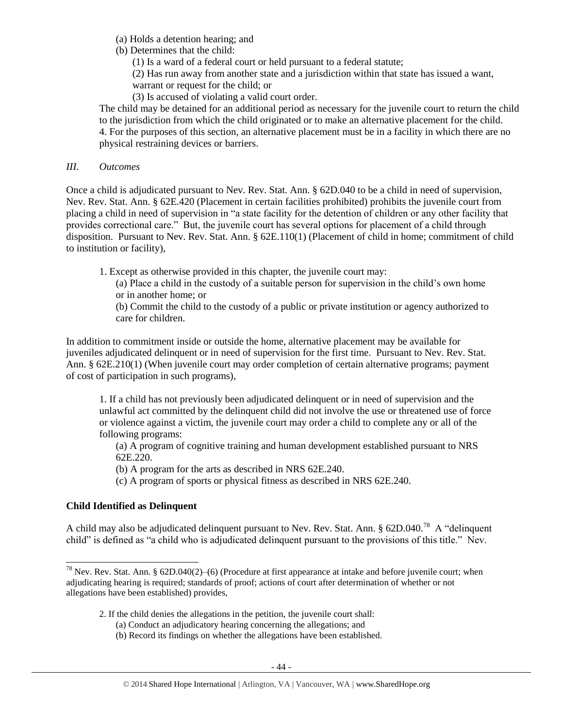(a) Holds a detention hearing; and

(b) Determines that the child:

(1) Is a ward of a federal court or held pursuant to a federal statute;

(2) Has run away from another state and a jurisdiction within that state has issued a want, warrant or request for the child; or

(3) Is accused of violating a valid court order.

The child may be detained for an additional period as necessary for the juvenile court to return the child to the jurisdiction from which the child originated or to make an alternative placement for the child.

4. For the purposes of this section, an alternative placement must be in a facility in which there are no physical restraining devices or barriers.

*III. Outcomes*

Once a child is adjudicated pursuant to Nev. Rev. Stat. Ann. § 62D.040 to be a child in need of supervision, Nev. Rev. Stat. Ann. § 62E.420 (Placement in certain facilities prohibited) prohibits the juvenile court from placing a child in need of supervision in "a state facility for the detention of children or any other facility that provides correctional care." But, the juvenile court has several options for placement of a child through disposition. Pursuant to Nev. Rev. Stat. Ann. § 62E.110(1) (Placement of child in home; commitment of child to institution or facility),

> 1. Except as otherwise provided in this chapter, the juvenile court may:
>
> (a) Place a child in the custody of a suitable person for supervision in the child's own home or in another home; or
>
> (b) Commit the child to the custody of a public or private institution or agency authorized to care for children.

In addition to commitment inside or outside the home, alternative placement may be available for juveniles adjudicated delinquent or in need of supervision for the first time. Pursuant to Nev. Rev. Stat. Ann. § 62E.210(1) (When juvenile court may order completion of certain alternative programs; payment of cost of participation in such programs),

> 1. If a child has not previously been adjudicated delinquent or in need of supervision and the unlawful act committed by the delinquent child did not involve the use or threatened use of force or violence against a victim, the juvenile court may order a child to complete any or all of the following programs:
>
> (a) A program of cognitive training and human development established pursuant to NRS 62E.220.
>
> (b) A program for the arts as described in NRS 62E.240.
>
> (c) A program of sports or physical fitness as described in NRS 62E.240.

**Child Identified as Delinquent**

A child may also be adjudicated delinquent pursuant to Nev. Rev. Stat. Ann. § 62D.040.[78] A "delinquent child" is defined as "a child who is adjudicated delinquent pursuant to the provisions of this title." Nev.

---

[78] Nev. Rev. Stat. Ann. § 62D.040(2)–(6) (Procedure at first appearance at intake and before juvenile court; when adjudicating hearing is required; standards of proof; actions of court after determination of whether or not allegations have been established) provides,

> 2. If the child denies the allegations in the petition, the juvenile court shall:
>
> (a) Conduct an adjudicatory hearing concerning the allegations; and
>
> (b) Record its findings on whether the allegations have been established.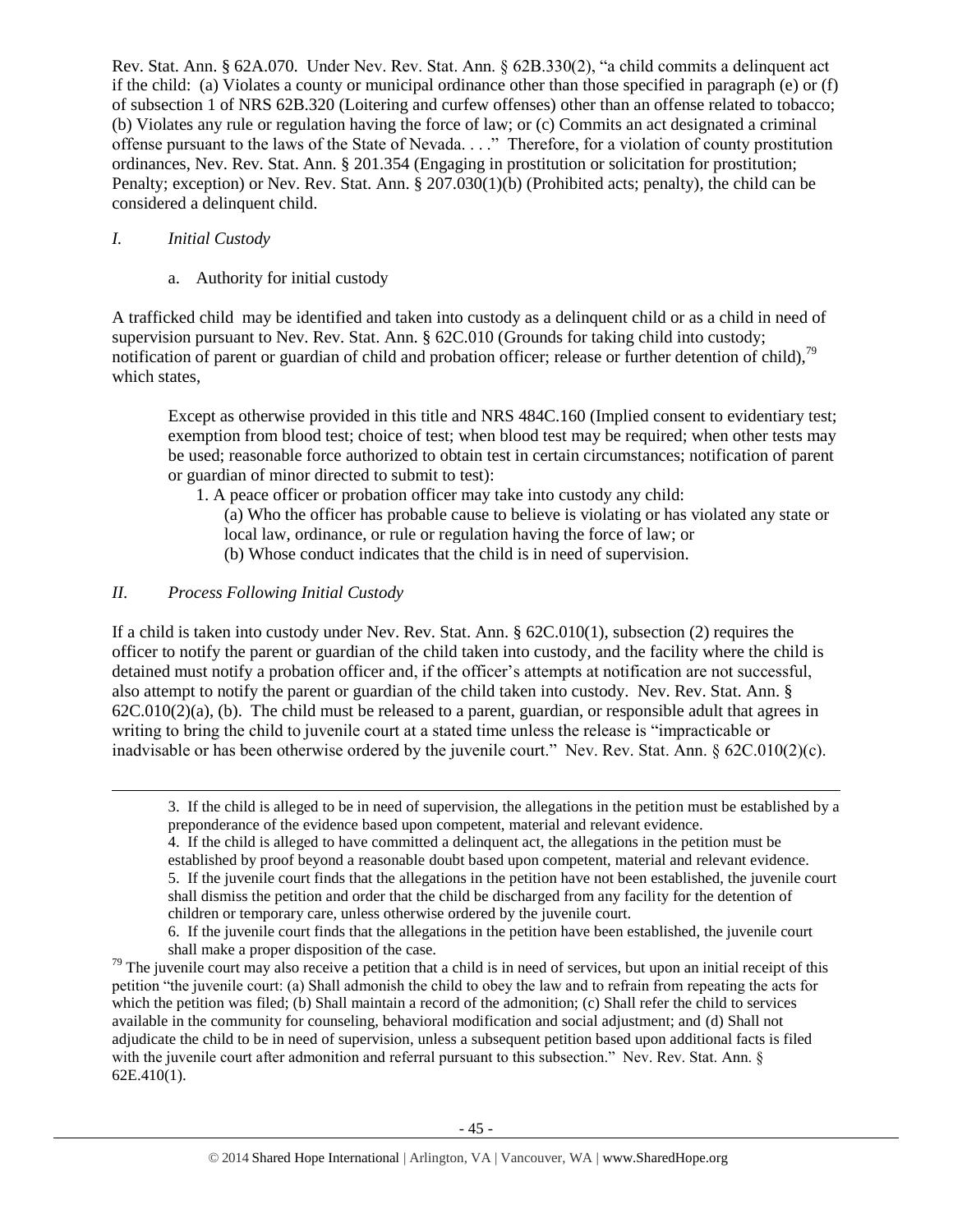Rev. Stat. Ann. § 62A.070. Under Nev. Rev. Stat. Ann. § 62B.330(2), "a child commits a delinquent act if the child: (a) Violates a county or municipal ordinance other than those specified in paragraph (e) or (f) of subsection 1 of NRS 62B.320 (Loitering and curfew offenses) other than an offense related to tobacco; (b) Violates any rule or regulation having the force of law; or (c) Commits an act designated a criminal offense pursuant to the laws of the State of Nevada. . . ." Therefore, for a violation of county prostitution ordinances, Nev. Rev. Stat. Ann. § 201.354 (Engaging in prostitution or solicitation for prostitution; Penalty; exception) or Nev. Rev. Stat. Ann. § 207.030(1)(b) (Prohibited acts; penalty), the child can be considered a delinquent child.

*I. Initial Custody*

a. Authority for initial custody

A trafficked child may be identified and taken into custody as a delinquent child or as a child in need of supervision pursuant to Nev. Rev. Stat. Ann. § 62C.010 (Grounds for taking child into custody; notification of parent or guardian of child and probation officer; release or further detention of child),[79] which states,

> Except as otherwise provided in this title and NRS 484C.160 (Implied consent to evidentiary test; exemption from blood test; choice of test; when blood test may be required; when other tests may be used; reasonable force authorized to obtain test in certain circumstances; notification of parent or guardian of minor directed to submit to test):
>
> 1. A peace officer or probation officer may take into custody any child:
>    (a) Who the officer has probable cause to believe is violating or has violated any state or local law, ordinance, or rule or regulation having the force of law; or
>    (b) Whose conduct indicates that the child is in need of supervision.

*II. Process Following Initial Custody*

If a child is taken into custody under Nev. Rev. Stat. Ann. § 62C.010(1), subsection (2) requires the officer to notify the parent or guardian of the child taken into custody, and the facility where the child is detained must notify a probation officer and, if the officer's attempts at notification are not successful, also attempt to notify the parent or guardian of the child taken into custody. Nev. Rev. Stat. Ann. § 62C.010(2)(a), (b). The child must be released to a parent, guardian, or responsible adult that agrees in writing to bring the child to juvenile court at a stated time unless the release is "impracticable or inadvisable or has been otherwise ordered by the juvenile court." Nev. Rev. Stat. Ann. § 62C.010(2)(c).

---

3. If the child is alleged to be in need of supervision, the allegations in the petition must be established by a preponderance of the evidence based upon competent, material and relevant evidence.
4. If the child is alleged to have committed a delinquent act, the allegations in the petition must be established by proof beyond a reasonable doubt based upon competent, material and relevant evidence.
5. If the juvenile court finds that the allegations in the petition have not been established, the juvenile court shall dismiss the petition and order that the child be discharged from any facility for the detention of children or temporary care, unless otherwise ordered by the juvenile court.
6. If the juvenile court finds that the allegations in the petition have been established, the juvenile court shall make a proper disposition of the case.

[79] The juvenile court may also receive a petition that a child is in need of services, but upon an initial receipt of this petition "the juvenile court: (a) Shall admonish the child to obey the law and to refrain from repeating the acts for which the petition was filed; (b) Shall maintain a record of the admonition; (c) Shall refer the child to services available in the community for counseling, behavioral modification and social adjustment; and (d) Shall not adjudicate the child to be in need of supervision, unless a subsequent petition based upon additional facts is filed with the juvenile court after admonition and referral pursuant to this subsection." Nev. Rev. Stat. Ann. § 62E.410(1).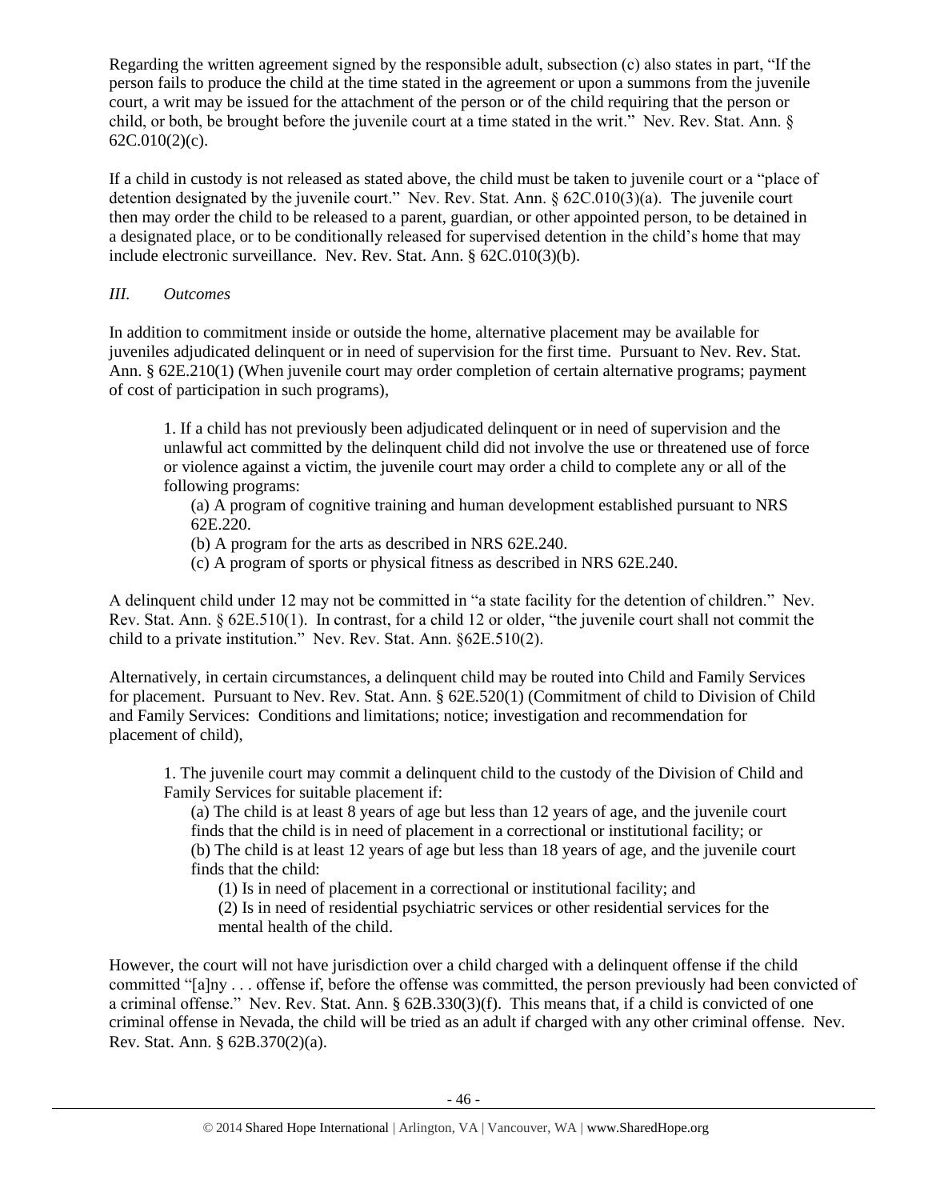Regarding the written agreement signed by the responsible adult, subsection (c) also states in part, "If the person fails to produce the child at the time stated in the agreement or upon a summons from the juvenile court, a writ may be issued for the attachment of the person or of the child requiring that the person or child, or both, be brought before the juvenile court at a time stated in the writ." Nev. Rev. Stat. Ann. § 62C.010(2)(c).

If a child in custody is not released as stated above, the child must be taken to juvenile court or a "place of detention designated by the juvenile court." Nev. Rev. Stat. Ann. § 62C.010(3)(a). The juvenile court then may order the child to be released to a parent, guardian, or other appointed person, to be detained in a designated place, or to be conditionally released for supervised detention in the child's home that may include electronic surveillance. Nev. Rev. Stat. Ann. § 62C.010(3)(b).

### *III. Outcomes*

In addition to commitment inside or outside the home, alternative placement may be available for juveniles adjudicated delinquent or in need of supervision for the first time. Pursuant to Nev. Rev. Stat. Ann. § 62E.210(1) (When juvenile court may order completion of certain alternative programs; payment of cost of participation in such programs),

> 1. If a child has not previously been adjudicated delinquent or in need of supervision and the unlawful act committed by the delinquent child did not involve the use or threatened use of force or violence against a victim, the juvenile court may order a child to complete any or all of the following programs:
>
> (a) A program of cognitive training and human development established pursuant to NRS 62E.220.
>
> (b) A program for the arts as described in NRS 62E.240.
>
> (c) A program of sports or physical fitness as described in NRS 62E.240.

A delinquent child under 12 may not be committed in "a state facility for the detention of children." Nev. Rev. Stat. Ann. § 62E.510(1). In contrast, for a child 12 or older, "the juvenile court shall not commit the child to a private institution." Nev. Rev. Stat. Ann. §62E.510(2).

Alternatively, in certain circumstances, a delinquent child may be routed into Child and Family Services for placement. Pursuant to Nev. Rev. Stat. Ann. § 62E.520(1) (Commitment of child to Division of Child and Family Services: Conditions and limitations; notice; investigation and recommendation for placement of child),

> 1. The juvenile court may commit a delinquent child to the custody of the Division of Child and Family Services for suitable placement if:
>
> (a) The child is at least 8 years of age but less than 12 years of age, and the juvenile court finds that the child is in need of placement in a correctional or institutional facility; or
>
> (b) The child is at least 12 years of age but less than 18 years of age, and the juvenile court finds that the child:
>
> (1) Is in need of placement in a correctional or institutional facility; and
>
> (2) Is in need of residential psychiatric services or other residential services for the mental health of the child.

However, the court will not have jurisdiction over a child charged with a delinquent offense if the child committed "[a]ny . . . offense if, before the offense was committed, the person previously had been convicted of a criminal offense." Nev. Rev. Stat. Ann. § 62B.330(3)(f). This means that, if a child is convicted of one criminal offense in Nevada, the child will be tried as an adult if charged with any other criminal offense. Nev. Rev. Stat. Ann. § 62B.370(2)(a).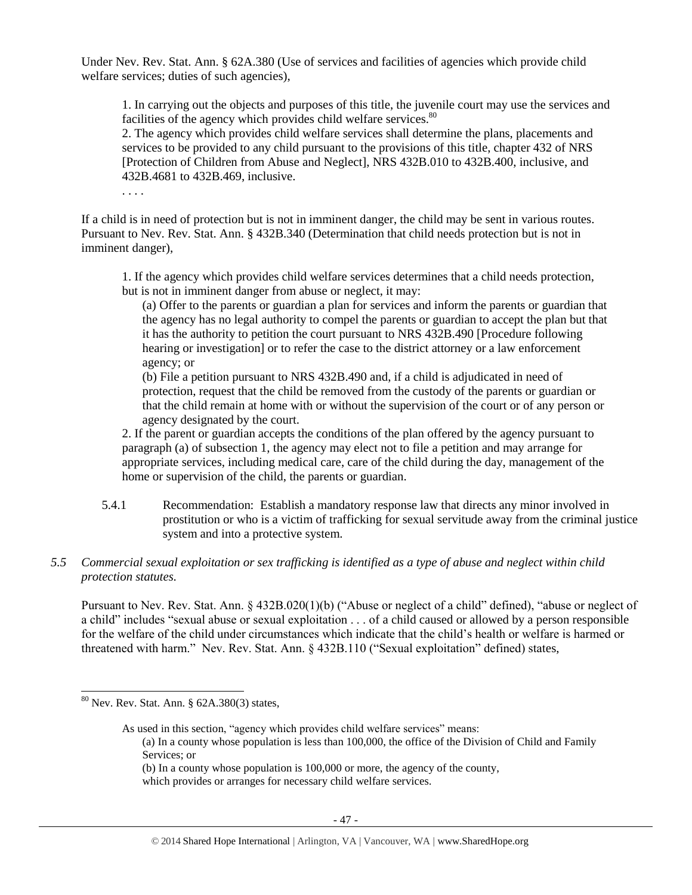Under Nev. Rev. Stat. Ann. § 62A.380 (Use of services and facilities of agencies which provide child welfare services; duties of such agencies),

> 1. In carrying out the objects and purposes of this title, the juvenile court may use the services and facilities of the agency which provides child welfare services.[80]
> 2. The agency which provides child welfare services shall determine the plans, placements and services to be provided to any child pursuant to the provisions of this title, chapter 432 of NRS [Protection of Children from Abuse and Neglect], NRS 432B.010 to 432B.400, inclusive, and 432B.4681 to 432B.469, inclusive.
>
> . . . .

If a child is in need of protection but is not in imminent danger, the child may be sent in various routes. Pursuant to Nev. Rev. Stat. Ann. § 432B.340 (Determination that child needs protection but is not in imminent danger),

> 1. If the agency which provides child welfare services determines that a child needs protection, but is not in imminent danger from abuse or neglect, it may:
>
> (a) Offer to the parents or guardian a plan for services and inform the parents or guardian that the agency has no legal authority to compel the parents or guardian to accept the plan but that it has the authority to petition the court pursuant to NRS 432B.490 [Procedure following hearing or investigation] or to refer the case to the district attorney or a law enforcement agency; or
>
> (b) File a petition pursuant to NRS 432B.490 and, if a child is adjudicated in need of protection, request that the child be removed from the custody of the parents or guardian or that the child remain at home with or without the supervision of the court or of any person or agency designated by the court.
>
> 2. If the parent or guardian accepts the conditions of the plan offered by the agency pursuant to paragraph (a) of subsection 1, the agency may elect not to file a petition and may arrange for appropriate services, including medical care, care of the child during the day, management of the home or supervision of the child, the parents or guardian.

5.4.1 Recommendation: Establish a mandatory response law that directs any minor involved in prostitution or who is a victim of trafficking for sexual servitude away from the criminal justice system and into a protective system.

*5.5 Commercial sexual exploitation or sex trafficking is identified as a type of abuse and neglect within child protection statutes.*

Pursuant to Nev. Rev. Stat. Ann. § 432B.020(1)(b) ("Abuse or neglect of a child" defined), "abuse or neglect of a child" includes "sexual abuse or sexual exploitation . . . of a child caused or allowed by a person responsible for the welfare of the child under circumstances which indicate that the child's health or welfare is harmed or threatened with harm." Nev. Rev. Stat. Ann. § 432B.110 ("Sexual exploitation" defined) states,

---

[80] Nev. Rev. Stat. Ann. § 62A.380(3) states,

> As used in this section, "agency which provides child welfare services" means:
>
> (a) In a county whose population is less than 100,000, the office of the Division of Child and Family Services; or
>
> (b) In a county whose population is 100,000 or more, the agency of the county, which provides or arranges for necessary child welfare services.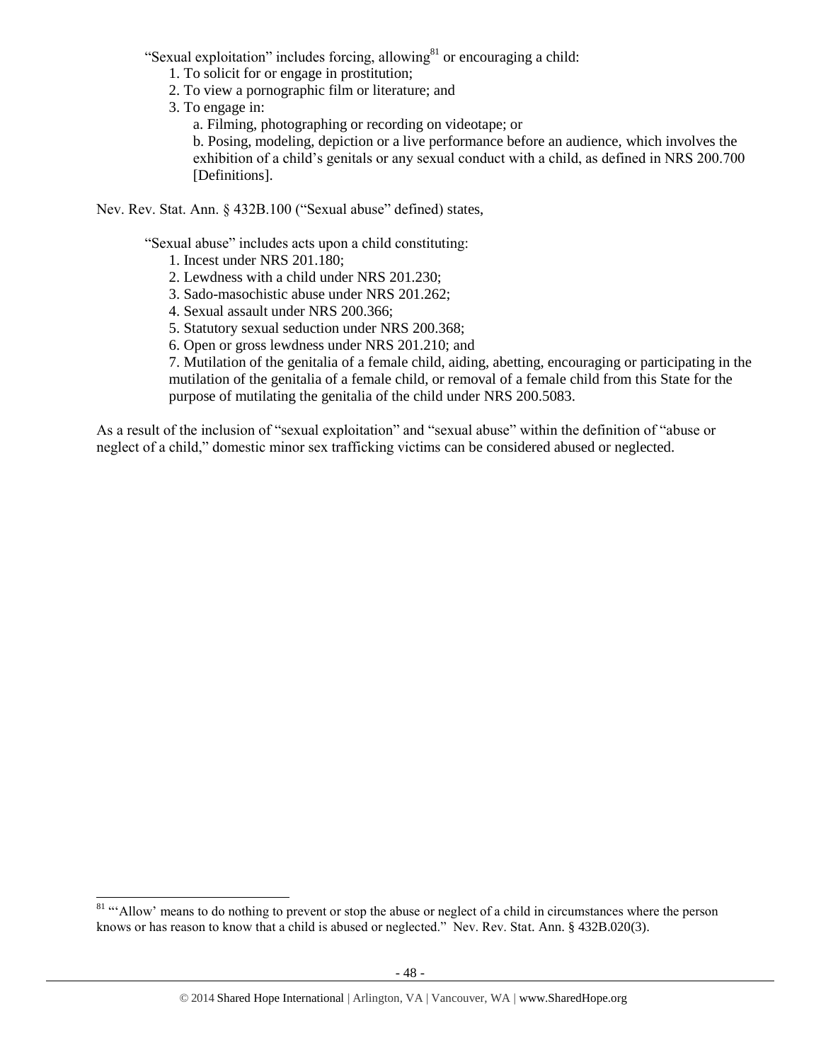"Sexual exploitation" includes forcing, allowing[81] or encouraging a child:

1. To solicit for or engage in prostitution;
2. To view a pornographic film or literature; and
3. To engage in:
   a. Filming, photographing or recording on videotape; or
   b. Posing, modeling, depiction or a live performance before an audience, which involves the exhibition of a child's genitals or any sexual conduct with a child, as defined in NRS 200.700 [Definitions].

Nev. Rev. Stat. Ann. § 432B.100 ("Sexual abuse" defined) states,

> "Sexual abuse" includes acts upon a child constituting:
> 1. Incest under NRS 201.180;
> 2. Lewdness with a child under NRS 201.230;
> 3. Sado-masochistic abuse under NRS 201.262;
> 4. Sexual assault under NRS 200.366;
> 5. Statutory sexual seduction under NRS 200.368;
> 6. Open or gross lewdness under NRS 201.210; and
> 7. Mutilation of the genitalia of a female child, aiding, abetting, encouraging or participating in the mutilation of the genitalia of a female child, or removal of a female child from this State for the purpose of mutilating the genitalia of the child under NRS 200.5083.

As a result of the inclusion of "sexual exploitation" and "sexual abuse" within the definition of "abuse or neglect of a child," domestic minor sex trafficking victims can be considered abused or neglected.

[81] "'Allow' means to do nothing to prevent or stop the abuse or neglect of a child in circumstances where the person knows or has reason to know that a child is abused or neglected." Nev. Rev. Stat. Ann. § 432B.020(3).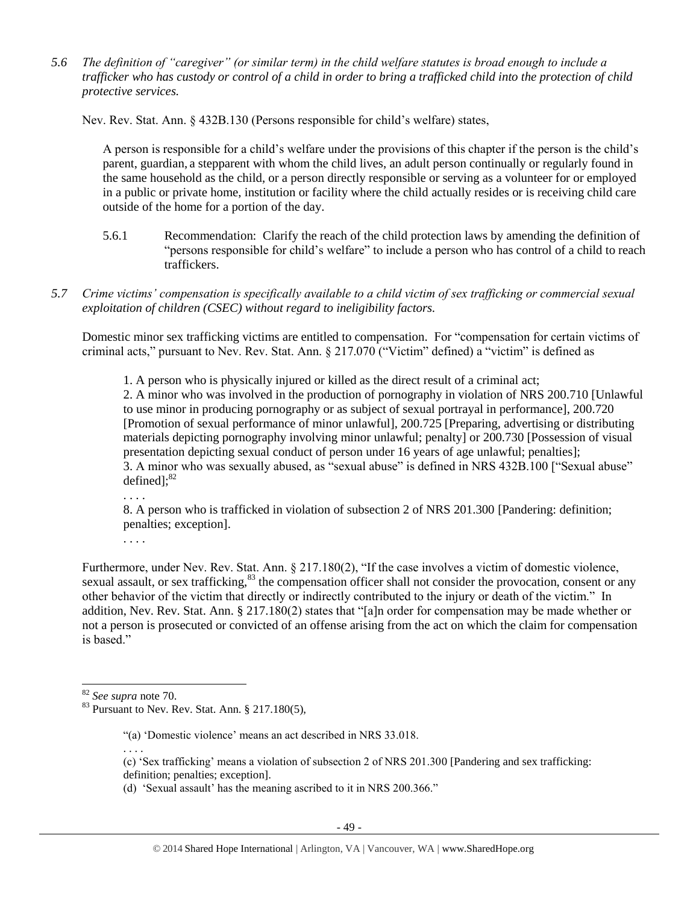*5.6 The definition of "caregiver" (or similar term) in the child welfare statutes is broad enough to include a trafficker who has custody or control of a child in order to bring a trafficked child into the protection of child protective services.*

Nev. Rev. Stat. Ann. § 432B.130 (Persons responsible for child's welfare) states,

> A person is responsible for a child's welfare under the provisions of this chapter if the person is the child's parent, guardian, a stepparent with whom the child lives, an adult person continually or regularly found in the same household as the child, or a person directly responsible or serving as a volunteer for or employed in a public or private home, institution or facility where the child actually resides or is receiving child care outside of the home for a portion of the day.

5.6.1 Recommendation: Clarify the reach of the child protection laws by amending the definition of "persons responsible for child's welfare" to include a person who has control of a child to reach traffickers.

*5.7 Crime victims' compensation is specifically available to a child victim of sex trafficking or commercial sexual exploitation of children (CSEC) without regard to ineligibility factors.*

Domestic minor sex trafficking victims are entitled to compensation. For "compensation for certain victims of criminal acts," pursuant to Nev. Rev. Stat. Ann. § 217.070 ("Victim" defined) a "victim" is defined as

> 1. A person who is physically injured or killed as the direct result of a criminal act;
> 2. A minor who was involved in the production of pornography in violation of NRS 200.710 [Unlawful to use minor in producing pornography or as subject of sexual portrayal in performance], 200.720 [Promotion of sexual performance of minor unlawful], 200.725 [Preparing, advertising or distributing materials depicting pornography involving minor unlawful; penalty] or 200.730 [Possession of visual presentation depicting sexual conduct of person under 16 years of age unlawful; penalties];
> 3. A minor who was sexually abused, as "sexual abuse" is defined in NRS 432B.100 ["Sexual abuse" defined];[82]
> . . . .
> 8. A person who is trafficked in violation of subsection 2 of NRS 201.300 [Pandering: definition; penalties; exception].
> . . . .

Furthermore, under Nev. Rev. Stat. Ann. § 217.180(2), "If the case involves a victim of domestic violence, sexual assault, or sex trafficking,[83] the compensation officer shall not consider the provocation, consent or any other behavior of the victim that directly or indirectly contributed to the injury or death of the victim." In addition, Nev. Rev. Stat. Ann. § 217.180(2) states that "[a]n order for compensation may be made whether or not a person is prosecuted or convicted of an offense arising from the act on which the claim for compensation is based."

---

[82] *See supra* note 70.

[83] Pursuant to Nev. Rev. Stat. Ann. § 217.180(5),

> "(a) 'Domestic violence' means an act described in NRS 33.018.
> . . . .
> (c) 'Sex trafficking' means a violation of subsection 2 of NRS 201.300 [Pandering and sex trafficking: definition; penalties; exception].
> (d) 'Sexual assault' has the meaning ascribed to it in NRS 200.366."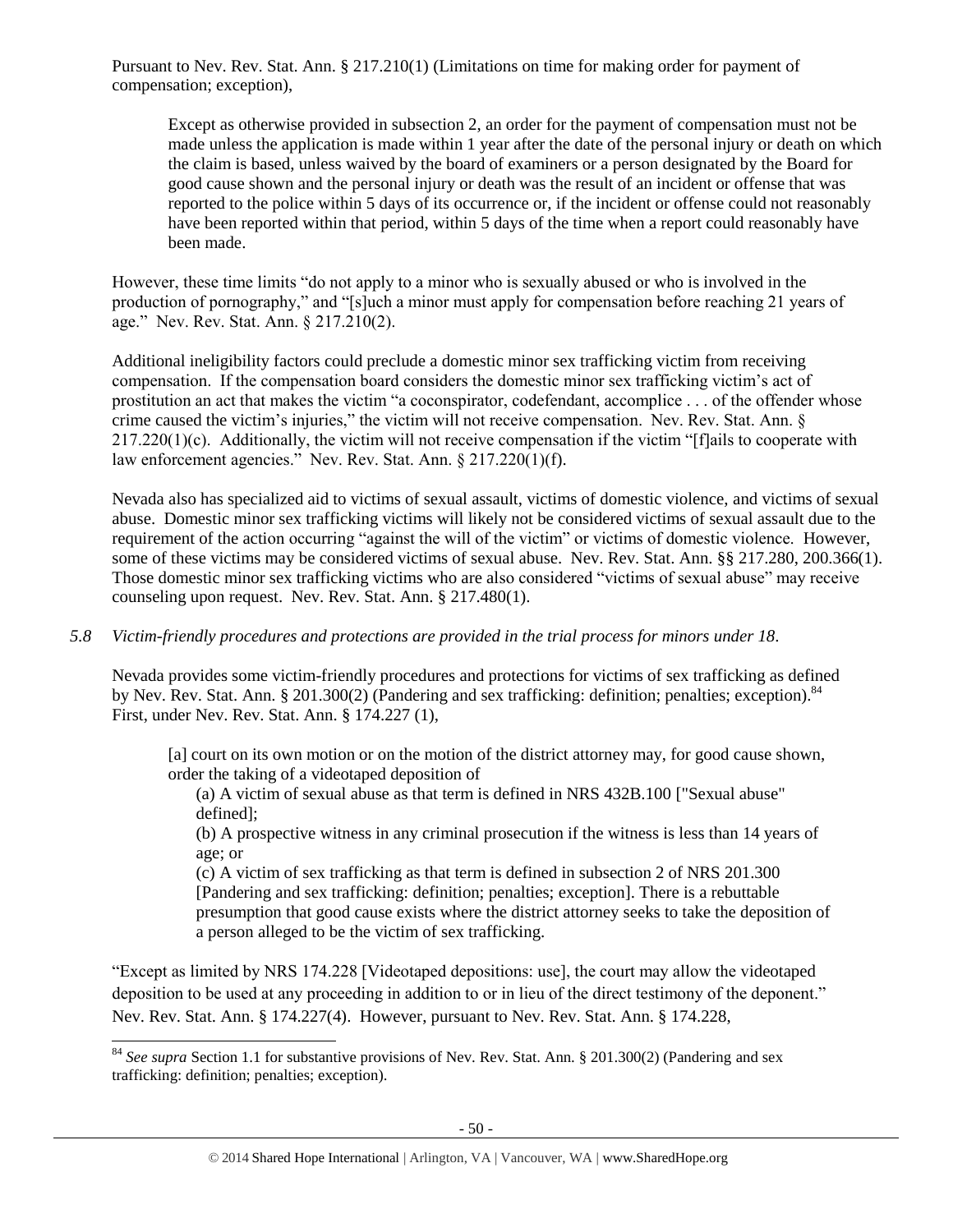Pursuant to Nev. Rev. Stat. Ann. § 217.210(1) (Limitations on time for making order for payment of compensation; exception),

> Except as otherwise provided in subsection 2, an order for the payment of compensation must not be made unless the application is made within 1 year after the date of the personal injury or death on which the claim is based, unless waived by the board of examiners or a person designated by the Board for good cause shown and the personal injury or death was the result of an incident or offense that was reported to the police within 5 days of its occurrence or, if the incident or offense could not reasonably have been reported within that period, within 5 days of the time when a report could reasonably have been made.

However, these time limits "do not apply to a minor who is sexually abused or who is involved in the production of pornography," and "[s]uch a minor must apply for compensation before reaching 21 years of age." Nev. Rev. Stat. Ann. § 217.210(2).

Additional ineligibility factors could preclude a domestic minor sex trafficking victim from receiving compensation. If the compensation board considers the domestic minor sex trafficking victim's act of prostitution an act that makes the victim "a coconspirator, codefendant, accomplice . . . of the offender whose crime caused the victim's injuries," the victim will not receive compensation. Nev. Rev. Stat. Ann. § 217.220(1)(c). Additionally, the victim will not receive compensation if the victim "[f]ails to cooperate with law enforcement agencies." Nev. Rev. Stat. Ann. § 217.220(1)(f).

Nevada also has specialized aid to victims of sexual assault, victims of domestic violence, and victims of sexual abuse. Domestic minor sex trafficking victims will likely not be considered victims of sexual assault due to the requirement of the action occurring "against the will of the victim" or victims of domestic violence. However, some of these victims may be considered victims of sexual abuse. Nev. Rev. Stat. Ann. §§ 217.280, 200.366(1). Those domestic minor sex trafficking victims who are also considered "victims of sexual abuse" may receive counseling upon request. Nev. Rev. Stat. Ann. § 217.480(1).

*5.8 Victim-friendly procedures and protections are provided in the trial process for minors under 18.*

Nevada provides some victim-friendly procedures and protections for victims of sex trafficking as defined by Nev. Rev. Stat. Ann. § 201.300(2) (Pandering and sex trafficking: definition; penalties; exception).[84] First, under Nev. Rev. Stat. Ann. § 174.227 (1),

> [a] court on its own motion or on the motion of the district attorney may, for good cause shown, order the taking of a videotaped deposition of
>
> (a) A victim of sexual abuse as that term is defined in NRS 432B.100 ["Sexual abuse" defined];
>
> (b) A prospective witness in any criminal prosecution if the witness is less than 14 years of age; or
>
> (c) A victim of sex trafficking as that term is defined in subsection 2 of NRS 201.300 [Pandering and sex trafficking: definition; penalties; exception]. There is a rebuttable presumption that good cause exists where the district attorney seeks to take the deposition of a person alleged to be the victim of sex trafficking.

"Except as limited by NRS 174.228 [Videotaped depositions: use], the court may allow the videotaped deposition to be used at any proceeding in addition to or in lieu of the direct testimony of the deponent." Nev. Rev. Stat. Ann. § 174.227(4). However, pursuant to Nev. Rev. Stat. Ann. § 174.228,

[84] *See supra* Section 1.1 for substantive provisions of Nev. Rev. Stat. Ann. § 201.300(2) (Pandering and sex trafficking: definition; penalties; exception).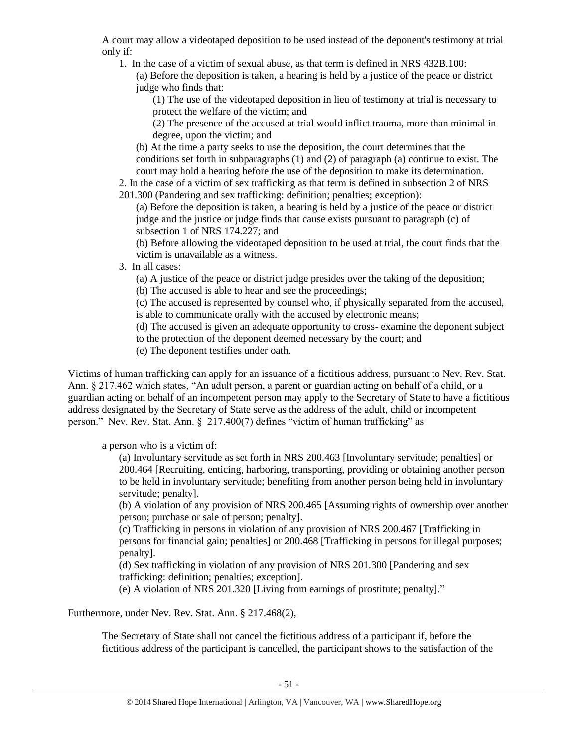A court may allow a videotaped deposition to be used instead of the deponent's testimony at trial only if:

1. In the case of a victim of sexual abuse, as that term is defined in NRS 432B.100:
    (a) Before the deposition is taken, a hearing is held by a justice of the peace or district judge who finds that:
        (1) The use of the videotaped deposition in lieu of testimony at trial is necessary to protect the welfare of the victim; and
        (2) The presence of the accused at trial would inflict trauma, more than minimal in degree, upon the victim; and
    (b) At the time a party seeks to use the deposition, the court determines that the conditions set forth in subparagraphs (1) and (2) of paragraph (a) continue to exist. The court may hold a hearing before the use of the deposition to make its determination.
2. In the case of a victim of sex trafficking as that term is defined in subsection 2 of NRS 201.300 (Pandering and sex trafficking: definition; penalties; exception):
    (a) Before the deposition is taken, a hearing is held by a justice of the peace or district judge and the justice or judge finds that cause exists pursuant to paragraph (c) of subsection 1 of NRS 174.227; and
    (b) Before allowing the videotaped deposition to be used at trial, the court finds that the victim is unavailable as a witness.
3. In all cases:
    (a) A justice of the peace or district judge presides over the taking of the deposition;
    (b) The accused is able to hear and see the proceedings;
    (c) The accused is represented by counsel who, if physically separated from the accused, is able to communicate orally with the accused by electronic means;
    (d) The accused is given an adequate opportunity to cross- examine the deponent subject to the protection of the deponent deemed necessary by the court; and
    (e) The deponent testifies under oath.

Victims of human trafficking can apply for an issuance of a fictitious address, pursuant to Nev. Rev. Stat. Ann. § 217.462 which states, "An adult person, a parent or guardian acting on behalf of a child, or a guardian acting on behalf of an incompetent person may apply to the Secretary of State to have a fictitious address designated by the Secretary of State serve as the address of the adult, child or incompetent person." Nev. Rev. Stat. Ann. § 217.400(7) defines "victim of human trafficking" as

> a person who is a victim of:
>
> (a) Involuntary servitude as set forth in NRS 200.463 [Involuntary servitude; penalties] or 200.464 [Recruiting, enticing, harboring, transporting, providing or obtaining another person to be held in involuntary servitude; benefiting from another person being held in involuntary servitude; penalty].
>
> (b) A violation of any provision of NRS 200.465 [Assuming rights of ownership over another person; purchase or sale of person; penalty].
>
> (c) Trafficking in persons in violation of any provision of NRS 200.467 [Trafficking in persons for financial gain; penalties] or 200.468 [Trafficking in persons for illegal purposes; penalty].
>
> (d) Sex trafficking in violation of any provision of NRS 201.300 [Pandering and sex trafficking: definition; penalties; exception].
>
> (e) A violation of NRS 201.320 [Living from earnings of prostitute; penalty]."

Furthermore, under Nev. Rev. Stat. Ann. § 217.468(2),

> The Secretary of State shall not cancel the fictitious address of a participant if, before the fictitious address of the participant is cancelled, the participant shows to the satisfaction of the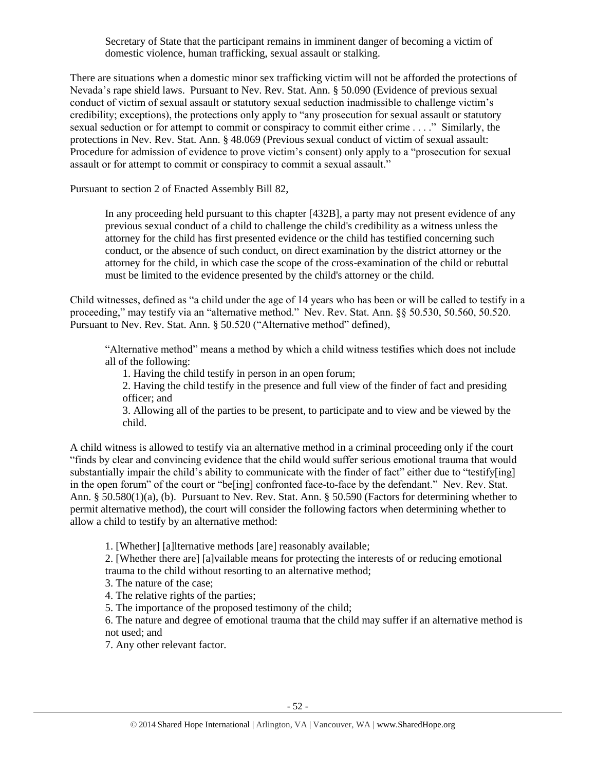> Secretary of State that the participant remains in imminent danger of becoming a victim of domestic violence, human trafficking, sexual assault or stalking.

There are situations when a domestic minor sex trafficking victim will not be afforded the protections of Nevada's rape shield laws. Pursuant to Nev. Rev. Stat. Ann. § 50.090 (Evidence of previous sexual conduct of victim of sexual assault or statutory sexual seduction inadmissible to challenge victim's credibility; exceptions), the protections only apply to "any prosecution for sexual assault or statutory sexual seduction or for attempt to commit or conspiracy to commit either crime . . . ." Similarly, the protections in Nev. Rev. Stat. Ann. § 48.069 (Previous sexual conduct of victim of sexual assault: Procedure for admission of evidence to prove victim's consent) only apply to a "prosecution for sexual assault or for attempt to commit or conspiracy to commit a sexual assault."

Pursuant to section 2 of Enacted Assembly Bill 82,

> In any proceeding held pursuant to this chapter [432B], a party may not present evidence of any previous sexual conduct of a child to challenge the child's credibility as a witness unless the attorney for the child has first presented evidence or the child has testified concerning such conduct, or the absence of such conduct, on direct examination by the district attorney or the attorney for the child, in which case the scope of the cross-examination of the child or rebuttal must be limited to the evidence presented by the child's attorney or the child.

Child witnesses, defined as "a child under the age of 14 years who has been or will be called to testify in a proceeding," may testify via an "alternative method." Nev. Rev. Stat. Ann. §§ 50.530, 50.560, 50.520. Pursuant to Nev. Rev. Stat. Ann. § 50.520 ("Alternative method" defined),

> "Alternative method" means a method by which a child witness testifies which does not include all of the following:
>
> 1. Having the child testify in person in an open forum;
> 2. Having the child testify in the presence and full view of the finder of fact and presiding officer; and
> 3. Allowing all of the parties to be present, to participate and to view and be viewed by the child.

A child witness is allowed to testify via an alternative method in a criminal proceeding only if the court "finds by clear and convincing evidence that the child would suffer serious emotional trauma that would substantially impair the child's ability to communicate with the finder of fact" either due to "testify[ing] in the open forum" of the court or "be[ing] confronted face-to-face by the defendant." Nev. Rev. Stat. Ann. § 50.580(1)(a), (b). Pursuant to Nev. Rev. Stat. Ann. § 50.590 (Factors for determining whether to permit alternative method), the court will consider the following factors when determining whether to allow a child to testify by an alternative method:

> 1. [Whether] [a]lternative methods [are] reasonably available;
> 2. [Whether there are] [a]vailable means for protecting the interests of or reducing emotional trauma to the child without resorting to an alternative method;
> 3. The nature of the case;
> 4. The relative rights of the parties;
> 5. The importance of the proposed testimony of the child;
> 6. The nature and degree of emotional trauma that the child may suffer if an alternative method is not used; and
> 7. Any other relevant factor.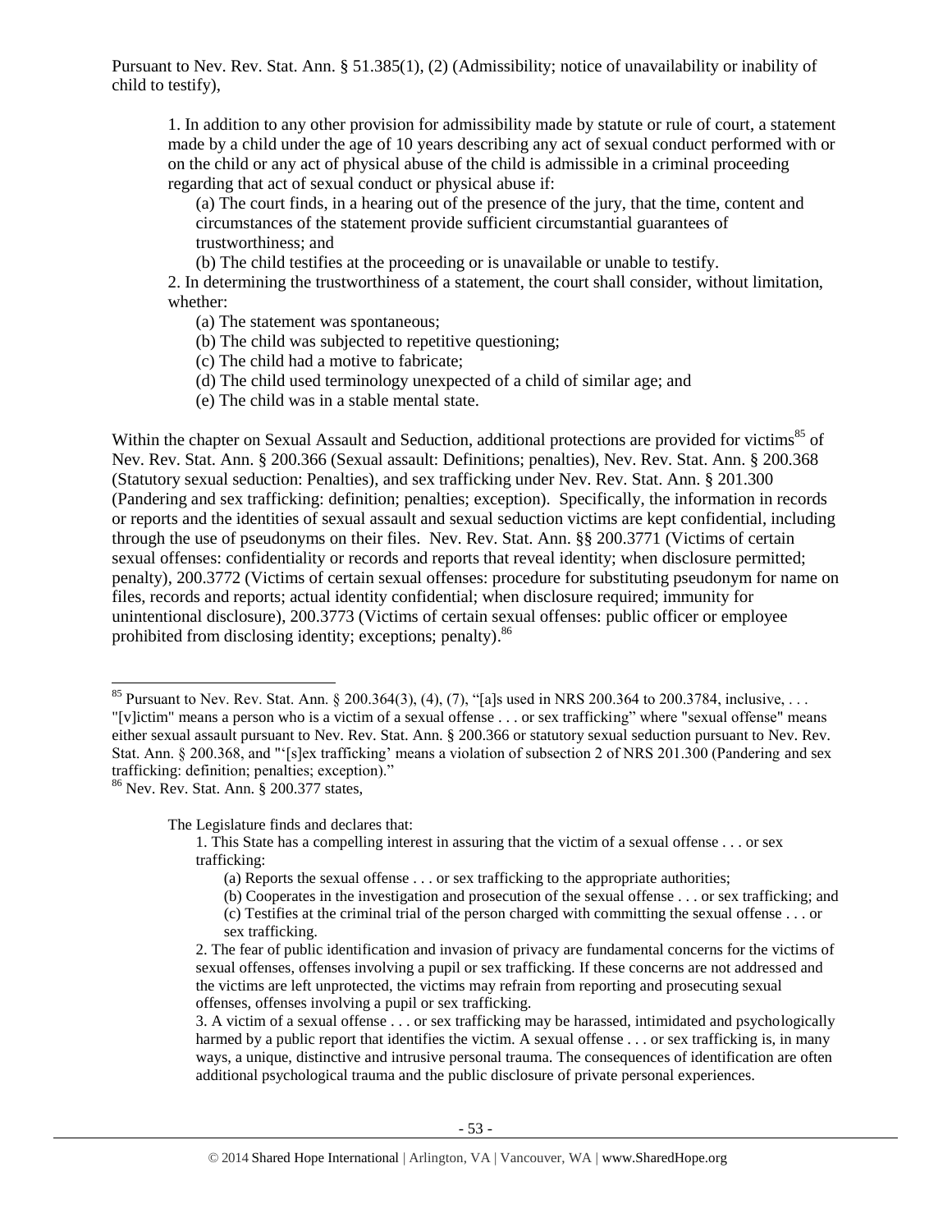Pursuant to Nev. Rev. Stat. Ann. § 51.385(1), (2) (Admissibility; notice of unavailability or inability of child to testify),

> 1. In addition to any other provision for admissibility made by statute or rule of court, a statement made by a child under the age of 10 years describing any act of sexual conduct performed with or on the child or any act of physical abuse of the child is admissible in a criminal proceeding regarding that act of sexual conduct or physical abuse if:
>
> > (a) The court finds, in a hearing out of the presence of the jury, that the time, content and circumstances of the statement provide sufficient circumstantial guarantees of trustworthiness; and
> >
> > (b) The child testifies at the proceeding or is unavailable or unable to testify.
>
> 2. In determining the trustworthiness of a statement, the court shall consider, without limitation, whether:
>
> > (a) The statement was spontaneous;
> >
> > (b) The child was subjected to repetitive questioning;
> >
> > (c) The child had a motive to fabricate;
> >
> > (d) The child used terminology unexpected of a child of similar age; and
> >
> > (e) The child was in a stable mental state.

Within the chapter on Sexual Assault and Seduction, additional protections are provided for victims[85] of Nev. Rev. Stat. Ann. § 200.366 (Sexual assault: Definitions; penalties), Nev. Rev. Stat. Ann. § 200.368 (Statutory sexual seduction: Penalties), and sex trafficking under Nev. Rev. Stat. Ann. § 201.300 (Pandering and sex trafficking: definition; penalties; exception). Specifically, the information in records or reports and the identities of sexual assault and sexual seduction victims are kept confidential, including through the use of pseudonyms on their files. Nev. Rev. Stat. Ann. §§ 200.3771 (Victims of certain sexual offenses: confidentiality or records and reports that reveal identity; when disclosure permitted; penalty), 200.3772 (Victims of certain sexual offenses: procedure for substituting pseudonym for name on files, records and reports; actual identity confidential; when disclosure required; immunity for unintentional disclosure), 200.3773 (Victims of certain sexual offenses: public officer or employee prohibited from disclosing identity; exceptions; penalty).[86]

---

[85] Pursuant to Nev. Rev. Stat. Ann. § 200.364(3), (4), (7), "[a]s used in NRS 200.364 to 200.3784, inclusive, . . . "[v]ictim" means a person who is a victim of a sexual offense . . . or sex trafficking" where "sexual offense" means either sexual assault pursuant to Nev. Rev. Stat. Ann. § 200.366 or statutory sexual seduction pursuant to Nev. Rev. Stat. Ann. § 200.368, and "'[s]ex trafficking' means a violation of subsection 2 of NRS 201.300 (Pandering and sex trafficking: definition; penalties; exception)."

[86] Nev. Rev. Stat. Ann. § 200.377 states,

> The Legislature finds and declares that:
>
> 1. This State has a compelling interest in assuring that the victim of a sexual offense . . . or sex trafficking:
>
> > (a) Reports the sexual offense . . . or sex trafficking to the appropriate authorities;
> >
> > (b) Cooperates in the investigation and prosecution of the sexual offense . . . or sex trafficking; and
> >
> > (c) Testifies at the criminal trial of the person charged with committing the sexual offense . . . or sex trafficking.
>
> 2. The fear of public identification and invasion of privacy are fundamental concerns for the victims of sexual offenses, offenses involving a pupil or sex trafficking. If these concerns are not addressed and the victims are left unprotected, the victims may refrain from reporting and prosecuting sexual offenses, offenses involving a pupil or sex trafficking.
>
> 3. A victim of a sexual offense . . . or sex trafficking may be harassed, intimidated and psychologically harmed by a public report that identifies the victim. A sexual offense . . . or sex trafficking is, in many ways, a unique, distinctive and intrusive personal trauma. The consequences of identification are often additional psychological trauma and the public disclosure of private personal experiences.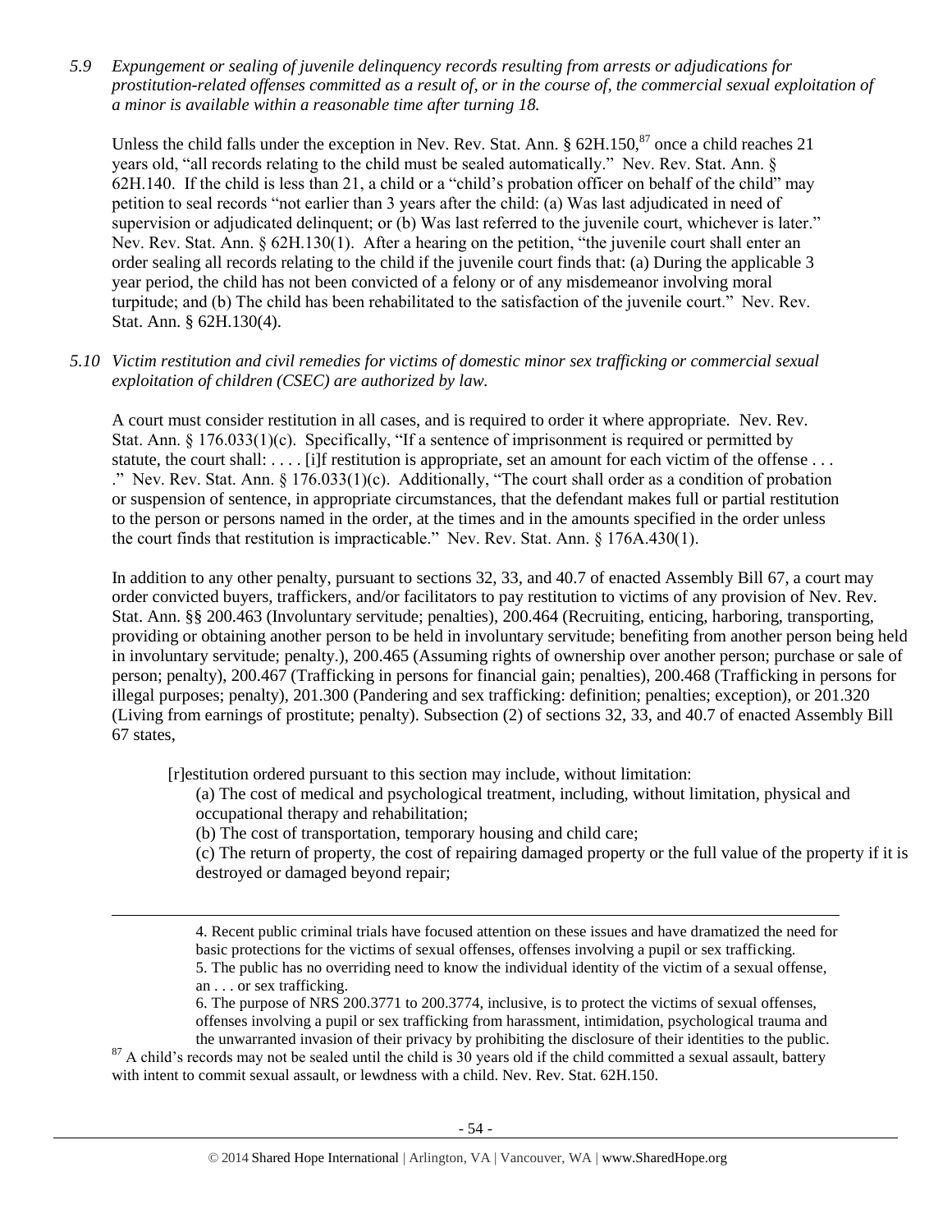*5.9 Expungement or sealing of juvenile delinquency records resulting from arrests or adjudications for prostitution-related offenses committed as a result of, or in the course of, the commercial sexual exploitation of a minor is available within a reasonable time after turning 18.*

Unless the child falls under the exception in Nev. Rev. Stat. Ann. § 62H.150,[87] once a child reaches 21 years old, "all records relating to the child must be sealed automatically." Nev. Rev. Stat. Ann. § 62H.140. If the child is less than 21, a child or a "child's probation officer on behalf of the child" may petition to seal records "not earlier than 3 years after the child: (a) Was last adjudicated in need of supervision or adjudicated delinquent; or (b) Was last referred to the juvenile court, whichever is later." Nev. Rev. Stat. Ann. § 62H.130(1). After a hearing on the petition, "the juvenile court shall enter an order sealing all records relating to the child if the juvenile court finds that: (a) During the applicable 3 year period, the child has not been convicted of a felony or of any misdemeanor involving moral turpitude; and (b) The child has been rehabilitated to the satisfaction of the juvenile court." Nev. Rev. Stat. Ann. § 62H.130(4).

*5.10 Victim restitution and civil remedies for victims of domestic minor sex trafficking or commercial sexual exploitation of children (CSEC) are authorized by law.*

A court must consider restitution in all cases, and is required to order it where appropriate. Nev. Rev. Stat. Ann. § 176.033(1)(c). Specifically, "If a sentence of imprisonment is required or permitted by statute, the court shall: . . . . [i]f restitution is appropriate, set an amount for each victim of the offense . . . ." Nev. Rev. Stat. Ann. § 176.033(1)(c). Additionally, "The court shall order as a condition of probation or suspension of sentence, in appropriate circumstances, that the defendant makes full or partial restitution to the person or persons named in the order, at the times and in the amounts specified in the order unless the court finds that restitution is impracticable." Nev. Rev. Stat. Ann. § 176A.430(1).

In addition to any other penalty, pursuant to sections 32, 33, and 40.7 of enacted Assembly Bill 67, a court may order convicted buyers, traffickers, and/or facilitators to pay restitution to victims of any provision of Nev. Rev. Stat. Ann. §§ 200.463 (Involuntary servitude; penalties), 200.464 (Recruiting, enticing, harboring, transporting, providing or obtaining another person to be held in involuntary servitude; benefiting from another person being held in involuntary servitude; penalty.), 200.465 (Assuming rights of ownership over another person; purchase or sale of person; penalty), 200.467 (Trafficking in persons for financial gain; penalties), 200.468 (Trafficking in persons for illegal purposes; penalty), 201.300 (Pandering and sex trafficking: definition; penalties; exception), or 201.320 (Living from earnings of prostitute; penalty). Subsection (2) of sections 32, 33, and 40.7 of enacted Assembly Bill 67 states,

> [r]estitution ordered pursuant to this section may include, without limitation:
>
> (a) The cost of medical and psychological treatment, including, without limitation, physical and occupational therapy and rehabilitation;
>
> (b) The cost of transportation, temporary housing and child care;
>
> (c) The return of property, the cost of repairing damaged property or the full value of the property if it is destroyed or damaged beyond repair;

---

4. Recent public criminal trials have focused attention on these issues and have dramatized the need for basic protections for the victims of sexual offenses, offenses involving a pupil or sex trafficking.
5. The public has no overriding need to know the individual identity of the victim of a sexual offense, an . . . or sex trafficking.
6. The purpose of NRS 200.3771 to 200.3774, inclusive, is to protect the victims of sexual offenses, offenses involving a pupil or sex trafficking from harassment, intimidation, psychological trauma and the unwarranted invasion of their privacy by prohibiting the disclosure of their identities to the public.

[87] A child's records may not be sealed until the child is 30 years old if the child committed a sexual assault, battery with intent to commit sexual assault, or lewdness with a child. Nev. Rev. Stat. 62H.150.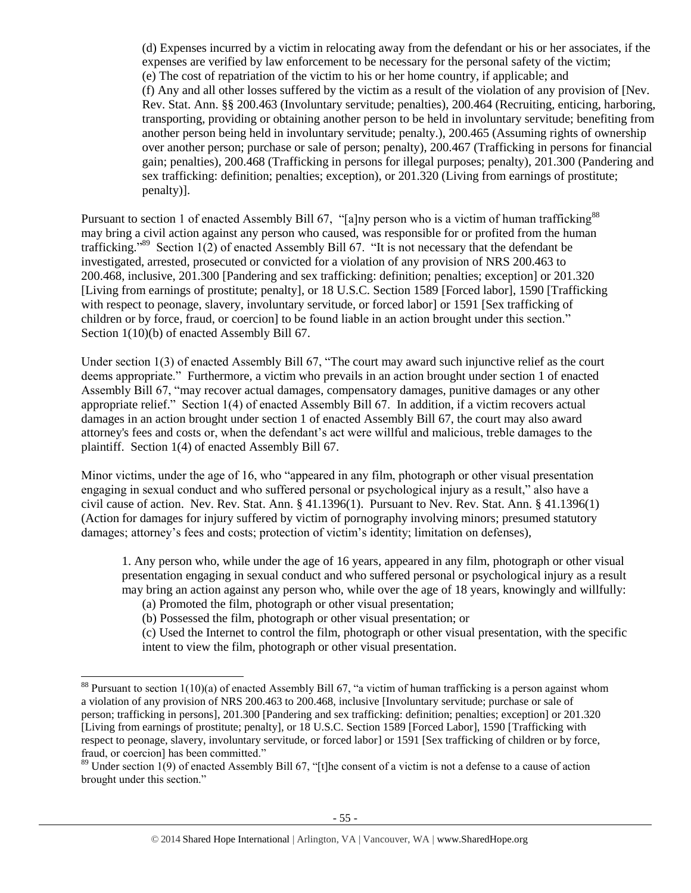(d) Expenses incurred by a victim in relocating away from the defendant or his or her associates, if the expenses are verified by law enforcement to be necessary for the personal safety of the victim;
(e) The cost of repatriation of the victim to his or her home country, if applicable; and
(f) Any and all other losses suffered by the victim as a result of the violation of any provision of [Nev. Rev. Stat. Ann. §§ 200.463 (Involuntary servitude; penalties), 200.464 (Recruiting, enticing, harboring, transporting, providing or obtaining another person to be held in involuntary servitude; benefiting from another person being held in involuntary servitude; penalty.), 200.465 (Assuming rights of ownership over another person; purchase or sale of person; penalty), 200.467 (Trafficking in persons for financial gain; penalties), 200.468 (Trafficking in persons for illegal purposes; penalty), 201.300 (Pandering and sex trafficking: definition; penalties; exception), or 201.320 (Living from earnings of prostitute; penalty)].

Pursuant to section 1 of enacted Assembly Bill 67, "[a]ny person who is a victim of human trafficking[88] may bring a civil action against any person who caused, was responsible for or profited from the human trafficking."[89] Section 1(2) of enacted Assembly Bill 67. "It is not necessary that the defendant be investigated, arrested, prosecuted or convicted for a violation of any provision of NRS 200.463 to 200.468, inclusive, 201.300 [Pandering and sex trafficking: definition; penalties; exception] or 201.320 [Living from earnings of prostitute; penalty], or 18 U.S.C. Section 1589 [Forced labor], 1590 [Trafficking with respect to peonage, slavery, involuntary servitude, or forced labor] or 1591 [Sex trafficking of children or by force, fraud, or coercion] to be found liable in an action brought under this section." Section 1(10)(b) of enacted Assembly Bill 67.

Under section 1(3) of enacted Assembly Bill 67, "The court may award such injunctive relief as the court deems appropriate." Furthermore, a victim who prevails in an action brought under section 1 of enacted Assembly Bill 67, "may recover actual damages, compensatory damages, punitive damages or any other appropriate relief." Section 1(4) of enacted Assembly Bill 67. In addition, if a victim recovers actual damages in an action brought under section 1 of enacted Assembly Bill 67, the court may also award attorney's fees and costs or, when the defendant's act were willful and malicious, treble damages to the plaintiff. Section 1(4) of enacted Assembly Bill 67.

Minor victims, under the age of 16, who "appeared in any film, photograph or other visual presentation engaging in sexual conduct and who suffered personal or psychological injury as a result," also have a civil cause of action. Nev. Rev. Stat. Ann. § 41.1396(1). Pursuant to Nev. Rev. Stat. Ann. § 41.1396(1) (Action for damages for injury suffered by victim of pornography involving minors; presumed statutory damages; attorney's fees and costs; protection of victim's identity; limitation on defenses),

> 1. Any person who, while under the age of 16 years, appeared in any film, photograph or other visual presentation engaging in sexual conduct and who suffered personal or psychological injury as a result may bring an action against any person who, while over the age of 18 years, knowingly and willfully:
> (a) Promoted the film, photograph or other visual presentation;
> (b) Possessed the film, photograph or other visual presentation; or
> (c) Used the Internet to control the film, photograph or other visual presentation, with the specific intent to view the film, photograph or other visual presentation.

---

[88] Pursuant to section 1(10)(a) of enacted Assembly Bill 67, "a victim of human trafficking is a person against whom a violation of any provision of NRS 200.463 to 200.468, inclusive [Involuntary servitude; purchase or sale of person; trafficking in persons], 201.300 [Pandering and sex trafficking: definition; penalties; exception] or 201.320 [Living from earnings of prostitute; penalty], or 18 U.S.C. Section 1589 [Forced Labor], 1590 [Trafficking with respect to peonage, slavery, involuntary servitude, or forced labor] or 1591 [Sex trafficking of children or by force, fraud, or coercion] has been committed."

[89] Under section 1(9) of enacted Assembly Bill 67, "[t]he consent of a victim is not a defense to a cause of action brought under this section."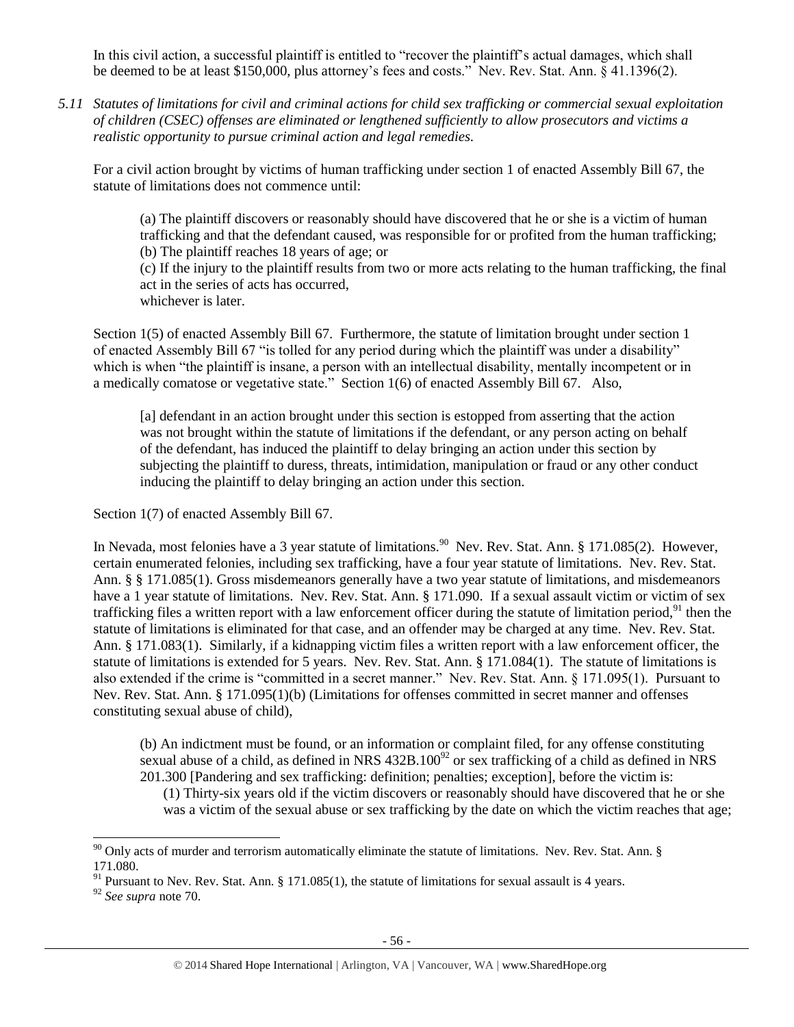In this civil action, a successful plaintiff is entitled to "recover the plaintiff's actual damages, which shall be deemed to be at least $150,000, plus attorney's fees and costs." Nev. Rev. Stat. Ann. § 41.1396(2).

*5.11 Statutes of limitations for civil and criminal actions for child sex trafficking or commercial sexual exploitation of children (CSEC) offenses are eliminated or lengthened sufficiently to allow prosecutors and victims a realistic opportunity to pursue criminal action and legal remedies.*

For a civil action brought by victims of human trafficking under section 1 of enacted Assembly Bill 67, the statute of limitations does not commence until:

> (a) The plaintiff discovers or reasonably should have discovered that he or she is a victim of human trafficking and that the defendant caused, was responsible for or profited from the human trafficking;
> (b) The plaintiff reaches 18 years of age; or
> (c) If the injury to the plaintiff results from two or more acts relating to the human trafficking, the final act in the series of acts has occurred,
> whichever is later.

Section 1(5) of enacted Assembly Bill 67. Furthermore, the statute of limitation brought under section 1 of enacted Assembly Bill 67 "is tolled for any period during which the plaintiff was under a disability" which is when "the plaintiff is insane, a person with an intellectual disability, mentally incompetent or in a medically comatose or vegetative state." Section 1(6) of enacted Assembly Bill 67. Also,

> [a] defendant in an action brought under this section is estopped from asserting that the action was not brought within the statute of limitations if the defendant, or any person acting on behalf of the defendant, has induced the plaintiff to delay bringing an action under this section by subjecting the plaintiff to duress, threats, intimidation, manipulation or fraud or any other conduct inducing the plaintiff to delay bringing an action under this section.

Section 1(7) of enacted Assembly Bill 67.

In Nevada, most felonies have a 3 year statute of limitations.[90] Nev. Rev. Stat. Ann. § 171.085(2). However, certain enumerated felonies, including sex trafficking, have a four year statute of limitations. Nev. Rev. Stat. Ann. § § 171.085(1). Gross misdemeanors generally have a two year statute of limitations, and misdemeanors have a 1 year statute of limitations. Nev. Rev. Stat. Ann. § 171.090. If a sexual assault victim or victim of sex trafficking files a written report with a law enforcement officer during the statute of limitation period,[91] then the statute of limitations is eliminated for that case, and an offender may be charged at any time. Nev. Rev. Stat. Ann. § 171.083(1). Similarly, if a kidnapping victim files a written report with a law enforcement officer, the statute of limitations is extended for 5 years. Nev. Rev. Stat. Ann. § 171.084(1). The statute of limitations is also extended if the crime is "committed in a secret manner." Nev. Rev. Stat. Ann. § 171.095(1). Pursuant to Nev. Rev. Stat. Ann. § 171.095(1)(b) (Limitations for offenses committed in secret manner and offenses constituting sexual abuse of child),

> (b) An indictment must be found, or an information or complaint filed, for any offense constituting sexual abuse of a child, as defined in NRS 432B.100[92] or sex trafficking of a child as defined in NRS 201.300 [Pandering and sex trafficking: definition; penalties; exception], before the victim is:
> > (1) Thirty-six years old if the victim discovers or reasonably should have discovered that he or she was a victim of the sexual abuse or sex trafficking by the date on which the victim reaches that age;

---

[90] Only acts of murder and terrorism automatically eliminate the statute of limitations. Nev. Rev. Stat. Ann. § 171.080.

[91] Pursuant to Nev. Rev. Stat. Ann. § 171.085(1), the statute of limitations for sexual assault is 4 years.

[92] *See supra* note 70.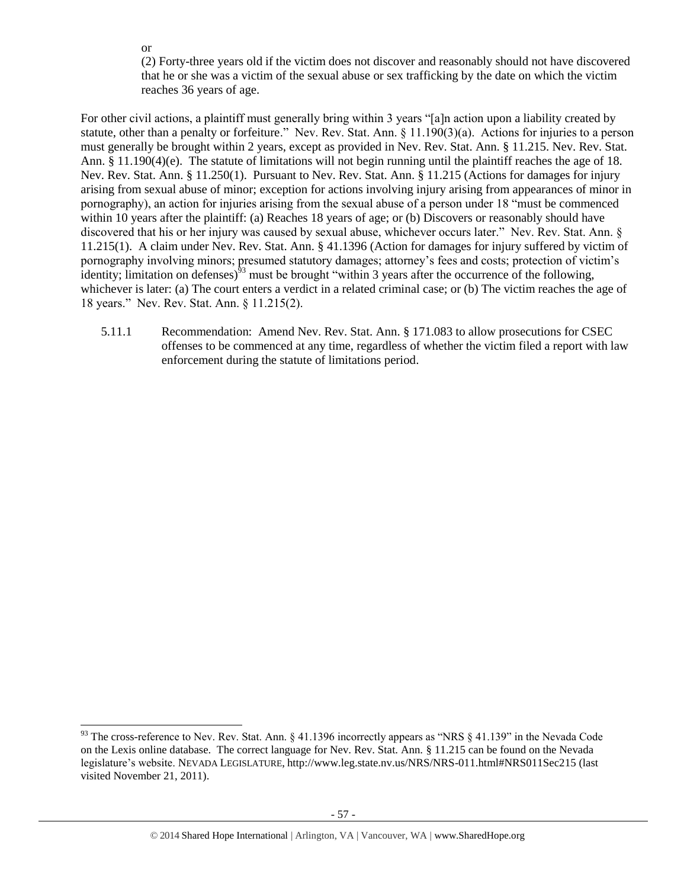or

(2) Forty-three years old if the victim does not discover and reasonably should not have discovered that he or she was a victim of the sexual abuse or sex trafficking by the date on which the victim reaches 36 years of age.

For other civil actions, a plaintiff must generally bring within 3 years "[a]n action upon a liability created by statute, other than a penalty or forfeiture." Nev. Rev. Stat. Ann. § 11.190(3)(a). Actions for injuries to a person must generally be brought within 2 years, except as provided in Nev. Rev. Stat. Ann. § 11.215. Nev. Rev. Stat. Ann. § 11.190(4)(e). The statute of limitations will not begin running until the plaintiff reaches the age of 18. Nev. Rev. Stat. Ann. § 11.250(1). Pursuant to Nev. Rev. Stat. Ann. § 11.215 (Actions for damages for injury arising from sexual abuse of minor; exception for actions involving injury arising from appearances of minor in pornography), an action for injuries arising from the sexual abuse of a person under 18 "must be commenced within 10 years after the plaintiff: (a) Reaches 18 years of age; or (b) Discovers or reasonably should have discovered that his or her injury was caused by sexual abuse, whichever occurs later." Nev. Rev. Stat. Ann. § 11.215(1). A claim under Nev. Rev. Stat. Ann. § 41.1396 (Action for damages for injury suffered by victim of pornography involving minors; presumed statutory damages; attorney's fees and costs; protection of victim's identity; limitation on defenses)[93] must be brought "within 3 years after the occurrence of the following, whichever is later: (a) The court enters a verdict in a related criminal case; or (b) The victim reaches the age of 18 years." Nev. Rev. Stat. Ann. § 11.215(2).

5.11.1 Recommendation: Amend Nev. Rev. Stat. Ann. § 171.083 to allow prosecutions for CSEC offenses to be commenced at any time, regardless of whether the victim filed a report with law enforcement during the statute of limitations period.

---

[93] The cross-reference to Nev. Rev. Stat. Ann. § 41.1396 incorrectly appears as "NRS § 41.139" in the Nevada Code on the Lexis online database. The correct language for Nev. Rev. Stat. Ann. § 11.215 can be found on the Nevada legislature's website. NEVADA LEGISLATURE, http://www.leg.state.nv.us/NRS/NRS-011.html#NRS011Sec215 (last visited November 21, 2011).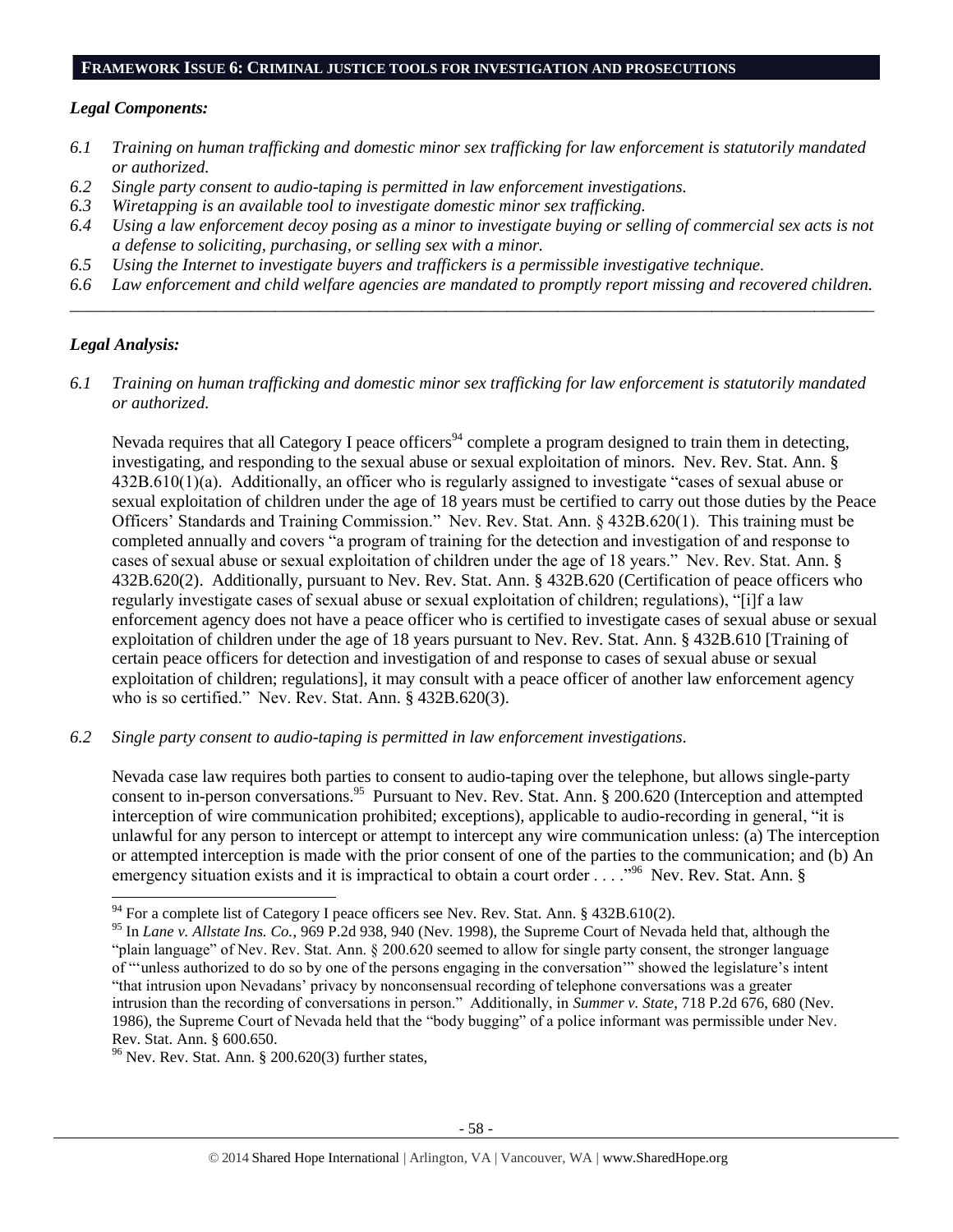## FRAMEWORK ISSUE 6: CRIMINAL JUSTICE TOOLS FOR INVESTIGATION AND PROSECUTIONS

### *Legal Components:*

*6.1 Training on human trafficking and domestic minor sex trafficking for law enforcement is statutorily mandated or authorized.*

*6.2 Single party consent to audio-taping is permitted in law enforcement investigations.*

*6.3 Wiretapping is an available tool to investigate domestic minor sex trafficking.*

*6.4 Using a law enforcement decoy posing as a minor to investigate buying or selling of commercial sex acts is not a defense to soliciting, purchasing, or selling sex with a minor.*

*6.5 Using the Internet to investigate buyers and traffickers is a permissible investigative technique.*

*6.6 Law enforcement and child welfare agencies are mandated to promptly report missing and recovered children.*

---

### *Legal Analysis:*

*6.1 Training on human trafficking and domestic minor sex trafficking for law enforcement is statutorily mandated or authorized.*

Nevada requires that all Category I peace officers[94] complete a program designed to train them in detecting, investigating, and responding to the sexual abuse or sexual exploitation of minors. Nev. Rev. Stat. Ann. § 432B.610(1)(a). Additionally, an officer who is regularly assigned to investigate "cases of sexual abuse or sexual exploitation of children under the age of 18 years must be certified to carry out those duties by the Peace Officers' Standards and Training Commission." Nev. Rev. Stat. Ann. § 432B.620(1). This training must be completed annually and covers "a program of training for the detection and investigation of and response to cases of sexual abuse or sexual exploitation of children under the age of 18 years." Nev. Rev. Stat. Ann. § 432B.620(2). Additionally, pursuant to Nev. Rev. Stat. Ann. § 432B.620 (Certification of peace officers who regularly investigate cases of sexual abuse or sexual exploitation of children; regulations), "[i]f a law enforcement agency does not have a peace officer who is certified to investigate cases of sexual abuse or sexual exploitation of children under the age of 18 years pursuant to Nev. Rev. Stat. Ann. § 432B.610 [Training of certain peace officers for detection and investigation of and response to cases of sexual abuse or sexual exploitation of children; regulations], it may consult with a peace officer of another law enforcement agency who is so certified." Nev. Rev. Stat. Ann. § 432B.620(3).

*6.2 Single party consent to audio-taping is permitted in law enforcement investigations.*

Nevada case law requires both parties to consent to audio-taping over the telephone, but allows single-party consent to in-person conversations.[95] Pursuant to Nev. Rev. Stat. Ann. § 200.620 (Interception and attempted interception of wire communication prohibited; exceptions), applicable to audio-recording in general, "it is unlawful for any person to intercept or attempt to intercept any wire communication unless: (a) The interception or attempted interception is made with the prior consent of one of the parties to the communication; and (b) An emergency situation exists and it is impractical to obtain a court order . . . ."[96] Nev. Rev. Stat. Ann. §

---

[94] For a complete list of Category I peace officers see Nev. Rev. Stat. Ann. § 432B.610(2).

[95] In *Lane v. Allstate Ins. Co.*, 969 P.2d 938, 940 (Nev. 1998), the Supreme Court of Nevada held that, although the "plain language" of Nev. Rev. Stat. Ann. § 200.620 seemed to allow for single party consent, the stronger language of "'unless authorized to do so by one of the persons engaging in the conversation'" showed the legislature's intent "that intrusion upon Nevadans' privacy by nonconsensual recording of telephone conversations was a greater intrusion than the recording of conversations in person." Additionally, in *Summer v. State*, 718 P.2d 676, 680 (Nev. 1986), the Supreme Court of Nevada held that the "body bugging" of a police informant was permissible under Nev. Rev. Stat. Ann. § 600.650.

[96] Nev. Rev. Stat. Ann. § 200.620(3) further states,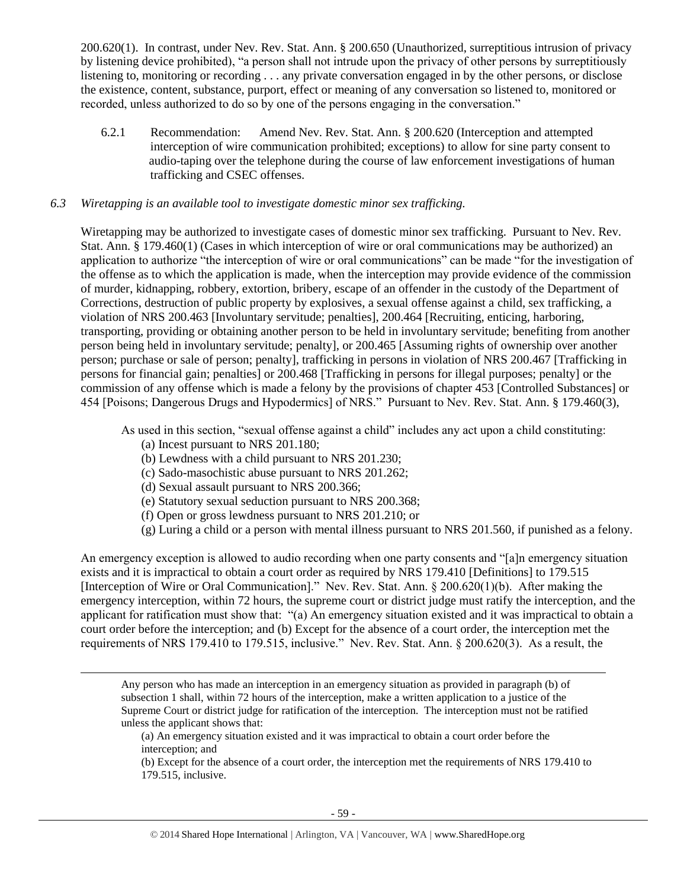200.620(1). In contrast, under Nev. Rev. Stat. Ann. § 200.650 (Unauthorized, surreptitious intrusion of privacy by listening device prohibited), "a person shall not intrude upon the privacy of other persons by surreptitiously listening to, monitoring or recording . . . any private conversation engaged in by the other persons, or disclose the existence, content, substance, purport, effect or meaning of any conversation so listened to, monitored or recorded, unless authorized to do so by one of the persons engaging in the conversation."

6.2.1 Recommendation: Amend Nev. Rev. Stat. Ann. § 200.620 (Interception and attempted interception of wire communication prohibited; exceptions) to allow for sine party consent to audio-taping over the telephone during the course of law enforcement investigations of human trafficking and CSEC offenses.

*6.3 Wiretapping is an available tool to investigate domestic minor sex trafficking.*

Wiretapping may be authorized to investigate cases of domestic minor sex trafficking. Pursuant to Nev. Rev. Stat. Ann. § 179.460(1) (Cases in which interception of wire or oral communications may be authorized) an application to authorize "the interception of wire or oral communications" can be made "for the investigation of the offense as to which the application is made, when the interception may provide evidence of the commission of murder, kidnapping, robbery, extortion, bribery, escape of an offender in the custody of the Department of Corrections, destruction of public property by explosives, a sexual offense against a child, sex trafficking, a violation of NRS 200.463 [Involuntary servitude; penalties], 200.464 [Recruiting, enticing, harboring, transporting, providing or obtaining another person to be held in involuntary servitude; benefiting from another person being held in involuntary servitude; penalty], or 200.465 [Assuming rights of ownership over another person; purchase or sale of person; penalty], trafficking in persons in violation of NRS 200.467 [Trafficking in persons for financial gain; penalties] or 200.468 [Trafficking in persons for illegal purposes; penalty] or the commission of any offense which is made a felony by the provisions of chapter 453 [Controlled Substances] or 454 [Poisons; Dangerous Drugs and Hypodermics] of NRS." Pursuant to Nev. Rev. Stat. Ann. § 179.460(3),

> As used in this section, "sexual offense against a child" includes any act upon a child constituting:
> (a) Incest pursuant to NRS 201.180;
> (b) Lewdness with a child pursuant to NRS 201.230;
> (c) Sado-masochistic abuse pursuant to NRS 201.262;
> (d) Sexual assault pursuant to NRS 200.366;
> (e) Statutory sexual seduction pursuant to NRS 200.368;
> (f) Open or gross lewdness pursuant to NRS 201.210; or
> (g) Luring a child or a person with mental illness pursuant to NRS 201.560, if punished as a felony.

An emergency exception is allowed to audio recording when one party consents and "[a]n emergency situation exists and it is impractical to obtain a court order as required by NRS 179.410 [Definitions] to 179.515 [Interception of Wire or Oral Communication]." Nev. Rev. Stat. Ann. § 200.620(1)(b). After making the emergency interception, within 72 hours, the supreme court or district judge must ratify the interception, and the applicant for ratification must show that: "(a) An emergency situation existed and it was impractical to obtain a court order before the interception; and (b) Except for the absence of a court order, the interception met the requirements of NRS 179.410 to 179.515, inclusive." Nev. Rev. Stat. Ann. § 200.620(3). As a result, the

---

> Any person who has made an interception in an emergency situation as provided in paragraph (b) of subsection 1 shall, within 72 hours of the interception, make a written application to a justice of the Supreme Court or district judge for ratification of the interception. The interception must not be ratified unless the applicant shows that:
> (a) An emergency situation existed and it was impractical to obtain a court order before the interception; and
> (b) Except for the absence of a court order, the interception met the requirements of NRS 179.410 to 179.515, inclusive.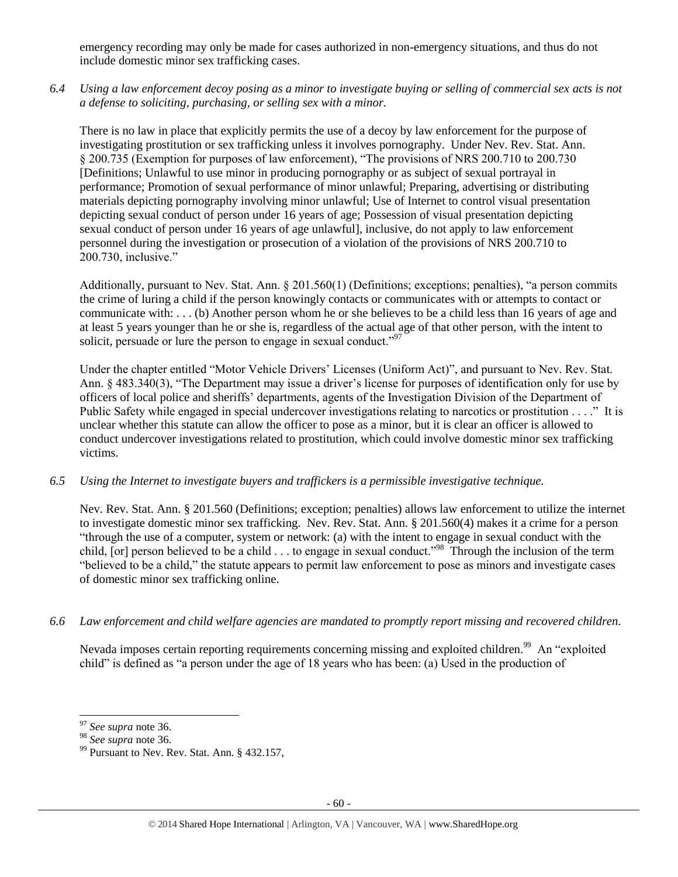emergency recording may only be made for cases authorized in non-emergency situations, and thus do not include domestic minor sex trafficking cases.

*6.4 Using a law enforcement decoy posing as a minor to investigate buying or selling of commercial sex acts is not a defense to soliciting, purchasing, or selling sex with a minor.*

There is no law in place that explicitly permits the use of a decoy by law enforcement for the purpose of investigating prostitution or sex trafficking unless it involves pornography. Under Nev. Rev. Stat. Ann. § 200.735 (Exemption for purposes of law enforcement), "The provisions of NRS 200.710 to 200.730 [Definitions; Unlawful to use minor in producing pornography or as subject of sexual portrayal in performance; Promotion of sexual performance of minor unlawful; Preparing, advertising or distributing materials depicting pornography involving minor unlawful; Use of Internet to control visual presentation depicting sexual conduct of person under 16 years of age; Possession of visual presentation depicting sexual conduct of person under 16 years of age unlawful], inclusive, do not apply to law enforcement personnel during the investigation or prosecution of a violation of the provisions of NRS 200.710 to 200.730, inclusive."

Additionally, pursuant to Nev. Stat. Ann. § 201.560(1) (Definitions; exceptions; penalties), "a person commits the crime of luring a child if the person knowingly contacts or communicates with or attempts to contact or communicate with: . . . (b) Another person whom he or she believes to be a child less than 16 years of age and at least 5 years younger than he or she is, regardless of the actual age of that other person, with the intent to solicit, persuade or lure the person to engage in sexual conduct."[97]

Under the chapter entitled "Motor Vehicle Drivers' Licenses (Uniform Act)", and pursuant to Nev. Rev. Stat. Ann. § 483.340(3), "The Department may issue a driver's license for purposes of identification only for use by officers of local police and sheriffs' departments, agents of the Investigation Division of the Department of Public Safety while engaged in special undercover investigations relating to narcotics or prostitution . . . ." It is unclear whether this statute can allow the officer to pose as a minor, but it is clear an officer is allowed to conduct undercover investigations related to prostitution, which could involve domestic minor sex trafficking victims.

*6.5 Using the Internet to investigate buyers and traffickers is a permissible investigative technique.*

Nev. Rev. Stat. Ann. § 201.560 (Definitions; exception; penalties) allows law enforcement to utilize the internet to investigate domestic minor sex trafficking. Nev. Rev. Stat. Ann. § 201.560(4) makes it a crime for a person "through the use of a computer, system or network: (a) with the intent to engage in sexual conduct with the child, [or] person believed to be a child . . . to engage in sexual conduct."[98] Through the inclusion of the term "believed to be a child," the statute appears to permit law enforcement to pose as minors and investigate cases of domestic minor sex trafficking online.

*6.6 Law enforcement and child welfare agencies are mandated to promptly report missing and recovered children.*

Nevada imposes certain reporting requirements concerning missing and exploited children.[99] An "exploited child" is defined as "a person under the age of 18 years who has been: (a) Used in the production of

---

[97] *See supra* note 36.

[98] *See supra* note 36.

[99] Pursuant to Nev. Rev. Stat. Ann. § 432.157,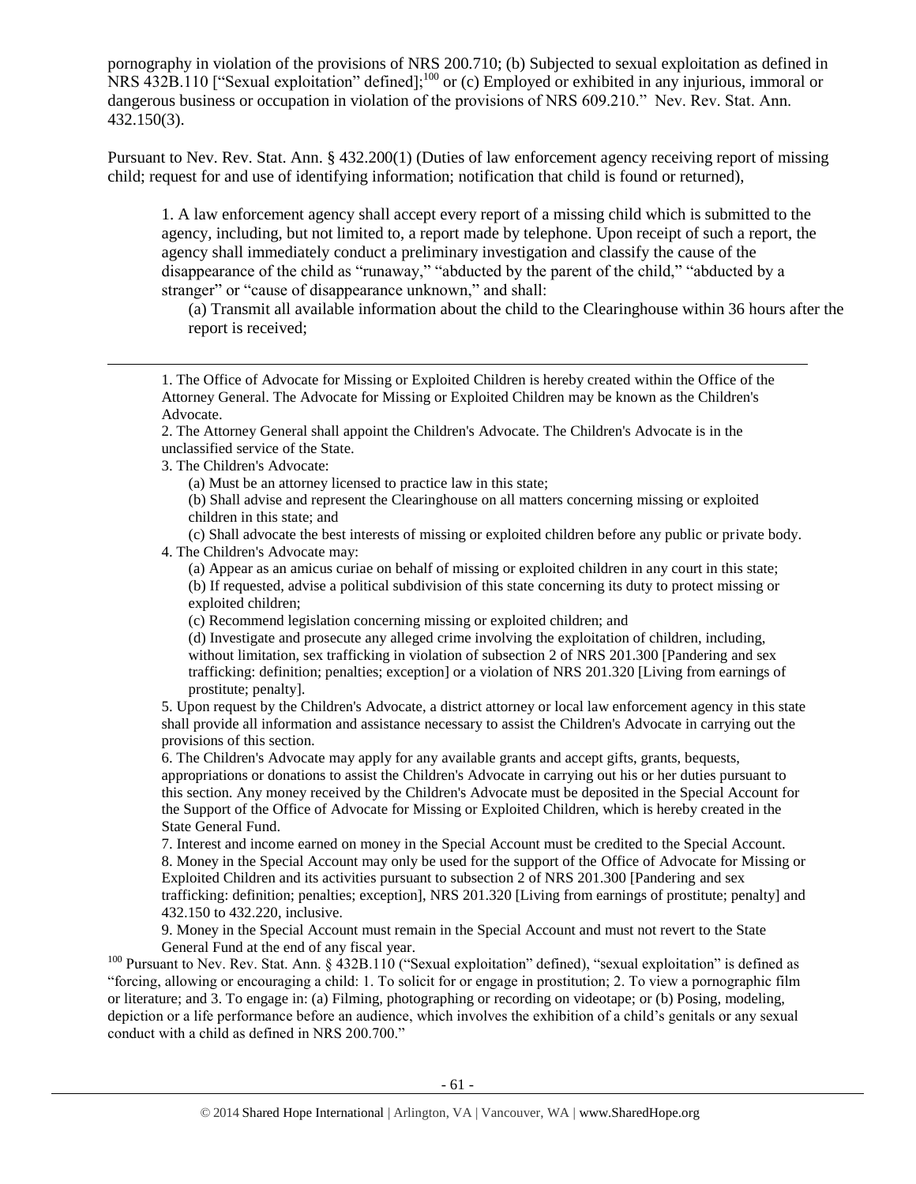pornography in violation of the provisions of NRS 200.710; (b) Subjected to sexual exploitation as defined in NRS 432B.110 ["Sexual exploitation" defined];[100] or (c) Employed or exhibited in any injurious, immoral or dangerous business or occupation in violation of the provisions of NRS 609.210." Nev. Rev. Stat. Ann. 432.150(3).

Pursuant to Nev. Rev. Stat. Ann. § 432.200(1) (Duties of law enforcement agency receiving report of missing child; request for and use of identifying information; notification that child is found or returned),

> 1. A law enforcement agency shall accept every report of a missing child which is submitted to the agency, including, but not limited to, a report made by telephone. Upon receipt of such a report, the agency shall immediately conduct a preliminary investigation and classify the cause of the disappearance of the child as "runaway," "abducted by the parent of the child," "abducted by a stranger" or "cause of disappearance unknown," and shall:
>
> (a) Transmit all available information about the child to the Clearinghouse within 36 hours after the report is received;

---

1. The Office of Advocate for Missing or Exploited Children is hereby created within the Office of the Attorney General. The Advocate for Missing or Exploited Children may be known as the Children's Advocate.
2. The Attorney General shall appoint the Children's Advocate. The Children's Advocate is in the unclassified service of the State.
3. The Children's Advocate:
   (a) Must be an attorney licensed to practice law in this state;
   (b) Shall advise and represent the Clearinghouse on all matters concerning missing or exploited children in this state; and
   (c) Shall advocate the best interests of missing or exploited children before any public or private body.
4. The Children's Advocate may:
   (a) Appear as an amicus curiae on behalf of missing or exploited children in any court in this state;
   (b) If requested, advise a political subdivision of this state concerning its duty to protect missing or exploited children;
   (c) Recommend legislation concerning missing or exploited children; and
   (d) Investigate and prosecute any alleged crime involving the exploitation of children, including, without limitation, sex trafficking in violation of subsection 2 of NRS 201.300 [Pandering and sex trafficking: definition; penalties; exception] or a violation of NRS 201.320 [Living from earnings of prostitute; penalty].
5. Upon request by the Children's Advocate, a district attorney or local law enforcement agency in this state shall provide all information and assistance necessary to assist the Children's Advocate in carrying out the provisions of this section.
6. The Children's Advocate may apply for any available grants and accept gifts, grants, bequests, appropriations or donations to assist the Children's Advocate in carrying out his or her duties pursuant to this section. Any money received by the Children's Advocate must be deposited in the Special Account for the Support of the Office of Advocate for Missing or Exploited Children, which is hereby created in the State General Fund.
7. Interest and income earned on money in the Special Account must be credited to the Special Account.
8. Money in the Special Account may only be used for the support of the Office of Advocate for Missing or Exploited Children and its activities pursuant to subsection 2 of NRS 201.300 [Pandering and sex trafficking: definition; penalties; exception], NRS 201.320 [Living from earnings of prostitute; penalty] and 432.150 to 432.220, inclusive.
9. Money in the Special Account must remain in the Special Account and must not revert to the State General Fund at the end of any fiscal year.

[100] Pursuant to Nev. Rev. Stat. Ann. § 432B.110 ("Sexual exploitation" defined), "sexual exploitation" is defined as "forcing, allowing or encouraging a child: 1. To solicit for or engage in prostitution; 2. To view a pornographic film or literature; and 3. To engage in: (a) Filming, photographing or recording on videotape; or (b) Posing, modeling, depiction or a life performance before an audience, which involves the exhibition of a child's genitals or any sexual conduct with a child as defined in NRS 200.700."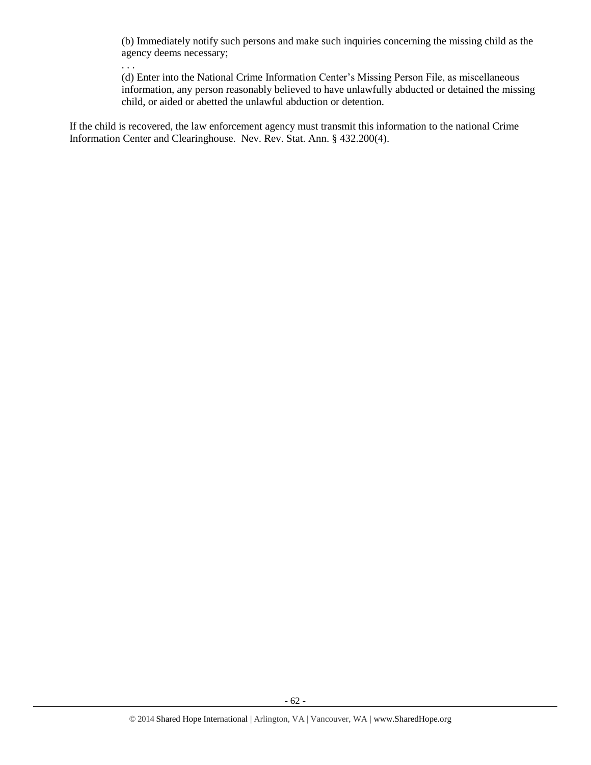> (b) Immediately notify such persons and make such inquiries concerning the missing child as the agency deems necessary;
>
> . . .
>
> (d) Enter into the National Crime Information Center's Missing Person File, as miscellaneous information, any person reasonably believed to have unlawfully abducted or detained the missing child, or aided or abetted the unlawful abduction or detention.

If the child is recovered, the law enforcement agency must transmit this information to the national Crime Information Center and Clearinghouse. Nev. Rev. Stat. Ann. § 432.200(4).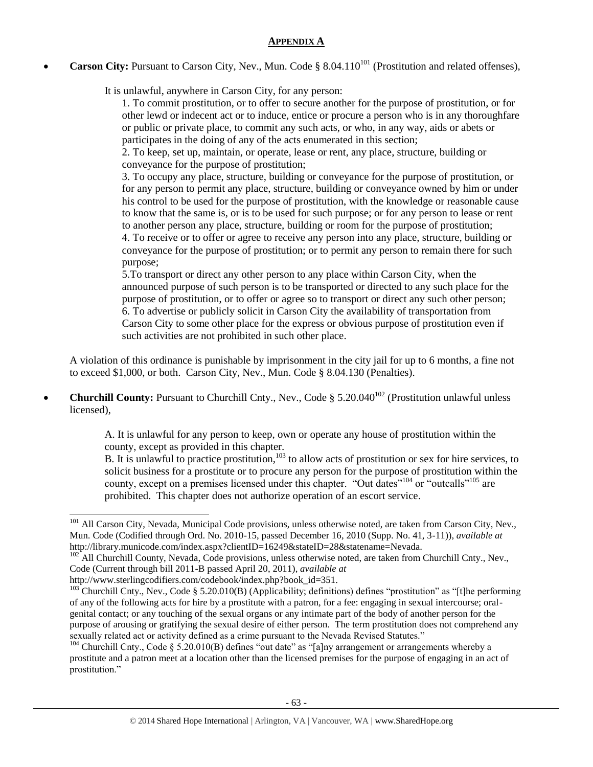## APPENDIX A

- **Carson City:** Pursuant to Carson City, Nev., Mun. Code § 8.04.110[101] (Prostitution and related offenses),

  It is unlawful, anywhere in Carson City, for any person:

  1. To commit prostitution, or to offer to secure another for the purpose of prostitution, or for other lewd or indecent act or to induce, entice or procure a person who is in any thoroughfare or public or private place, to commit any such acts, or who, in any way, aids or abets or participates in the doing of any of the acts enumerated in this section;
  2. To keep, set up, maintain, or operate, lease or rent, any place, structure, building or conveyance for the purpose of prostitution;
  3. To occupy any place, structure, building or conveyance for the purpose of prostitution, or for any person to permit any place, structure, building or conveyance owned by him or under his control to be used for the purpose of prostitution, with the knowledge or reasonable cause to know that the same is, or is to be used for such purpose; or for any person to lease or rent to another person any place, structure, building or room for the purpose of prostitution;
  4. To receive or to offer or agree to receive any person into any place, structure, building or conveyance for the purpose of prostitution; or to permit any person to remain there for such purpose;
  5. To transport or direct any other person to any place within Carson City, when the announced purpose of such person is to be transported or directed to any such place for the purpose of prostitution, or to offer or agree so to transport or direct any such other person;
  6. To advertise or publicly solicit in Carson City the availability of transportation from Carson City to some other place for the express or obvious purpose of prostitution even if such activities are not prohibited in such other place.

  A violation of this ordinance is punishable by imprisonment in the city jail for up to 6 months, a fine not to exceed $1,000, or both. Carson City, Nev., Mun. Code § 8.04.130 (Penalties).

- **Churchill County:** Pursuant to Churchill Cnty., Nev., Code § 5.20.040[102] (Prostitution unlawful unless licensed),

  A. It is unlawful for any person to keep, own or operate any house of prostitution within the county, except as provided in this chapter.
  B. It is unlawful to practice prostitution,[103] to allow acts of prostitution or sex for hire services, to solicit business for a prostitute or to procure any person for the purpose of prostitution within the county, except on a premises licensed under this chapter. "Out dates"[104] or "outcalls"[105] are prohibited. This chapter does not authorize operation of an escort service.

---

[101] All Carson City, Nevada, Municipal Code provisions, unless otherwise noted, are taken from Carson City, Nev., Mun. Code (Codified through Ord. No. 2010-15, passed December 16, 2010 (Supp. No. 41, 3-11)), *available at* http://library.municode.com/index.aspx?clientID=16249&stateID=28&statename=Nevada.

[102] All Churchill County, Nevada, Code provisions, unless otherwise noted, are taken from Churchill Cnty., Nev., Code (Current through bill 2011-B passed April 20, 2011), *available at* http://www.sterlingcodifiers.com/codebook/index.php?book_id=351.

[103] Churchill Cnty., Nev., Code § 5.20.010(B) (Applicability; definitions) defines "prostitution" as "[t]he performing of any of the following acts for hire by a prostitute with a patron, for a fee: engaging in sexual intercourse; oral-genital contact; or any touching of the sexual organs or any intimate part of the body of another person for the purpose of arousing or gratifying the sexual desire of either person. The term prostitution does not comprehend any sexually related act or activity defined as a crime pursuant to the Nevada Revised Statutes."

[104] Churchill Cnty., Code § 5.20.010(B) defines "out date" as "[a]ny arrangement or arrangements whereby a prostitute and a patron meet at a location other than the licensed premises for the purpose of engaging in an act of prostitution."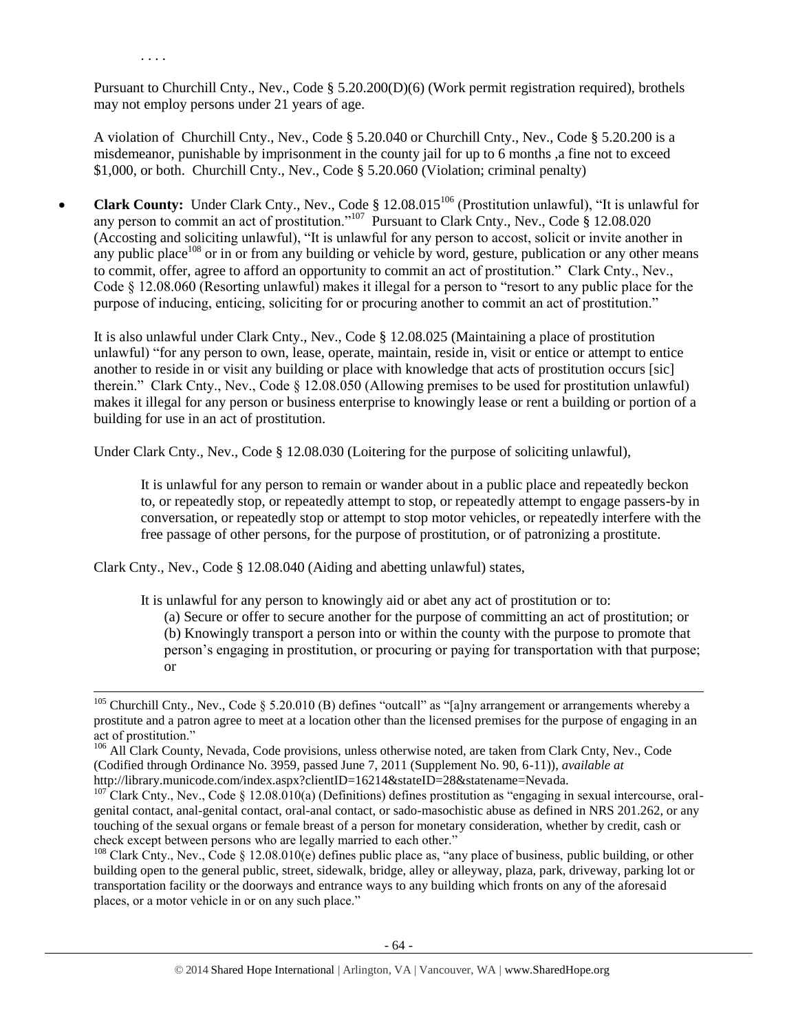. . . .

Pursuant to Churchill Cnty., Nev., Code § 5.20.200(D)(6) (Work permit registration required), brothels may not employ persons under 21 years of age.

A violation of Churchill Cnty., Nev., Code § 5.20.040 or Churchill Cnty., Nev., Code § 5.20.200 is a misdemeanor, punishable by imprisonment in the county jail for up to 6 months ,a fine not to exceed $1,000, or both. Churchill Cnty., Nev., Code § 5.20.060 (Violation; criminal penalty)

- **Clark County:** Under Clark Cnty., Nev., Code § 12.08.015[106] (Prostitution unlawful), "It is unlawful for any person to commit an act of prostitution."[107] Pursuant to Clark Cnty., Nev., Code § 12.08.020 (Accosting and soliciting unlawful), "It is unlawful for any person to accost, solicit or invite another in any public place[108] or in or from any building or vehicle by word, gesture, publication or any other means to commit, offer, agree to afford an opportunity to commit an act of prostitution." Clark Cnty., Nev., Code § 12.08.060 (Resorting unlawful) makes it illegal for a person to "resort to any public place for the purpose of inducing, enticing, soliciting for or procuring another to commit an act of prostitution."

  It is also unlawful under Clark Cnty., Nev., Code § 12.08.025 (Maintaining a place of prostitution unlawful) "for any person to own, lease, operate, maintain, reside in, visit or entice or attempt to entice another to reside in or visit any building or place with knowledge that acts of prostitution occurs [sic] therein." Clark Cnty., Nev., Code § 12.08.050 (Allowing premises to be used for prostitution unlawful) makes it illegal for any person or business enterprise to knowingly lease or rent a building or portion of a building for use in an act of prostitution.

  Under Clark Cnty., Nev., Code § 12.08.030 (Loitering for the purpose of soliciting unlawful),

  > It is unlawful for any person to remain or wander about in a public place and repeatedly beckon to, or repeatedly stop, or repeatedly attempt to stop, or repeatedly attempt to engage passers-by in conversation, or repeatedly stop or attempt to stop motor vehicles, or repeatedly interfere with the free passage of other persons, for the purpose of prostitution, or of patronizing a prostitute.

  Clark Cnty., Nev., Code § 12.08.040 (Aiding and abetting unlawful) states,

  > It is unlawful for any person to knowingly aid or abet any act of prostitution or to:
  > (a) Secure or offer to secure another for the purpose of committing an act of prostitution; or
  > (b) Knowingly transport a person into or within the county with the purpose to promote that person's engaging in prostitution, or procuring or paying for transportation with that purpose; or

---

[105] Churchill Cnty., Nev., Code § 5.20.010 (B) defines "outcall" as "[a]ny arrangement or arrangements whereby a prostitute and a patron agree to meet at a location other than the licensed premises for the purpose of engaging in an act of prostitution."

[106] All Clark County, Nevada, Code provisions, unless otherwise noted, are taken from Clark Cnty, Nev., Code (Codified through Ordinance No. 3959, passed June 7, 2011 (Supplement No. 90, 6-11)), *available at* http://library.municode.com/index.aspx?clientID=16214&stateID=28&statename=Nevada.

[107] Clark Cnty., Nev., Code § 12.08.010(a) (Definitions) defines prostitution as "engaging in sexual intercourse, oral-genital contact, anal-genital contact, oral-anal contact, or sado-masochistic abuse as defined in NRS 201.262, or any touching of the sexual organs or female breast of a person for monetary consideration, whether by credit, cash or check except between persons who are legally married to each other."

[108] Clark Cnty., Nev., Code § 12.08.010(e) defines public place as, "any place of business, public building, or other building open to the general public, street, sidewalk, bridge, alley or alleyway, plaza, park, driveway, parking lot or transportation facility or the doorways and entrance ways to any building which fronts on any of the aforesaid places, or a motor vehicle in or on any such place."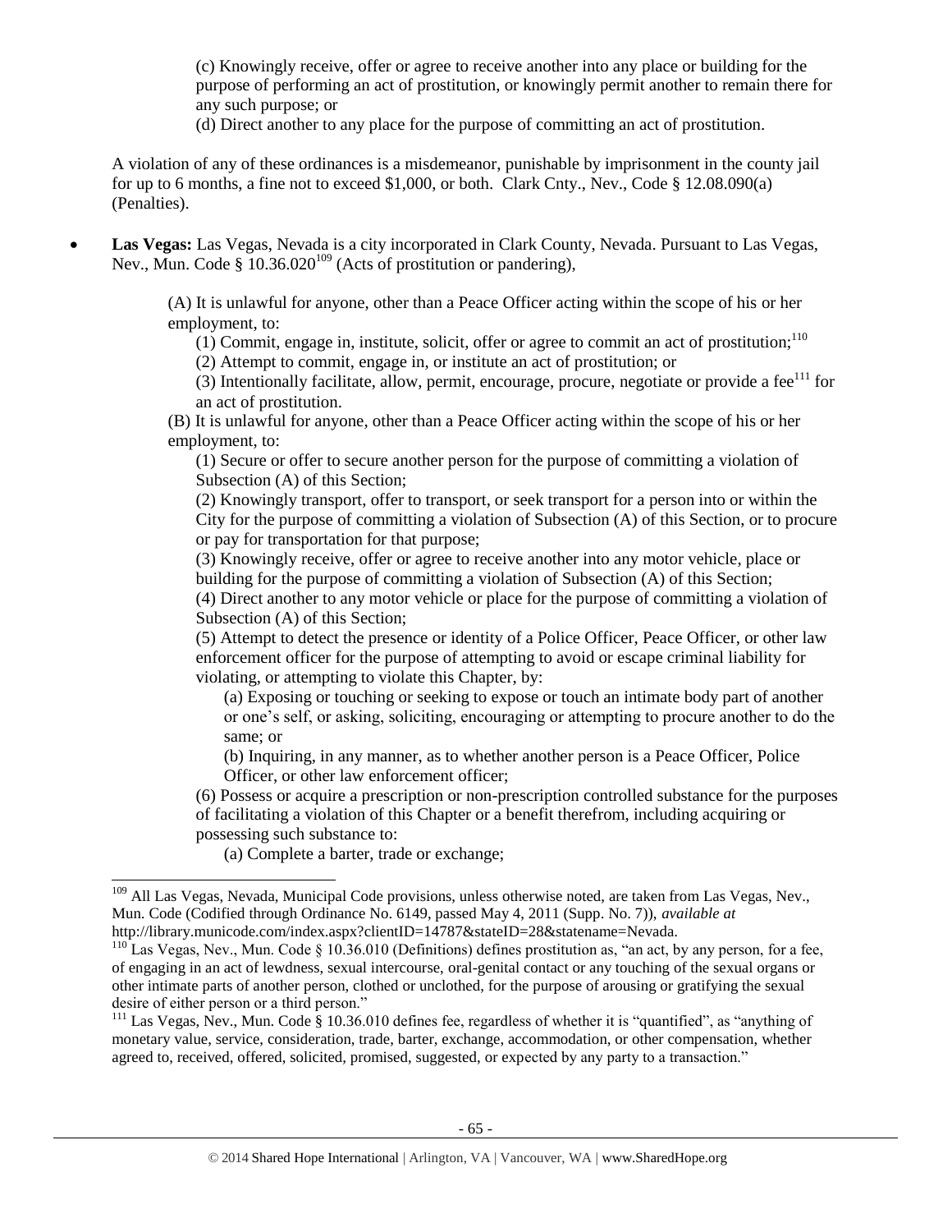(c) Knowingly receive, offer or agree to receive another into any place or building for the purpose of performing an act of prostitution, or knowingly permit another to remain there for any such purpose; or

(d) Direct another to any place for the purpose of committing an act of prostitution.

A violation of any of these ordinances is a misdemeanor, punishable by imprisonment in the county jail for up to 6 months, a fine not to exceed $1,000, or both. Clark Cnty., Nev., Code § 12.08.090(a) (Penalties).

- **Las Vegas:** Las Vegas, Nevada is a city incorporated in Clark County, Nevada. Pursuant to Las Vegas, Nev., Mun. Code § 10.36.020[109] (Acts of prostitution or pandering),

> (A) It is unlawful for anyone, other than a Peace Officer acting within the scope of his or her employment, to:
>
> (1) Commit, engage in, institute, solicit, offer or agree to commit an act of prostitution;[110]
>
> (2) Attempt to commit, engage in, or institute an act of prostitution; or
>
> (3) Intentionally facilitate, allow, permit, encourage, procure, negotiate or provide a fee[111] for an act of prostitution.
>
> (B) It is unlawful for anyone, other than a Peace Officer acting within the scope of his or her employment, to:
>
> (1) Secure or offer to secure another person for the purpose of committing a violation of Subsection (A) of this Section;
>
> (2) Knowingly transport, offer to transport, or seek transport for a person into or within the City for the purpose of committing a violation of Subsection (A) of this Section, or to procure or pay for transportation for that purpose;
>
> (3) Knowingly receive, offer or agree to receive another into any motor vehicle, place or building for the purpose of committing a violation of Subsection (A) of this Section;
>
> (4) Direct another to any motor vehicle or place for the purpose of committing a violation of Subsection (A) of this Section;
>
> (5) Attempt to detect the presence or identity of a Police Officer, Peace Officer, or other law enforcement officer for the purpose of attempting to avoid or escape criminal liability for violating, or attempting to violate this Chapter, by:
>
> (a) Exposing or touching or seeking to expose or touch an intimate body part of another or one's self, or asking, soliciting, encouraging or attempting to procure another to do the same; or
>
> (b) Inquiring, in any manner, as to whether another person is a Peace Officer, Police Officer, or other law enforcement officer;
>
> (6) Possess or acquire a prescription or non-prescription controlled substance for the purposes of facilitating a violation of this Chapter or a benefit therefrom, including acquiring or possessing such substance to:
>
> (a) Complete a barter, trade or exchange;

---

[109] All Las Vegas, Nevada, Municipal Code provisions, unless otherwise noted, are taken from Las Vegas, Nev., Mun. Code (Codified through Ordinance No. 6149, passed May 4, 2011 (Supp. No. 7)), *available at* http://library.municode.com/index.aspx?clientID=14787&stateID=28&statename=Nevada.

[110] Las Vegas, Nev., Mun. Code § 10.36.010 (Definitions) defines prostitution as, "an act, by any person, for a fee, of engaging in an act of lewdness, sexual intercourse, oral-genital contact or any touching of the sexual organs or other intimate parts of another person, clothed or unclothed, for the purpose of arousing or gratifying the sexual desire of either person or a third person."

[111] Las Vegas, Nev., Mun. Code § 10.36.010 defines fee, regardless of whether it is "quantified", as "anything of monetary value, service, consideration, trade, barter, exchange, accommodation, or other compensation, whether agreed to, received, offered, solicited, promised, suggested, or expected by any party to a transaction."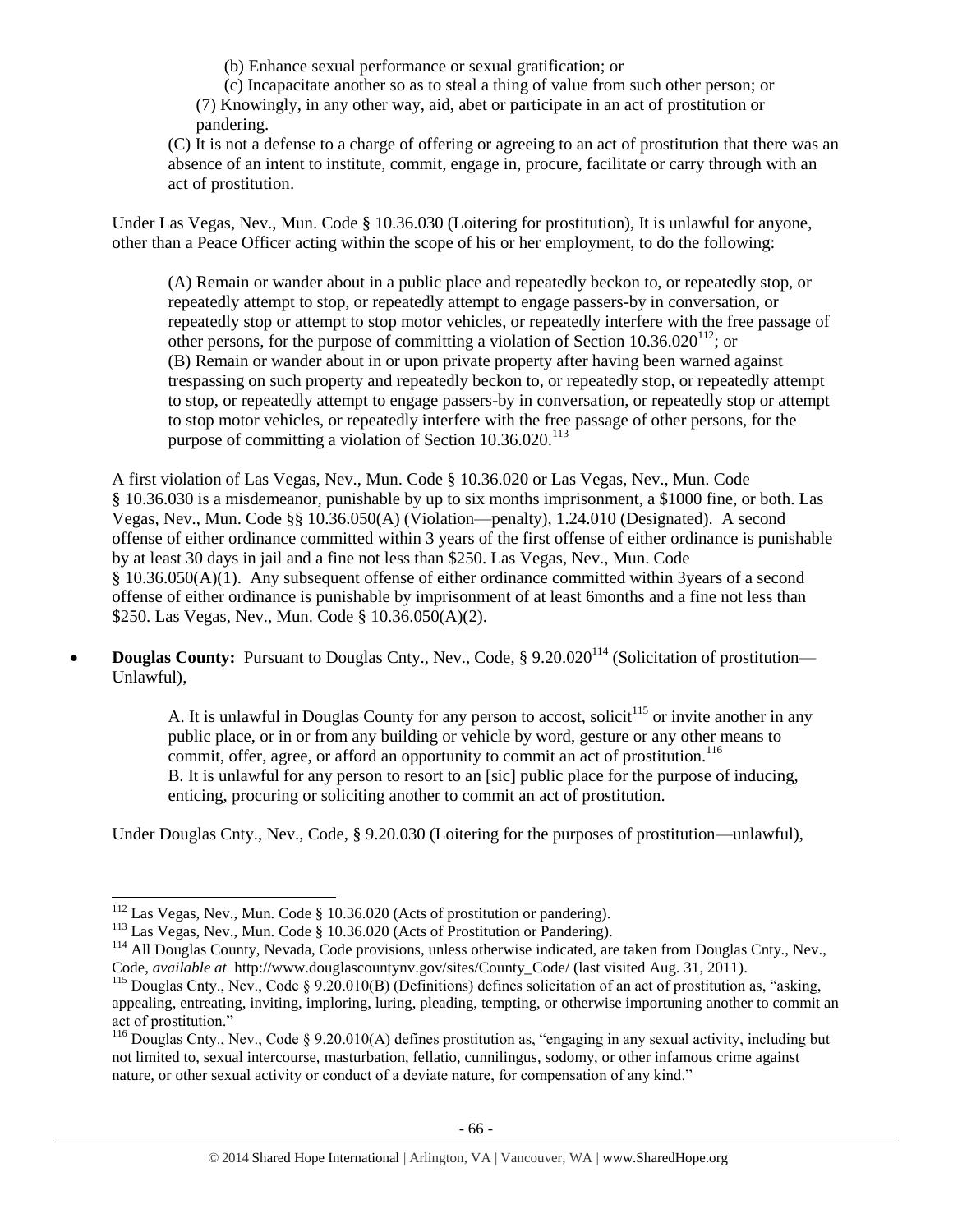(b) Enhance sexual performance or sexual gratification; or

(c) Incapacitate another so as to steal a thing of value from such other person; or

(7) Knowingly, in any other way, aid, abet or participate in an act of prostitution or pandering.

(C) It is not a defense to a charge of offering or agreeing to an act of prostitution that there was an absence of an intent to institute, commit, engage in, procure, facilitate or carry through with an act of prostitution.

Under Las Vegas, Nev., Mun. Code § 10.36.030 (Loitering for prostitution), It is unlawful for anyone, other than a Peace Officer acting within the scope of his or her employment, to do the following:

> (A) Remain or wander about in a public place and repeatedly beckon to, or repeatedly stop, or repeatedly attempt to stop, or repeatedly attempt to engage passers-by in conversation, or repeatedly stop or attempt to stop motor vehicles, or repeatedly interfere with the free passage of other persons, for the purpose of committing a violation of Section 10.36.020[112]; or
> (B) Remain or wander about in or upon private property after having been warned against trespassing on such property and repeatedly beckon to, or repeatedly stop, or repeatedly attempt to stop, or repeatedly attempt to engage passers-by in conversation, or repeatedly stop or attempt to stop motor vehicles, or repeatedly interfere with the free passage of other persons, for the purpose of committing a violation of Section 10.36.020.[113]

A first violation of Las Vegas, Nev., Mun. Code § 10.36.020 or Las Vegas, Nev., Mun. Code § 10.36.030 is a misdemeanor, punishable by up to six months imprisonment, a $1000 fine, or both. Las Vegas, Nev., Mun. Code §§ 10.36.050(A) (Violation—penalty), 1.24.010 (Designated). A second offense of either ordinance committed within 3 years of the first offense of either ordinance is punishable by at least 30 days in jail and a fine not less than $250. Las Vegas, Nev., Mun. Code § 10.36.050(A)(1). Any subsequent offense of either ordinance committed within 3years of a second offense of either ordinance is punishable by imprisonment of at least 6months and a fine not less than $250. Las Vegas, Nev., Mun. Code § 10.36.050(A)(2).

- **Douglas County:** Pursuant to Douglas Cnty., Nev., Code, § 9.20.020[114] (Solicitation of prostitution—Unlawful),

> A. It is unlawful in Douglas County for any person to accost, solicit[115] or invite another in any public place, or in or from any building or vehicle by word, gesture or any other means to commit, offer, agree, or afford an opportunity to commit an act of prostitution.[116]
> B. It is unlawful for any person to resort to an [sic] public place for the purpose of inducing, enticing, procuring or soliciting another to commit an act of prostitution.

Under Douglas Cnty., Nev., Code, § 9.20.030 (Loitering for the purposes of prostitution—unlawful),

---

[112] Las Vegas, Nev., Mun. Code § 10.36.020 (Acts of prostitution or pandering).

[113] Las Vegas, Nev., Mun. Code § 10.36.020 (Acts of Prostitution or Pandering).

[114] All Douglas County, Nevada, Code provisions, unless otherwise indicated, are taken from Douglas Cnty., Nev., Code, *available at* http://www.douglascountynv.gov/sites/County_Code/ (last visited Aug. 31, 2011).

[115] Douglas Cnty., Nev., Code § 9.20.010(B) (Definitions) defines solicitation of an act of prostitution as, "asking, appealing, entreating, inviting, imploring, luring, pleading, tempting, or otherwise importuning another to commit an act of prostitution."

[116] Douglas Cnty., Nev., Code § 9.20.010(A) defines prostitution as, "engaging in any sexual activity, including but not limited to, sexual intercourse, masturbation, fellatio, cunnilingus, sodomy, or other infamous crime against nature, or other sexual activity or conduct of a deviate nature, for compensation of any kind."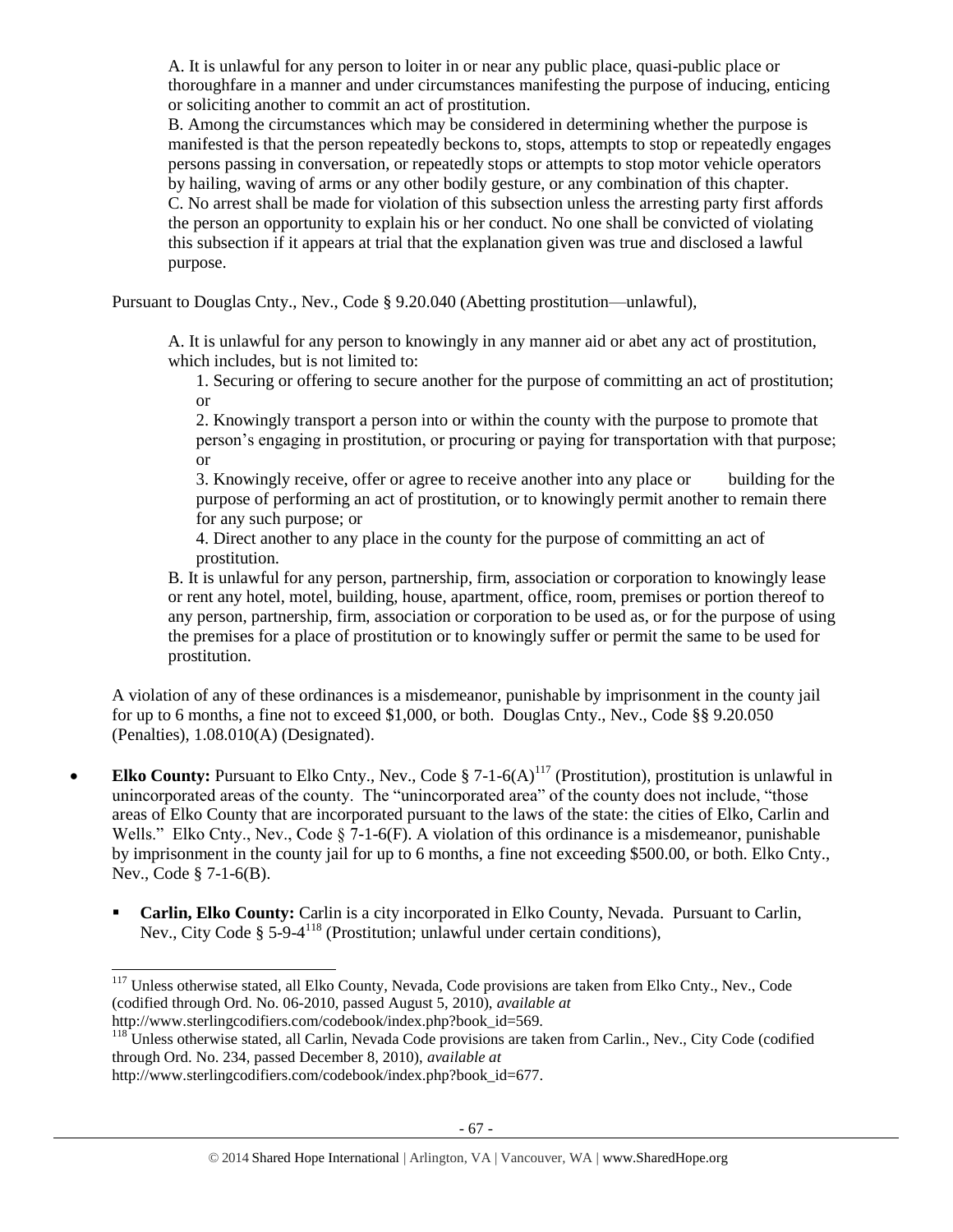> A. It is unlawful for any person to loiter in or near any public place, quasi-public place or thoroughfare in a manner and under circumstances manifesting the purpose of inducing, enticing or soliciting another to commit an act of prostitution.
>
> B. Among the circumstances which may be considered in determining whether the purpose is manifested is that the person repeatedly beckons to, stops, attempts to stop or repeatedly engages persons passing in conversation, or repeatedly stops or attempts to stop motor vehicle operators by hailing, waving of arms or any other bodily gesture, or any combination of this chapter.
>
> C. No arrest shall be made for violation of this subsection unless the arresting party first affords the person an opportunity to explain his or her conduct. No one shall be convicted of violating this subsection if it appears at trial that the explanation given was true and disclosed a lawful purpose.

Pursuant to Douglas Cnty., Nev., Code § 9.20.040 (Abetting prostitution—unlawful),

> A. It is unlawful for any person to knowingly in any manner aid or abet any act of prostitution, which includes, but is not limited to:
>
> 1. Securing or offering to secure another for the purpose of committing an act of prostitution; or
> 2. Knowingly transport a person into or within the county with the purpose to promote that person's engaging in prostitution, or procuring or paying for transportation with that purpose; or
> 3. Knowingly receive, offer or agree to receive another into any place or building for the purpose of performing an act of prostitution, or to knowingly permit another to remain there for any such purpose; or
> 4. Direct another to any place in the county for the purpose of committing an act of prostitution.
>
> B. It is unlawful for any person, partnership, firm, association or corporation to knowingly lease or rent any hotel, motel, building, house, apartment, office, room, premises or portion thereof to any person, partnership, firm, association or corporation to be used as, or for the purpose of using the premises for a place of prostitution or to knowingly suffer or permit the same to be used for prostitution.

A violation of any of these ordinances is a misdemeanor, punishable by imprisonment in the county jail for up to 6 months, a fine not to exceed $1,000, or both. Douglas Cnty., Nev., Code §§ 9.20.050 (Penalties), 1.08.010(A) (Designated).

- **Elko County:** Pursuant to Elko Cnty., Nev., Code § 7-1-6(A)[117] (Prostitution), prostitution is unlawful in unincorporated areas of the county. The "unincorporated area" of the county does not include, "those areas of Elko County that are incorporated pursuant to the laws of the state: the cities of Elko, Carlin and Wells." Elko Cnty., Nev., Code § 7-1-6(F). A violation of this ordinance is a misdemeanor, punishable by imprisonment in the county jail for up to 6 months, a fine not exceeding $500.00, or both. Elko Cnty., Nev., Code § 7-1-6(B).
  - **Carlin, Elko County:** Carlin is a city incorporated in Elko County, Nevada. Pursuant to Carlin, Nev., City Code § 5-9-4[118] (Prostitution; unlawful under certain conditions),

---

[117] Unless otherwise stated, all Elko County, Nevada, Code provisions are taken from Elko Cnty., Nev., Code (codified through Ord. No. 06-2010, passed August 5, 2010), *available at* http://www.sterlingcodifiers.com/codebook/index.php?book_id=569.

[118] Unless otherwise stated, all Carlin, Nevada Code provisions are taken from Carlin., Nev., City Code (codified through Ord. No. 234, passed December 8, 2010), *available at* http://www.sterlingcodifiers.com/codebook/index.php?book_id=677.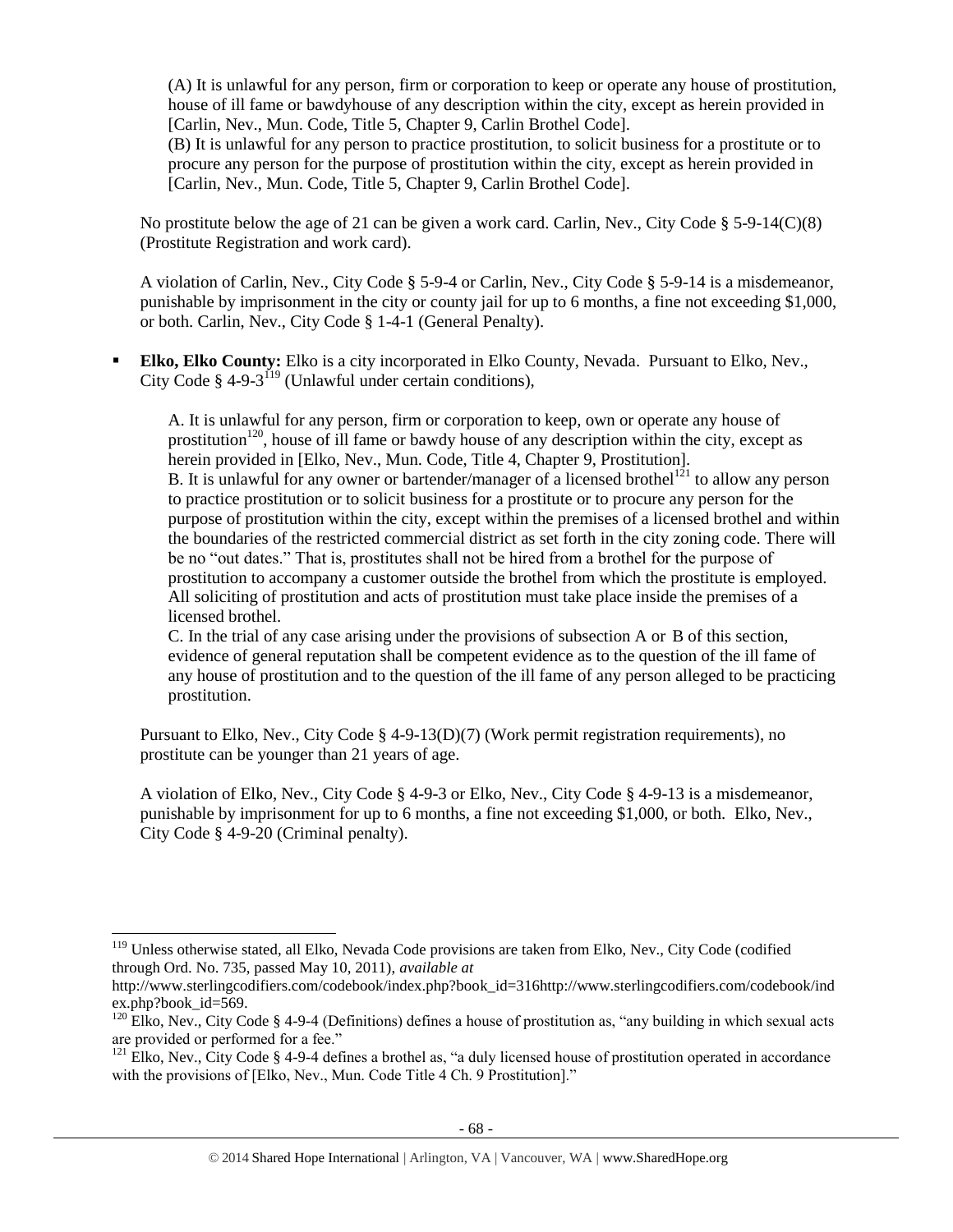(A) It is unlawful for any person, firm or corporation to keep or operate any house of prostitution, house of ill fame or bawdyhouse of any description within the city, except as herein provided in [Carlin, Nev., Mun. Code, Title 5, Chapter 9, Carlin Brothel Code].
> (B) It is unlawful for any person to practice prostitution, to solicit business for a prostitute or to procure any person for the purpose of prostitution within the city, except as herein provided in [Carlin, Nev., Mun. Code, Title 5, Chapter 9, Carlin Brothel Code].

No prostitute below the age of 21 can be given a work card. Carlin, Nev., City Code § 5-9-14(C)(8) (Prostitute Registration and work card).

A violation of Carlin, Nev., City Code § 5-9-4 or Carlin, Nev., City Code § 5-9-14 is a misdemeanor, punishable by imprisonment in the city or county jail for up to 6 months, a fine not exceeding $1,000, or both. Carlin, Nev., City Code § 1-4-1 (General Penalty).

- **Elko, Elko County:** Elko is a city incorporated in Elko County, Nevada. Pursuant to Elko, Nev., City Code § 4-9-3[119] (Unlawful under certain conditions),

> A. It is unlawful for any person, firm or corporation to keep, own or operate any house of prostitution[120], house of ill fame or bawdy house of any description within the city, except as herein provided in [Elko, Nev., Mun. Code, Title 4, Chapter 9, Prostitution].
> B. It is unlawful for any owner or bartender/manager of a licensed brothel[121] to allow any person to practice prostitution or to solicit business for a prostitute or to procure any person for the purpose of prostitution within the city, except within the premises of a licensed brothel and within the boundaries of the restricted commercial district as set forth in the city zoning code. There will be no "out dates." That is, prostitutes shall not be hired from a brothel for the purpose of prostitution to accompany a customer outside the brothel from which the prostitute is employed. All soliciting of prostitution and acts of prostitution must take place inside the premises of a licensed brothel.
> C. In the trial of any case arising under the provisions of subsection A or B of this section, evidence of general reputation shall be competent evidence as to the question of the ill fame of any house of prostitution and to the question of the ill fame of any person alleged to be practicing prostitution.

Pursuant to Elko, Nev., City Code § 4-9-13(D)(7) (Work permit registration requirements), no prostitute can be younger than 21 years of age.

A violation of Elko, Nev., City Code § 4-9-3 or Elko, Nev., City Code § 4-9-13 is a misdemeanor, punishable by imprisonment for up to 6 months, a fine not exceeding $1,000, or both. Elko, Nev., City Code § 4-9-20 (Criminal penalty).

---

[119] Unless otherwise stated, all Elko, Nevada Code provisions are taken from Elko, Nev., City Code (codified through Ord. No. 735, passed May 10, 2011), *available at* http://www.sterlingcodifiers.com/codebook/index.php?book_id=316http://www.sterlingcodifiers.com/codebook/index.php?book_id=569.

[120] Elko, Nev., City Code § 4-9-4 (Definitions) defines a house of prostitution as, "any building in which sexual acts are provided or performed for a fee."

[121] Elko, Nev., City Code § 4-9-4 defines a brothel as, "a duly licensed house of prostitution operated in accordance with the provisions of [Elko, Nev., Mun. Code Title 4 Ch. 9 Prostitution]."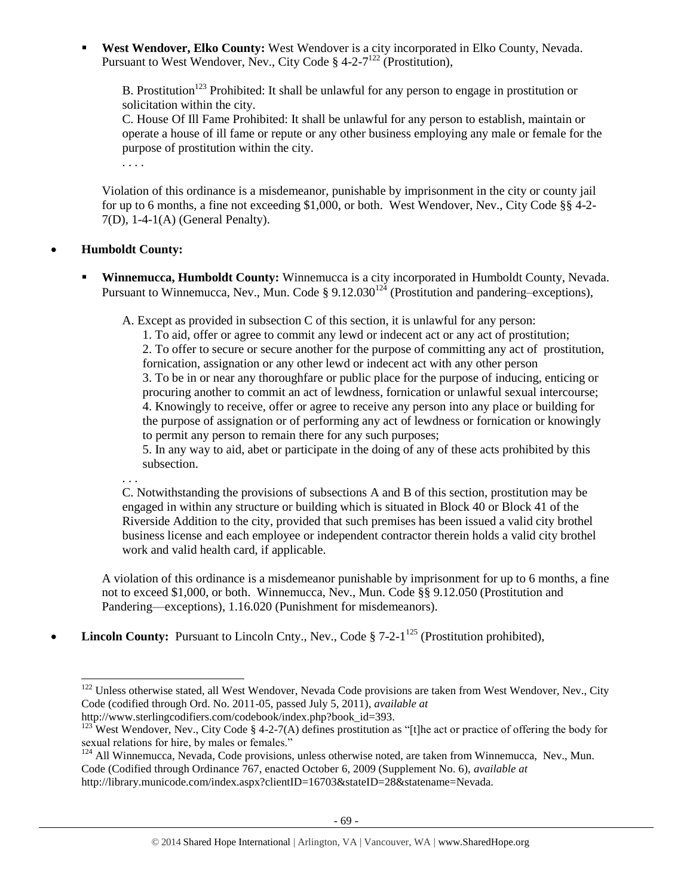- **West Wendover, Elko County:** West Wendover is a city incorporated in Elko County, Nevada. Pursuant to West Wendover, Nev., City Code § 4-2-7[122] (Prostitution),

  > B. Prostitution[123] Prohibited: It shall be unlawful for any person to engage in prostitution or solicitation within the city.
  > C. House Of Ill Fame Prohibited: It shall be unlawful for any person to establish, maintain or operate a house of ill fame or repute or any other business employing any male or female for the purpose of prostitution within the city.
  > . . . .

  Violation of this ordinance is a misdemeanor, punishable by imprisonment in the city or county jail for up to 6 months, a fine not exceeding $1,000, or both. West Wendover, Nev., City Code §§ 4-2-7(D), 1-4-1(A) (General Penalty).

- **Humboldt County:**
  - **Winnemucca, Humboldt County:** Winnemucca is a city incorporated in Humboldt County, Nevada. Pursuant to Winnemucca, Nev., Mun. Code § 9.12.030[124] (Prostitution and pandering–exceptions),

    > A. Except as provided in subsection C of this section, it is unlawful for any person:
    > 1. To aid, offer or agree to commit any lewd or indecent act or any act of prostitution;
    > 2. To offer to secure or secure another for the purpose of committing any act of prostitution, fornication, assignation or any other lewd or indecent act with any other person
    > 3. To be in or near any thoroughfare or public place for the purpose of inducing, enticing or procuring another to commit an act of lewdness, fornication or unlawful sexual intercourse;
    > 4. Knowingly to receive, offer or agree to receive any person into any place or building for the purpose of assignation or of performing any act of lewdness or fornication or knowingly to permit any person to remain there for any such purposes;
    > 5. In any way to aid, abet or participate in the doing of any of these acts prohibited by this subsection.
    >
    > . . .
    >
    > C. Notwithstanding the provisions of subsections A and B of this section, prostitution may be engaged in within any structure or building which is situated in Block 40 or Block 41 of the Riverside Addition to the city, provided that such premises has been issued a valid city brothel business license and each employee or independent contractor therein holds a valid city brothel work and valid health card, if applicable.

    A violation of this ordinance is a misdemeanor punishable by imprisonment for up to 6 months, a fine not to exceed $1,000, or both. Winnemucca, Nev., Mun. Code §§ 9.12.050 (Prostitution and Pandering—exceptions), 1.16.020 (Punishment for misdemeanors).

- **Lincoln County:** Pursuant to Lincoln Cnty., Nev., Code § 7-2-1[125] (Prostitution prohibited),

---

[122] Unless otherwise stated, all West Wendover, Nevada Code provisions are taken from West Wendover, Nev., City Code (codified through Ord. No. 2011-05, passed July 5, 2011), *available at* http://www.sterlingcodifiers.com/codebook/index.php?book_id=393.

[123] West Wendover, Nev., City Code § 4-2-7(A) defines prostitution as "[t]he act or practice of offering the body for sexual relations for hire, by males or females."

[124] All Winnemucca, Nevada, Code provisions, unless otherwise noted, are taken from Winnemucca, Nev., Mun. Code (Codified through Ordinance 767, enacted October 6, 2009 (Supplement No. 6), *available at* http://library.municode.com/index.aspx?clientID=16703&stateID=28&statename=Nevada.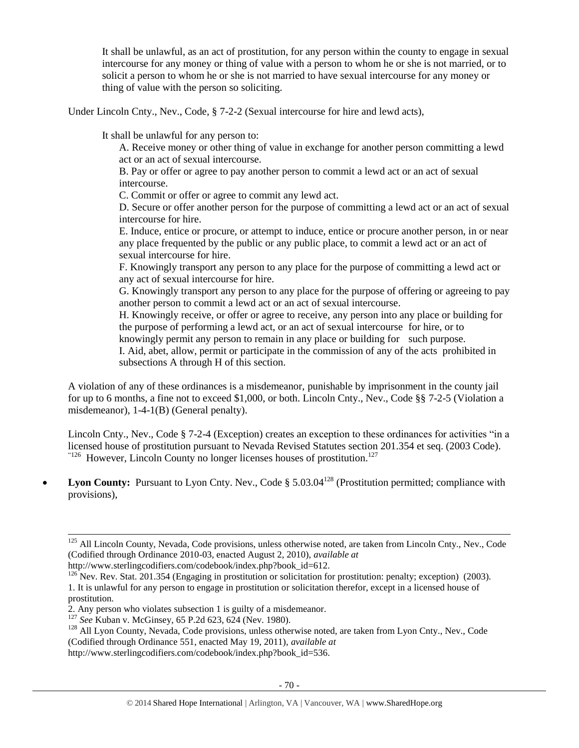> It shall be unlawful, as an act of prostitution, for any person within the county to engage in sexual intercourse for any money or thing of value with a person to whom he or she is not married, or to solicit a person to whom he or she is not married to have sexual intercourse for any money or thing of value with the person so soliciting.

Under Lincoln Cnty., Nev., Code, § 7-2-2 (Sexual intercourse for hire and lewd acts),

> It shall be unlawful for any person to:
>
> A. Receive money or other thing of value in exchange for another person committing a lewd act or an act of sexual intercourse.
>
> B. Pay or offer or agree to pay another person to commit a lewd act or an act of sexual intercourse.
>
> C. Commit or offer or agree to commit any lewd act.
>
> D. Secure or offer another person for the purpose of committing a lewd act or an act of sexual intercourse for hire.
>
> E. Induce, entice or procure, or attempt to induce, entice or procure another person, in or near any place frequented by the public or any public place, to commit a lewd act or an act of sexual intercourse for hire.
>
> F. Knowingly transport any person to any place for the purpose of committing a lewd act or any act of sexual intercourse for hire.
>
> G. Knowingly transport any person to any place for the purpose of offering or agreeing to pay another person to commit a lewd act or an act of sexual intercourse.
>
> H. Knowingly receive, or offer or agree to receive, any person into any place or building for the purpose of performing a lewd act, or an act of sexual intercourse for hire, or to knowingly permit any person to remain in any place or building for such purpose.
>
> I. Aid, abet, allow, permit or participate in the commission of any of the acts prohibited in subsections A through H of this section.

A violation of any of these ordinances is a misdemeanor, punishable by imprisonment in the county jail for up to 6 months, a fine not to exceed $1,000, or both. Lincoln Cnty., Nev., Code §§ 7-2-5 (Violation a misdemeanor), 1-4-1(B) (General penalty).

Lincoln Cnty., Nev., Code § 7-2-4 (Exception) creates an exception to these ordinances for activities "in a licensed house of prostitution pursuant to Nevada Revised Statutes section 201.354 et seq. (2003 Code)."[126] However, Lincoln County no longer licenses houses of prostitution.[127]

- **Lyon County:** Pursuant to Lyon Cnty. Nev., Code § 5.03.04[128] (Prostitution permitted; compliance with provisions),

---

[125] All Lincoln County, Nevada, Code provisions, unless otherwise noted, are taken from Lincoln Cnty., Nev., Code (Codified through Ordinance 2010-03, enacted August 2, 2010), *available at* http://www.sterlingcodifiers.com/codebook/index.php?book_id=612.

[126] Nev. Rev. Stat. 201.354 (Engaging in prostitution or solicitation for prostitution: penalty; exception) (2003).
1. It is unlawful for any person to engage in prostitution or solicitation therefor, except in a licensed house of prostitution.
2. Any person who violates subsection 1 is guilty of a misdemeanor.

[127] *See* Kuban v. McGinsey, 65 P.2d 623, 624 (Nev. 1980).

[128] All Lyon County, Nevada, Code provisions, unless otherwise noted, are taken from Lyon Cnty., Nev., Code (Codified through Ordinance 551, enacted May 19, 2011), *available at* http://www.sterlingcodifiers.com/codebook/index.php?book_id=536.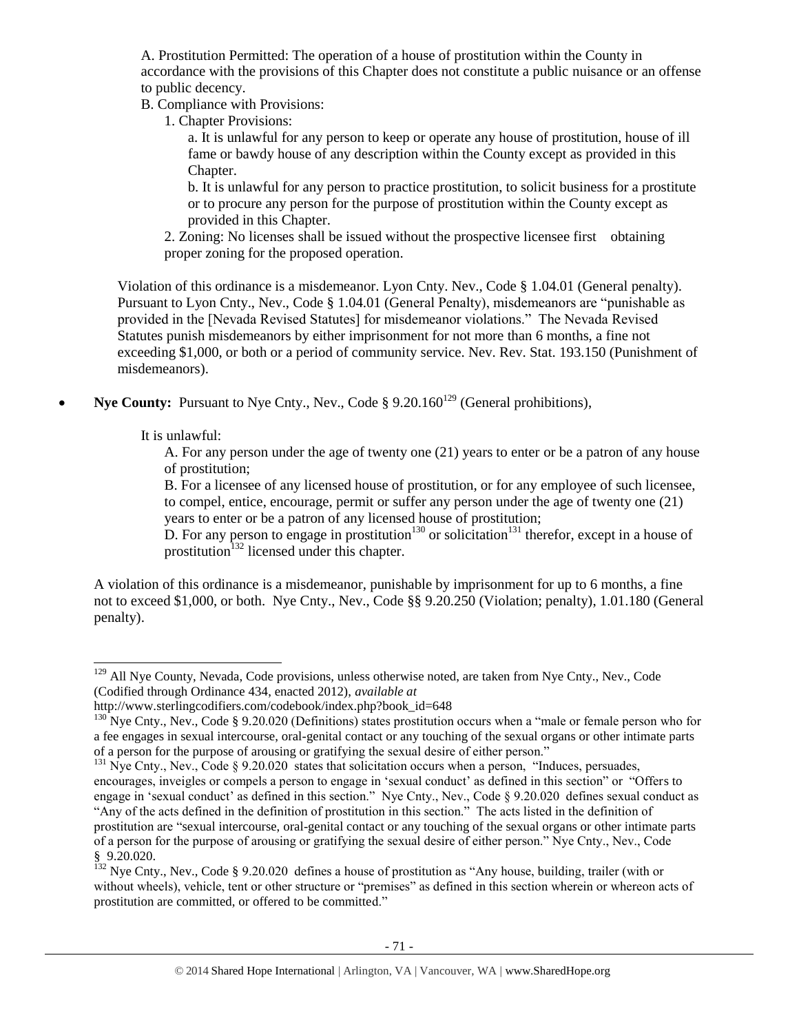A. Prostitution Permitted: The operation of a house of prostitution within the County in accordance with the provisions of this Chapter does not constitute a public nuisance or an offense to public decency.

B. Compliance with Provisions:

1. Chapter Provisions:

a. It is unlawful for any person to keep or operate any house of prostitution, house of ill fame or bawdy house of any description within the County except as provided in this Chapter.

b. It is unlawful for any person to practice prostitution, to solicit business for a prostitute or to procure any person for the purpose of prostitution within the County except as provided in this Chapter.

2. Zoning: No licenses shall be issued without the prospective licensee first obtaining proper zoning for the proposed operation.

Violation of this ordinance is a misdemeanor. Lyon Cnty. Nev., Code § 1.04.01 (General penalty). Pursuant to Lyon Cnty., Nev., Code § 1.04.01 (General Penalty), misdemeanors are "punishable as provided in the [Nevada Revised Statutes] for misdemeanor violations." The Nevada Revised Statutes punish misdemeanors by either imprisonment for not more than 6 months, a fine not exceeding $1,000, or both or a period of community service. Nev. Rev. Stat. 193.150 (Punishment of misdemeanors).

- **Nye County:** Pursuant to Nye Cnty., Nev., Code § 9.20.160[129] (General prohibitions),

It is unlawful:

A. For any person under the age of twenty one (21) years to enter or be a patron of any house of prostitution;

B. For a licensee of any licensed house of prostitution, or for any employee of such licensee, to compel, entice, encourage, permit or suffer any person under the age of twenty one (21) years to enter or be a patron of any licensed house of prostitution;

D. For any person to engage in prostitution[130] or solicitation[131] therefor, except in a house of prostitution[132] licensed under this chapter.

A violation of this ordinance is a misdemeanor, punishable by imprisonment for up to 6 months, a fine not to exceed $1,000, or both. Nye Cnty., Nev., Code §§ 9.20.250 (Violation; penalty), 1.01.180 (General penalty).

---

[129] All Nye County, Nevada, Code provisions, unless otherwise noted, are taken from Nye Cnty., Nev., Code (Codified through Ordinance 434, enacted 2012), *available at* http://www.sterlingcodifiers.com/codebook/index.php?book_id=648

[130] Nye Cnty., Nev., Code § 9.20.020 (Definitions) states prostitution occurs when a "male or female person who for a fee engages in sexual intercourse, oral-genital contact or any touching of the sexual organs or other intimate parts of a person for the purpose of arousing or gratifying the sexual desire of either person."

[131] Nye Cnty., Nev., Code § 9.20.020 states that solicitation occurs when a person, "Induces, persuades, encourages, inveigles or compels a person to engage in 'sexual conduct' as defined in this section" or "Offers to engage in 'sexual conduct' as defined in this section." Nye Cnty., Nev., Code § 9.20.020 defines sexual conduct as "Any of the acts defined in the definition of prostitution in this section." The acts listed in the definition of prostitution are "sexual intercourse, oral-genital contact or any touching of the sexual organs or other intimate parts of a person for the purpose of arousing or gratifying the sexual desire of either person." Nye Cnty., Nev., Code § 9.20.020.

[132] Nye Cnty., Nev., Code § 9.20.020 defines a house of prostitution as "Any house, building, trailer (with or without wheels), vehicle, tent or other structure or "premises" as defined in this section wherein or whereon acts of prostitution are committed, or offered to be committed."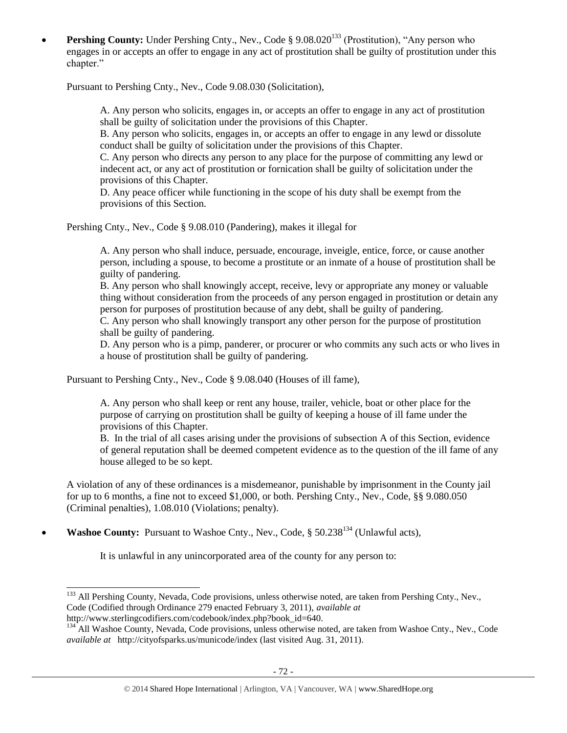- **Pershing County:** Under Pershing Cnty., Nev., Code § 9.08.020[133] (Prostitution), "Any person who engages in or accepts an offer to engage in any act of prostitution shall be guilty of prostitution under this chapter."

  Pursuant to Pershing Cnty., Nev., Code 9.08.030 (Solicitation),

  > A. Any person who solicits, engages in, or accepts an offer to engage in any act of prostitution shall be guilty of solicitation under the provisions of this Chapter.
  > B. Any person who solicits, engages in, or accepts an offer to engage in any lewd or dissolute conduct shall be guilty of solicitation under the provisions of this Chapter.
  > C. Any person who directs any person to any place for the purpose of committing any lewd or indecent act, or any act of prostitution or fornication shall be guilty of solicitation under the provisions of this Chapter.
  > D. Any peace officer while functioning in the scope of his duty shall be exempt from the provisions of this Section.

  Pershing Cnty., Nev., Code § 9.08.010 (Pandering), makes it illegal for

  > A. Any person who shall induce, persuade, encourage, inveigle, entice, force, or cause another person, including a spouse, to become a prostitute or an inmate of a house of prostitution shall be guilty of pandering.
  > B. Any person who shall knowingly accept, receive, levy or appropriate any money or valuable thing without consideration from the proceeds of any person engaged in prostitution or detain any person for purposes of prostitution because of any debt, shall be guilty of pandering.
  > C. Any person who shall knowingly transport any other person for the purpose of prostitution shall be guilty of pandering.
  > D. Any person who is a pimp, panderer, or procurer or who commits any such acts or who lives in a house of prostitution shall be guilty of pandering.

  Pursuant to Pershing Cnty., Nev., Code § 9.08.040 (Houses of ill fame),

  > A. Any person who shall keep or rent any house, trailer, vehicle, boat or other place for the purpose of carrying on prostitution shall be guilty of keeping a house of ill fame under the provisions of this Chapter.
  > B. In the trial of all cases arising under the provisions of subsection A of this Section, evidence of general reputation shall be deemed competent evidence as to the question of the ill fame of any house alleged to be so kept.

  A violation of any of these ordinances is a misdemeanor, punishable by imprisonment in the County jail for up to 6 months, a fine not to exceed $1,000, or both. Pershing Cnty., Nev., Code, §§ 9.080.050 (Criminal penalties), 1.08.010 (Violations; penalty).

- **Washoe County:** Pursuant to Washoe Cnty., Nev., Code, § 50.238[134] (Unlawful acts),

  > It is unlawful in any unincorporated area of the county for any person to:

---

[133] All Pershing County, Nevada, Code provisions, unless otherwise noted, are taken from Pershing Cnty., Nev., Code (Codified through Ordinance 279 enacted February 3, 2011), *available at* http://www.sterlingcodifiers.com/codebook/index.php?book_id=640.

[134] All Washoe County, Nevada, Code provisions, unless otherwise noted, are taken from Washoe Cnty., Nev., Code *available at* http://cityofsparks.us/municode/index (last visited Aug. 31, 2011).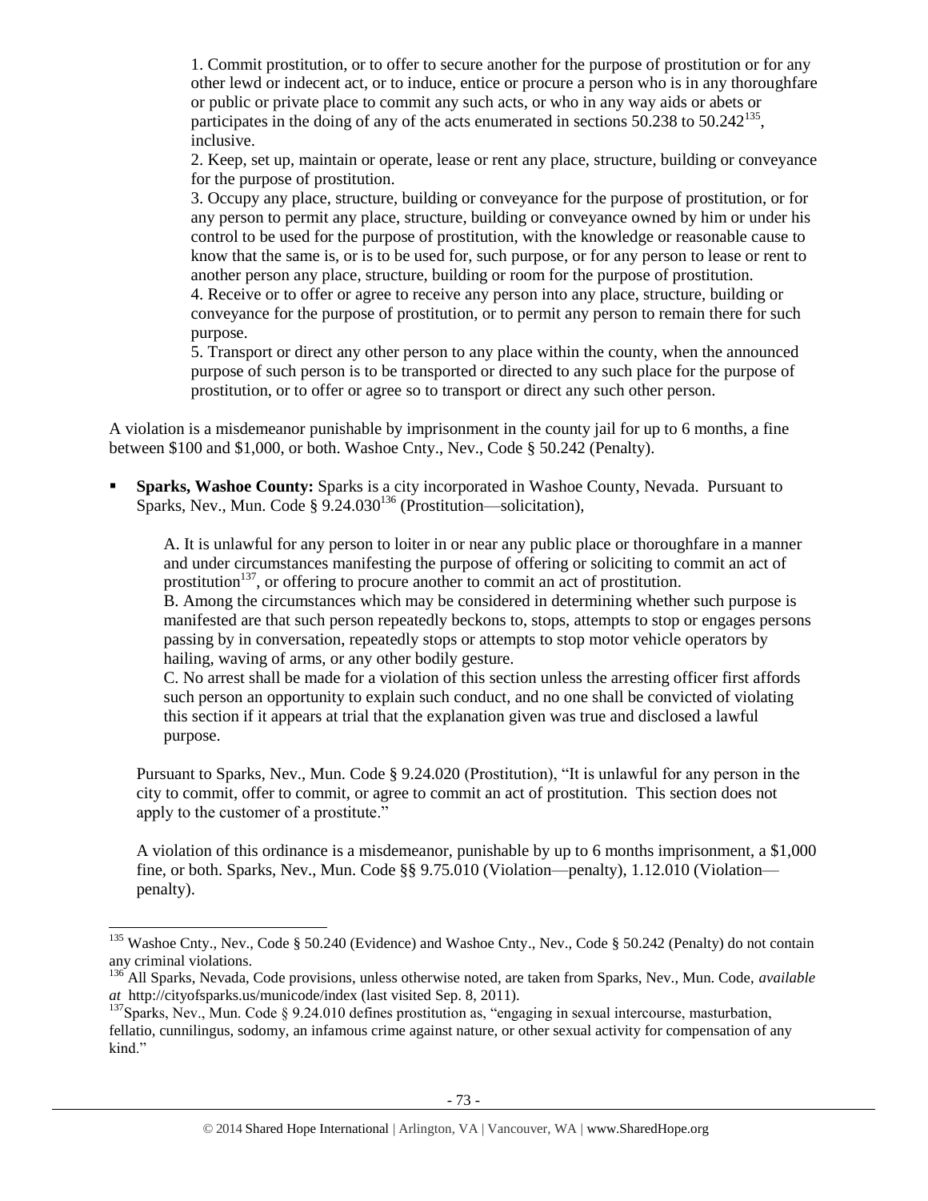1. Commit prostitution, or to offer to secure another for the purpose of prostitution or for any other lewd or indecent act, or to induce, entice or procure a person who is in any thoroughfare or public or private place to commit any such acts, or who in any way aids or abets or participates in the doing of any of the acts enumerated in sections 50.238 to 50.242[135], inclusive.

2. Keep, set up, maintain or operate, lease or rent any place, structure, building or conveyance for the purpose of prostitution.

3. Occupy any place, structure, building or conveyance for the purpose of prostitution, or for any person to permit any place, structure, building or conveyance owned by him or under his control to be used for the purpose of prostitution, with the knowledge or reasonable cause to know that the same is, or is to be used for, such purpose, or for any person to lease or rent to another person any place, structure, building or room for the purpose of prostitution.

4. Receive or to offer or agree to receive any person into any place, structure, building or conveyance for the purpose of prostitution, or to permit any person to remain there for such purpose.

5. Transport or direct any other person to any place within the county, when the announced purpose of such person is to be transported or directed to any such place for the purpose of prostitution, or to offer or agree so to transport or direct any such other person.

A violation is a misdemeanor punishable by imprisonment in the county jail for up to 6 months, a fine between $100 and $1,000, or both. Washoe Cnty., Nev., Code § 50.242 (Penalty).

- **Sparks, Washoe County:** Sparks is a city incorporated in Washoe County, Nevada. Pursuant to Sparks, Nev., Mun. Code § 9.24.030[136] (Prostitution—solicitation),

  A. It is unlawful for any person to loiter in or near any public place or thoroughfare in a manner and under circumstances manifesting the purpose of offering or soliciting to commit an act of prostitution[137], or offering to procure another to commit an act of prostitution.

  B. Among the circumstances which may be considered in determining whether such purpose is manifested are that such person repeatedly beckons to, stops, attempts to stop or engages persons passing by in conversation, repeatedly stops or attempts to stop motor vehicle operators by hailing, waving of arms, or any other bodily gesture.

  C. No arrest shall be made for a violation of this section unless the arresting officer first affords such person an opportunity to explain such conduct, and no one shall be convicted of violating this section if it appears at trial that the explanation given was true and disclosed a lawful purpose.

  Pursuant to Sparks, Nev., Mun. Code § 9.24.020 (Prostitution), "It is unlawful for any person in the city to commit, offer to commit, or agree to commit an act of prostitution. This section does not apply to the customer of a prostitute."

  A violation of this ordinance is a misdemeanor, punishable by up to 6 months imprisonment, a $1,000 fine, or both. Sparks, Nev., Mun. Code §§ 9.75.010 (Violation—penalty), 1.12.010 (Violation—penalty).

---

[135] Washoe Cnty., Nev., Code § 50.240 (Evidence) and Washoe Cnty., Nev., Code § 50.242 (Penalty) do not contain any criminal violations.

[136] All Sparks, Nevada, Code provisions, unless otherwise noted, are taken from Sparks, Nev., Mun. Code, *available at* http://cityofsparks.us/municode/index (last visited Sep. 8, 2011).

[137] Sparks, Nev., Mun. Code § 9.24.010 defines prostitution as, "engaging in sexual intercourse, masturbation, fellatio, cunnilingus, sodomy, an infamous crime against nature, or other sexual activity for compensation of any kind."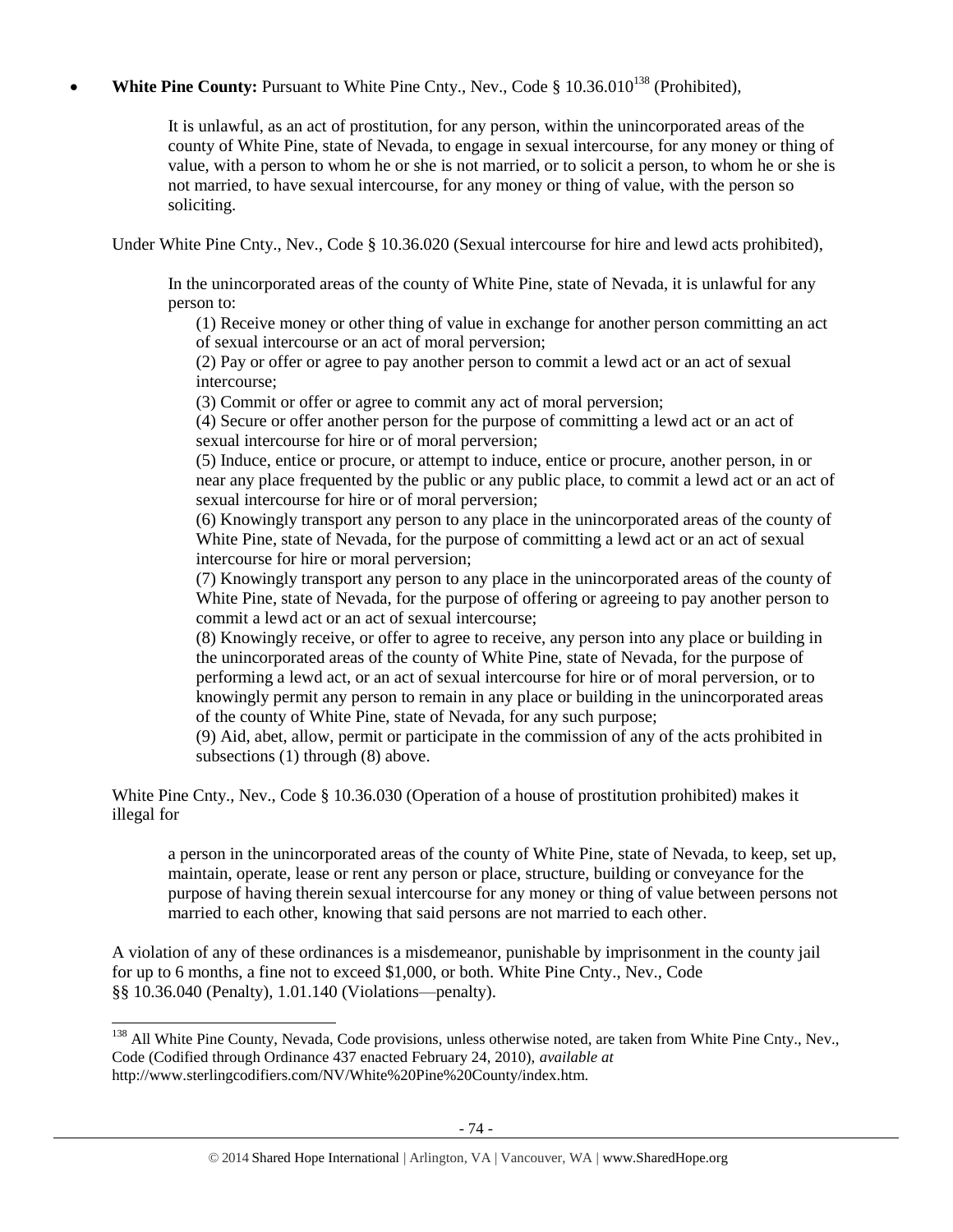- **White Pine County:** Pursuant to White Pine Cnty., Nev., Code § 10.36.010[138] (Prohibited),

> It is unlawful, as an act of prostitution, for any person, within the unincorporated areas of the county of White Pine, state of Nevada, to engage in sexual intercourse, for any money or thing of value, with a person to whom he or she is not married, or to solicit a person, to whom he or she is not married, to have sexual intercourse, for any money or thing of value, with the person so soliciting.

Under White Pine Cnty., Nev., Code § 10.36.020 (Sexual intercourse for hire and lewd acts prohibited),

> In the unincorporated areas of the county of White Pine, state of Nevada, it is unlawful for any person to:
>
> (1) Receive money or other thing of value in exchange for another person committing an act of sexual intercourse or an act of moral perversion;
>
> (2) Pay or offer or agree to pay another person to commit a lewd act or an act of sexual intercourse;
>
> (3) Commit or offer or agree to commit any act of moral perversion;
>
> (4) Secure or offer another person for the purpose of committing a lewd act or an act of sexual intercourse for hire or of moral perversion;
>
> (5) Induce, entice or procure, or attempt to induce, entice or procure, another person, in or near any place frequented by the public or any public place, to commit a lewd act or an act of sexual intercourse for hire or of moral perversion;
>
> (6) Knowingly transport any person to any place in the unincorporated areas of the county of White Pine, state of Nevada, for the purpose of committing a lewd act or an act of sexual intercourse for hire or moral perversion;
>
> (7) Knowingly transport any person to any place in the unincorporated areas of the county of White Pine, state of Nevada, for the purpose of offering or agreeing to pay another person to commit a lewd act or an act of sexual intercourse;
>
> (8) Knowingly receive, or offer to agree to receive, any person into any place or building in the unincorporated areas of the county of White Pine, state of Nevada, for the purpose of performing a lewd act, or an act of sexual intercourse for hire or of moral perversion, or to knowingly permit any person to remain in any place or building in the unincorporated areas of the county of White Pine, state of Nevada, for any such purpose;
>
> (9) Aid, abet, allow, permit or participate in the commission of any of the acts prohibited in subsections (1) through (8) above.

White Pine Cnty., Nev., Code § 10.36.030 (Operation of a house of prostitution prohibited) makes it illegal for

> a person in the unincorporated areas of the county of White Pine, state of Nevada, to keep, set up, maintain, operate, lease or rent any person or place, structure, building or conveyance for the purpose of having therein sexual intercourse for any money or thing of value between persons not married to each other, knowing that said persons are not married to each other.

A violation of any of these ordinances is a misdemeanor, punishable by imprisonment in the county jail for up to 6 months, a fine not to exceed $1,000, or both. White Pine Cnty., Nev., Code §§ 10.36.040 (Penalty), 1.01.140 (Violations—penalty).

---

[138] All White Pine County, Nevada, Code provisions, unless otherwise noted, are taken from White Pine Cnty., Nev., Code (Codified through Ordinance 437 enacted February 24, 2010), *available at* http://www.sterlingcodifiers.com/NV/White%20Pine%20County/index.htm.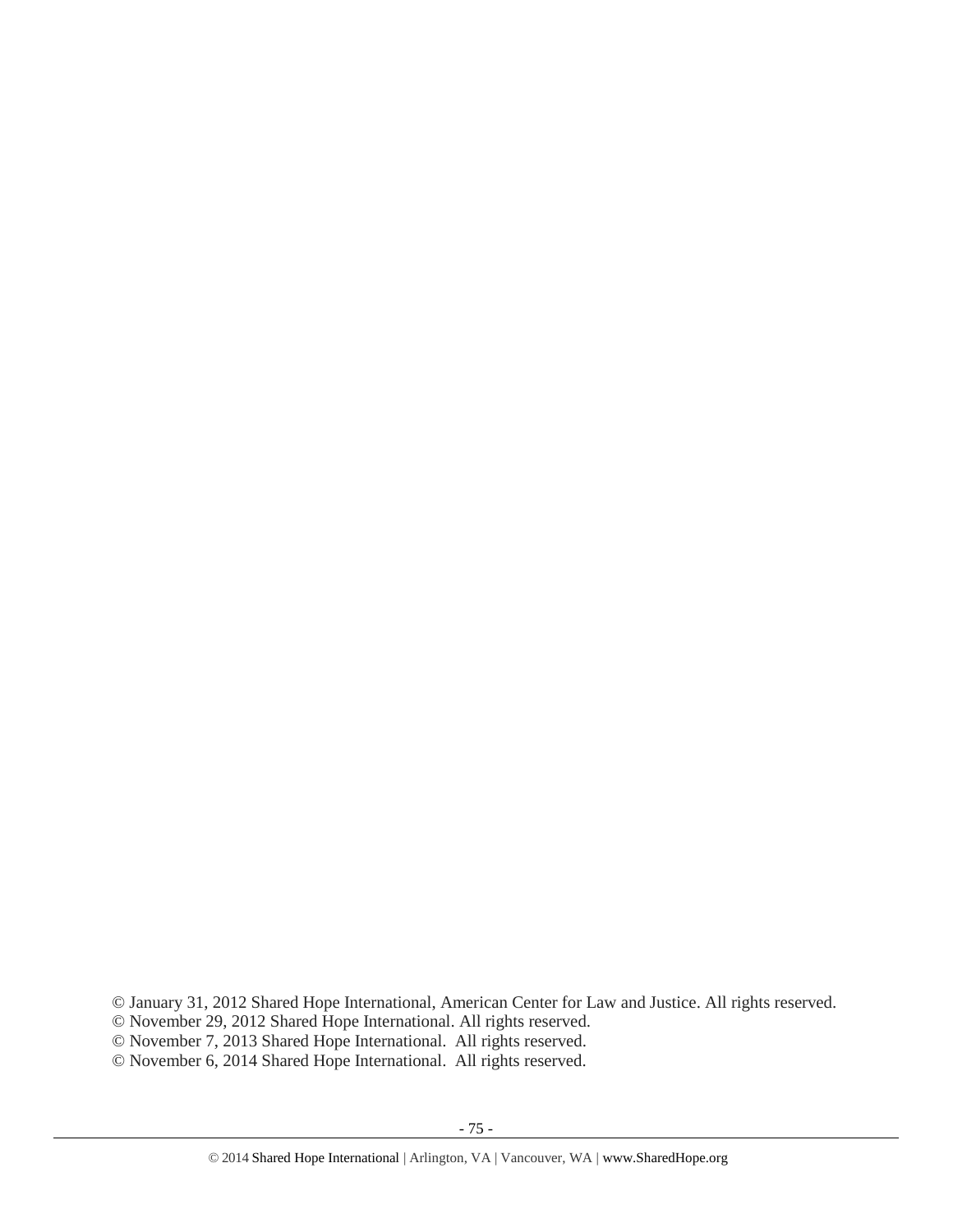© January 31, 2012 Shared Hope International, American Center for Law and Justice. All rights reserved.
© November 29, 2012 Shared Hope International. All rights reserved.
© November 7, 2013 Shared Hope International. All rights reserved.
© November 6, 2014 Shared Hope International. All rights reserved.